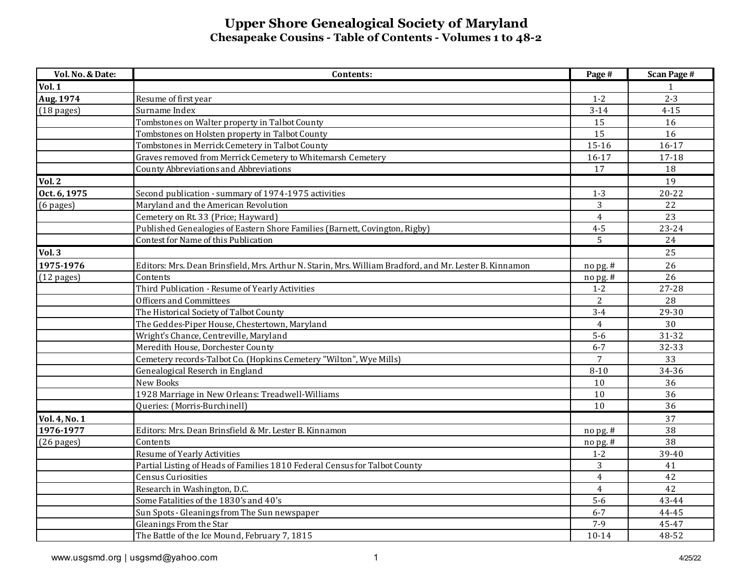# Upper Shore Genealogical Society of Maryland

## Chesapeake Cousins - Table of Contents - Volumes 1 to 48-2

| Vol. No. & Date: | Contents: | Page # | Scan Page # |
|---|---|---|---|
| **Vol. 1** | | | 1 |
| **Aug. 1974** | Resume of first year | 1-2 | 2-3 |
| (18 pages) | Surname Index | 3-14 | 4-15 |
| | Tombstones on Walter property in Talbot County | 15 | 16 |
| | Tombstones on Holsten property in Talbot County | 15 | 16 |
| | Tombstones in Merrick Cemetery in Talbot County | 15-16 | 16-17 |
| | Graves removed from Merrick Cemetery to Whitemarsh Cemetery | 16-17 | 17-18 |
| | County Abbreviations and Abbreviations | 17 | 18 |
| **Vol. 2** | | | 19 |
| **Oct. 6, 1975** | Second publication - summary of 1974-1975 activities | 1-3 | 20-22 |
| (6 pages) | Maryland and the American Revolution | 3 | 22 |
| | Cemetery on Rt. 33 (Price; Hayward) | 4 | 23 |
| | Published Genealogies of Eastern Shore Families (Barnett, Covington, Rigby) | 4-5 | 23-24 |
| | Contest for Name of this Publication | 5 | 24 |
| **Vol. 3** | | | 25 |
| **1975-1976** | Editors: Mrs. Dean Brinsfield, Mrs. Arthur N. Starin, Mrs. William Bradford, and Mr. Lester B. Kinnamon | no pg. # | 26 |
| (12 pages) | Contents | no pg. # | 26 |
| | Third Publication - Resume of Yearly Activities | 1-2 | 27-28 |
| | Officers and Committees | 2 | 28 |
| | The Historical Society of Talbot County | 3-4 | 29-30 |
| | The Geddes-Piper House, Chestertown, Maryland | 4 | 30 |
| | Wright's Chance, Centreville, Maryland | 5-6 | 31-32 |
| | Meredith House, Dorchester County | 6-7 | 32-33 |
| | Cemetery records-Talbot Co. (Hopkins Cemetery "Wilton", Wye Mills) | 7 | 33 |
| | Genealogical Reserch in England | 8-10 | 34-36 |
| | New Books | 10 | 36 |
| | 1928 Marriage in New Orleans: Treadwell-Williams | 10 | 36 |
| | Queries: (Morris-Burchinell) | 10 | 36 |
| **Vol. 4, No. 1** | | | 37 |
| **1976-1977** | Editors: Mrs. Dean Brinsfield & Mr. Lester B. Kinnamon | no pg. # | 38 |
| (26 pages) | Contents | no pg. # | 38 |
| | Resume of Yearly Activities | 1-2 | 39-40 |
| | Partial Listing of Heads of Families 1810 Federal Census for Talbot County | 3 | 41 |
| | Census Curiosities | 4 | 42 |
| | Research in Washington, D.C. | 4 | 42 |
| | Some Fatalities of the 1830's and 40's | 5-6 | 43-44 |
| | Sun Spots - Gleanings from The Sun newspaper | 6-7 | 44-45 |
| | Gleanings From the Star | 7-9 | 45-47 |
| | The Battle of the Ice Mound, February 7, 1815 | 10-14 | 48-52 |

www.usgsmd.org | usgsmd@yahoo.com

4/25/22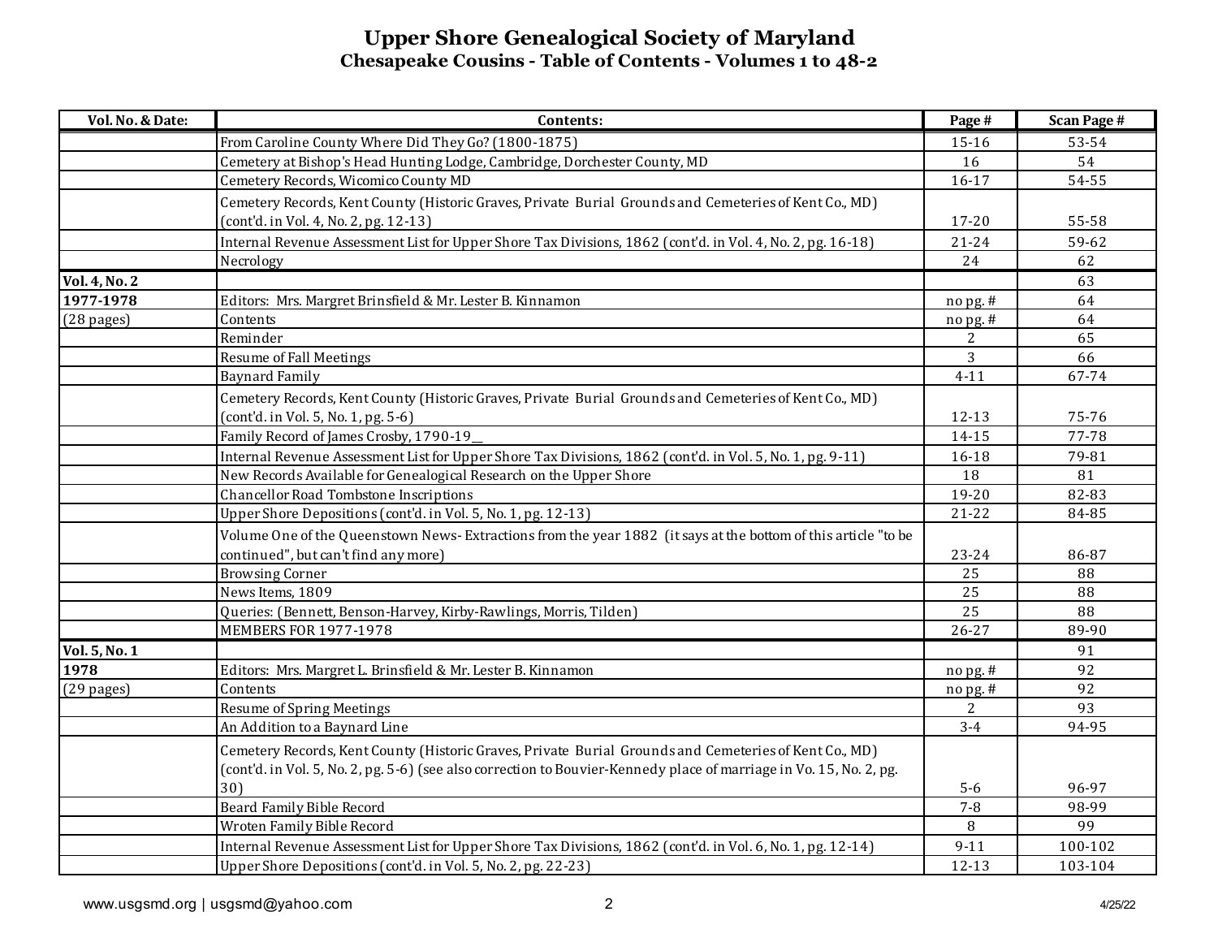# Upper Shore Genealogical Society of Maryland

## Chesapeake Cousins - Table of Contents - Volumes 1 to 48-2

| Vol. No. & Date: | Contents: | Page # | Scan Page # |
|---|---|---|---|
| | From Caroline County Where Did They Go? (1800-1875) | 15-16 | 53-54 |
| | Cemetery at Bishop's Head Hunting Lodge, Cambridge, Dorchester County, MD | 16 | 54 |
| | Cemetery Records, Wicomico County MD | 16-17 | 54-55 |
| | Cemetery Records, Kent County (Historic Graves, Private Burial Grounds and Cemeteries of Kent Co., MD) (cont'd. in Vol. 4, No. 2, pg. 12-13) | 17-20 | 55-58 |
| | Internal Revenue Assessment List for Upper Shore Tax Divisions, 1862 (cont'd. in Vol. 4, No. 2, pg. 16-18) | 21-24 | 59-62 |
| | Necrology | 24 | 62 |
| **Vol. 4, No. 2** | | | 63 |
| **1977-1978** | Editors: Mrs. Margret Brinsfield & Mr. Lester B. Kinnamon | no pg. # | 64 |
| (28 pages) | Contents | no pg. # | 64 |
| | Reminder | 2 | 65 |
| | Resume of Fall Meetings | 3 | 66 |
| | Baynard Family | 4-11 | 67-74 |
| | Cemetery Records, Kent County (Historic Graves, Private Burial Grounds and Cemeteries of Kent Co., MD) (cont'd. in Vol. 5, No. 1, pg. 5-6) | 12-13 | 75-76 |
| | Family Record of James Crosby, 1790-19__ | 14-15 | 77-78 |
| | Internal Revenue Assessment List for Upper Shore Tax Divisions, 1862 (cont'd. in Vol. 5, No. 1, pg. 9-11) | 16-18 | 79-81 |
| | New Records Available for Genealogical Research on the Upper Shore | 18 | 81 |
| | Chancellor Road Tombstone Inscriptions | 19-20 | 82-83 |
| | Upper Shore Depositions (cont'd. in Vol. 5, No. 1, pg. 12-13) | 21-22 | 84-85 |
| | Volume One of the Queenstown News- Extractions from the year 1882 (it says at the bottom of this article "to be continued", but can't find any more) | 23-24 | 86-87 |
| | Browsing Corner | 25 | 88 |
| | News Items, 1809 | 25 | 88 |
| | Queries: (Bennett, Benson-Harvey, Kirby-Rawlings, Morris, Tilden) | 25 | 88 |
| | MEMBERS FOR 1977-1978 | 26-27 | 89-90 |
| **Vol. 5, No. 1** | | | 91 |
| **1978** | Editors: Mrs. Margret L. Brinsfield & Mr. Lester B. Kinnamon | no pg. # | 92 |
| (29 pages) | Contents | no pg. # | 92 |
| | Resume of Spring Meetings | 2 | 93 |
| | An Addition to a Baynard Line | 3-4 | 94-95 |
| | Cemetery Records, Kent County (Historic Graves, Private Burial Grounds and Cemeteries of Kent Co., MD) (cont'd. in Vol. 5, No. 2, pg. 5-6) (see also correction to Bouvier-Kennedy place of marriage in Vo. 15, No. 2, pg. 30) | 5-6 | 96-97 |
| | Beard Family Bible Record | 7-8 | 98-99 |
| | Wroten Family Bible Record | 8 | 99 |
| | Internal Revenue Assessment List for Upper Shore Tax Divisions, 1862 (cont'd. in Vol. 6, No. 1, pg. 12-14) | 9-11 | 100-102 |
| | Upper Shore Depositions (cont'd. in Vol. 5, No. 2, pg. 22-23) | 12-13 | 103-104 |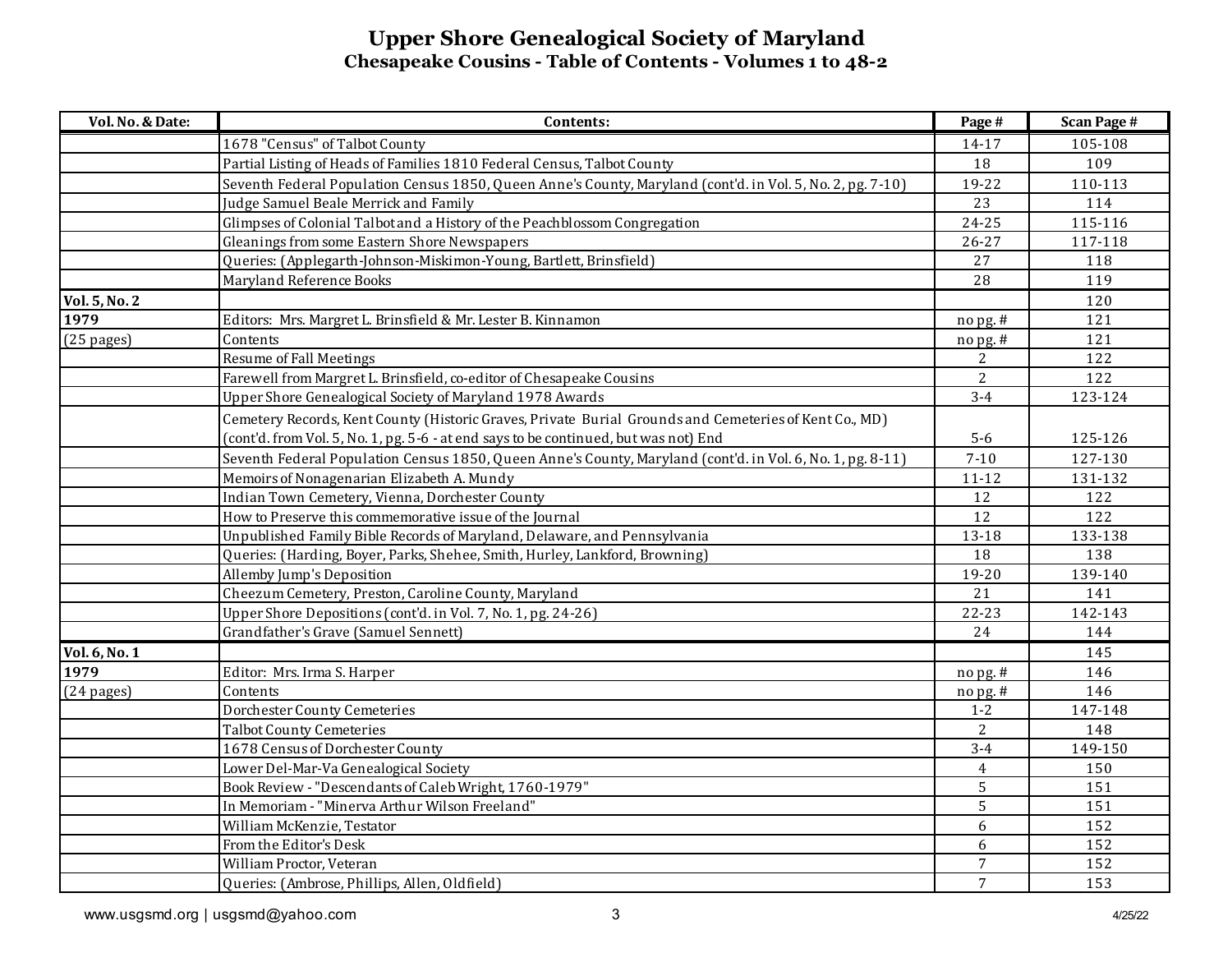# Upper Shore Genealogical Society of Maryland
## Chesapeake Cousins - Table of Contents - Volumes 1 to 48-2

| Vol. No. & Date: | Contents: | Page # | Scan Page # |
|---|---|---|---|
| | 1678 "Census" of Talbot County | 14-17 | 105-108 |
| | Partial Listing of Heads of Families 1810 Federal Census, Talbot County | 18 | 109 |
| | Seventh Federal Population Census 1850, Queen Anne's County, Maryland (cont'd. in Vol. 5, No. 2, pg. 7-10) | 19-22 | 110-113 |
| | Judge Samuel Beale Merrick and Family | 23 | 114 |
| | Glimpses of Colonial Talbot and a History of the Peachblossom Congregation | 24-25 | 115-116 |
| | Gleanings from some Eastern Shore Newspapers | 26-27 | 117-118 |
| | Queries: (Applegarth-Johnson-Miskimon-Young, Bartlett, Brinsfield) | 27 | 118 |
| | Maryland Reference Books | 28 | 119 |
| **Vol. 5, No. 2** | | | 120 |
| **1979** | Editors: Mrs. Margret L. Brinsfield & Mr. Lester B. Kinnamon | no pg. # | 121 |
| (25 pages) | Contents | no pg. # | 121 |
| | Resume of Fall Meetings | 2 | 122 |
| | Farewell from Margret L. Brinsfield, co-editor of Chesapeake Cousins | 2 | 122 |
| | Upper Shore Genealogical Society of Maryland 1978 Awards | 3-4 | 123-124 |
| | Cemetery Records, Kent County (Historic Graves, Private Burial Grounds and Cemeteries of Kent Co., MD) (cont'd. from Vol. 5, No. 1, pg. 5-6 - at end says to be continued, but was not) End | 5-6 | 125-126 |
| | Seventh Federal Population Census 1850, Queen Anne's County, Maryland (cont'd. in Vol. 6, No. 1, pg. 8-11) | 7-10 | 127-130 |
| | Memoirs of Nonagenarian Elizabeth A. Mundy | 11-12 | 131-132 |
| | Indian Town Cemetery, Vienna, Dorchester County | 12 | 122 |
| | How to Preserve this commemorative issue of the Journal | 12 | 122 |
| | Unpublished Family Bible Records of Maryland, Delaware, and Pennsylvania | 13-18 | 133-138 |
| | Queries: (Harding, Boyer, Parks, Shehee, Smith, Hurley, Lankford, Browning) | 18 | 138 |
| | Allemby Jump's Deposition | 19-20 | 139-140 |
| | Cheezum Cemetery, Preston, Caroline County, Maryland | 21 | 141 |
| | Upper Shore Depositions (cont'd. in Vol. 7, No. 1, pg. 24-26) | 22-23 | 142-143 |
| | Grandfather's Grave (Samuel Sennett) | 24 | 144 |
| **Vol. 6, No. 1** | | | 145 |
| **1979** | Editor: Mrs. Irma S. Harper | no pg. # | 146 |
| (24 pages) | Contents | no pg. # | 146 |
| | Dorchester County Cemeteries | 1-2 | 147-148 |
| | Talbot County Cemeteries | 2 | 148 |
| | 1678 Census of Dorchester County | 3-4 | 149-150 |
| | Lower Del-Mar-Va Genealogical Society | 4 | 150 |
| | Book Review - "Descendants of Caleb Wright, 1760-1979" | 5 | 151 |
| | In Memoriam - "Minerva Arthur Wilson Freeland" | 5 | 151 |
| | William McKenzie, Testator | 6 | 152 |
| | From the Editor's Desk | 6 | 152 |
| | William Proctor, Veteran | 7 | 152 |
| | Queries: (Ambrose, Phillips, Allen, Oldfield) | 7 | 153 |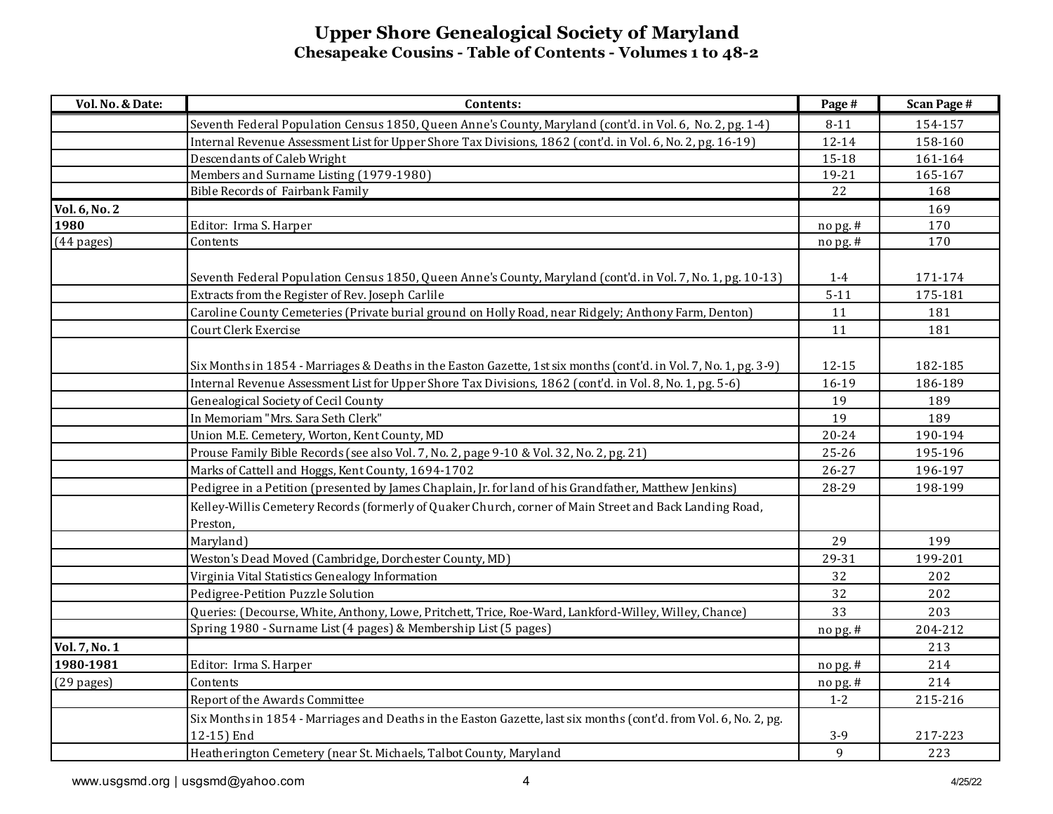# Upper Shore Genealogical Society of Maryland
## Chesapeake Cousins - Table of Contents - Volumes 1 to 48-2

| Vol. No. & Date: | Contents: | Page # | Scan Page # |
|---|---|---|---|
| | Seventh Federal Population Census 1850, Queen Anne's County, Maryland (cont'd. in Vol. 6, No. 2, pg. 1-4) | 8-11 | 154-157 |
| | Internal Revenue Assessment List for Upper Shore Tax Divisions, 1862 (cont'd. in Vol. 6, No. 2, pg. 16-19) | 12-14 | 158-160 |
| | Descendants of Caleb Wright | 15-18 | 161-164 |
| | Members and Surname Listing (1979-1980) | 19-21 | 165-167 |
| | Bible Records of Fairbank Family | 22 | 168 |
| **Vol. 6, No. 2** | | | 169 |
| **1980** | Editor: Irma S. Harper | no pg. # | 170 |
| (44 pages) | Contents | no pg. # | 170 |
| | Seventh Federal Population Census 1850, Queen Anne's County, Maryland (cont'd. in Vol. 7, No. 1, pg. 10-13) | 1-4 | 171-174 |
| | Extracts from the Register of Rev. Joseph Carlile | 5-11 | 175-181 |
| | Caroline County Cemeteries (Private burial ground on Holly Road, near Ridgely; Anthony Farm, Denton) | 11 | 181 |
| | Court Clerk Exercise | 11 | 181 |
| | Six Months in 1854 - Marriages & Deaths in the Easton Gazette, 1st six months (cont'd. in Vol. 7, No. 1, pg. 3-9) | 12-15 | 182-185 |
| | Internal Revenue Assessment List for Upper Shore Tax Divisions, 1862 (cont'd. in Vol. 8, No. 1, pg. 5-6) | 16-19 | 186-189 |
| | Genealogical Society of Cecil County | 19 | 189 |
| | In Memoriam "Mrs. Sara Seth Clerk" | 19 | 189 |
| | Union M.E. Cemetery, Worton, Kent County, MD | 20-24 | 190-194 |
| | Prouse Family Bible Records (see also Vol. 7, No. 2, page 9-10 & Vol. 32, No. 2, pg. 21) | 25-26 | 195-196 |
| | Marks of Cattell and Hoggs, Kent County, 1694-1702 | 26-27 | 196-197 |
| | Pedigree in a Petition (presented by James Chaplain, Jr. for land of his Grandfather, Matthew Jenkins) | 28-29 | 198-199 |
| | Kelley-Willis Cemetery Records (formerly of Quaker Church, corner of Main Street and Back Landing Road, Preston, Maryland) | 29 | 199 |
| | Weston's Dead Moved (Cambridge, Dorchester County, MD) | 29-31 | 199-201 |
| | Virginia Vital Statistics Genealogy Information | 32 | 202 |
| | Pedigree-Petition Puzzle Solution | 32 | 202 |
| | Queries: (Decourse, White, Anthony, Lowe, Pritchett, Trice, Roe-Ward, Lankford-Willey, Willey, Chance) | 33 | 203 |
| | Spring 1980 - Surname List (4 pages) & Membership List (5 pages) | no pg. # | 204-212 |
| **Vol. 7, No. 1** | | | 213 |
| **1980-1981** | Editor: Irma S. Harper | no pg. # | 214 |
| (29 pages) | Contents | no pg. # | 214 |
| | Report of the Awards Committee | 1-2 | 215-216 |
| | Six Months in 1854 - Marriages and Deaths in the Easton Gazette, last six months (cont'd. from Vol. 6, No. 2, pg. 12-15) End | 3-9 | 217-223 |
| | Heatherington Cemetery (near St. Michaels, Talbot County, Maryland | 9 | 223 |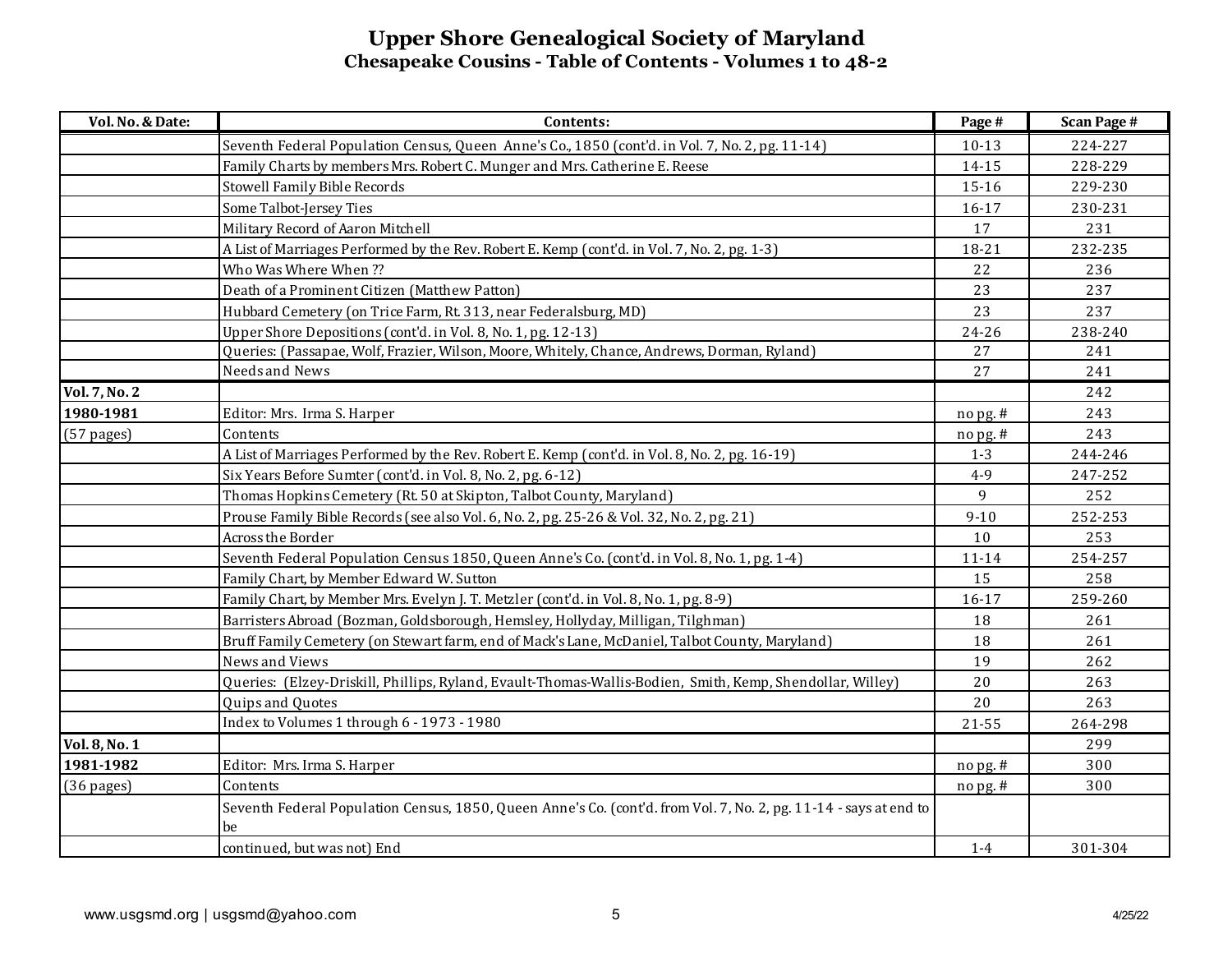# Upper Shore Genealogical Society of Maryland

## Chesapeake Cousins - Table of Contents - Volumes 1 to 48-2

| Vol. No. & Date: | Contents: | Page # | Scan Page # |
|---|---|---|---|
| | Seventh Federal Population Census, Queen Anne's Co., 1850 (cont'd. in Vol. 7, No. 2, pg. 11-14) | 10-13 | 224-227 |
| | Family Charts by members Mrs. Robert C. Munger and Mrs. Catherine E. Reese | 14-15 | 228-229 |
| | Stowell Family Bible Records | 15-16 | 229-230 |
| | Some Talbot-Jersey Ties | 16-17 | 230-231 |
| | Military Record of Aaron Mitchell | 17 | 231 |
| | A List of Marriages Performed by the Rev. Robert E. Kemp (cont'd. in Vol. 7, No. 2, pg. 1-3) | 18-21 | 232-235 |
| | Who Was Where When ?? | 22 | 236 |
| | Death of a Prominent Citizen (Matthew Patton) | 23 | 237 |
| | Hubbard Cemetery (on Trice Farm, Rt. 313, near Federalsburg, MD) | 23 | 237 |
| | Upper Shore Depositions (cont'd. in Vol. 8, No. 1, pg. 12-13) | 24-26 | 238-240 |
| | Queries: (Passapae, Wolf, Frazier, Wilson, Moore, Whitely, Chance, Andrews, Dorman, Ryland) | 27 | 241 |
| | Needs and News | 27 | 241 |
| **Vol. 7, No. 2** | | | 242 |
| **1980-1981** | Editor: Mrs. Irma S. Harper | no pg. # | 243 |
| (57 pages) | Contents | no pg. # | 243 |
| | A List of Marriages Performed by the Rev. Robert E. Kemp (cont'd. in Vol. 8, No. 2, pg. 16-19) | 1-3 | 244-246 |
| | Six Years Before Sumter (cont'd. in Vol. 8, No. 2, pg. 6-12) | 4-9 | 247-252 |
| | Thomas Hopkins Cemetery (Rt. 50 at Skipton, Talbot County, Maryland) | 9 | 252 |
| | Prouse Family Bible Records (see also Vol. 6, No. 2, pg. 25-26 & Vol. 32, No. 2, pg. 21) | 9-10 | 252-253 |
| | Across the Border | 10 | 253 |
| | Seventh Federal Population Census 1850, Queen Anne's Co. (cont'd. in Vol. 8, No. 1, pg. 1-4) | 11-14 | 254-257 |
| | Family Chart, by Member Edward W. Sutton | 15 | 258 |
| | Family Chart, by Member Mrs. Evelyn J. T. Metzler (cont'd. in Vol. 8, No. 1, pg. 8-9) | 16-17 | 259-260 |
| | Barristers Abroad (Bozman, Goldsborough, Hemsley, Hollyday, Milligan, Tilghman) | 18 | 261 |
| | Bruff Family Cemetery (on Stewart farm, end of Mack's Lane, McDaniel, Talbot County, Maryland) | 18 | 261 |
| | News and Views | 19 | 262 |
| | Queries: (Elzey-Driskill, Phillips, Ryland, Evault-Thomas-Wallis-Bodien, Smith, Kemp, Shendollar, Willey) | 20 | 263 |
| | Quips and Quotes | 20 | 263 |
| | Index to Volumes 1 through 6 - 1973 - 1980 | 21-55 | 264-298 |
| **Vol. 8, No. 1** | | | 299 |
| **1981-1982** | Editor: Mrs. Irma S. Harper | no pg. # | 300 |
| (36 pages) | Contents | no pg. # | 300 |
| | Seventh Federal Population Census, 1850, Queen Anne's Co. (cont'd. from Vol. 7, No. 2, pg. 11-14 - says at end to be | | |
| | continued, but was not) End | 1-4 | 301-304 |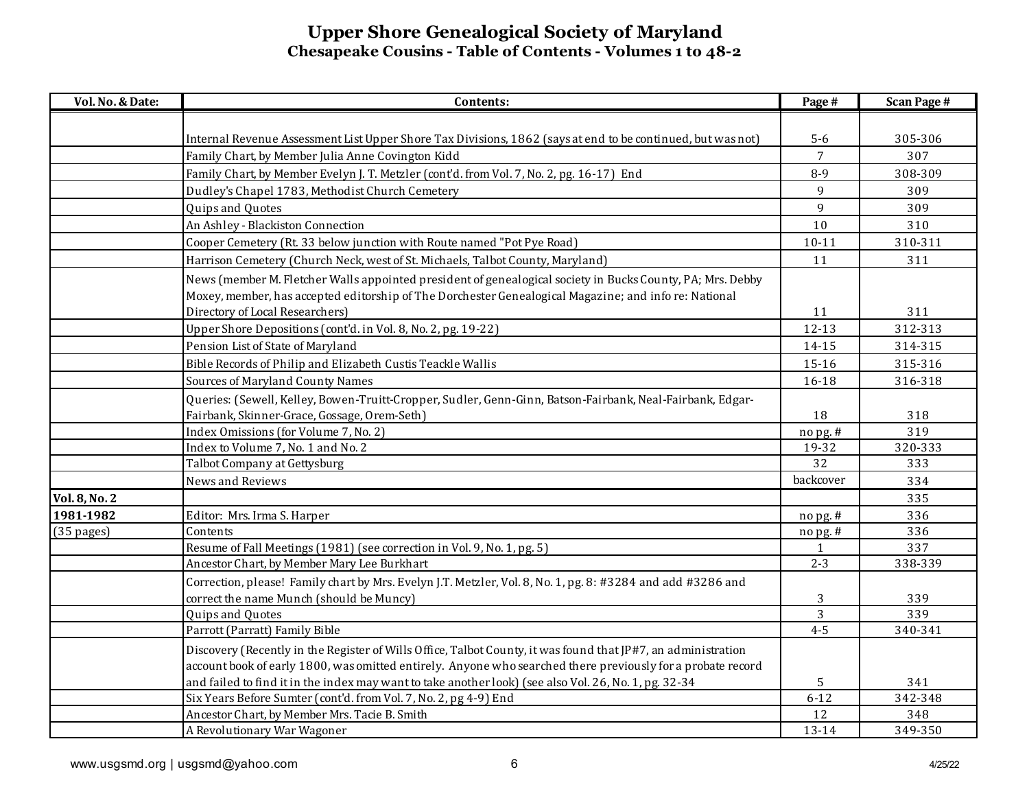# Upper Shore Genealogical Society of Maryland

## Chesapeake Cousins - Table of Contents - Volumes 1 to 48-2

| Vol. No. & Date: | Contents: | Page # | Scan Page # |
|---|---|---|---|
| | Internal Revenue Assessment List Upper Shore Tax Divisions, 1862 (says at end to be continued, but was not) | 5-6 | 305-306 |
| | Family Chart, by Member Julia Anne Covington Kidd | 7 | 307 |
| | Family Chart, by Member Evelyn J. T. Metzler (cont'd. from Vol. 7, No. 2, pg. 16-17) End | 8-9 | 308-309 |
| | Dudley's Chapel 1783, Methodist Church Cemetery | 9 | 309 |
| | Quips and Quotes | 9 | 309 |
| | An Ashley - Blackiston Connection | 10 | 310 |
| | Cooper Cemetery (Rt. 33 below junction with Route named "Pot Pye Road) | 10-11 | 310-311 |
| | Harrison Cemetery (Church Neck, west of St. Michaels, Talbot County, Maryland) | 11 | 311 |
| | News (member M. Fletcher Walls appointed president of genealogical society in Bucks County, PA; Mrs. Debby Moxey, member, has accepted editorship of The Dorchester Genealogical Magazine; and info re: National Directory of Local Researchers) | 11 | 311 |
| | Upper Shore Depositions (cont'd. in Vol. 8, No. 2, pg. 19-22) | 12-13 | 312-313 |
| | Pension List of State of Maryland | 14-15 | 314-315 |
| | Bible Records of Philip and Elizabeth Custis Teackle Wallis | 15-16 | 315-316 |
| | Sources of Maryland County Names | 16-18 | 316-318 |
| | Queries: (Sewell, Kelley, Bowen-Truitt-Cropper, Sudler, Genn-Ginn, Batson-Fairbank, Neal-Fairbank, Edgar-Fairbank, Skinner-Grace, Gossage, Orem-Seth) | 18 | 318 |
| | Index Omissions (for Volume 7, No. 2) | no pg. # | 319 |
| | Index to Volume 7, No. 1 and No. 2 | 19-32 | 320-333 |
| | Talbot Company at Gettysburg | 32 | 333 |
| | News and Reviews | backcover | 334 |
| **Vol. 8, No. 2** | | | 335 |
| **1981-1982** | Editor: Mrs. Irma S. Harper | no pg. # | 336 |
| (35 pages) | Contents | no pg. # | 336 |
| | Resume of Fall Meetings (1981) (see correction in Vol. 9, No. 1, pg. 5) | 1 | 337 |
| | Ancestor Chart, by Member Mary Lee Burkhart | 2-3 | 338-339 |
| | Correction, please! Family chart by Mrs. Evelyn J.T. Metzler, Vol. 8, No. 1, pg. 8: #3284 and add #3286 and correct the name Munch (should be Muncy) | 3 | 339 |
| | Quips and Quotes | 3 | 339 |
| | Parrott (Parratt) Family Bible | 4-5 | 340-341 |
| | Discovery (Recently in the Register of Wills Office, Talbot County, it was found that JP#7, an administration account book of early 1800, was omitted entirely. Anyone who searched there previously for a probate record and failed to find it in the index may want to take another look) (see also Vol. 26, No. 1, pg. 32-34 | 5 | 341 |
| | Six Years Before Sumter (cont'd. from Vol. 7, No. 2, pg 4-9) End | 6-12 | 342-348 |
| | Ancestor Chart, by Member Mrs. Tacie B. Smith | 12 | 348 |
| | A Revolutionary War Wagoner | 13-14 | 349-350 |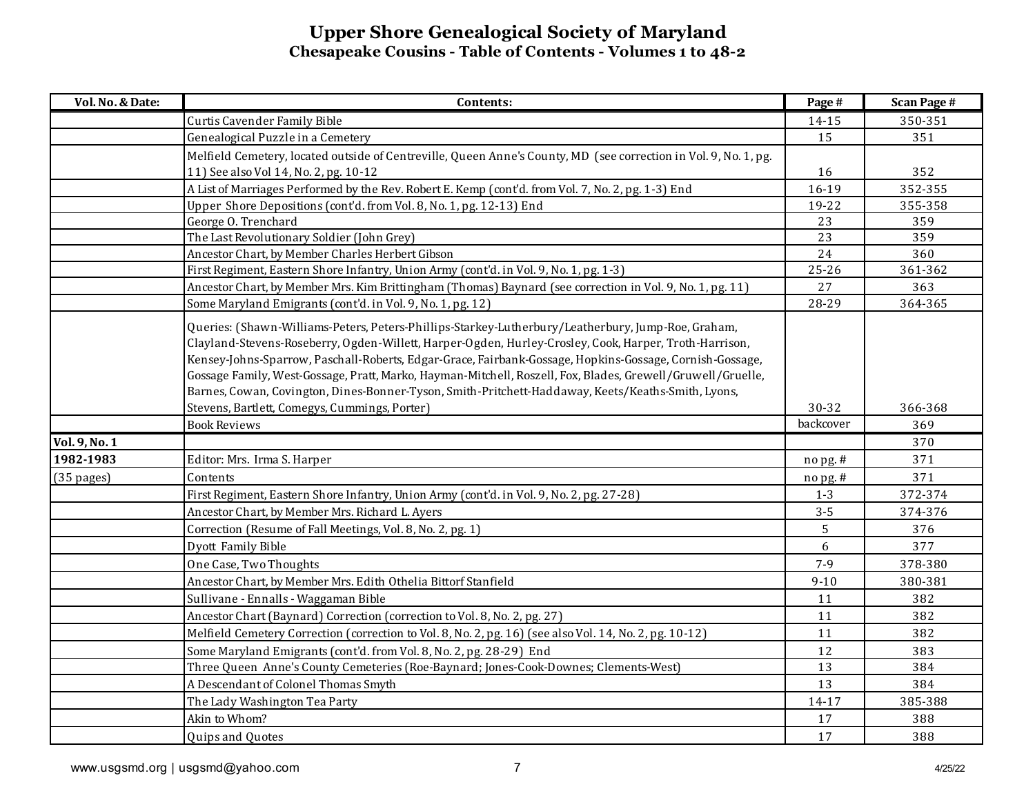# Upper Shore Genealogical Society of Maryland
## Chesapeake Cousins - Table of Contents - Volumes 1 to 48-2

| Vol. No. & Date: | Contents: | Page # | Scan Page # |
|---|---|---|---|
| | Curtis Cavender Family Bible | 14-15 | 350-351 |
| | Genealogical Puzzle in a Cemetery | 15 | 351 |
| | Melfield Cemetery, located outside of Centreville, Queen Anne's County, MD (see correction in Vol. 9, No. 1, pg. 11) See also Vol 14, No. 2, pg. 10-12 | 16 | 352 |
| | A List of Marriages Performed by the Rev. Robert E. Kemp (cont'd. from Vol. 7, No. 2, pg. 1-3) End | 16-19 | 352-355 |
| | Upper Shore Depositions (cont'd. from Vol. 8, No. 1, pg. 12-13) End | 19-22 | 355-358 |
| | George O. Trenchard | 23 | 359 |
| | The Last Revolutionary Soldier (John Grey) | 23 | 359 |
| | Ancestor Chart, by Member Charles Herbert Gibson | 24 | 360 |
| | First Regiment, Eastern Shore Infantry, Union Army (cont'd. in Vol. 9, No. 1, pg. 1-3) | 25-26 | 361-362 |
| | Ancestor Chart, by Member Mrs. Kim Brittingham (Thomas) Baynard (see correction in Vol. 9, No. 1, pg. 11) | 27 | 363 |
| | Some Maryland Emigrants (cont'd. in Vol. 9, No. 1, pg. 12) | 28-29 | 364-365 |
| | Queries: (Shawn-Williams-Peters, Peters-Phillips-Starkey-Lutherbury/Leatherbury, Jump-Roe, Graham, Clayland-Stevens-Roseberry, Ogden-Willett, Harper-Ogden, Hurley-Crosley, Cook, Harper, Troth-Harrison, Kensey-Johns-Sparrow, Paschall-Roberts, Edgar-Grace, Fairbank-Gossage, Hopkins-Gossage, Cornish-Gossage, Gossage Family, West-Gossage, Pratt, Marko, Hayman-Mitchell, Roszell, Fox, Blades, Grewell/Gruwell/Gruelle, Barnes, Cowan, Covington, Dines-Bonner-Tyson, Smith-Pritchett-Haddaway, Keets/Keaths-Smith, Lyons, Stevens, Bartlett, Comegys, Cummings, Porter) | 30-32 | 366-368 |
| | Book Reviews | backcover | 369 |
| **Vol. 9, No. 1** | | | 370 |
| **1982-1983** | Editor: Mrs. Irma S. Harper | no pg. # | 371 |
| (35 pages) | Contents | no pg. # | 371 |
| | First Regiment, Eastern Shore Infantry, Union Army (cont'd. in Vol. 9, No. 2, pg. 27-28) | 1-3 | 372-374 |
| | Ancestor Chart, by Member Mrs. Richard L. Ayers | 3-5 | 374-376 |
| | Correction (Resume of Fall Meetings, Vol. 8, No. 2, pg. 1) | 5 | 376 |
| | Dyott Family Bible | 6 | 377 |
| | One Case, Two Thoughts | 7-9 | 378-380 |
| | Ancestor Chart, by Member Mrs. Edith Othelia Bittorf Stanfield | 9-10 | 380-381 |
| | Sullivane - Ennalls - Waggaman Bible | 11 | 382 |
| | Ancestor Chart (Baynard) Correction (correction to Vol. 8, No. 2, pg. 27) | 11 | 382 |
| | Melfield Cemetery Correction (correction to Vol. 8, No. 2, pg. 16) (see also Vol. 14, No. 2, pg. 10-12) | 11 | 382 |
| | Some Maryland Emigrants (cont'd. from Vol. 8, No. 2, pg. 28-29) End | 12 | 383 |
| | Three Queen Anne's County Cemeteries (Roe-Baynard; Jones-Cook-Downes; Clements-West) | 13 | 384 |
| | A Descendant of Colonel Thomas Smyth | 13 | 384 |
| | The Lady Washington Tea Party | 14-17 | 385-388 |
| | Akin to Whom? | 17 | 388 |
| | Quips and Quotes | 17 | 388 |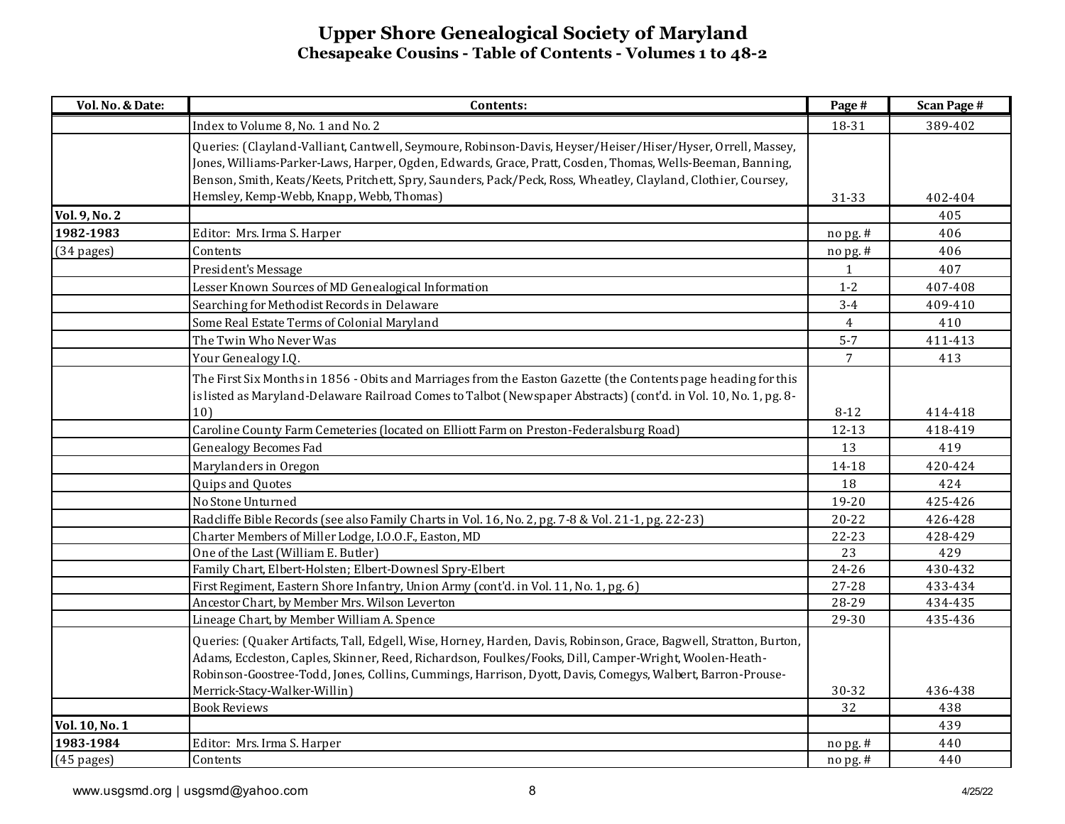# Upper Shore Genealogical Society of Maryland
## Chesapeake Cousins - Table of Contents - Volumes 1 to 48-2

| Vol. No. & Date: | Contents: | Page # | Scan Page # |
|---|---|---|---|
| | Index to Volume 8, No. 1 and No. 2 | 18-31 | 389-402 |
| | Queries: (Clayland-Valliant, Cantwell, Seymoure, Robinson-Davis, Heyser/Heiser/Hiser/Hyser, Orrell, Massey, Jones, Williams-Parker-Laws, Harper, Ogden, Edwards, Grace, Pratt, Cosden, Thomas, Wells-Beeman, Banning, Benson, Smith, Keats/Keets, Pritchett, Spry, Saunders, Pack/Peck, Ross, Wheatley, Clayland, Clothier, Coursey, Hemsley, Kemp-Webb, Knapp, Webb, Thomas) | 31-33 | 402-404 |
| **Vol. 9, No. 2** | | | 405 |
| **1982-1983** | Editor: Mrs. Irma S. Harper | no pg. # | 406 |
| (34 pages) | Contents | no pg. # | 406 |
| | President's Message | 1 | 407 |
| | Lesser Known Sources of MD Genealogical Information | 1-2 | 407-408 |
| | Searching for Methodist Records in Delaware | 3-4 | 409-410 |
| | Some Real Estate Terms of Colonial Maryland | 4 | 410 |
| | The Twin Who Never Was | 5-7 | 411-413 |
| | Your Genealogy I.Q. | 7 | 413 |
| | The First Six Months in 1856 - Obits and Marriages from the Easton Gazette (the Contents page heading for this is listed as Maryland-Delaware Railroad Comes to Talbot (Newspaper Abstracts) (cont'd. in Vol. 10, No. 1, pg. 8-10) | 8-12 | 414-418 |
| | Caroline County Farm Cemeteries (located on Elliott Farm on Preston-Federalsburg Road) | 12-13 | 418-419 |
| | Genealogy Becomes Fad | 13 | 419 |
| | Marylanders in Oregon | 14-18 | 420-424 |
| | Quips and Quotes | 18 | 424 |
| | No Stone Unturned | 19-20 | 425-426 |
| | Radcliffe Bible Records (see also Family Charts in Vol. 16, No. 2, pg. 7-8 & Vol. 21-1, pg. 22-23) | 20-22 | 426-428 |
| | Charter Members of Miller Lodge, I.O.O.F., Easton, MD | 22-23 | 428-429 |
| | One of the Last (William E. Butler) | 23 | 429 |
| | Family Chart, Elbert-Holsten; Elbert-Downesl Spry-Elbert | 24-26 | 430-432 |
| | First Regiment, Eastern Shore Infantry, Union Army (cont'd. in Vol. 11, No. 1, pg. 6) | 27-28 | 433-434 |
| | Ancestor Chart, by Member Mrs. Wilson Leverton | 28-29 | 434-435 |
| | Lineage Chart, by Member William A. Spence | 29-30 | 435-436 |
| | Queries: (Quaker Artifacts, Tall, Edgell, Wise, Horney, Harden, Davis, Robinson, Grace, Bagwell, Stratton, Burton, Adams, Eccleston, Caples, Skinner, Reed, Richardson, Foulkes/Fooks, Dill, Camper-Wright, Woolen-Heath-Robinson-Goostree-Todd, Jones, Collins, Cummings, Harrison, Dyott, Davis, Comegys, Walbert, Barron-Prouse-Merrick-Stacy-Walker-Willin) | 30-32 | 436-438 |
| | Book Reviews | 32 | 438 |
| **Vol. 10, No. 1** | | | 439 |
| **1983-1984** | Editor: Mrs. Irma S. Harper | no pg. # | 440 |
| (45 pages) | Contents | no pg. # | 440 |

www.usgsmd.org | usgsmd@yahoo.com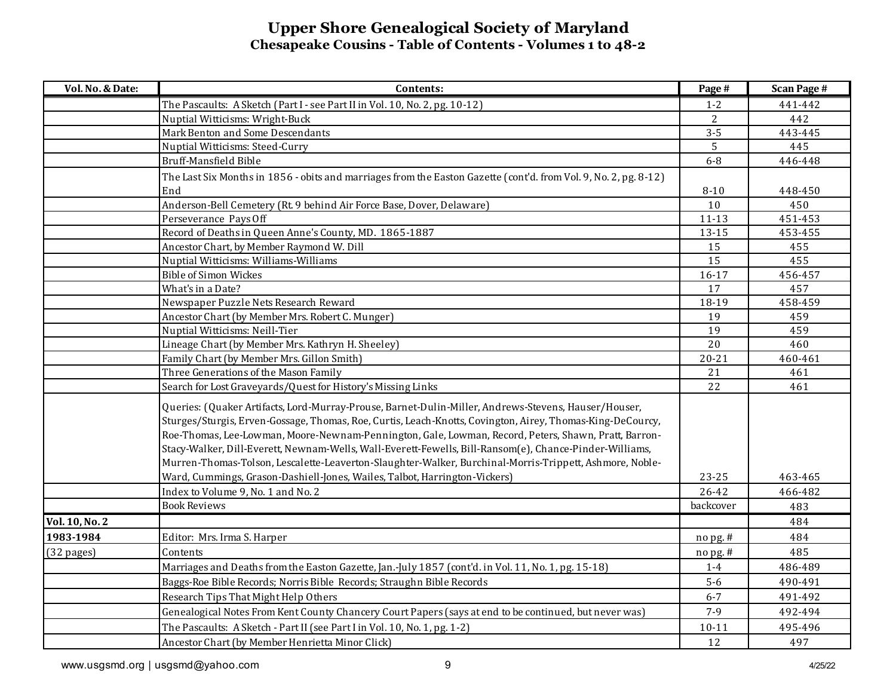# Upper Shore Genealogical Society of Maryland

## Chesapeake Cousins - Table of Contents - Volumes 1 to 48-2

| Vol. No. & Date: | Contents: | Page # | Scan Page # |
|---|---|---|---|
| | The Pascaults: A Sketch (Part I - see Part II in Vol. 10, No. 2, pg. 10-12) | 1-2 | 441-442 |
| | Nuptial Witticisms: Wright-Buck | 2 | 442 |
| | Mark Benton and Some Descendants | 3-5 | 443-445 |
| | Nuptial Witticisms: Steed-Curry | 5 | 445 |
| | Bruff-Mansfield Bible | 6-8 | 446-448 |
| | The Last Six Months in 1856 - obits and marriages from the Easton Gazette (cont'd. from Vol. 9, No. 2, pg. 8-12) End | 8-10 | 448-450 |
| | Anderson-Bell Cemetery (Rt. 9 behind Air Force Base, Dover, Delaware) | 10 | 450 |
| | Perseverance Pays Off | 11-13 | 451-453 |
| | Record of Deaths in Queen Anne's County, MD. 1865-1887 | 13-15 | 453-455 |
| | Ancestor Chart, by Member Raymond W. Dill | 15 | 455 |
| | Nuptial Witticisms: Williams-Williams | 15 | 455 |
| | Bible of Simon Wickes | 16-17 | 456-457 |
| | What's in a Date? | 17 | 457 |
| | Newspaper Puzzle Nets Research Reward | 18-19 | 458-459 |
| | Ancestor Chart (by Member Mrs. Robert C. Munger) | 19 | 459 |
| | Nuptial Witticisms: Neill-Tier | 19 | 459 |
| | Lineage Chart (by Member Mrs. Kathryn H. Sheeley) | 20 | 460 |
| | Family Chart (by Member Mrs. Gillon Smith) | 20-21 | 460-461 |
| | Three Generations of the Mason Family | 21 | 461 |
| | Search for Lost Graveyards/Quest for History's Missing Links | 22 | 461 |
| | Queries: (Quaker Artifacts, Lord-Murray-Prouse, Barnet-Dulin-Miller, Andrews-Stevens, Hauser/Houser, Sturges/Sturgis, Erven-Gossage, Thomas, Roe, Curtis, Leach-Knotts, Covington, Airey, Thomas-King-DeCourcy, Roe-Thomas, Lee-Lowman, Moore-Newnam-Pennington, Gale, Lowman, Record, Peters, Shawn, Pratt, Barron-Stacy-Walker, Dill-Everett, Newnam-Wells, Wall-Everett-Fewells, Bill-Ransom(e), Chance-Pinder-Williams, Murren-Thomas-Tolson, Lescalette-Leaverton-Slaughter-Walker, Burchinal-Morris-Trippett, Ashmore, Noble-Ward, Cummings, Grason-Dashiell-Jones, Wailes, Talbot, Harrington-Vickers) | 23-25 | 463-465 |
| | Index to Volume 9, No. 1 and No. 2 | 26-42 | 466-482 |
| | Book Reviews | backcover | 483 |
| **Vol. 10, No. 2** | | | 484 |
| **1983-1984** | Editor: Mrs. Irma S. Harper | no pg. # | 484 |
| (32 pages) | Contents | no pg. # | 485 |
| | Marriages and Deaths from the Easton Gazette, Jan.-July 1857 (cont'd. in Vol. 11, No. 1, pg. 15-18) | 1-4 | 486-489 |
| | Baggs-Roe Bible Records; Norris Bible Records; Straughn Bible Records | 5-6 | 490-491 |
| | Research Tips That Might Help Others | 6-7 | 491-492 |
| | Genealogical Notes From Kent County Chancery Court Papers (says at end to be continued, but never was) | 7-9 | 492-494 |
| | The Pascaults: A Sketch - Part II (see Part I in Vol. 10, No. 1, pg. 1-2) | 10-11 | 495-496 |
| | Ancestor Chart (by Member Henrietta Minor Click) | 12 | 497 |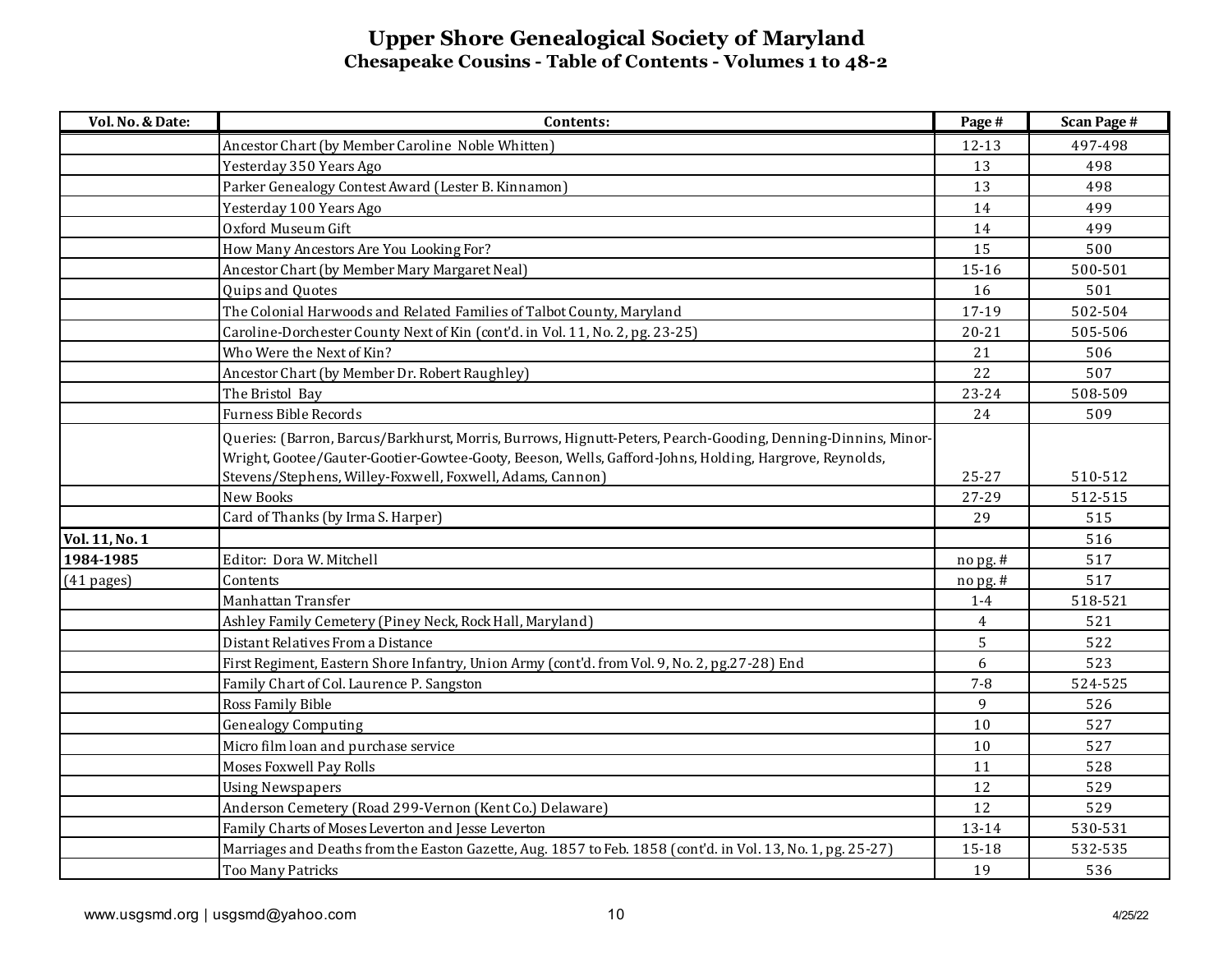# Upper Shore Genealogical Society of Maryland

## Chesapeake Cousins - Table of Contents - Volumes 1 to 48-2

| Vol. No. & Date: | Contents: | Page # | Scan Page # |
|---|---|---|---|
| | Ancestor Chart (by Member Caroline Noble Whitten) | 12-13 | 497-498 |
| | Yesterday 350 Years Ago | 13 | 498 |
| | Parker Genealogy Contest Award (Lester B. Kinnamon) | 13 | 498 |
| | Yesterday 100 Years Ago | 14 | 499 |
| | Oxford Museum Gift | 14 | 499 |
| | How Many Ancestors Are You Looking For? | 15 | 500 |
| | Ancestor Chart (by Member Mary Margaret Neal) | 15-16 | 500-501 |
| | Quips and Quotes | 16 | 501 |
| | The Colonial Harwoods and Related Families of Talbot County, Maryland | 17-19 | 502-504 |
| | Caroline-Dorchester County Next of Kin (cont'd. in Vol. 11, No. 2, pg. 23-25) | 20-21 | 505-506 |
| | Who Were the Next of Kin? | 21 | 506 |
| | Ancestor Chart (by Member Dr. Robert Raughley) | 22 | 507 |
| | The Bristol Bay | 23-24 | 508-509 |
| | Furness Bible Records | 24 | 509 |
| | Queries: (Barron, Barcus/Barkhurst, Morris, Burrows, Hignutt-Peters, Pearch-Gooding, Denning-Dinnins, Minor-Wright, Gootee/Gauter-Gootier-Gowtee-Gooty, Beeson, Wells, Gafford-Johns, Holding, Hargrove, Reynolds, Stevens/Stephens, Willey-Foxwell, Foxwell, Adams, Cannon) | 25-27 | 510-512 |
| | New Books | 27-29 | 512-515 |
| | Card of Thanks (by Irma S. Harper) | 29 | 515 |
| **Vol. 11, No. 1** | | | 516 |
| **1984-1985** | Editor: Dora W. Mitchell | no pg. # | 517 |
| (41 pages) | Contents | no pg. # | 517 |
| | Manhattan Transfer | 1-4 | 518-521 |
| | Ashley Family Cemetery (Piney Neck, Rock Hall, Maryland) | 4 | 521 |
| | Distant Relatives From a Distance | 5 | 522 |
| | First Regiment, Eastern Shore Infantry, Union Army (cont'd. from Vol. 9, No. 2, pg.27-28) End | 6 | 523 |
| | Family Chart of Col. Laurence P. Sangston | 7-8 | 524-525 |
| | Ross Family Bible | 9 | 526 |
| | Genealogy Computing | 10 | 527 |
| | Micro film loan and purchase service | 10 | 527 |
| | Moses Foxwell Pay Rolls | 11 | 528 |
| | Using Newspapers | 12 | 529 |
| | Anderson Cemetery (Road 299-Vernon (Kent Co.) Delaware) | 12 | 529 |
| | Family Charts of Moses Leverton and Jesse Leverton | 13-14 | 530-531 |
| | Marriages and Deaths from the Easton Gazette, Aug. 1857 to Feb. 1858 (cont'd. in Vol. 13, No. 1, pg. 25-27) | 15-18 | 532-535 |
| | Too Many Patricks | 19 | 536 |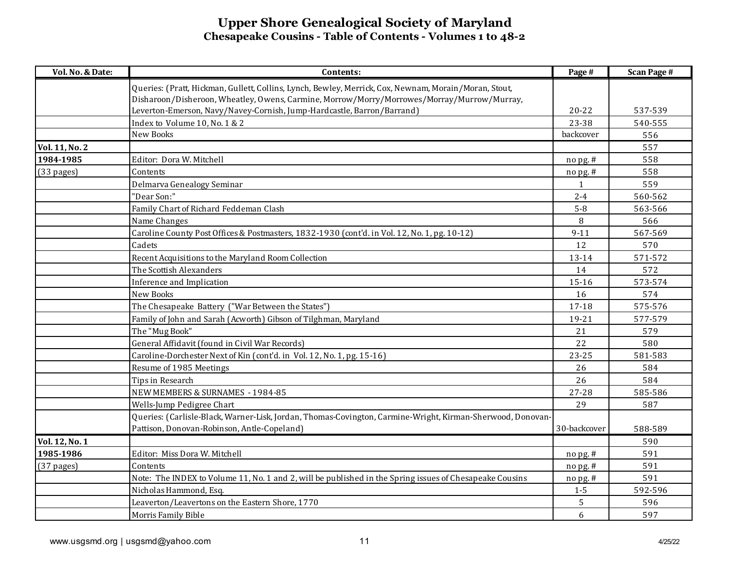# Upper Shore Genealogical Society of Maryland
## Chesapeake Cousins - Table of Contents - Volumes 1 to 48-2

| Vol. No. & Date: | Contents: | Page # | Scan Page # |
|---|---|---|---|
| | Queries: (Pratt, Hickman, Gullett, Collins, Lynch, Bewley, Merrick, Cox, Newnam, Morain/Moran, Stout, Disharoon/Disheroon, Wheatley, Owens, Carmine, Morrow/Morry/Morrowes/Morray/Murrow/Murray, Leverton-Emerson, Navy/Navey-Cornish, Jump-Hardcastle, Barron/Barrand) | 20-22 | 537-539 |
| | Index to Volume 10, No. 1 & 2 | 23-38 | 540-555 |
| | New Books | backcover | 556 |
| **Vol. 11, No. 2** | | | 557 |
| **1984-1985** | Editor: Dora W. Mitchell | no pg. # | 558 |
| (33 pages) | Contents | no pg. # | 558 |
| | Delmarva Genealogy Seminar | 1 | 559 |
| | "Dear Son:" | 2-4 | 560-562 |
| | Family Chart of Richard Feddeman Clash | 5-8 | 563-566 |
| | Name Changes | 8 | 566 |
| | Caroline County Post Offices & Postmasters, 1832-1930 (cont'd. in Vol. 12, No. 1, pg. 10-12) | 9-11 | 567-569 |
| | Cadets | 12 | 570 |
| | Recent Acquisitions to the Maryland Room Collection | 13-14 | 571-572 |
| | The Scottish Alexanders | 14 | 572 |
| | Inference and Implication | 15-16 | 573-574 |
| | New Books | 16 | 574 |
| | The Chesapeake Battery ("War Between the States") | 17-18 | 575-576 |
| | Family of John and Sarah (Acworth) Gibson of Tilghman, Maryland | 19-21 | 577-579 |
| | The "Mug Book" | 21 | 579 |
| | General Affidavit (found in Civil War Records) | 22 | 580 |
| | Caroline-Dorchester Next of Kin (cont'd. in Vol. 12, No. 1, pg. 15-16) | 23-25 | 581-583 |
| | Resume of 1985 Meetings | 26 | 584 |
| | Tips in Research | 26 | 584 |
| | NEW MEMBERS & SURNAMES - 1984-85 | 27-28 | 585-586 |
| | Wells-Jump Pedigree Chart | 29 | 587 |
| | Queries: (Carlisle-Black, Warner-Lisk, Jordan, Thomas-Covington, Carmine-Wright, Kirman-Sherwood, Donovan-Pattison, Donovan-Robinson, Antle-Copeland) | 30-backcover | 588-589 |
| **Vol. 12, No. 1** | | | 590 |
| **1985-1986** | Editor: Miss Dora W. Mitchell | no pg. # | 591 |
| (37 pages) | Contents | no pg. # | 591 |
| | Note: The INDEX to Volume 11, No. 1 and 2, will be published in the Spring issues of Chesapeake Cousins | no pg. # | 591 |
| | Nicholas Hammond, Esq. | 1-5 | 592-596 |
| | Leaverton/Leavertons on the Eastern Shore, 1770 | 5 | 596 |
| | Morris Family Bible | 6 | 597 |

www.usgsmd.org | usgsmd@yahoo.com

4/25/22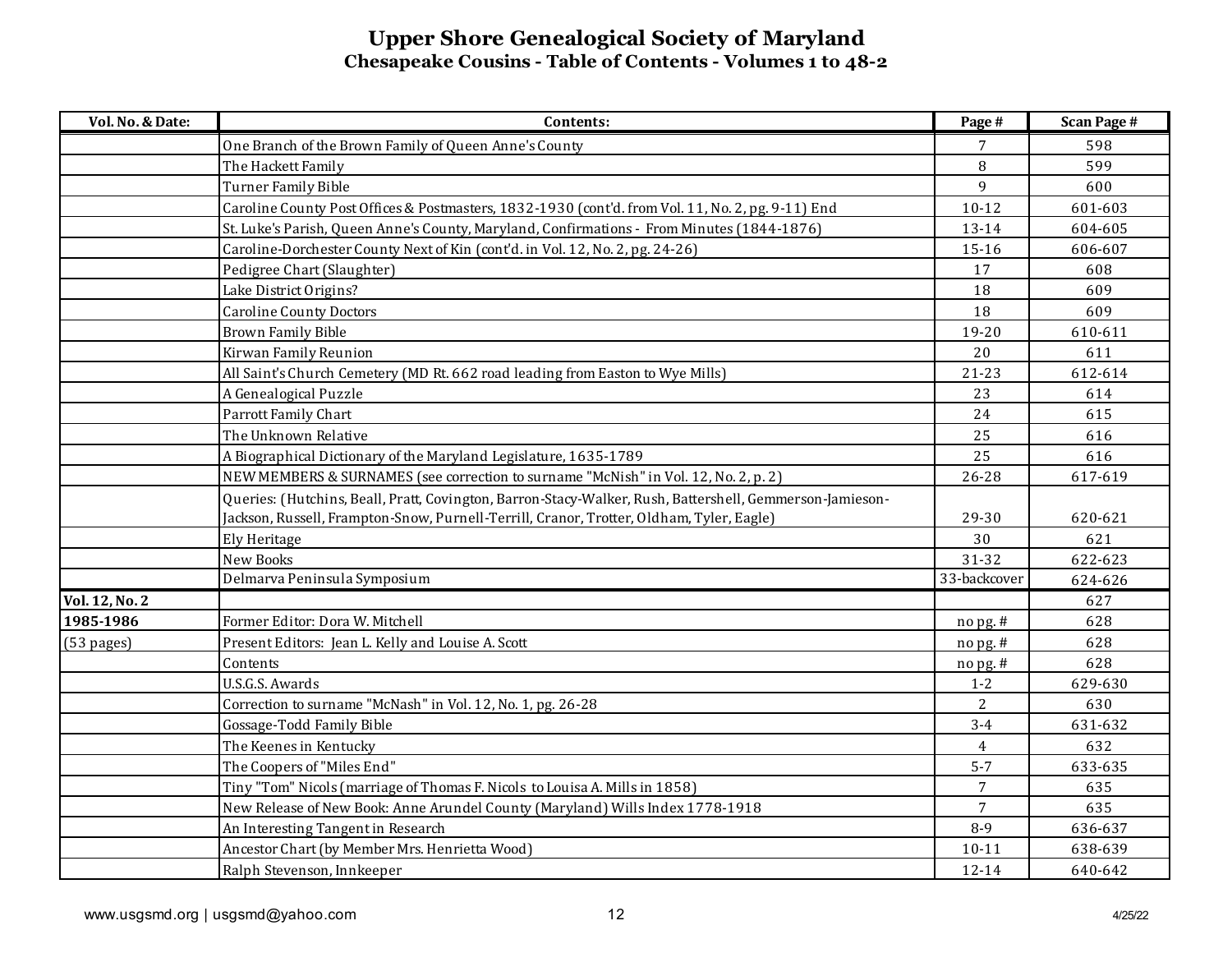# Upper Shore Genealogical Society of Maryland

## Chesapeake Cousins - Table of Contents - Volumes 1 to 48-2

| Vol. No. & Date: | Contents: | Page # | Scan Page # |
|---|---|---|---|
| | One Branch of the Brown Family of Queen Anne's County | 7 | 598 |
| | The Hackett Family | 8 | 599 |
| | Turner Family Bible | 9 | 600 |
| | Caroline County Post Offices & Postmasters, 1832-1930 (cont'd. from Vol. 11, No. 2, pg. 9-11) End | 10-12 | 601-603 |
| | St. Luke's Parish, Queen Anne's County, Maryland, Confirmations - From Minutes (1844-1876) | 13-14 | 604-605 |
| | Caroline-Dorchester County Next of Kin (cont'd. in Vol. 12, No. 2, pg. 24-26) | 15-16 | 606-607 |
| | Pedigree Chart (Slaughter) | 17 | 608 |
| | Lake District Origins? | 18 | 609 |
| | Caroline County Doctors | 18 | 609 |
| | Brown Family Bible | 19-20 | 610-611 |
| | Kirwan Family Reunion | 20 | 611 |
| | All Saint's Church Cemetery (MD Rt. 662 road leading from Easton to Wye Mills) | 21-23 | 612-614 |
| | A Genealogical Puzzle | 23 | 614 |
| | Parrott Family Chart | 24 | 615 |
| | The Unknown Relative | 25 | 616 |
| | A Biographical Dictionary of the Maryland Legislature, 1635-1789 | 25 | 616 |
| | NEW MEMBERS & SURNAMES (see correction to surname "McNish" in Vol. 12, No. 2, p. 2) | 26-28 | 617-619 |
| | Queries: (Hutchins, Beall, Pratt, Covington, Barron-Stacy-Walker, Rush, Battershell, Gemmerson-Jamieson-Jackson, Russell, Frampton-Snow, Purnell-Terrill, Cranor, Trotter, Oldham, Tyler, Eagle) | 29-30 | 620-621 |
| | Ely Heritage | 30 | 621 |
| | New Books | 31-32 | 622-623 |
| | Delmarva Peninsula Symposium | 33-backcover | 624-626 |
| **Vol. 12, No. 2** | | | 627 |
| **1985-1986** | Former Editor: Dora W. Mitchell | no pg. # | 628 |
| (53 pages) | Present Editors: Jean L. Kelly and Louise A. Scott | no pg. # | 628 |
| | Contents | no pg. # | 628 |
| | U.S.G.S. Awards | 1-2 | 629-630 |
| | Correction to surname "McNash" in Vol. 12, No. 1, pg. 26-28 | 2 | 630 |
| | Gossage-Todd Family Bible | 3-4 | 631-632 |
| | The Keenes in Kentucky | 4 | 632 |
| | The Coopers of "Miles End" | 5-7 | 633-635 |
| | Tiny "Tom" Nicols (marriage of Thomas F. Nicols to Louisa A. Mills in 1858) | 7 | 635 |
| | New Release of New Book: Anne Arundel County (Maryland) Wills Index 1778-1918 | 7 | 635 |
| | An Interesting Tangent in Research | 8-9 | 636-637 |
| | Ancestor Chart (by Member Mrs. Henrietta Wood) | 10-11 | 638-639 |
| | Ralph Stevenson, Innkeeper | 12-14 | 640-642 |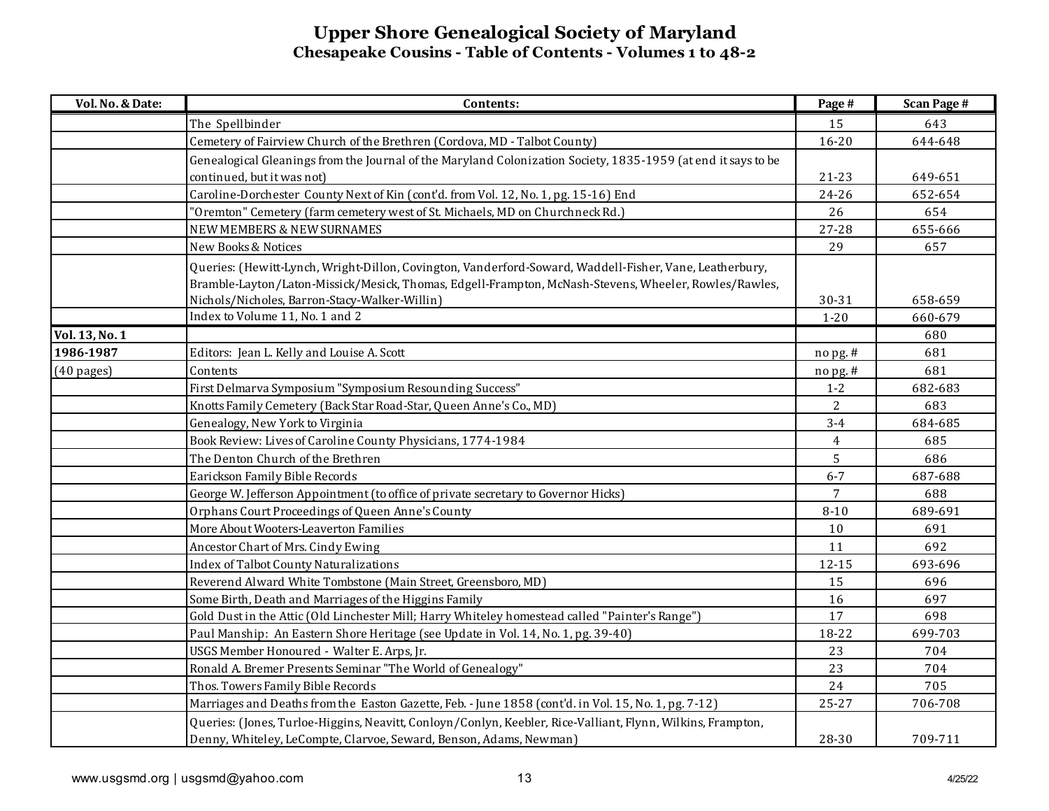# Upper Shore Genealogical Society of Maryland
## Chesapeake Cousins - Table of Contents - Volumes 1 to 48-2

| Vol. No. & Date: | Contents: | Page # | Scan Page # |
|---|---|---|---|
| | The Spellbinder | 15 | 643 |
| | Cemetery of Fairview Church of the Brethren (Cordova, MD - Talbot County) | 16-20 | 644-648 |
| | Genealogical Gleanings from the Journal of the Maryland Colonization Society, 1835-1959 (at end it says to be continued, but it was not) | 21-23 | 649-651 |
| | Caroline-Dorchester County Next of Kin (cont'd. from Vol. 12, No. 1, pg. 15-16) End | 24-26 | 652-654 |
| | "Oremton" Cemetery (farm cemetery west of St. Michaels, MD on Churchneck Rd.) | 26 | 654 |
| | NEW MEMBERS & NEW SURNAMES | 27-28 | 655-666 |
| | New Books & Notices | 29 | 657 |
| | Queries: (Hewitt-Lynch, Wright-Dillon, Covington, Vanderford-Soward, Waddell-Fisher, Vane, Leatherbury, Bramble-Layton/Laton-Missick/Mesick, Thomas, Edgell-Frampton, McNash-Stevens, Wheeler, Rowles/Rawles, Nichols/Nicholes, Barron-Stacy-Walker-Willin) | 30-31 | 658-659 |
| | Index to Volume 11, No. 1 and 2 | 1-20 | 660-679 |
| **Vol. 13, No. 1** | | | 680 |
| **1986-1987** | Editors: Jean L. Kelly and Louise A. Scott | no pg. # | 681 |
| (40 pages) | Contents | no pg. # | 681 |
| | First Delmarva Symposium "Symposium Resounding Success" | 1-2 | 682-683 |
| | Knotts Family Cemetery (Back Star Road-Star, Queen Anne's Co., MD) | 2 | 683 |
| | Genealogy, New York to Virginia | 3-4 | 684-685 |
| | Book Review: Lives of Caroline County Physicians, 1774-1984 | 4 | 685 |
| | The Denton Church of the Brethren | 5 | 686 |
| | Earickson Family Bible Records | 6-7 | 687-688 |
| | George W. Jefferson Appointment (to office of private secretary to Governor Hicks) | 7 | 688 |
| | Orphans Court Proceedings of Queen Anne's County | 8-10 | 689-691 |
| | More About Wooters-Leaverton Families | 10 | 691 |
| | Ancestor Chart of Mrs. Cindy Ewing | 11 | 692 |
| | Index of Talbot County Naturalizations | 12-15 | 693-696 |
| | Reverend Alward White Tombstone (Main Street, Greensboro, MD) | 15 | 696 |
| | Some Birth, Death and Marriages of the Higgins Family | 16 | 697 |
| | Gold Dust in the Attic (Old Linchester Mill; Harry Whiteley homestead called "Painter's Range") | 17 | 698 |
| | Paul Manship: An Eastern Shore Heritage (see Update in Vol. 14, No. 1, pg. 39-40) | 18-22 | 699-703 |
| | USGS Member Honoured - Walter E. Arps, Jr. | 23 | 704 |
| | Ronald A. Bremer Presents Seminar "The World of Genealogy" | 23 | 704 |
| | Thos. Towers Family Bible Records | 24 | 705 |
| | Marriages and Deaths from the Easton Gazette, Feb. - June 1858 (cont'd. in Vol. 15, No. 1, pg. 7-12) | 25-27 | 706-708 |
| | Queries: (Jones, Turloe-Higgins, Neavitt, Conloyn/Conlyn, Keebler, Rice-Valliant, Flynn, Wilkins, Frampton, Denny, Whiteley, LeCompte, Clarvoe, Seward, Benson, Adams, Newman) | 28-30 | 709-711 |

www.usgsmd.org | usgsmd@yahoo.com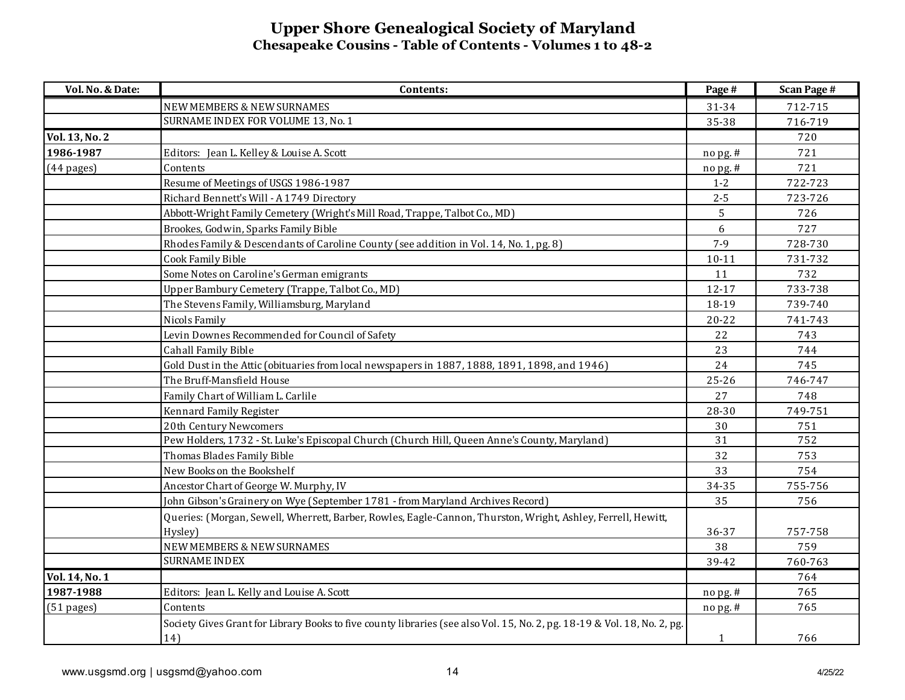# Upper Shore Genealogical Society of Maryland

## Chesapeake Cousins - Table of Contents - Volumes 1 to 48-2

| Vol. No. & Date: | Contents: | Page # | Scan Page # |
|---|---|---|---|
| | NEW MEMBERS & NEW SURNAMES | 31-34 | 712-715 |
| | SURNAME INDEX FOR VOLUME 13, No. 1 | 35-38 | 716-719 |
| **Vol. 13, No. 2** | | | 720 |
| **1986-1987** | Editors: Jean L. Kelley & Louise A. Scott | no pg. # | 721 |
| (44 pages) | Contents | no pg. # | 721 |
| | Resume of Meetings of USGS 1986-1987 | 1-2 | 722-723 |
| | Richard Bennett's Will - A 1749 Directory | 2-5 | 723-726 |
| | Abbott-Wright Family Cemetery (Wright's Mill Road, Trappe, Talbot Co., MD) | 5 | 726 |
| | Brookes, Godwin, Sparks Family Bible | 6 | 727 |
| | Rhodes Family & Descendants of Caroline County (see addition in Vol. 14, No. 1, pg. 8) | 7-9 | 728-730 |
| | Cook Family Bible | 10-11 | 731-732 |
| | Some Notes on Caroline's German emigrants | 11 | 732 |
| | Upper Bambury Cemetery (Trappe, Talbot Co., MD) | 12-17 | 733-738 |
| | The Stevens Family, Williamsburg, Maryland | 18-19 | 739-740 |
| | Nicols Family | 20-22 | 741-743 |
| | Levin Downes Recommended for Council of Safety | 22 | 743 |
| | Cahall Family Bible | 23 | 744 |
| | Gold Dust in the Attic (obituaries from local newspapers in 1887, 1888, 1891, 1898, and 1946) | 24 | 745 |
| | The Bruff-Mansfield House | 25-26 | 746-747 |
| | Family Chart of William L. Carlile | 27 | 748 |
| | Kennard Family Register | 28-30 | 749-751 |
| | 20th Century Newcomers | 30 | 751 |
| | Pew Holders, 1732 - St. Luke's Episcopal Church (Church Hill, Queen Anne's County, Maryland) | 31 | 752 |
| | Thomas Blades Family Bible | 32 | 753 |
| | New Books on the Bookshelf | 33 | 754 |
| | Ancestor Chart of George W. Murphy, IV | 34-35 | 755-756 |
| | John Gibson's Grainery on Wye (September 1781 - from Maryland Archives Record) | 35 | 756 |
| | Queries: (Morgan, Sewell, Wherrett, Barber, Rowles, Eagle-Cannon, Thurston, Wright, Ashley, Ferrell, Hewitt, Hysley) | 36-37 | 757-758 |
| | NEW MEMBERS & NEW SURNAMES | 38 | 759 |
| | SURNAME INDEX | 39-42 | 760-763 |
| **Vol. 14, No. 1** | | | 764 |
| **1987-1988** | Editors: Jean L. Kelly and Louise A. Scott | no pg. # | 765 |
| (51 pages) | Contents | no pg. # | 765 |
| | Society Gives Grant for Library Books to five county libraries (see also Vol. 15, No. 2, pg. 18-19 & Vol. 18, No. 2, pg. 14) | 1 | 766 |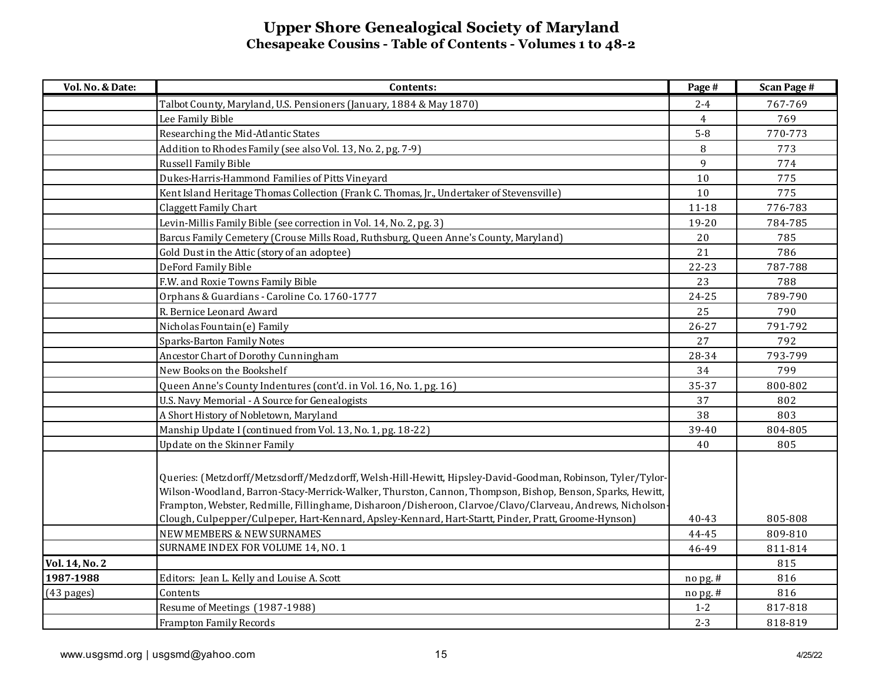# Upper Shore Genealogical Society of Maryland
## Chesapeake Cousins - Table of Contents - Volumes 1 to 48-2

| Vol. No. & Date: | Contents: | Page # | Scan Page # |
|---|---|---|---|
| | Talbot County, Maryland, U.S. Pensioners (January, 1884 & May 1870) | 2-4 | 767-769 |
| | Lee Family Bible | 4 | 769 |
| | Researching the Mid-Atlantic States | 5-8 | 770-773 |
| | Addition to Rhodes Family (see also Vol. 13, No. 2, pg. 7-9) | 8 | 773 |
| | Russell Family Bible | 9 | 774 |
| | Dukes-Harris-Hammond Families of Pitts Vineyard | 10 | 775 |
| | Kent Island Heritage Thomas Collection (Frank C. Thomas, Jr., Undertaker of Stevensville) | 10 | 775 |
| | Claggett Family Chart | 11-18 | 776-783 |
| | Levin-Millis Family Bible (see correction in Vol. 14, No. 2, pg. 3) | 19-20 | 784-785 |
| | Barcus Family Cemetery (Crouse Mills Road, Ruthsburg, Queen Anne's County, Maryland) | 20 | 785 |
| | Gold Dust in the Attic (story of an adoptee) | 21 | 786 |
| | DeFord Family Bible | 22-23 | 787-788 |
| | F.W. and Roxie Towns Family Bible | 23 | 788 |
| | Orphans & Guardians - Caroline Co. 1760-1777 | 24-25 | 789-790 |
| | R. Bernice Leonard Award | 25 | 790 |
| | Nicholas Fountain(e) Family | 26-27 | 791-792 |
| | Sparks-Barton Family Notes | 27 | 792 |
| | Ancestor Chart of Dorothy Cunningham | 28-34 | 793-799 |
| | New Books on the Bookshelf | 34 | 799 |
| | Queen Anne's County Indentures (cont'd. in Vol. 16, No. 1, pg. 16) | 35-37 | 800-802 |
| | U.S. Navy Memorial - A Source for Genealogists | 37 | 802 |
| | A Short History of Nobletown, Maryland | 38 | 803 |
| | Manship Update I (continued from Vol. 13, No. 1, pg. 18-22) | 39-40 | 804-805 |
| | Update on the Skinner Family | 40 | 805 |
| | Queries: (Metzdorff/Metzsdorff/Medzdorff, Welsh-Hill-Hewitt, Hipsley-David-Goodman, Robinson, Tyler/Tylor-Wilson-Woodland, Barron-Stacy-Merrick-Walker, Thurston, Cannon, Thompson, Bishop, Benson, Sparks, Hewitt, Frampton, Webster, Redmille, Fillinghame, Disharoon/Disheroon, Clarvoe/Clavo/Clarveau, Andrews, Nicholson-Clough, Culpepper/Culpeper, Hart-Kennard, Apsley-Kennard, Hart-Startt, Pinder, Pratt, Groome-Hynson) | 40-43 | 805-808 |
| | NEW MEMBERS & NEW SURNAMES | 44-45 | 809-810 |
| | SURNAME INDEX FOR VOLUME 14, NO. 1 | 46-49 | 811-814 |
| **Vol. 14, No. 2** | | | 815 |
| **1987-1988** | Editors: Jean L. Kelly and Louise A. Scott | no pg. # | 816 |
| (43 pages) | Contents | no pg. # | 816 |
| | Resume of Meetings (1987-1988) | 1-2 | 817-818 |
| | Frampton Family Records | 2-3 | 818-819 |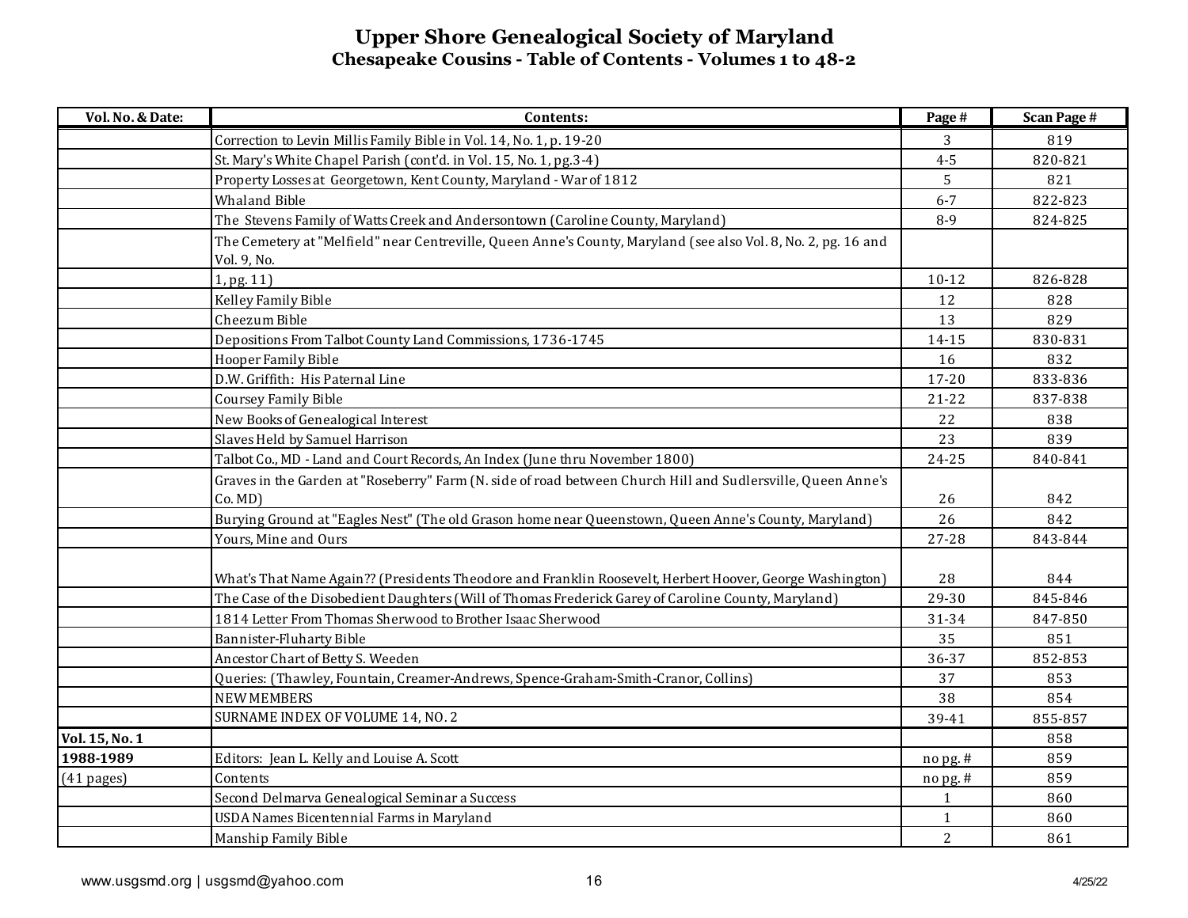# Upper Shore Genealogical Society of Maryland

## Chesapeake Cousins - Table of Contents - Volumes 1 to 48-2

| Vol. No. & Date: | Contents: | Page # | Scan Page # |
|---|---|---|---|
| | Correction to Levin Millis Family Bible in Vol. 14, No. 1, p. 19-20 | 3 | 819 |
| | St. Mary's White Chapel Parish (cont'd. in Vol. 15, No. 1, pg.3-4) | 4-5 | 820-821 |
| | Property Losses at Georgetown, Kent County, Maryland - War of 1812 | 5 | 821 |
| | Whaland Bible | 6-7 | 822-823 |
| | The Stevens Family of Watts Creek and Andersontown (Caroline County, Maryland) | 8-9 | 824-825 |
| | The Cemetery at "Melfield" near Centreville, Queen Anne's County, Maryland (see also Vol. 8, No. 2, pg. 16 and Vol. 9, No. | | |
| | 1, pg. 11) | 10-12 | 826-828 |
| | Kelley Family Bible | 12 | 828 |
| | Cheezum Bible | 13 | 829 |
| | Depositions From Talbot County Land Commissions, 1736-1745 | 14-15 | 830-831 |
| | Hooper Family Bible | 16 | 832 |
| | D.W. Griffith: His Paternal Line | 17-20 | 833-836 |
| | Coursey Family Bible | 21-22 | 837-838 |
| | New Books of Genealogical Interest | 22 | 838 |
| | Slaves Held by Samuel Harrison | 23 | 839 |
| | Talbot Co., MD - Land and Court Records, An Index (June thru November 1800) | 24-25 | 840-841 |
| | Graves in the Garden at "Roseberry" Farm (N. side of road between Church Hill and Sudlersville, Queen Anne's Co. MD) | 26 | 842 |
| | Burying Ground at "Eagles Nest" (The old Grason home near Queenstown, Queen Anne's County, Maryland) | 26 | 842 |
| | Yours, Mine and Ours | 27-28 | 843-844 |
| | What's That Name Again?? (Presidents Theodore and Franklin Roosevelt, Herbert Hoover, George Washington) | 28 | 844 |
| | The Case of the Disobedient Daughters (Will of Thomas Frederick Garey of Caroline County, Maryland) | 29-30 | 845-846 |
| | 1814 Letter From Thomas Sherwood to Brother Isaac Sherwood | 31-34 | 847-850 |
| | Bannister-Fluharty Bible | 35 | 851 |
| | Ancestor Chart of Betty S. Weeden | 36-37 | 852-853 |
| | Queries: (Thawley, Fountain, Creamer-Andrews, Spence-Graham-Smith-Cranor, Collins) | 37 | 853 |
| | NEW MEMBERS | 38 | 854 |
| | SURNAME INDEX OF VOLUME 14, NO. 2 | 39-41 | 855-857 |
| **Vol. 15, No. 1** | | | 858 |
| **1988-1989** | Editors: Jean L. Kelly and Louise A. Scott | no pg. # | 859 |
| (41 pages) | Contents | no pg. # | 859 |
| | Second Delmarva Genealogical Seminar a Success | 1 | 860 |
| | USDA Names Bicentennial Farms in Maryland | 1 | 860 |
| | Manship Family Bible | 2 | 861 |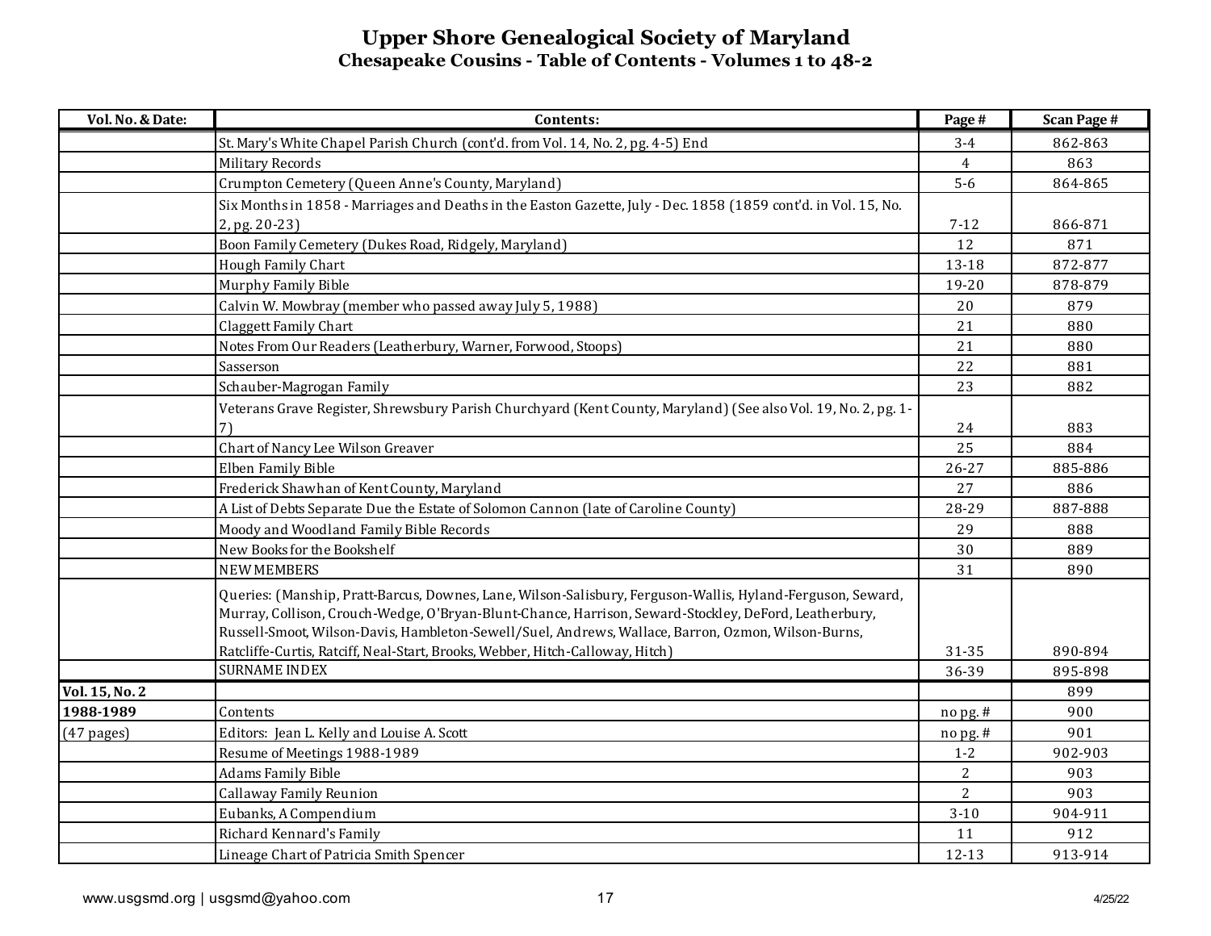# Upper Shore Genealogical Society of Maryland

## Chesapeake Cousins - Table of Contents - Volumes 1 to 48-2

| Vol. No. & Date: | Contents: | Page # | Scan Page # |
|---|---|---|---|
| | St. Mary's White Chapel Parish Church (cont'd. from Vol. 14, No. 2, pg. 4-5) End | 3-4 | 862-863 |
| | Military Records | 4 | 863 |
| | Crumpton Cemetery (Queen Anne's County, Maryland) | 5-6 | 864-865 |
| | Six Months in 1858 - Marriages and Deaths in the Easton Gazette, July - Dec. 1858 (1859 cont'd. in Vol. 15, No. 2, pg. 20-23) | 7-12 | 866-871 |
| | Boon Family Cemetery (Dukes Road, Ridgely, Maryland) | 12 | 871 |
| | Hough Family Chart | 13-18 | 872-877 |
| | Murphy Family Bible | 19-20 | 878-879 |
| | Calvin W. Mowbray (member who passed away July 5, 1988) | 20 | 879 |
| | Claggett Family Chart | 21 | 880 |
| | Notes From Our Readers (Leatherbury, Warner, Forwood, Stoops) | 21 | 880 |
| | Sasserson | 22 | 881 |
| | Schauber-Magrogan Family | 23 | 882 |
| | Veterans Grave Register, Shrewsbury Parish Churchyard (Kent County, Maryland) (See also Vol. 19, No. 2, pg. 1-7) | 24 | 883 |
| | Chart of Nancy Lee Wilson Greaver | 25 | 884 |
| | Elben Family Bible | 26-27 | 885-886 |
| | Frederick Shawhan of Kent County, Maryland | 27 | 886 |
| | A List of Debts Separate Due the Estate of Solomon Cannon (late of Caroline County) | 28-29 | 887-888 |
| | Moody and Woodland Family Bible Records | 29 | 888 |
| | New Books for the Bookshelf | 30 | 889 |
| | NEW MEMBERS | 31 | 890 |
| | Queries: (Manship, Pratt-Barcus, Downes, Lane, Wilson-Salisbury, Ferguson-Wallis, Hyland-Ferguson, Seward, Murray, Collison, Crouch-Wedge, O'Bryan-Blunt-Chance, Harrison, Seward-Stockley, DeFord, Leatherbury, Russell-Smoot, Wilson-Davis, Hambleton-Sewell/Suel, Andrews, Wallace, Barron, Ozmon, Wilson-Burns, Ratcliffe-Curtis, Ratcliff, Neal-Start, Brooks, Webber, Hitch-Calloway, Hitch) | 31-35 | 890-894 |
| | SURNAME INDEX | 36-39 | 895-898 |
| **Vol. 15, No. 2** | | | 899 |
| **1988-1989** | Contents | no pg. # | 900 |
| (47 pages) | Editors: Jean L. Kelly and Louise A. Scott | no pg. # | 901 |
| | Resume of Meetings 1988-1989 | 1-2 | 902-903 |
| | Adams Family Bible | 2 | 903 |
| | Callaway Family Reunion | 2 | 903 |
| | Eubanks, A Compendium | 3-10 | 904-911 |
| | Richard Kennard's Family | 11 | 912 |
| | Lineage Chart of Patricia Smith Spencer | 12-13 | 913-914 |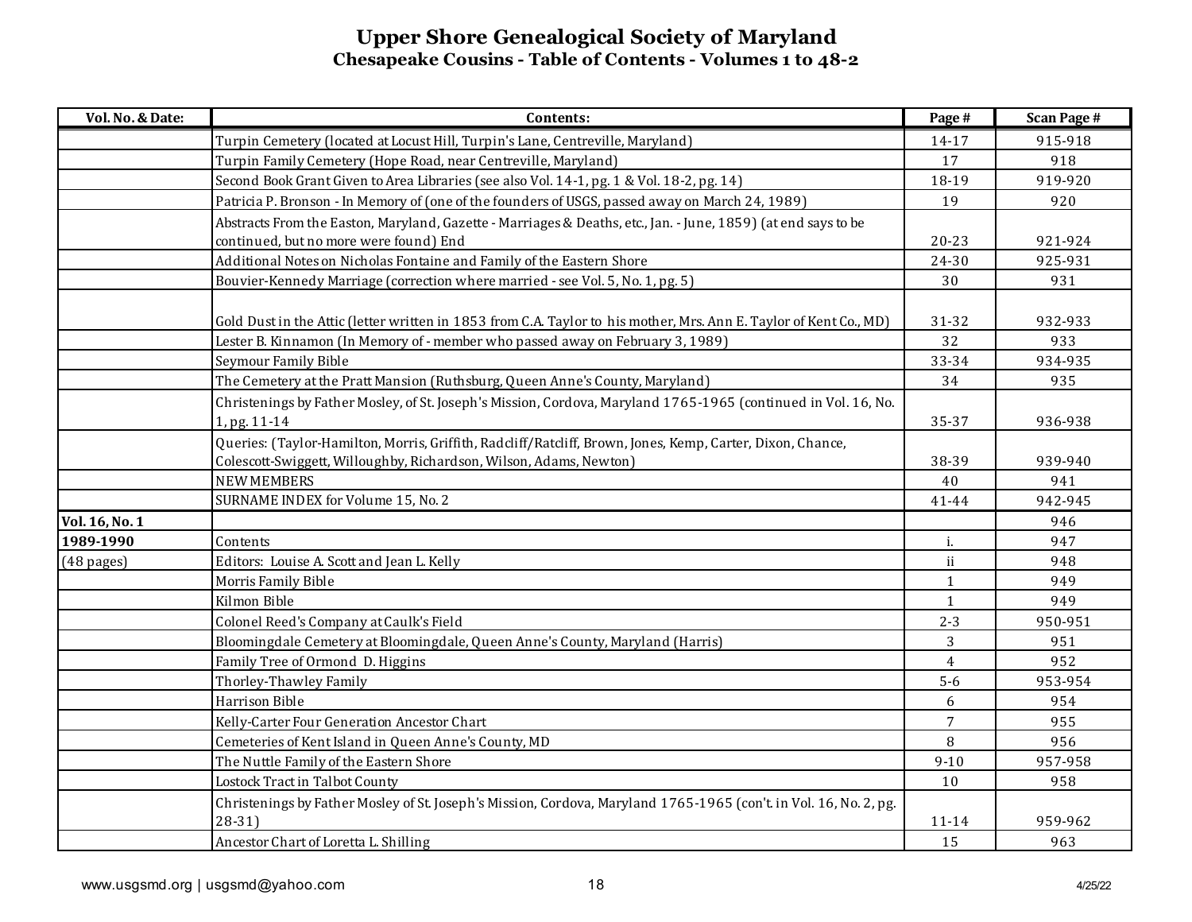# Upper Shore Genealogical Society of Maryland
## Chesapeake Cousins - Table of Contents - Volumes 1 to 48-2

| Vol. No. & Date: | Contents: | Page # | Scan Page # |
|---|---|---|---|
| | Turpin Cemetery (located at Locust Hill, Turpin's Lane, Centreville, Maryland) | 14-17 | 915-918 |
| | Turpin Family Cemetery (Hope Road, near Centreville, Maryland) | 17 | 918 |
| | Second Book Grant Given to Area Libraries (see also Vol. 14-1, pg. 1 & Vol. 18-2, pg. 14) | 18-19 | 919-920 |
| | Patricia P. Bronson - In Memory of (one of the founders of USGS, passed away on March 24, 1989) | 19 | 920 |
| | Abstracts From the Easton, Maryland, Gazette - Marriages & Deaths, etc., Jan. - June, 1859) (at end says to be continued, but no more were found) End | 20-23 | 921-924 |
| | Additional Notes on Nicholas Fontaine and Family of the Eastern Shore | 24-30 | 925-931 |
| | Bouvier-Kennedy Marriage (correction where married - see Vol. 5, No. 1, pg. 5) | 30 | 931 |
| | Gold Dust in the Attic (letter written in 1853 from C.A. Taylor to his mother, Mrs. Ann E. Taylor of Kent Co., MD) | 31-32 | 932-933 |
| | Lester B. Kinnamon (In Memory of - member who passed away on February 3, 1989) | 32 | 933 |
| | Seymour Family Bible | 33-34 | 934-935 |
| | The Cemetery at the Pratt Mansion (Ruthsburg, Queen Anne's County, Maryland) | 34 | 935 |
| | Christenings by Father Mosley, of St. Joseph's Mission, Cordova, Maryland 1765-1965 (continued in Vol. 16, No. 1, pg. 11-14 | 35-37 | 936-938 |
| | Queries: (Taylor-Hamilton, Morris, Griffith, Radcliff/Ratcliff, Brown, Jones, Kemp, Carter, Dixon, Chance, Colescott-Swiggett, Willoughby, Richardson, Wilson, Adams, Newton) | 38-39 | 939-940 |
| | NEW MEMBERS | 40 | 941 |
| | SURNAME INDEX for Volume 15, No. 2 | 41-44 | 942-945 |
| **Vol. 16, No. 1** | | | 946 |
| **1989-1990** | Contents | i. | 947 |
| (48 pages) | Editors: Louise A. Scott and Jean L. Kelly | ii | 948 |
| | Morris Family Bible | 1 | 949 |
| | Kilmon Bible | 1 | 949 |
| | Colonel Reed's Company at Caulk's Field | 2-3 | 950-951 |
| | Bloomingdale Cemetery at Bloomingdale, Queen Anne's County, Maryland (Harris) | 3 | 951 |
| | Family Tree of Ormond D. Higgins | 4 | 952 |
| | Thorley-Thawley Family | 5-6 | 953-954 |
| | Harrison Bible | 6 | 954 |
| | Kelly-Carter Four Generation Ancestor Chart | 7 | 955 |
| | Cemeteries of Kent Island in Queen Anne's County, MD | 8 | 956 |
| | The Nuttle Family of the Eastern Shore | 9-10 | 957-958 |
| | Lostock Tract in Talbot County | 10 | 958 |
| | Christenings by Father Mosley of St. Joseph's Mission, Cordova, Maryland 1765-1965 (con't. in Vol. 16, No. 2, pg. 28-31) | 11-14 | 959-962 |
| | Ancestor Chart of Loretta L. Shilling | 15 | 963 |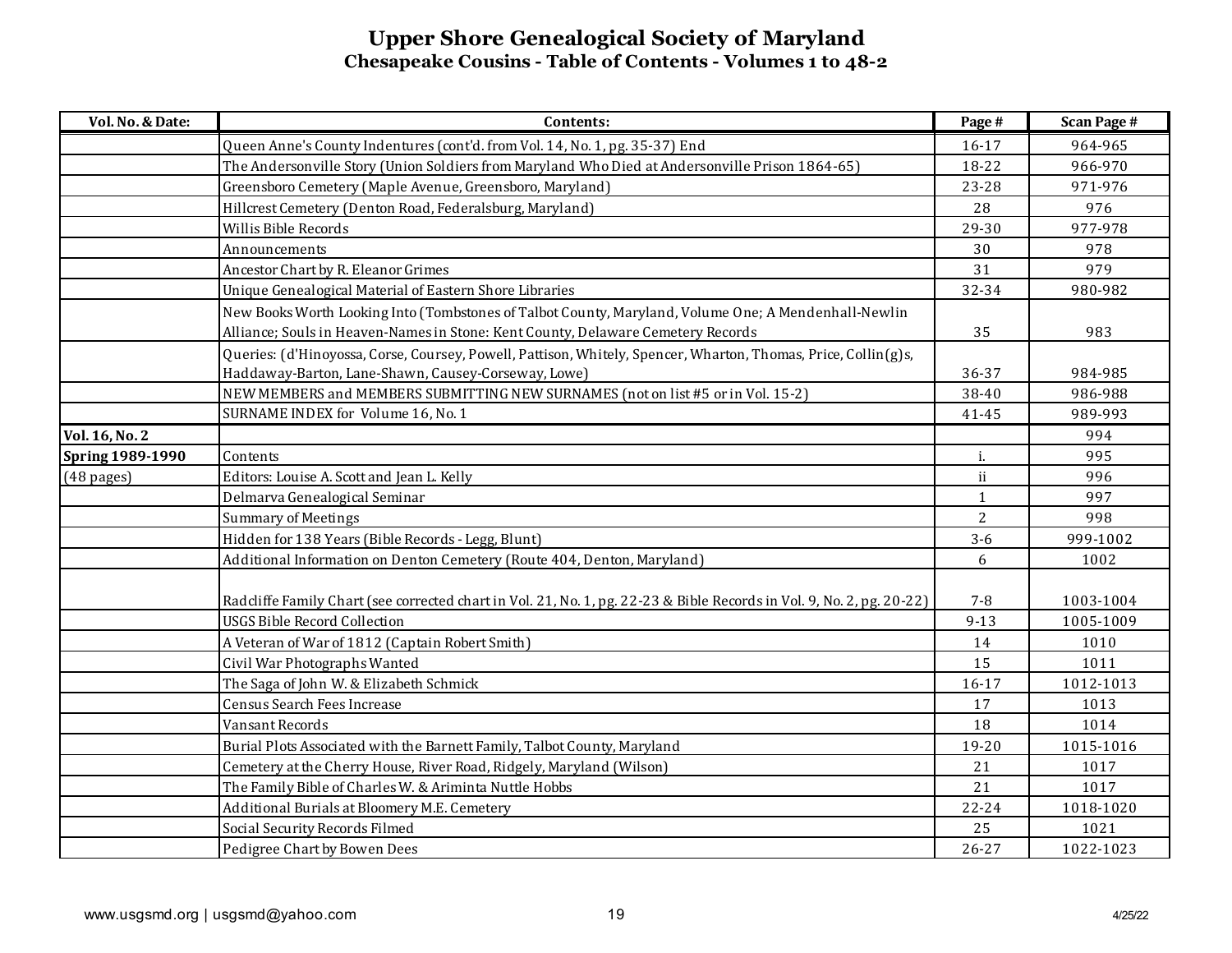# Upper Shore Genealogical Society of Maryland

## Chesapeake Cousins - Table of Contents - Volumes 1 to 48-2

| Vol. No. & Date: | Contents: | Page # | Scan Page # |
|---|---|---|---|
| | Queen Anne's County Indentures (cont'd. from Vol. 14, No. 1, pg. 35-37) End | 16-17 | 964-965 |
| | The Andersonville Story (Union Soldiers from Maryland Who Died at Andersonville Prison 1864-65) | 18-22 | 966-970 |
| | Greensboro Cemetery (Maple Avenue, Greensboro, Maryland) | 23-28 | 971-976 |
| | Hillcrest Cemetery (Denton Road, Federalsburg, Maryland) | 28 | 976 |
| | Willis Bible Records | 29-30 | 977-978 |
| | Announcements | 30 | 978 |
| | Ancestor Chart by R. Eleanor Grimes | 31 | 979 |
| | Unique Genealogical Material of Eastern Shore Libraries | 32-34 | 980-982 |
| | New Books Worth Looking Into (Tombstones of Talbot County, Maryland, Volume One; A Mendenhall-Newlin Alliance; Souls in Heaven-Names in Stone: Kent County, Delaware Cemetery Records | 35 | 983 |
| | Queries: (d'Hinoyossa, Corse, Coursey, Powell, Pattison, Whitely, Spencer, Wharton, Thomas, Price, Collin(g)s, Haddaway-Barton, Lane-Shawn, Causey-Corseway, Lowe) | 36-37 | 984-985 |
| | NEW MEMBERS and MEMBERS SUBMITTING NEW SURNAMES (not on list #5 or in Vol. 15-2) | 38-40 | 986-988 |
| | SURNAME INDEX for Volume 16, No. 1 | 41-45 | 989-993 |
| **Vol. 16, No. 2** | | | 994 |
| **Spring 1989-1990** | Contents | i. | 995 |
| (48 pages) | Editors: Louise A. Scott and Jean L. Kelly | ii | 996 |
| | Delmarva Genealogical Seminar | 1 | 997 |
| | Summary of Meetings | 2 | 998 |
| | Hidden for 138 Years (Bible Records - Legg, Blunt) | 3-6 | 999-1002 |
| | Additional Information on Denton Cemetery (Route 404, Denton, Maryland) | 6 | 1002 |
| | Radcliffe Family Chart (see corrected chart in Vol. 21, No. 1, pg. 22-23 & Bible Records in Vol. 9, No. 2, pg. 20-22) | 7-8 | 1003-1004 |
| | USGS Bible Record Collection | 9-13 | 1005-1009 |
| | A Veteran of War of 1812 (Captain Robert Smith) | 14 | 1010 |
| | Civil War Photographs Wanted | 15 | 1011 |
| | The Saga of John W. & Elizabeth Schmick | 16-17 | 1012-1013 |
| | Census Search Fees Increase | 17 | 1013 |
| | Vansant Records | 18 | 1014 |
| | Burial Plots Associated with the Barnett Family, Talbot County, Maryland | 19-20 | 1015-1016 |
| | Cemetery at the Cherry House, River Road, Ridgely, Maryland (Wilson) | 21 | 1017 |
| | The Family Bible of Charles W. & Ariminta Nuttle Hobbs | 21 | 1017 |
| | Additional Burials at Bloomery M.E. Cemetery | 22-24 | 1018-1020 |
| | Social Security Records Filmed | 25 | 1021 |
| | Pedigree Chart by Bowen Dees | 26-27 | 1022-1023 |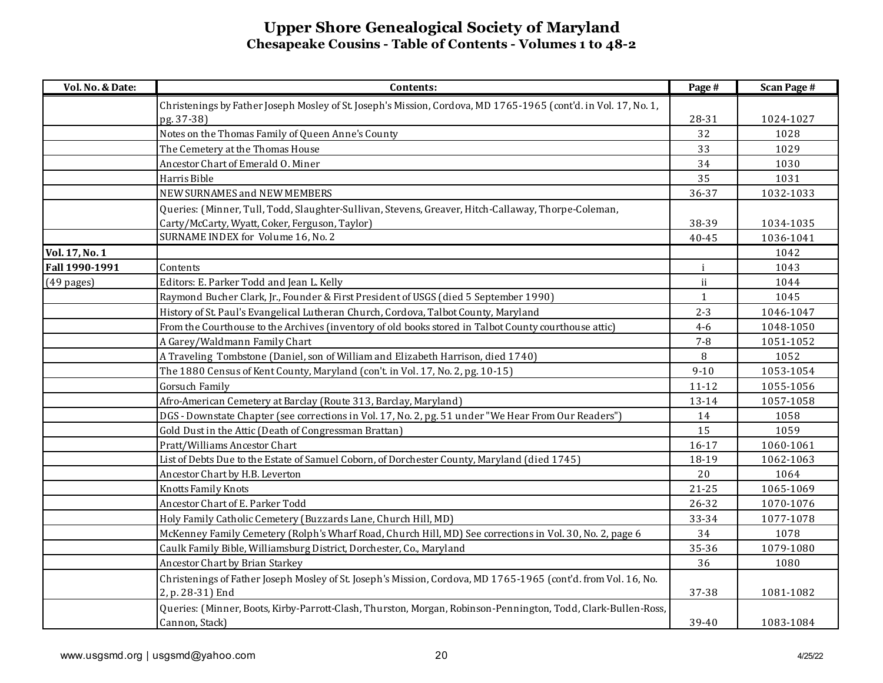# Upper Shore Genealogical Society of Maryland

## Chesapeake Cousins - Table of Contents - Volumes 1 to 48-2

| Vol. No. & Date: | Contents: | Page # | Scan Page # |
|---|---|---|---|
| | Christenings by Father Joseph Mosley of St. Joseph's Mission, Cordova, MD 1765-1965 (cont'd. in Vol. 17, No. 1, pg. 37-38) | 28-31 | 1024-1027 |
| | Notes on the Thomas Family of Queen Anne's County | 32 | 1028 |
| | The Cemetery at the Thomas House | 33 | 1029 |
| | Ancestor Chart of Emerald O. Miner | 34 | 1030 |
| | Harris Bible | 35 | 1031 |
| | NEW SURNAMES and NEW MEMBERS | 36-37 | 1032-1033 |
| | Queries: (Minner, Tull, Todd, Slaughter-Sullivan, Stevens, Greaver, Hitch-Callaway, Thorpe-Coleman, Carty/McCarty, Wyatt, Coker, Ferguson, Taylor) | 38-39 | 1034-1035 |
| | SURNAME INDEX for Volume 16, No. 2 | 40-45 | 1036-1041 |
| **Vol. 17, No. 1** | | | 1042 |
| **Fall 1990-1991** | Contents | i | 1043 |
| (49 pages) | Editors: E. Parker Todd and Jean L. Kelly | ii | 1044 |
| | Raymond Bucher Clark, Jr., Founder & First President of USGS (died 5 September 1990) | 1 | 1045 |
| | History of St. Paul's Evangelical Lutheran Church, Cordova, Talbot County, Maryland | 2-3 | 1046-1047 |
| | From the Courthouse to the Archives (inventory of old books stored in Talbot County courthouse attic) | 4-6 | 1048-1050 |
| | A Garey/Waldmann Family Chart | 7-8 | 1051-1052 |
| | A Traveling Tombstone (Daniel, son of William and Elizabeth Harrison, died 1740) | 8 | 1052 |
| | The 1880 Census of Kent County, Maryland (con't. in Vol. 17, No. 2, pg. 10-15) | 9-10 | 1053-1054 |
| | Gorsuch Family | 11-12 | 1055-1056 |
| | Afro-American Cemetery at Barclay (Route 313, Barclay, Maryland) | 13-14 | 1057-1058 |
| | DGS - Downstate Chapter (see corrections in Vol. 17, No. 2, pg. 51 under "We Hear From Our Readers") | 14 | 1058 |
| | Gold Dust in the Attic (Death of Congressman Brattan) | 15 | 1059 |
| | Pratt/Williams Ancestor Chart | 16-17 | 1060-1061 |
| | List of Debts Due to the Estate of Samuel Coborn, of Dorchester County, Maryland (died 1745) | 18-19 | 1062-1063 |
| | Ancestor Chart by H.B. Leverton | 20 | 1064 |
| | Knotts Family Knots | 21-25 | 1065-1069 |
| | Ancestor Chart of E. Parker Todd | 26-32 | 1070-1076 |
| | Holy Family Catholic Cemetery (Buzzards Lane, Church Hill, MD) | 33-34 | 1077-1078 |
| | McKenney Family Cemetery (Rolph's Wharf Road, Church Hill, MD) See corrections in Vol. 30, No. 2, page 6 | 34 | 1078 |
| | Caulk Family Bible, Williamsburg District, Dorchester, Co., Maryland | 35-36 | 1079-1080 |
| | Ancestor Chart by Brian Starkey | 36 | 1080 |
| | Christenings of Father Joseph Mosley of St. Joseph's Mission, Cordova, MD 1765-1965 (cont'd. from Vol. 16, No. 2, p. 28-31) End | 37-38 | 1081-1082 |
| | Queries: (Minner, Boots, Kirby-Parrott-Clash, Thurston, Morgan, Robinson-Pennington, Todd, Clark-Bullen-Ross, Cannon, Stack) | 39-40 | 1083-1084 |

www.usgsmd.org | usgsmd@yahoo.com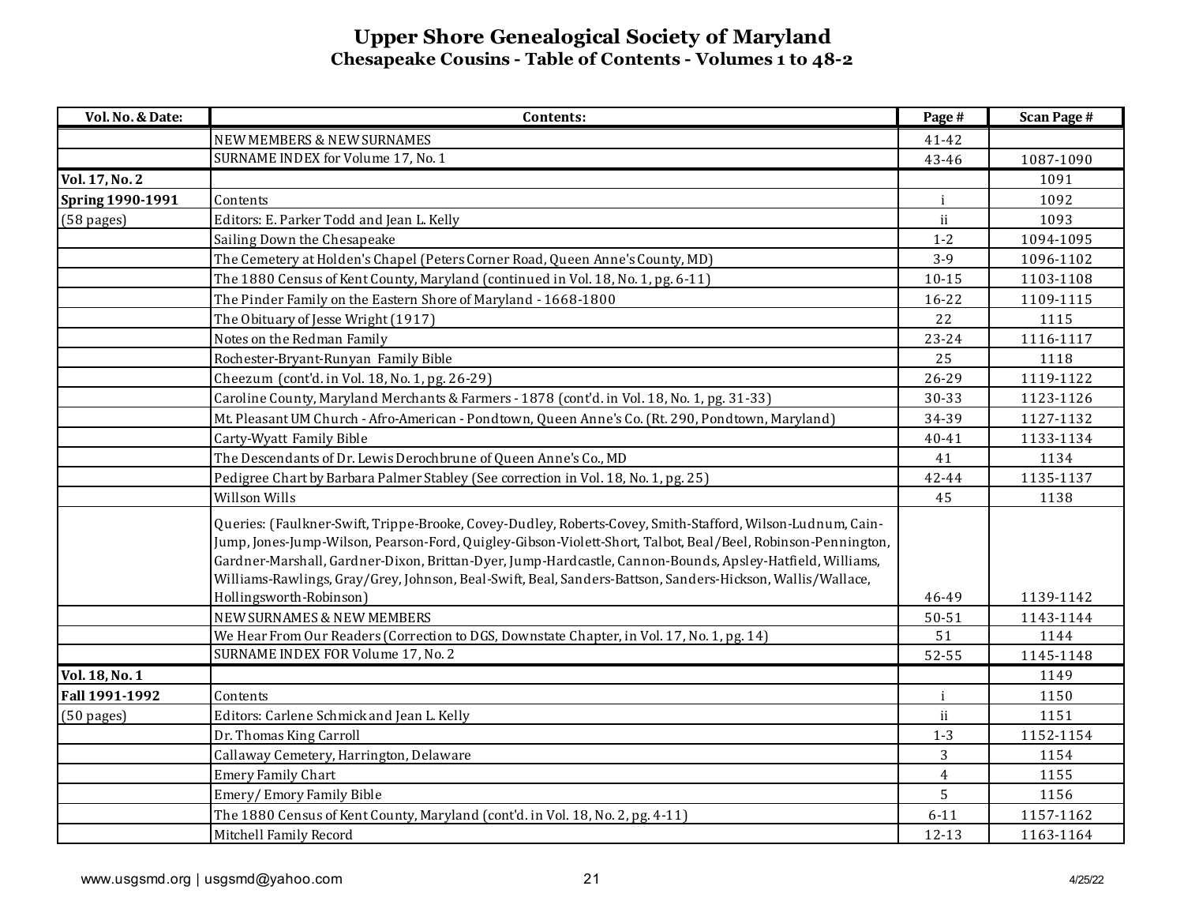# Upper Shore Genealogical Society of Maryland

## Chesapeake Cousins - Table of Contents - Volumes 1 to 48-2

| Vol. No. & Date: | Contents: | Page # | Scan Page # |
|---|---|---|---|
| | NEW MEMBERS & NEW SURNAMES | 41-42 | |
| | SURNAME INDEX for Volume 17, No. 1 | 43-46 | 1087-1090 |
| **Vol. 17, No. 2** | | | 1091 |
| **Spring 1990-1991** | Contents | i | 1092 |
| (58 pages) | Editors: E. Parker Todd and Jean L. Kelly | ii | 1093 |
| | Sailing Down the Chesapeake | 1-2 | 1094-1095 |
| | The Cemetery at Holden's Chapel (Peters Corner Road, Queen Anne's County, MD) | 3-9 | 1096-1102 |
| | The 1880 Census of Kent County, Maryland (continued in Vol. 18, No. 1, pg. 6-11) | 10-15 | 1103-1108 |
| | The Pinder Family on the Eastern Shore of Maryland - 1668-1800 | 16-22 | 1109-1115 |
| | The Obituary of Jesse Wright (1917) | 22 | 1115 |
| | Notes on the Redman Family | 23-24 | 1116-1117 |
| | Rochester-Bryant-Runyan Family Bible | 25 | 1118 |
| | Cheezum (cont'd. in Vol. 18, No. 1, pg. 26-29) | 26-29 | 1119-1122 |
| | Caroline County, Maryland Merchants & Farmers - 1878 (cont'd. in Vol. 18, No. 1, pg. 31-33) | 30-33 | 1123-1126 |
| | Mt. Pleasant UM Church - Afro-American - Pondtown, Queen Anne's Co. (Rt. 290, Pondtown, Maryland) | 34-39 | 1127-1132 |
| | Carty-Wyatt Family Bible | 40-41 | 1133-1134 |
| | The Descendants of Dr. Lewis Derochbrune of Queen Anne's Co., MD | 41 | 1134 |
| | Pedigree Chart by Barbara Palmer Stabley (See correction in Vol. 18, No. 1, pg. 25) | 42-44 | 1135-1137 |
| | Willson Wills | 45 | 1138 |
| | Queries: (Faulkner-Swift, Trippe-Brooke, Covey-Dudley, Roberts-Covey, Smith-Stafford, Wilson-Ludnum, Cain-Jump, Jones-Jump-Wilson, Pearson-Ford, Quigley-Gibson-Violett-Short, Talbot, Beal/Beel, Robinson-Pennington, Gardner-Marshall, Gardner-Dixon, Brittan-Dyer, Jump-Hardcastle, Cannon-Bounds, Apsley-Hatfield, Williams, Williams-Rawlings, Gray/Grey, Johnson, Beal-Swift, Beal, Sanders-Battson, Sanders-Hickson, Wallis/Wallace, Hollingsworth-Robinson) | 46-49 | 1139-1142 |
| | NEW SURNAMES & NEW MEMBERS | 50-51 | 1143-1144 |
| | We Hear From Our Readers (Correction to DGS, Downstate Chapter, in Vol. 17, No. 1, pg. 14) | 51 | 1144 |
| | SURNAME INDEX FOR Volume 17, No. 2 | 52-55 | 1145-1148 |
| **Vol. 18, No. 1** | | | 1149 |
| **Fall 1991-1992** | Contents | i | 1150 |
| (50 pages) | Editors: Carlene Schmick and Jean L. Kelly | ii | 1151 |
| | Dr. Thomas King Carroll | 1-3 | 1152-1154 |
| | Callaway Cemetery, Harrington, Delaware | 3 | 1154 |
| | Emery Family Chart | 4 | 1155 |
| | Emery/ Emory Family Bible | 5 | 1156 |
| | The 1880 Census of Kent County, Maryland (cont'd. in Vol. 18, No. 2, pg. 4-11) | 6-11 | 1157-1162 |
| | Mitchell Family Record | 12-13 | 1163-1164 |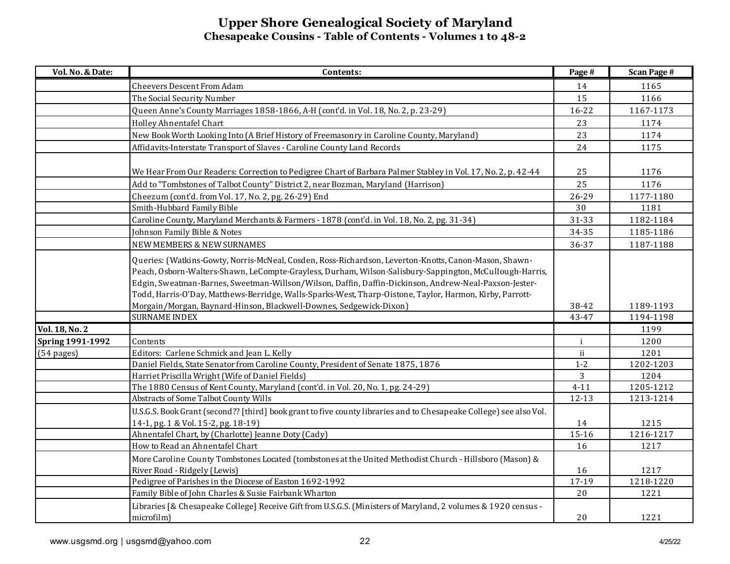# Upper Shore Genealogical Society of Maryland
## Chesapeake Cousins - Table of Contents - Volumes 1 to 48-2

| Vol. No. & Date: | Contents: | Page # | Scan Page # |
|---|---|---|---|
| | Cheevers Descent From Adam | 14 | 1165 |
| | The Social Security Number | 15 | 1166 |
| | Queen Anne's County Marriages 1858-1866, A-H (cont'd. in Vol. 18, No. 2, p. 23-29) | 16-22 | 1167-1173 |
| | Holley Ahnentafel Chart | 23 | 1174 |
| | New Book Worth Looking Into (A Brief History of Freemasonry in Caroline County, Maryland) | 23 | 1174 |
| | Affidavits-Interstate Transport of Slaves - Caroline County Land Records | 24 | 1175 |
| | We Hear From Our Readers: Correction to Pedigree Chart of Barbara Palmer Stabley in Vol. 17, No. 2, p. 42-44 | 25 | 1176 |
| | Add to "Tombstones of Talbot County" District 2, near Bozman, Maryland (Harrison) | 25 | 1176 |
| | Cheezum (cont'd. from Vol. 17, No. 2, pg. 26-29) End | 26-29 | 1177-1180 |
| | Smith-Hubbard Family Bible | 30 | 1181 |
| | Caroline County, Maryland Merchants & Farmers - 1878 (cont'd. in Vol. 18, No. 2, pg. 31-34) | 31-33 | 1182-1184 |
| | Johnson Family Bible & Notes | 34-35 | 1185-1186 |
| | NEW MEMBERS & NEW SURNAMES | 36-37 | 1187-1188 |
| | Queries: (Watkins-Gowty, Norris-McNeal, Cosden, Ross-Richardson, Leverton-Knotts, Canon-Mason, Shawn-Peach, Osborn-Walters-Shawn, LeCompte-Grayless, Durham, Wilson-Salisbury-Sappington, McCullough-Harris, Edgin, Sweatman-Barnes, Sweetman-Willson/Wilson, Daffin, Daffin-Dickinson, Andrew-Neal-Paxson-Jester-Todd, Harris-O'Day, Matthews-Berridge, Walls-Sparks-West, Tharp-Oistone, Taylor, Harmon, Kirby, Parrott-Morgain/Morgan, Baynard-Hinson, Blackwell-Downes, Sedgewick-Dixon) | 38-42 | 1189-1193 |
| | SURNAME INDEX | 43-47 | 1194-1198 |
| **Vol. 18, No. 2** | | | 1199 |
| **Spring 1991-1992** | Contents | i | 1200 |
| (54 pages) | Editors: Carlene Schmick and Jean L. Kelly | ii | 1201 |
| | Daniel Fields, State Senator from Caroline County, President of Senate 1875, 1876 | 1-2 | 1202-1203 |
| | Harriet Priscilla Wright (Wife of Daniel Fields) | 3 | 1204 |
| | The 1880 Census of Kent County, Maryland (cont'd. in Vol. 20, No. 1, pg. 24-29) | 4-11 | 1205-1212 |
| | Abstracts of Some Talbot County Wills | 12-13 | 1213-1214 |
| | U.S.G.S. Book Grant (second?? [third] book grant to five county libraries and to Chesapeake College) see also Vol. 14-1, pg. 1 & Vol. 15-2, pg. 18-19) | 14 | 1215 |
| | Ahnentafel Chart, by (Charlotte) Jeanne Doty (Cady) | 15-16 | 1216-1217 |
| | How to Read an Ahnentafel Chart | 16 | 1217 |
| | More Caroline County Tombstones Located (tombstones at the United Methodist Church - Hillsboro (Mason) & River Road - Ridgely (Lewis) | 16 | 1217 |
| | Pedigree of Parishes in the Diocese of Easton 1692-1992 | 17-19 | 1218-1220 |
| | Family Bible of John Charles & Susie Fairbank Wharton | 20 | 1221 |
| | Libraries [& Chesapeake College] Receive Gift from U.S.G.S. (Ministers of Maryland, 2 volumes & 1920 census - microfilm) | 20 | 1221 |

www.usgsmd.org | usgsmd@yahoo.com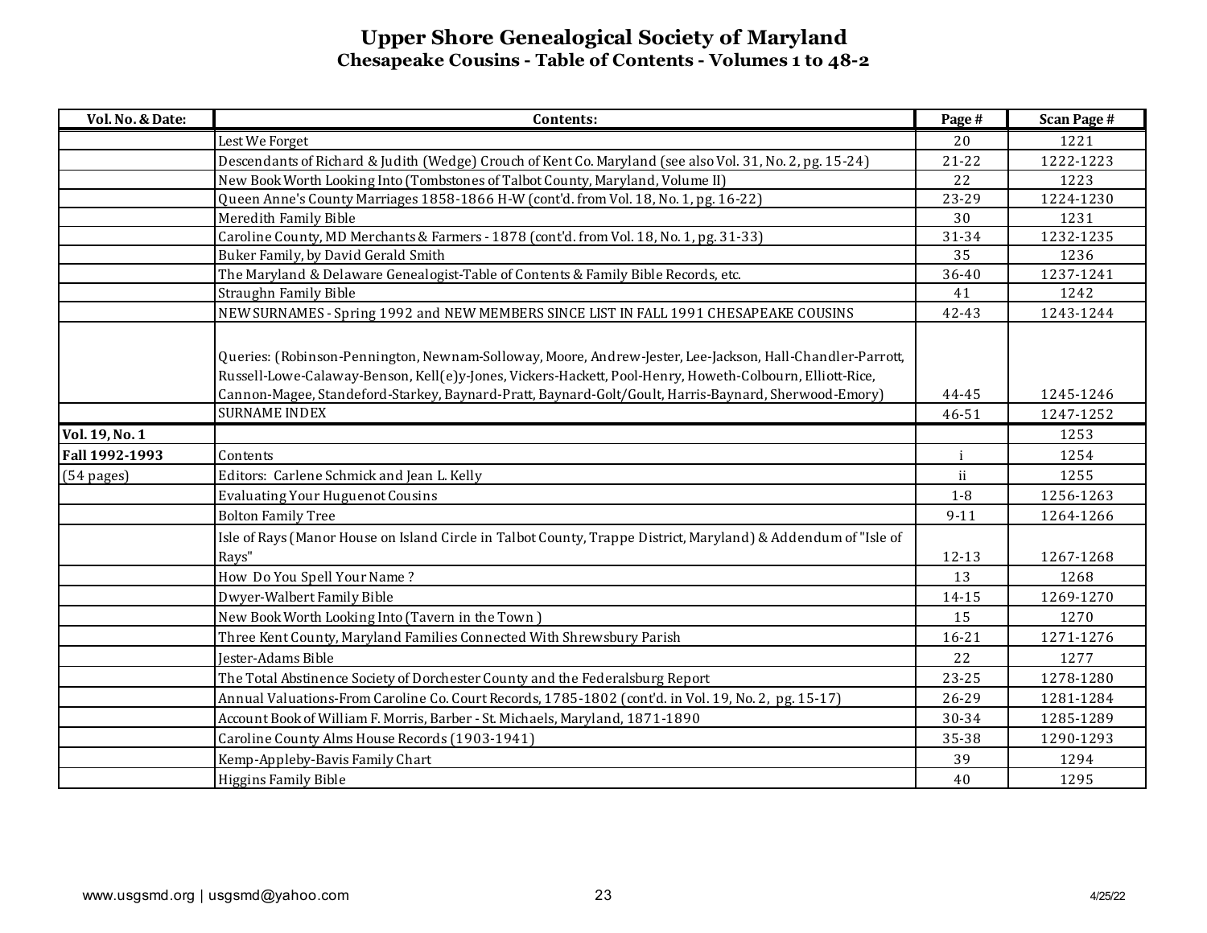# Upper Shore Genealogical Society of Maryland
## Chesapeake Cousins - Table of Contents - Volumes 1 to 48-2

| Vol. No. & Date: | Contents: | Page # | Scan Page # |
|---|---|---|---|
| | Lest We Forget | 20 | 1221 |
| | Descendants of Richard & Judith (Wedge) Crouch of Kent Co. Maryland (see also Vol. 31, No. 2, pg. 15-24) | 21-22 | 1222-1223 |
| | New Book Worth Looking Into (Tombstones of Talbot County, Maryland, Volume II) | 22 | 1223 |
| | Queen Anne's County Marriages 1858-1866 H-W (cont'd. from Vol. 18, No. 1, pg. 16-22) | 23-29 | 1224-1230 |
| | Meredith Family Bible | 30 | 1231 |
| | Caroline County, MD Merchants & Farmers - 1878 (cont'd. from Vol. 18, No. 1, pg. 31-33) | 31-34 | 1232-1235 |
| | Buker Family, by David Gerald Smith | 35 | 1236 |
| | The Maryland & Delaware Genealogist-Table of Contents & Family Bible Records, etc. | 36-40 | 1237-1241 |
| | Straughn Family Bible | 41 | 1242 |
| | NEW SURNAMES - Spring 1992 and NEW MEMBERS SINCE LIST IN FALL 1991 CHESAPEAKE COUSINS | 42-43 | 1243-1244 |
| | Queries: (Robinson-Pennington, Newnam-Solloway, Moore, Andrew-Jester, Lee-Jackson, Hall-Chandler-Parrott, Russell-Lowe-Calaway-Benson, Kell(e)y-Jones, Vickers-Hackett, Pool-Henry, Howeth-Colbourn, Elliott-Rice, Cannon-Magee, Standeford-Starkey, Baynard-Pratt, Baynard-Golt/Goult, Harris-Baynard, Sherwood-Emory) | 44-45 | 1245-1246 |
| | SURNAME INDEX | 46-51 | 1247-1252 |
| **Vol. 19, No. 1** | | | 1253 |
| **Fall 1992-1993** | Contents | i | 1254 |
| (54 pages) | Editors: Carlene Schmick and Jean L. Kelly | ii | 1255 |
| | Evaluating Your Huguenot Cousins | 1-8 | 1256-1263 |
| | Bolton Family Tree | 9-11 | 1264-1266 |
| | Isle of Rays (Manor House on Island Circle in Talbot County, Trappe District, Maryland) & Addendum of "Isle of Rays" | 12-13 | 1267-1268 |
| | How Do You Spell Your Name ? | 13 | 1268 |
| | Dwyer-Walbert Family Bible | 14-15 | 1269-1270 |
| | New Book Worth Looking Into (Tavern in the Town ) | 15 | 1270 |
| | Three Kent County, Maryland Families Connected With Shrewsbury Parish | 16-21 | 1271-1276 |
| | Jester-Adams Bible | 22 | 1277 |
| | The Total Abstinence Society of Dorchester County and the Federalsburg Report | 23-25 | 1278-1280 |
| | Annual Valuations-From Caroline Co. Court Records, 1785-1802 (cont'd. in Vol. 19, No. 2, pg. 15-17) | 26-29 | 1281-1284 |
| | Account Book of William F. Morris, Barber - St. Michaels, Maryland, 1871-1890 | 30-34 | 1285-1289 |
| | Caroline County Alms House Records (1903-1941) | 35-38 | 1290-1293 |
| | Kemp-Appleby-Bavis Family Chart | 39 | 1294 |
| | Higgins Family Bible | 40 | 1295 |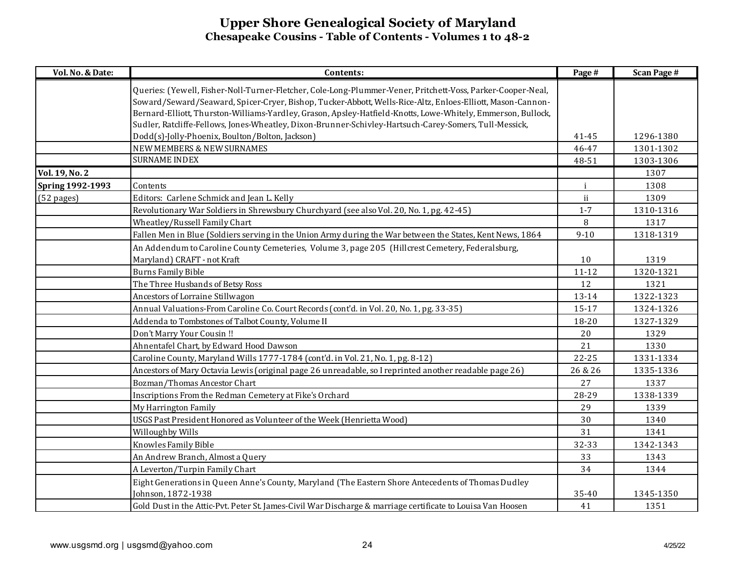# Upper Shore Genealogical Society of Maryland
## Chesapeake Cousins - Table of Contents - Volumes 1 to 48-2

| Vol. No. & Date: | Contents: | Page # | Scan Page # |
|---|---|---|---|
| | Queries: (Yewell, Fisher-Noll-Turner-Fletcher, Cole-Long-Plummer-Vener, Pritchett-Voss, Parker-Cooper-Neal, Soward/Seward/Seaward, Spicer-Cryer, Bishop, Tucker-Abbott, Wells-Rice-Altz, Enloes-Elliott, Mason-Cannon-Bernard-Elliott, Thurston-Williams-Yardley, Grason, Apsley-Hatfield-Knotts, Lowe-Whitely, Emmerson, Bullock, Sudler, Ratcliffe-Fellows, Jones-Wheatley, Dixon-Brunner-Schivley-Hartsuch-Carey-Somers, Tull-Messick, Dodd(s)-Jolly-Phoenix, Boulton/Bolton, Jackson) | 41-45 | 1296-1380 |
| | NEW MEMBERS & NEW SURNAMES | 46-47 | 1301-1302 |
| | SURNAME INDEX | 48-51 | 1303-1306 |
| **Vol. 19, No. 2** | | | 1307 |
| **Spring 1992-1993** | Contents | i | 1308 |
| (52 pages) | Editors: Carlene Schmick and Jean L. Kelly | ii | 1309 |
| | Revolutionary War Soldiers in Shrewsbury Churchyard (see also Vol. 20, No. 1, pg. 42-45) | 1-7 | 1310-1316 |
| | Wheatley/Russell Family Chart | 8 | 1317 |
| | Fallen Men in Blue (Soldiers serving in the Union Army during the War between the States, Kent News, 1864 | 9-10 | 1318-1319 |
| | An Addendum to Caroline County Cemeteries, Volume 3, page 205 (Hillcrest Cemetery, Federalsburg, Maryland) CRAFT - not Kraft | 10 | 1319 |
| | Burns Family Bible | 11-12 | 1320-1321 |
| | The Three Husbands of Betsy Ross | 12 | 1321 |
| | Ancestors of Lorraine Stillwagon | 13-14 | 1322-1323 |
| | Annual Valuations-From Caroline Co. Court Records (cont'd. in Vol. 20, No. 1, pg. 33-35) | 15-17 | 1324-1326 |
| | Addenda to Tombstones of Talbot County, Volume II | 18-20 | 1327-1329 |
| | Don't Marry Your Cousin !! | 20 | 1329 |
| | Ahnentafel Chart, by Edward Hood Dawson | 21 | 1330 |
| | Caroline County, Maryland Wills 1777-1784 (cont'd. in Vol. 21, No. 1, pg. 8-12) | 22-25 | 1331-1334 |
| | Ancestors of Mary Octavia Lewis (original page 26 unreadable, so I reprinted another readable page 26) | 26 & 26 | 1335-1336 |
| | Bozman/Thomas Ancestor Chart | 27 | 1337 |
| | Inscriptions From the Redman Cemetery at Fike's Orchard | 28-29 | 1338-1339 |
| | My Harrington Family | 29 | 1339 |
| | USGS Past President Honored as Volunteer of the Week (Henrietta Wood) | 30 | 1340 |
| | Willoughby Wills | 31 | 1341 |
| | Knowles Family Bible | 32-33 | 1342-1343 |
| | An Andrew Branch, Almost a Query | 33 | 1343 |
| | A Leverton/Turpin Family Chart | 34 | 1344 |
| | Eight Generations in Queen Anne's County, Maryland (The Eastern Shore Antecedents of Thomas Dudley Johnson, 1872-1938 | 35-40 | 1345-1350 |
| | Gold Dust in the Attic-Pvt. Peter St. James-Civil War Discharge & marriage certificate to Louisa Van Hoosen | 41 | 1351 |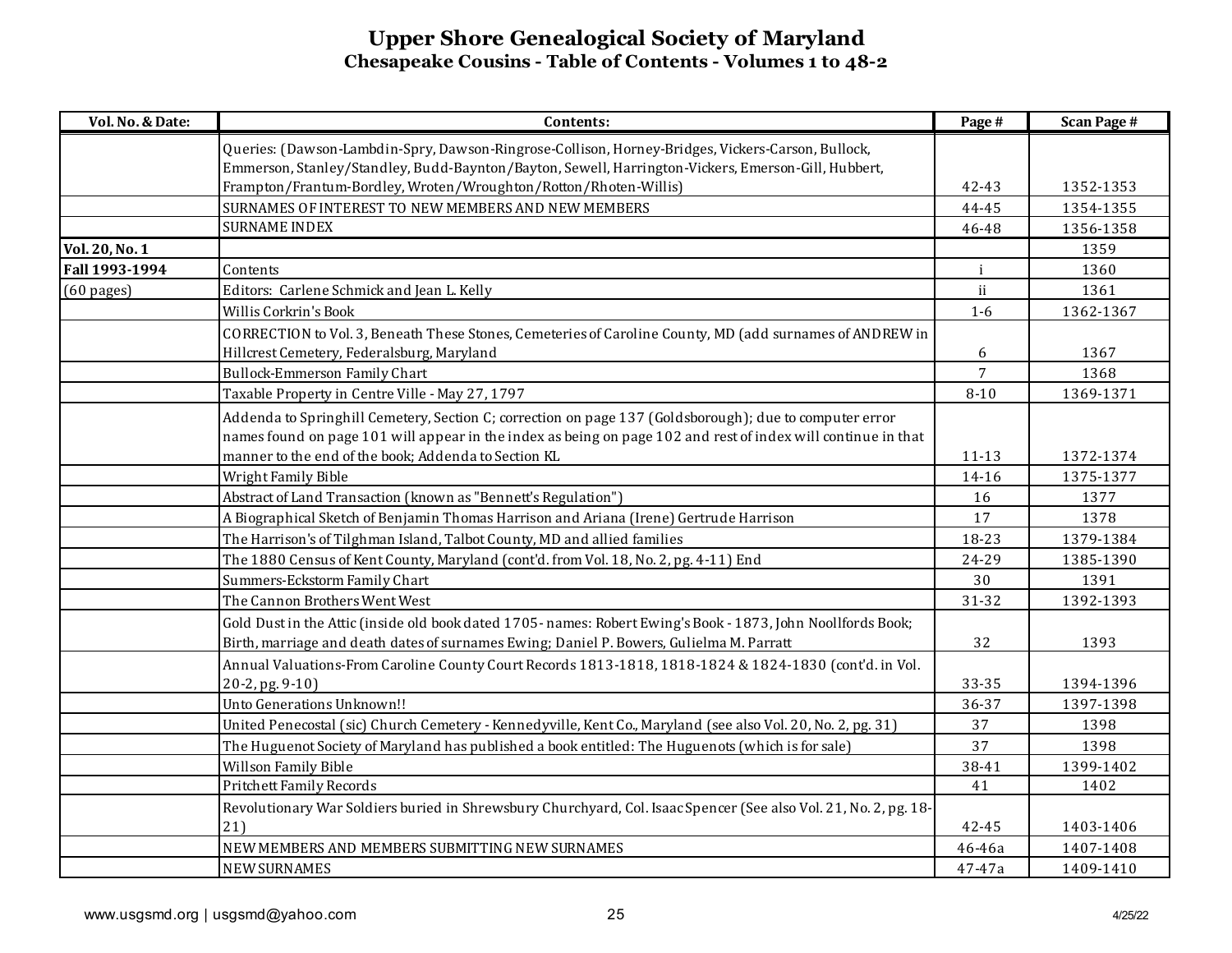# Upper Shore Genealogical Society of Maryland

## Chesapeake Cousins - Table of Contents - Volumes 1 to 48-2

| Vol. No. & Date: | Contents: | Page # | Scan Page # |
|---|---|---|---|
| | Queries: (Dawson-Lambdin-Spry, Dawson-Ringrose-Collison, Horney-Bridges, Vickers-Carson, Bullock, Emmerson, Stanley/Standley, Budd-Baynton/Bayton, Sewell, Harrington-Vickers, Emerson-Gill, Hubbert, Frampton/Frantum-Bordley, Wroten/Wroughton/Rotton/Rhoten-Willis) | 42-43 | 1352-1353 |
| | SURNAMES OF INTEREST TO NEW MEMBERS AND NEW MEMBERS | 44-45 | 1354-1355 |
| | SURNAME INDEX | 46-48 | 1356-1358 |
| **Vol. 20, No. 1** | | | 1359 |
| **Fall 1993-1994** | Contents | i | 1360 |
| (60 pages) | Editors: Carlene Schmick and Jean L. Kelly | ii | 1361 |
| | Willis Corkrin's Book | 1-6 | 1362-1367 |
| | CORRECTION to Vol. 3, Beneath These Stones, Cemeteries of Caroline County, MD (add surnames of ANDREW in Hillcrest Cemetery, Federalsburg, Maryland | 6 | 1367 |
| | Bullock-Emmerson Family Chart | 7 | 1368 |
| | Taxable Property in Centre Ville - May 27, 1797 | 8-10 | 1369-1371 |
| | Addenda to Springhill Cemetery, Section C; correction on page 137 (Goldsborough); due to computer error names found on page 101 will appear in the index as being on page 102 and rest of index will continue in that manner to the end of the book; Addenda to Section KL | 11-13 | 1372-1374 |
| | Wright Family Bible | 14-16 | 1375-1377 |
| | Abstract of Land Transaction (known as "Bennett's Regulation") | 16 | 1377 |
| | A Biographical Sketch of Benjamin Thomas Harrison and Ariana (Irene) Gertrude Harrison | 17 | 1378 |
| | The Harrison's of Tilghman Island, Talbot County, MD and allied families | 18-23 | 1379-1384 |
| | The 1880 Census of Kent County, Maryland (cont'd. from Vol. 18, No. 2, pg. 4-11) End | 24-29 | 1385-1390 |
| | Summers-Eckstorm Family Chart | 30 | 1391 |
| | The Cannon Brothers Went West | 31-32 | 1392-1393 |
| | Gold Dust in the Attic (inside old book dated 1705- names: Robert Ewing's Book - 1873, John Noollfords Book; Birth, marriage and death dates of surnames Ewing; Daniel P. Bowers, Gulielma M. Parratt | 32 | 1393 |
| | Annual Valuations-From Caroline County Court Records 1813-1818, 1818-1824 & 1824-1830 (cont'd. in Vol. 20-2, pg. 9-10) | 33-35 | 1394-1396 |
| | Unto Generations Unknown!! | 36-37 | 1397-1398 |
| | United Penecostal (sic) Church Cemetery - Kennedyville, Kent Co., Maryland (see also Vol. 20, No. 2, pg. 31) | 37 | 1398 |
| | The Huguenot Society of Maryland has published a book entitled: The Huguenots (which is for sale) | 37 | 1398 |
| | Willson Family Bible | 38-41 | 1399-1402 |
| | Pritchett Family Records | 41 | 1402 |
| | Revolutionary War Soldiers buried in Shrewsbury Churchyard, Col. Isaac Spencer (See also Vol. 21, No. 2, pg. 18-21) | 42-45 | 1403-1406 |
| | NEW MEMBERS AND MEMBERS SUBMITTING NEW SURNAMES | 46-46a | 1407-1408 |
| | NEW SURNAMES | 47-47a | 1409-1410 |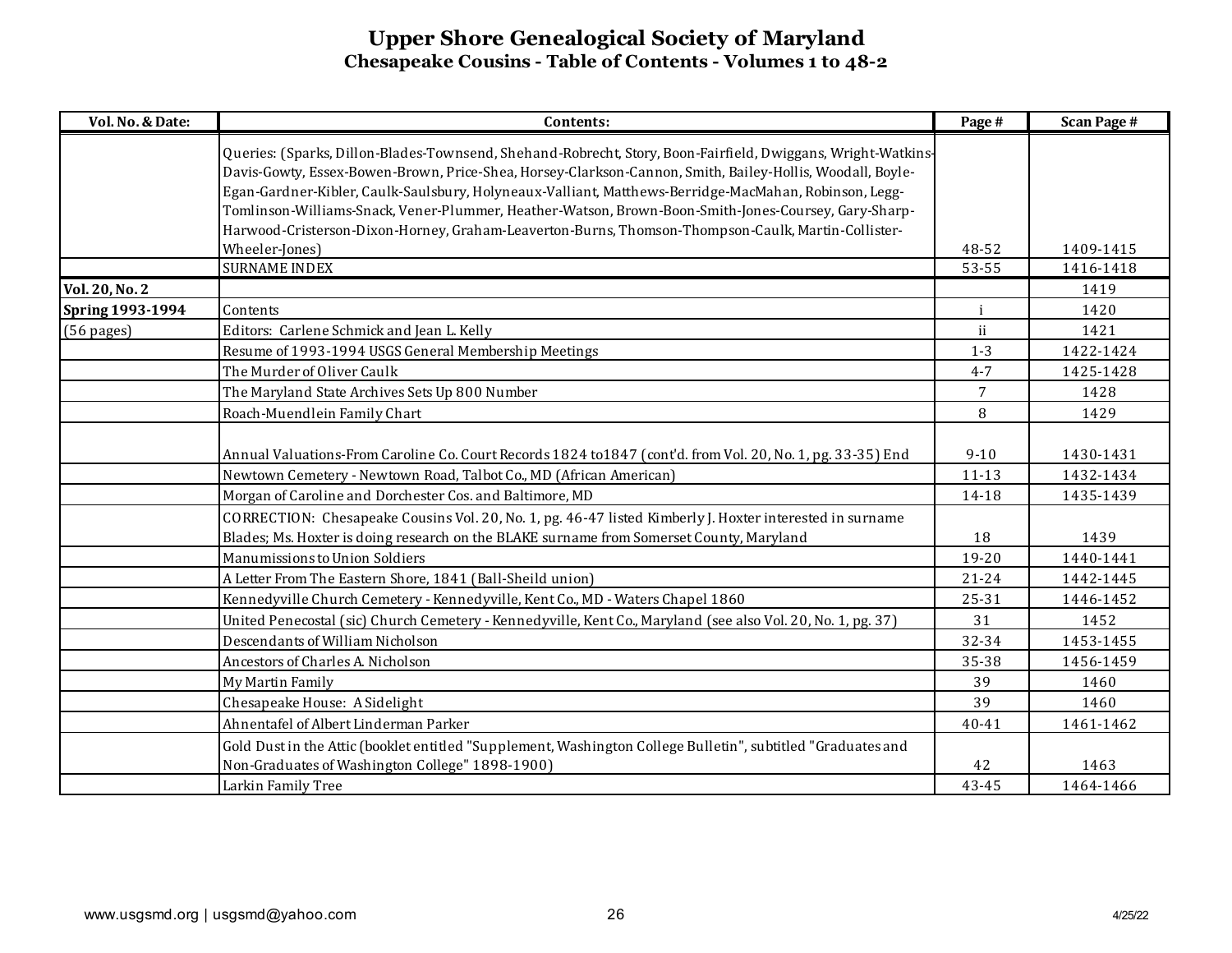# Upper Shore Genealogical Society of Maryland

## Chesapeake Cousins - Table of Contents - Volumes 1 to 48-2

| Vol. No. & Date: | Contents: | Page # | Scan Page # |
|---|---|---|---|
| | Queries: (Sparks, Dillon-Blades-Townsend, Shehand-Robrecht, Story, Boon-Fairfield, Dwiggans, Wright-Watkins-Davis-Gowty, Essex-Bowen-Brown, Price-Shea, Horsey-Clarkson-Cannon, Smith, Bailey-Hollis, Woodall, Boyle-Egan-Gardner-Kibler, Caulk-Saulsbury, Holyneaux-Valliant, Matthews-Berridge-MacMahan, Robinson, Legg-Tomlinson-Williams-Snack, Vener-Plummer, Heather-Watson, Brown-Boon-Smith-Jones-Coursey, Gary-Sharp-Harwood-Cristerson-Dixon-Horney, Graham-Leaverton-Burns, Thomson-Thompson-Caulk, Martin-Collister-Wheeler-Jones) | 48-52 | 1409-1415 |
| | SURNAME INDEX | 53-55 | 1416-1418 |
| **Vol. 20, No. 2** | | | 1419 |
| **Spring 1993-1994** | Contents | i | 1420 |
| (56 pages) | Editors: Carlene Schmick and Jean L. Kelly | ii | 1421 |
| | Resume of 1993-1994 USGS General Membership Meetings | 1-3 | 1422-1424 |
| | The Murder of Oliver Caulk | 4-7 | 1425-1428 |
| | The Maryland State Archives Sets Up 800 Number | 7 | 1428 |
| | Roach-Muendlein Family Chart | 8 | 1429 |
| | Annual Valuations-From Caroline Co. Court Records 1824 to1847 (cont'd. from Vol. 20, No. 1, pg. 33-35) End | 9-10 | 1430-1431 |
| | Newtown Cemetery - Newtown Road, Talbot Co., MD (African American) | 11-13 | 1432-1434 |
| | Morgan of Caroline and Dorchester Cos. and Baltimore, MD | 14-18 | 1435-1439 |
| | CORRECTION: Chesapeake Cousins Vol. 20, No. 1, pg. 46-47 listed Kimberly J. Hoxter interested in surname Blades; Ms. Hoxter is doing research on the BLAKE surname from Somerset County, Maryland | 18 | 1439 |
| | Manumissions to Union Soldiers | 19-20 | 1440-1441 |
| | A Letter From The Eastern Shore, 1841 (Ball-Sheild union) | 21-24 | 1442-1445 |
| | Kennedyville Church Cemetery - Kennedyville, Kent Co., MD - Waters Chapel 1860 | 25-31 | 1446-1452 |
| | United Penecostal (sic) Church Cemetery - Kennedyville, Kent Co., Maryland (see also Vol. 20, No. 1, pg. 37) | 31 | 1452 |
| | Descendants of William Nicholson | 32-34 | 1453-1455 |
| | Ancestors of Charles A. Nicholson | 35-38 | 1456-1459 |
| | My Martin Family | 39 | 1460 |
| | Chesapeake House: A Sidelight | 39 | 1460 |
| | Ahnentafel of Albert Linderman Parker | 40-41 | 1461-1462 |
| | Gold Dust in the Attic (booklet entitled "Supplement, Washington College Bulletin", subtitled "Graduates and Non-Graduates of Washington College" 1898-1900) | 42 | 1463 |
| | Larkin Family Tree | 43-45 | 1464-1466 |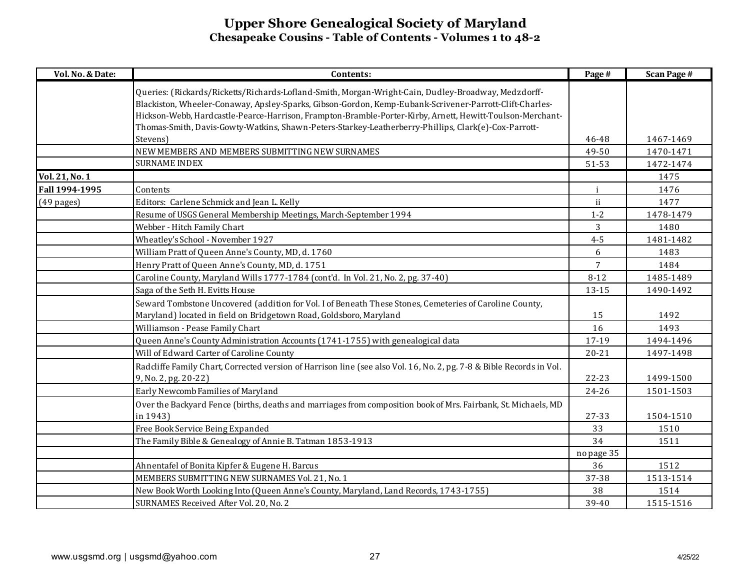# Upper Shore Genealogical Society of Maryland
## Chesapeake Cousins - Table of Contents - Volumes 1 to 48-2

| Vol. No. & Date: | Contents: | Page # | Scan Page # |
|---|---|---|---|
| | Queries: (Rickards/Ricketts/Richards-Lofland-Smith, Morgan-Wright-Cain, Dudley-Broadway, Medzdorff-Blackiston, Wheeler-Conaway, Apsley-Sparks, Gibson-Gordon, Kemp-Eubank-Scrivener-Parrott-Clift-Charles-Hickson-Webb, Hardcastle-Pearce-Harrison, Frampton-Bramble-Porter-Kirby, Arnett, Hewitt-Toulson-Merchant-Thomas-Smith, Davis-Gowty-Watkins, Shawn-Peters-Starkey-Leatherberry-Phillips, Clark(e)-Cox-Parrott-Stevens) | 46-48 | 1467-1469 |
| | NEW MEMBERS AND MEMBERS SUBMITTING NEW SURNAMES | 49-50 | 1470-1471 |
| | SURNAME INDEX | 51-53 | 1472-1474 |
| **Vol. 21, No. 1** | | | 1475 |
| **Fall 1994-1995** | Contents | i | 1476 |
| (49 pages) | Editors: Carlene Schmick and Jean L. Kelly | ii | 1477 |
| | Resume of USGS General Membership Meetings, March-September 1994 | 1-2 | 1478-1479 |
| | Webber - Hitch Family Chart | 3 | 1480 |
| | Wheatley's School - November 1927 | 4-5 | 1481-1482 |
| | William Pratt of Queen Anne's County, MD, d. 1760 | 6 | 1483 |
| | Henry Pratt of Queen Anne's County, MD, d. 1751 | 7 | 1484 |
| | Caroline County, Maryland Wills 1777-1784 (cont'd. In Vol. 21, No. 2, pg. 37-40) | 8-12 | 1485-1489 |
| | Saga of the Seth H. Evitts House | 13-15 | 1490-1492 |
| | Seward Tombstone Uncovered (addition for Vol. I of Beneath These Stones, Cemeteries of Caroline County, Maryland) located in field on Bridgetown Road, Goldsboro, Maryland | 15 | 1492 |
| | Williamson - Pease Family Chart | 16 | 1493 |
| | Queen Anne's County Administration Accounts (1741-1755) with genealogical data | 17-19 | 1494-1496 |
| | Will of Edward Carter of Caroline County | 20-21 | 1497-1498 |
| | Radcliffe Family Chart, Corrected version of Harrison line (see also Vol. 16, No. 2, pg. 7-8 & Bible Records in Vol. 9, No. 2, pg. 20-22) | 22-23 | 1499-1500 |
| | Early Newcomb Families of Maryland | 24-26 | 1501-1503 |
| | Over the Backyard Fence (births, deaths and marriages from composition book of Mrs. Fairbank, St. Michaels, MD in 1943) | 27-33 | 1504-1510 |
| | Free Book Service Being Expanded | 33 | 1510 |
| | The Family Bible & Genealogy of Annie B. Tatman 1853-1913 | 34 | 1511 |
| | | no page 35 | |
| | Ahnentafel of Bonita Kipfer & Eugene H. Barcus | 36 | 1512 |
| | MEMBERS SUBMITTING NEW SURNAMES Vol. 21, No. 1 | 37-38 | 1513-1514 |
| | New Book Worth Looking Into (Queen Anne's County, Maryland, Land Records, 1743-1755) | 38 | 1514 |
| | SURNAMES Received After Vol. 20, No. 2 | 39-40 | 1515-1516 |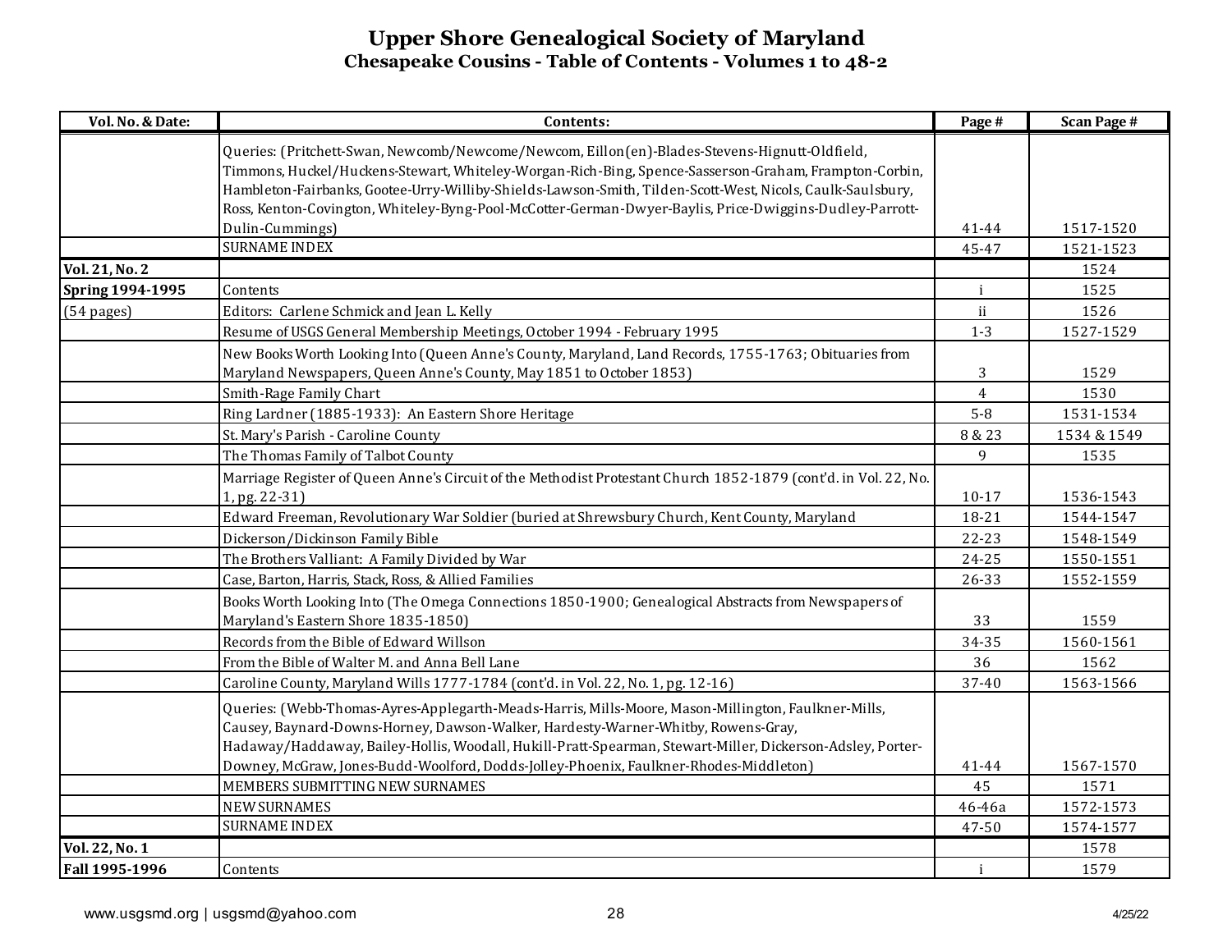# Upper Shore Genealogical Society of Maryland

## Chesapeake Cousins - Table of Contents - Volumes 1 to 48-2

| Vol. No. & Date: | Contents: | Page # | Scan Page # |
|---|---|---|---|
| | Queries: (Pritchett-Swan, Newcomb/Newcome/Newcom, Eillon(en)-Blades-Stevens-Hignutt-Oldfield, Timmons, Huckel/Huckens-Stewart, Whiteley-Worgan-Rich-Bing, Spence-Sasserson-Graham, Frampton-Corbin, Hambleton-Fairbanks, Gootee-Urry-Williby-Shields-Lawson-Smith, Tilden-Scott-West, Nicols, Caulk-Saulsbury, Ross, Kenton-Covington, Whiteley-Byng-Pool-McCotter-German-Dwyer-Baylis, Price-Dwiggins-Dudley-Parrott-Dulin-Cummings) | 41-44 | 1517-1520 |
| | SURNAME INDEX | 45-47 | 1521-1523 |
| **Vol. 21, No. 2** | | | 1524 |
| **Spring 1994-1995** | Contents | i | 1525 |
| (54 pages) | Editors: Carlene Schmick and Jean L. Kelly | ii | 1526 |
| | Resume of USGS General Membership Meetings, October 1994 - February 1995 | 1-3 | 1527-1529 |
| | New Books Worth Looking Into (Queen Anne's County, Maryland, Land Records, 1755-1763; Obituaries from Maryland Newspapers, Queen Anne's County, May 1851 to October 1853) | 3 | 1529 |
| | Smith-Rage Family Chart | 4 | 1530 |
| | Ring Lardner (1885-1933): An Eastern Shore Heritage | 5-8 | 1531-1534 |
| | St. Mary's Parish - Caroline County | 8 & 23 | 1534 & 1549 |
| | The Thomas Family of Talbot County | 9 | 1535 |
| | Marriage Register of Queen Anne's Circuit of the Methodist Protestant Church 1852-1879 (cont'd. in Vol. 22, No. 1, pg. 22-31) | 10-17 | 1536-1543 |
| | Edward Freeman, Revolutionary War Soldier (buried at Shrewsbury Church, Kent County, Maryland | 18-21 | 1544-1547 |
| | Dickerson/Dickinson Family Bible | 22-23 | 1548-1549 |
| | The Brothers Valliant: A Family Divided by War | 24-25 | 1550-1551 |
| | Case, Barton, Harris, Stack, Ross, & Allied Families | 26-33 | 1552-1559 |
| | Books Worth Looking Into (The Omega Connections 1850-1900; Genealogical Abstracts from Newspapers of Maryland's Eastern Shore 1835-1850) | 33 | 1559 |
| | Records from the Bible of Edward Willson | 34-35 | 1560-1561 |
| | From the Bible of Walter M. and Anna Bell Lane | 36 | 1562 |
| | Caroline County, Maryland Wills 1777-1784 (cont'd. in Vol. 22, No. 1, pg. 12-16) | 37-40 | 1563-1566 |
| | Queries: (Webb-Thomas-Ayres-Applegarth-Meads-Harris, Mills-Moore, Mason-Millington, Faulkner-Mills, Causey, Baynard-Downs-Horney, Dawson-Walker, Hardesty-Warner-Whitby, Rowens-Gray, Hadaway/Haddaway, Bailey-Hollis, Woodall, Hukill-Pratt-Spearman, Stewart-Miller, Dickerson-Adsley, Porter-Downey, McGraw, Jones-Budd-Woolford, Dodds-Jolley-Phoenix, Faulkner-Rhodes-Middleton) | 41-44 | 1567-1570 |
| | MEMBERS SUBMITTING NEW SURNAMES | 45 | 1571 |
| | NEW SURNAMES | 46-46a | 1572-1573 |
| | SURNAME INDEX | 47-50 | 1574-1577 |
| **Vol. 22, No. 1** | | | 1578 |
| **Fall 1995-1996** | Contents | i | 1579 |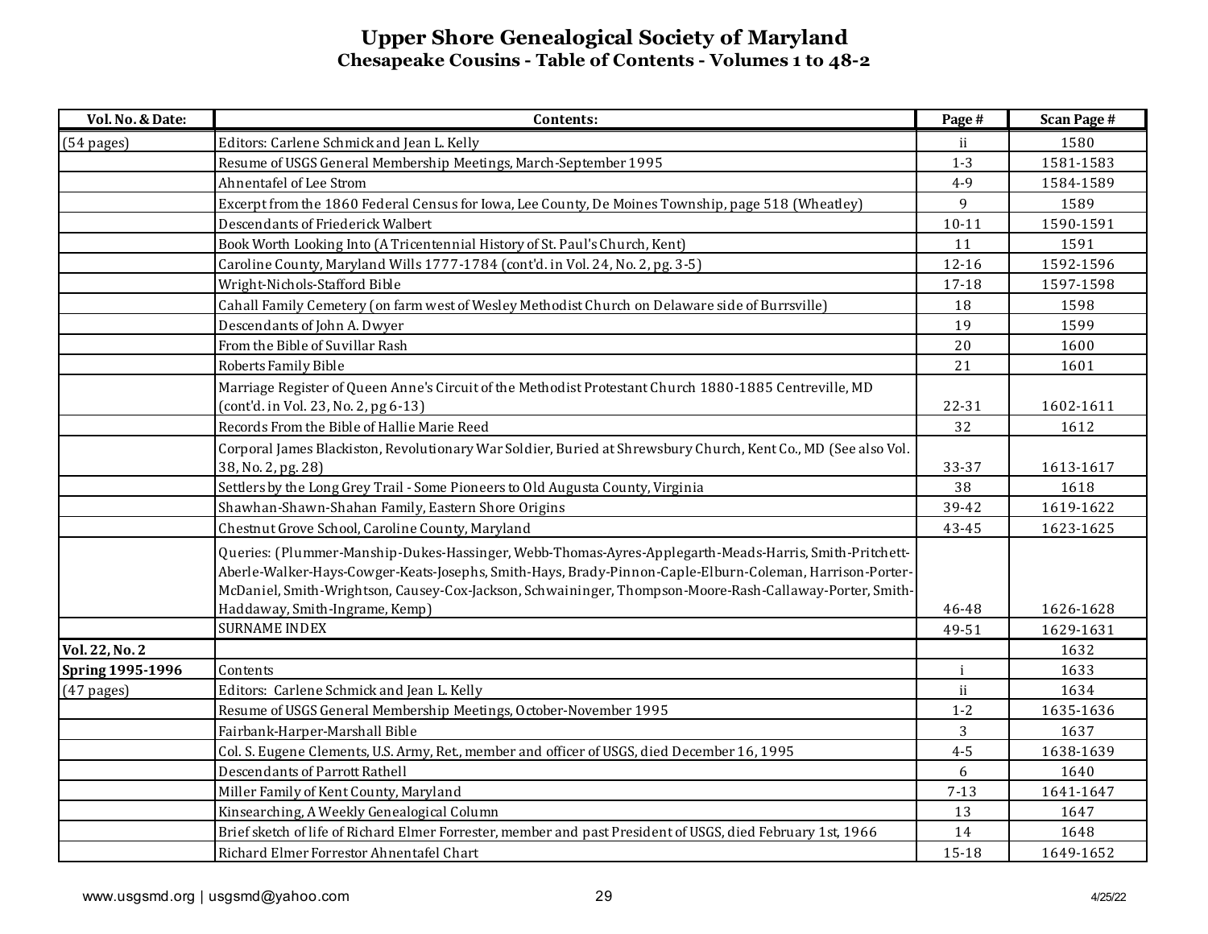# Upper Shore Genealogical Society of Maryland

## Chesapeake Cousins - Table of Contents - Volumes 1 to 48-2

| Vol. No. & Date: | Contents: | Page # | Scan Page # |
|---|---|---|---|
| (54 pages) | Editors: Carlene Schmick and Jean L. Kelly | ii | 1580 |
| | Resume of USGS General Membership Meetings, March-September 1995 | 1-3 | 1581-1583 |
| | Ahnentafel of Lee Strom | 4-9 | 1584-1589 |
| | Excerpt from the 1860 Federal Census for Iowa, Lee County, De Moines Township, page 518 (Wheatley) | 9 | 1589 |
| | Descendants of Friederick Walbert | 10-11 | 1590-1591 |
| | Book Worth Looking Into (A Tricentennial History of St. Paul's Church, Kent) | 11 | 1591 |
| | Caroline County, Maryland Wills 1777-1784 (cont'd. in Vol. 24, No. 2, pg. 3-5) | 12-16 | 1592-1596 |
| | Wright-Nichols-Stafford Bible | 17-18 | 1597-1598 |
| | Cahall Family Cemetery (on farm west of Wesley Methodist Church on Delaware side of Burrsville) | 18 | 1598 |
| | Descendants of John A. Dwyer | 19 | 1599 |
| | From the Bible of Suvillar Rash | 20 | 1600 |
| | Roberts Family Bible | 21 | 1601 |
| | Marriage Register of Queen Anne's Circuit of the Methodist Protestant Church 1880-1885 Centreville, MD (cont'd. in Vol. 23, No. 2, pg 6-13) | 22-31 | 1602-1611 |
| | Records From the Bible of Hallie Marie Reed | 32 | 1612 |
| | Corporal James Blackiston, Revolutionary War Soldier, Buried at Shrewsbury Church, Kent Co., MD (See also Vol. 38, No. 2, pg. 28) | 33-37 | 1613-1617 |
| | Settlers by the Long Grey Trail - Some Pioneers to Old Augusta County, Virginia | 38 | 1618 |
| | Shawhan-Shawn-Shahan Family, Eastern Shore Origins | 39-42 | 1619-1622 |
| | Chestnut Grove School, Caroline County, Maryland | 43-45 | 1623-1625 |
| | Queries: (Plummer-Manship-Dukes-Hassinger, Webb-Thomas-Ayres-Applegarth-Meads-Harris, Smith-Pritchett-Aberle-Walker-Hays-Cowger-Keats-Josephs, Smith-Hays, Brady-Pinnon-Caple-Elburn-Coleman, Harrison-Porter-McDaniel, Smith-Wrightson, Causey-Cox-Jackson, Schwaininger, Thompson-Moore-Rash-Callaway-Porter, Smith-Haddaway, Smith-Ingrame, Kemp) | 46-48 | 1626-1628 |
| | SURNAME INDEX | 49-51 | 1629-1631 |
| **Vol. 22, No. 2** | | | 1632 |
| **Spring 1995-1996** | Contents | i | 1633 |
| (47 pages) | Editors: Carlene Schmick and Jean L. Kelly | ii | 1634 |
| | Resume of USGS General Membership Meetings, October-November 1995 | 1-2 | 1635-1636 |
| | Fairbank-Harper-Marshall Bible | 3 | 1637 |
| | Col. S. Eugene Clements, U.S. Army, Ret., member and officer of USGS, died December 16, 1995 | 4-5 | 1638-1639 |
| | Descendants of Parrott Rathell | 6 | 1640 |
| | Miller Family of Kent County, Maryland | 7-13 | 1641-1647 |
| | Kinsearching, A Weekly Genealogical Column | 13 | 1647 |
| | Brief sketch of life of Richard Elmer Forrester, member and past President of USGS, died February 1st, 1966 | 14 | 1648 |
| | Richard Elmer Forrestor Ahnentafel Chart | 15-18 | 1649-1652 |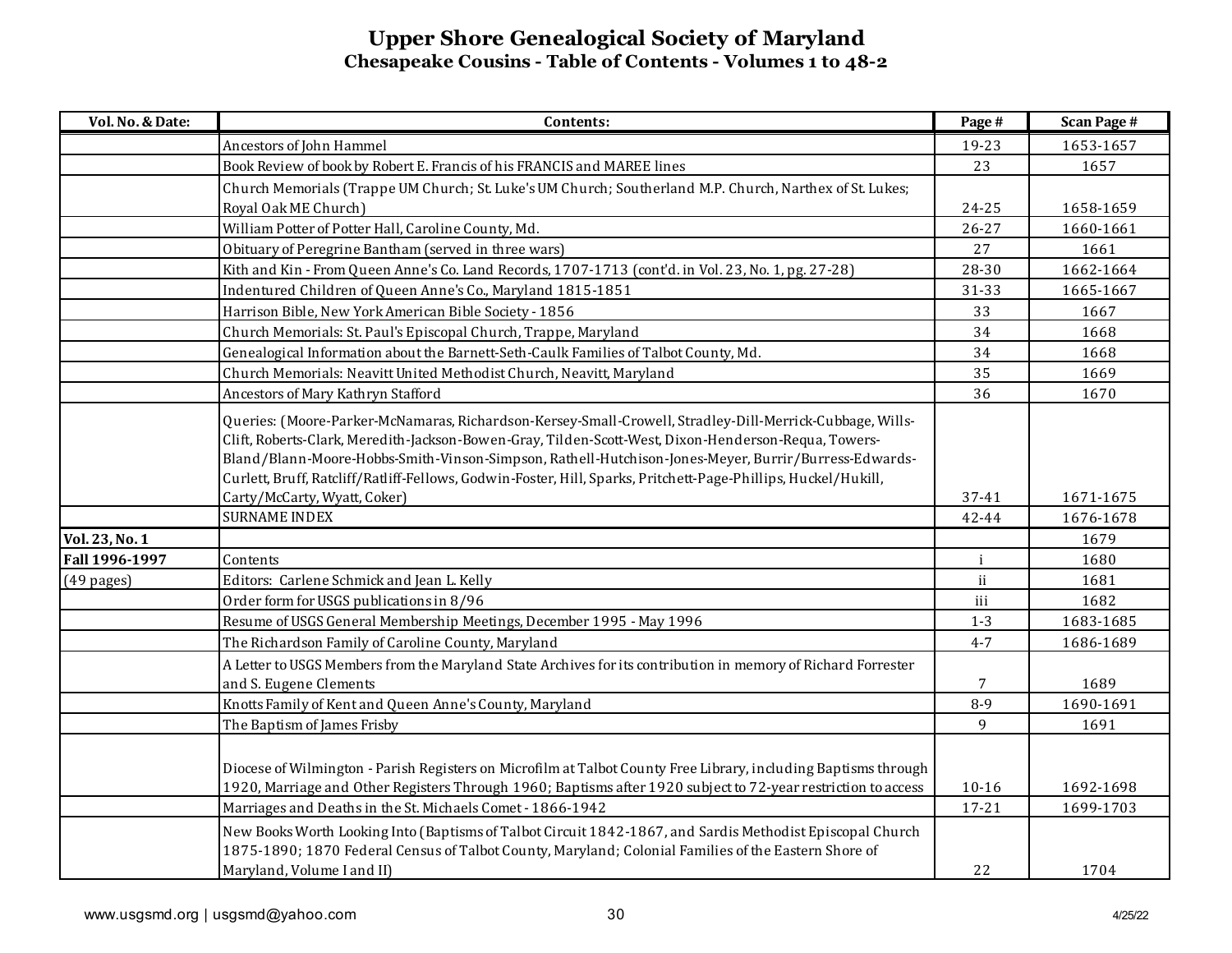# Upper Shore Genealogical Society of Maryland
## Chesapeake Cousins - Table of Contents - Volumes 1 to 48-2

| Vol. No. & Date: | Contents: | Page # | Scan Page # |
|---|---|---|---|
| | Ancestors of John Hammel | 19-23 | 1653-1657 |
| | Book Review of book by Robert E. Francis of his FRANCIS and MAREE lines | 23 | 1657 |
| | Church Memorials (Trappe UM Church; St. Luke's UM Church; Southerland M.P. Church, Narthex of St. Lukes; Royal Oak ME Church) | 24-25 | 1658-1659 |
| | William Potter of Potter Hall, Caroline County, Md. | 26-27 | 1660-1661 |
| | Obituary of Peregrine Bantham (served in three wars) | 27 | 1661 |
| | Kith and Kin - From Queen Anne's Co. Land Records, 1707-1713 (cont'd. in Vol. 23, No. 1, pg. 27-28) | 28-30 | 1662-1664 |
| | Indentured Children of Queen Anne's Co., Maryland 1815-1851 | 31-33 | 1665-1667 |
| | Harrison Bible, New York American Bible Society - 1856 | 33 | 1667 |
| | Church Memorials: St. Paul's Episcopal Church, Trappe, Maryland | 34 | 1668 |
| | Genealogical Information about the Barnett-Seth-Caulk Families of Talbot County, Md. | 34 | 1668 |
| | Church Memorials: Neavitt United Methodist Church, Neavitt, Maryland | 35 | 1669 |
| | Ancestors of Mary Kathryn Stafford | 36 | 1670 |
| | Queries: (Moore-Parker-McNamaras, Richardson-Kersey-Small-Crowell, Stradley-Dill-Merrick-Cubbage, Wills-Clift, Roberts-Clark, Meredith-Jackson-Bowen-Gray, Tilden-Scott-West, Dixon-Henderson-Requa, Towers-Bland/Blann-Moore-Hobbs-Smith-Vinson-Simpson, Rathell-Hutchison-Jones-Meyer, Burrir/Burress-Edwards-Curlett, Bruff, Ratcliff/Ratliff-Fellows, Godwin-Foster, Hill, Sparks, Pritchett-Page-Phillips, Huckel/Hukill, Carty/McCarty, Wyatt, Coker) | 37-41 | 1671-1675 |
| | SURNAME INDEX | 42-44 | 1676-1678 |
| **Vol. 23, No. 1** | | | 1679 |
| **Fall 1996-1997** | Contents | i | 1680 |
| (49 pages) | Editors: Carlene Schmick and Jean L. Kelly | ii | 1681 |
| | Order form for USGS publications in 8/96 | iii | 1682 |
| | Resume of USGS General Membership Meetings, December 1995 - May 1996 | 1-3 | 1683-1685 |
| | The Richardson Family of Caroline County, Maryland | 4-7 | 1686-1689 |
| | A Letter to USGS Members from the Maryland State Archives for its contribution in memory of Richard Forrester and S. Eugene Clements | 7 | 1689 |
| | Knotts Family of Kent and Queen Anne's County, Maryland | 8-9 | 1690-1691 |
| | The Baptism of James Frisby | 9 | 1691 |
| | Diocese of Wilmington - Parish Registers on Microfilm at Talbot County Free Library, including Baptisms through 1920, Marriage and Other Registers Through 1960; Baptisms after 1920 subject to 72-year restriction to access | 10-16 | 1692-1698 |
| | Marriages and Deaths in the St. Michaels Comet - 1866-1942 | 17-21 | 1699-1703 |
| | New Books Worth Looking Into (Baptisms of Talbot Circuit 1842-1867, and Sardis Methodist Episcopal Church 1875-1890; 1870 Federal Census of Talbot County, Maryland; Colonial Families of the Eastern Shore of Maryland, Volume I and II) | 22 | 1704 |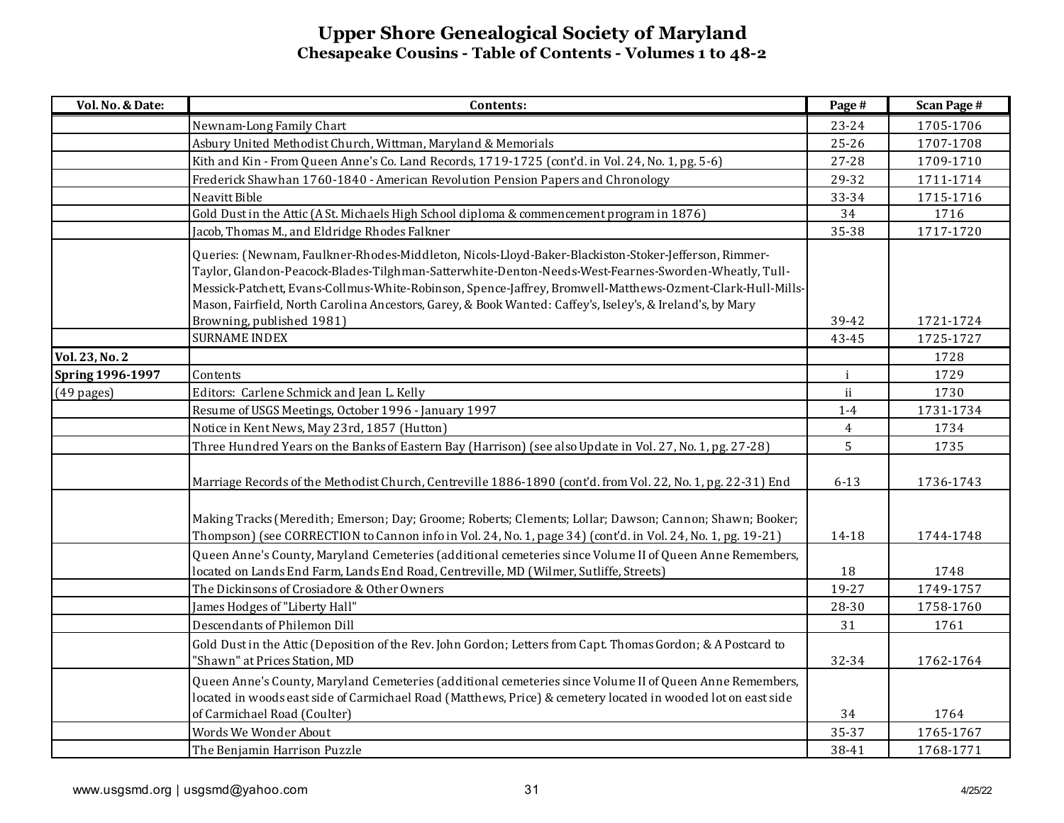# Upper Shore Genealogical Society of Maryland

## Chesapeake Cousins - Table of Contents - Volumes 1 to 48-2

| Vol. No. & Date: | Contents: | Page # | Scan Page # |
|---|---|---|---|
| | Newnam-Long Family Chart | 23-24 | 1705-1706 |
| | Asbury United Methodist Church, Wittman, Maryland & Memorials | 25-26 | 1707-1708 |
| | Kith and Kin - From Queen Anne's Co. Land Records, 1719-1725 (cont'd. in Vol. 24, No. 1, pg. 5-6) | 27-28 | 1709-1710 |
| | Frederick Shawhan 1760-1840 - American Revolution Pension Papers and Chronology | 29-32 | 1711-1714 |
| | Neavitt Bible | 33-34 | 1715-1716 |
| | Gold Dust in the Attic (A St. Michaels High School diploma & commencement program in 1876) | 34 | 1716 |
| | Jacob, Thomas M., and Eldridge Rhodes Falkner | 35-38 | 1717-1720 |
| | Queries: (Newnam, Faulkner-Rhodes-Middleton, Nicols-Lloyd-Baker-Blackiston-Stoker-Jefferson, Rimmer-Taylor, Glandon-Peacock-Blades-Tilghman-Satterwhite-Denton-Needs-West-Fearnes-Sworden-Wheatly, Tull-Messick-Patchett, Evans-Collmus-White-Robinson, Spence-Jaffrey, Bromwell-Matthews-Ozment-Clark-Hull-Mills-Mason, Fairfield, North Carolina Ancestors, Garey, & Book Wanted: Caffey's, Iseley's, & Ireland's, by Mary Browning, published 1981) | 39-42 | 1721-1724 |
| | SURNAME INDEX | 43-45 | 1725-1727 |
| **Vol. 23, No. 2** | | | 1728 |
| **Spring 1996-1997** | Contents | i | 1729 |
| (49 pages) | Editors: Carlene Schmick and Jean L. Kelly | ii | 1730 |
| | Resume of USGS Meetings, October 1996 - January 1997 | 1-4 | 1731-1734 |
| | Notice in Kent News, May 23rd, 1857 (Hutton) | 4 | 1734 |
| | Three Hundred Years on the Banks of Eastern Bay (Harrison) (see also Update in Vol. 27, No. 1, pg. 27-28) | 5 | 1735 |
| | Marriage Records of the Methodist Church, Centreville 1886-1890 (cont'd. from Vol. 22, No. 1, pg. 22-31) End | 6-13 | 1736-1743 |
| | Making Tracks (Meredith; Emerson; Day; Groome; Roberts; Clements; Lollar; Dawson; Cannon; Shawn; Booker; Thompson) (see CORRECTION to Cannon info in Vol. 24, No. 1, page 34) (cont'd. in Vol. 24, No. 1, pg. 19-21) | 14-18 | 1744-1748 |
| | Queen Anne's County, Maryland Cemeteries (additional cemeteries since Volume II of Queen Anne Remembers, located on Lands End Farm, Lands End Road, Centreville, MD (Wilmer, Sutliffe, Streets) | 18 | 1748 |
| | The Dickinsons of Crosiadore & Other Owners | 19-27 | 1749-1757 |
| | James Hodges of "Liberty Hall" | 28-30 | 1758-1760 |
| | Descendants of Philemon Dill | 31 | 1761 |
| | Gold Dust in the Attic (Deposition of the Rev. John Gordon; Letters from Capt. Thomas Gordon; & A Postcard to "Shawn" at Prices Station, MD | 32-34 | 1762-1764 |
| | Queen Anne's County, Maryland Cemeteries (additional cemeteries since Volume II of Queen Anne Remembers, located in woods east side of Carmichael Road (Matthews, Price) & cemetery located in wooded lot on east side of Carmichael Road (Coulter) | 34 | 1764 |
| | Words We Wonder About | 35-37 | 1765-1767 |
| | The Benjamin Harrison Puzzle | 38-41 | 1768-1771 |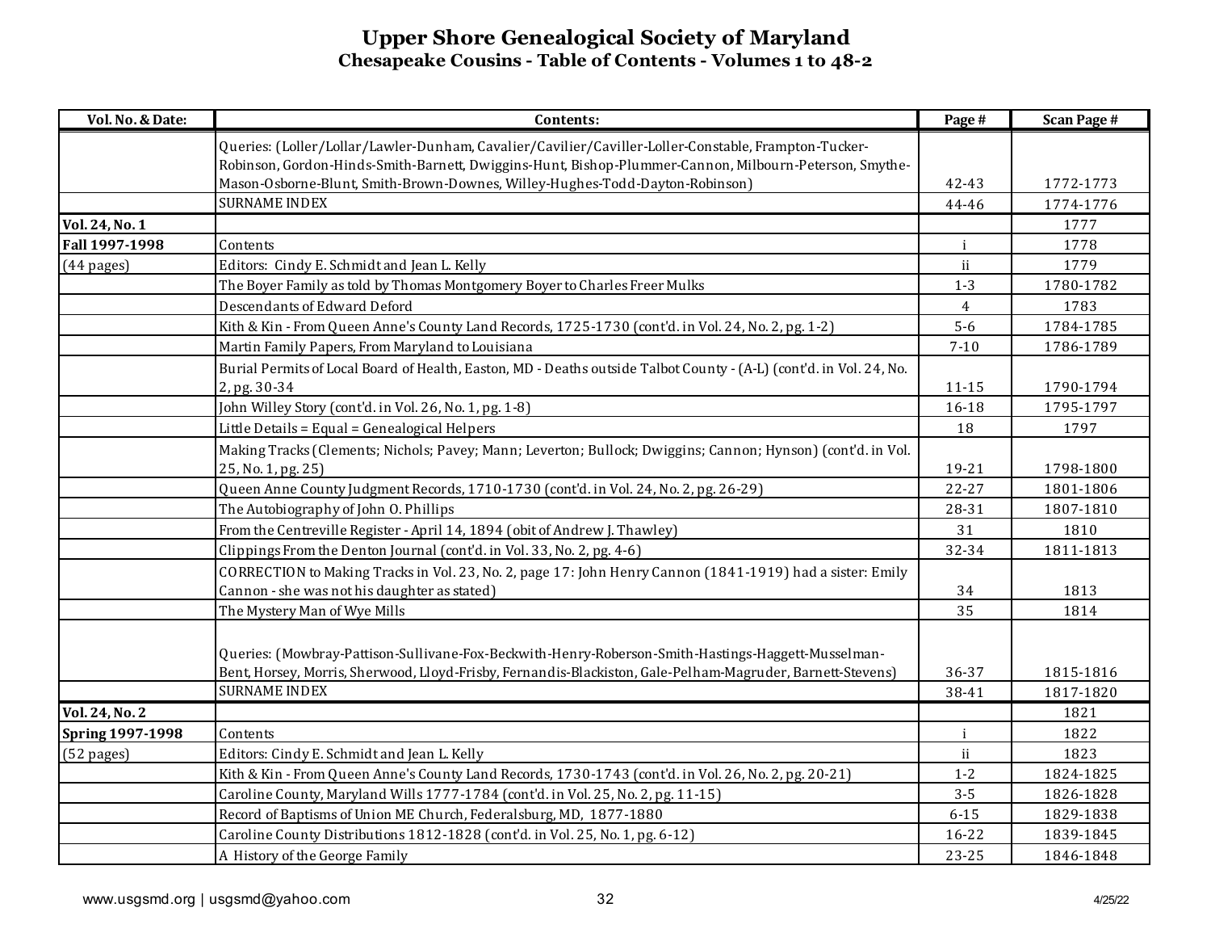# Upper Shore Genealogical Society of Maryland
## Chesapeake Cousins - Table of Contents - Volumes 1 to 48-2

| Vol. No. & Date: | Contents: | Page # | Scan Page # |
|---|---|---|---|
| | Queries: (Loller/Lollar/Lawler-Dunham, Cavalier/Cavilier/Caviller-Loller-Constable, Frampton-Tucker-Robinson, Gordon-Hinds-Smith-Barnett, Dwiggins-Hunt, Bishop-Plummer-Cannon, Milbourn-Peterson, Smythe-Mason-Osborne-Blunt, Smith-Brown-Downes, Willey-Hughes-Todd-Dayton-Robinson) | 42-43 | 1772-1773 |
| | SURNAME INDEX | 44-46 | 1774-1776 |
| **Vol. 24, No. 1** | | | 1777 |
| **Fall 1997-1998** | Contents | i | 1778 |
| (44 pages) | Editors: Cindy E. Schmidt and Jean L. Kelly | ii | 1779 |
| | The Boyer Family as told by Thomas Montgomery Boyer to Charles Freer Mulks | 1-3 | 1780-1782 |
| | Descendants of Edward Deford | 4 | 1783 |
| | Kith & Kin - From Queen Anne's County Land Records, 1725-1730 (cont'd. in Vol. 24, No. 2, pg. 1-2) | 5-6 | 1784-1785 |
| | Martin Family Papers, From Maryland to Louisiana | 7-10 | 1786-1789 |
| | Burial Permits of Local Board of Health, Easton, MD - Deaths outside Talbot County - (A-L) (cont'd. in Vol. 24, No. 2, pg. 30-34 | 11-15 | 1790-1794 |
| | John Willey Story (cont'd. in Vol. 26, No. 1, pg. 1-8) | 16-18 | 1795-1797 |
| | Little Details = Equal = Genealogical Helpers | 18 | 1797 |
| | Making Tracks (Clements; Nichols; Pavey; Mann; Leverton; Bullock; Dwiggins; Cannon; Hynson) (cont'd. in Vol. 25, No. 1, pg. 25) | 19-21 | 1798-1800 |
| | Queen Anne County Judgment Records, 1710-1730 (cont'd. in Vol. 24, No. 2, pg. 26-29) | 22-27 | 1801-1806 |
| | The Autobiography of John O. Phillips | 28-31 | 1807-1810 |
| | From the Centreville Register - April 14, 1894 (obit of Andrew J. Thawley) | 31 | 1810 |
| | Clippings From the Denton Journal (cont'd. in Vol. 33, No. 2, pg. 4-6) | 32-34 | 1811-1813 |
| | CORRECTION to Making Tracks in Vol. 23, No. 2, page 17: John Henry Cannon (1841-1919) had a sister: Emily Cannon - she was not his daughter as stated) | 34 | 1813 |
| | The Mystery Man of Wye Mills | 35 | 1814 |
| | Queries: (Mowbray-Pattison-Sullivane-Fox-Beckwith-Henry-Roberson-Smith-Hastings-Haggett-Musselman-Bent, Horsey, Morris, Sherwood, Lloyd-Frisby, Fernandis-Blackiston, Gale-Pelham-Magruder, Barnett-Stevens) | 36-37 | 1815-1816 |
| | SURNAME INDEX | 38-41 | 1817-1820 |
| **Vol. 24, No. 2** | | | 1821 |
| **Spring 1997-1998** | Contents | i | 1822 |
| (52 pages) | Editors: Cindy E. Schmidt and Jean L. Kelly | ii | 1823 |
| | Kith & Kin - From Queen Anne's County Land Records, 1730-1743 (cont'd. in Vol. 26, No. 2, pg. 20-21) | 1-2 | 1824-1825 |
| | Caroline County, Maryland Wills 1777-1784 (cont'd. in Vol. 25, No. 2, pg. 11-15) | 3-5 | 1826-1828 |
| | Record of Baptisms of Union ME Church, Federalsburg, MD, 1877-1880 | 6-15 | 1829-1838 |
| | Caroline County Distributions 1812-1828 (cont'd. in Vol. 25, No. 1, pg. 6-12) | 16-22 | 1839-1845 |
| | A History of the George Family | 23-25 | 1846-1848 |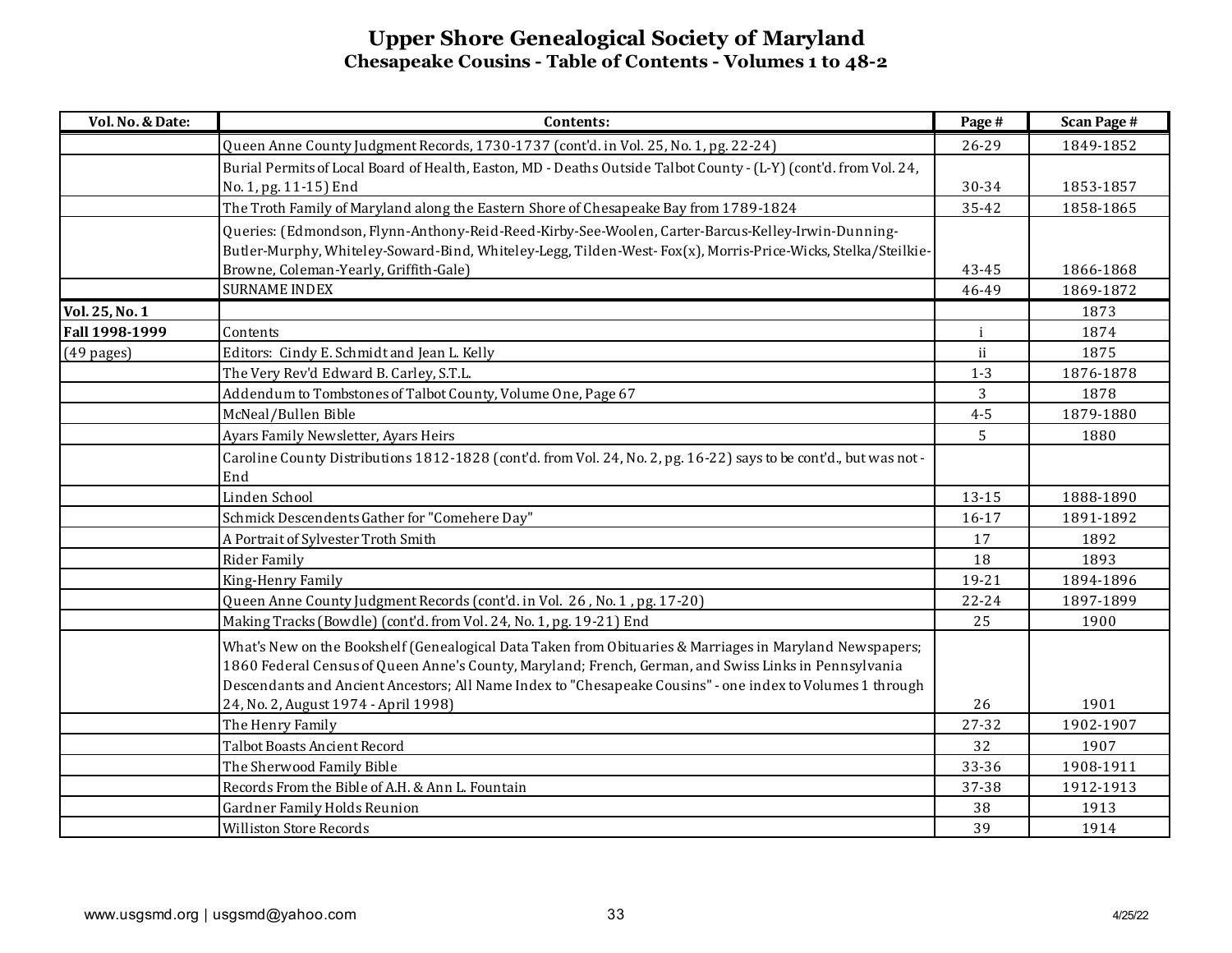# Upper Shore Genealogical Society of Maryland

## Chesapeake Cousins - Table of Contents - Volumes 1 to 48-2

| Vol. No. & Date: | Contents: | Page # | Scan Page # |
|---|---|---|---|
| | Queen Anne County Judgment Records, 1730-1737 (cont'd. in Vol. 25, No. 1, pg. 22-24) | 26-29 | 1849-1852 |
| | Burial Permits of Local Board of Health, Easton, MD - Deaths Outside Talbot County - (L-Y) (cont'd. from Vol. 24, No. 1, pg. 11-15) End | 30-34 | 1853-1857 |
| | The Troth Family of Maryland along the Eastern Shore of Chesapeake Bay from 1789-1824 | 35-42 | 1858-1865 |
| | Queries: (Edmondson, Flynn-Anthony-Reid-Reed-Kirby-See-Woolen, Carter-Barcus-Kelley-Irwin-Dunning-Butler-Murphy, Whiteley-Soward-Bind, Whiteley-Legg, Tilden-West- Fox(x), Morris-Price-Wicks, Stelka/Steilkie-Browne, Coleman-Yearly, Griffith-Gale) | 43-45 | 1866-1868 |
| | SURNAME INDEX | 46-49 | 1869-1872 |
| **Vol. 25, No. 1** | | | 1873 |
| **Fall 1998-1999** | Contents | i | 1874 |
| (49 pages) | Editors: Cindy E. Schmidt and Jean L. Kelly | ii | 1875 |
| | The Very Rev'd Edward B. Carley, S.T.L. | 1-3 | 1876-1878 |
| | Addendum to Tombstones of Talbot County, Volume One, Page 67 | 3 | 1878 |
| | McNeal/Bullen Bible | 4-5 | 1879-1880 |
| | Ayars Family Newsletter, Ayars Heirs | 5 | 1880 |
| | Caroline County Distributions 1812-1828 (cont'd. from Vol. 24, No. 2, pg. 16-22) says to be cont'd., but was not - End | | |
| | Linden School | 13-15 | 1888-1890 |
| | Schmick Descendents Gather for "Comehere Day" | 16-17 | 1891-1892 |
| | A Portrait of Sylvester Troth Smith | 17 | 1892 |
| | Rider Family | 18 | 1893 |
| | King-Henry Family | 19-21 | 1894-1896 |
| | Queen Anne County Judgment Records (cont'd. in Vol. 26, No. 1, pg. 17-20) | 22-24 | 1897-1899 |
| | Making Tracks (Bowdle) (cont'd. from Vol. 24, No. 1, pg. 19-21) End | 25 | 1900 |
| | What's New on the Bookshelf (Genealogical Data Taken from Obituaries & Marriages in Maryland Newspapers; 1860 Federal Census of Queen Anne's County, Maryland; French, German, and Swiss Links in Pennsylvania Descendants and Ancient Ancestors; All Name Index to "Chesapeake Cousins" - one index to Volumes 1 through 24, No. 2, August 1974 - April 1998) | 26 | 1901 |
| | The Henry Family | 27-32 | 1902-1907 |
| | Talbot Boasts Ancient Record | 32 | 1907 |
| | The Sherwood Family Bible | 33-36 | 1908-1911 |
| | Records From the Bible of A.H. & Ann L. Fountain | 37-38 | 1912-1913 |
| | Gardner Family Holds Reunion | 38 | 1913 |
| | Williston Store Records | 39 | 1914 |

www.usgsmd.org | usgsmd@yahoo.com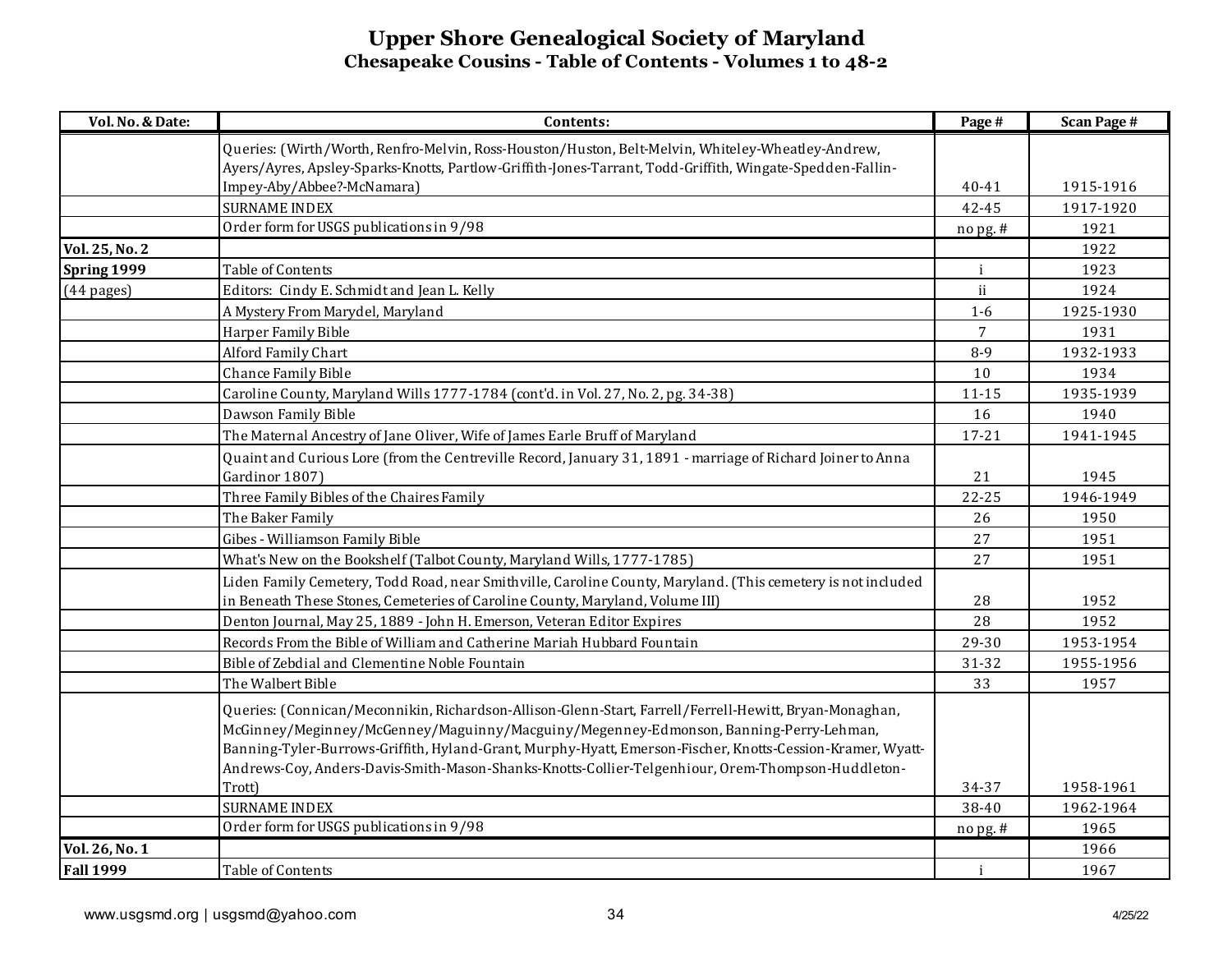# Upper Shore Genealogical Society of Maryland
## Chesapeake Cousins - Table of Contents - Volumes 1 to 48-2

| Vol. No. & Date: | Contents: | Page # | Scan Page # |
|---|---|---|---|
| | Queries: (Wirth/Worth, Renfro-Melvin, Ross-Houston/Huston, Belt-Melvin, Whiteley-Wheatley-Andrew, Ayers/Ayres, Apsley-Sparks-Knotts, Partlow-Griffith-Jones-Tarrant, Todd-Griffith, Wingate-Spedden-Fallin-Impey-Aby/Abbee?-McNamara) | 40-41 | 1915-1916 |
| | SURNAME INDEX | 42-45 | 1917-1920 |
| | Order form for USGS publications in 9/98 | no pg. # | 1921 |
| **Vol. 25, No. 2** | | | 1922 |
| **Spring 1999** | Table of Contents | i | 1923 |
| (44 pages) | Editors: Cindy E. Schmidt and Jean L. Kelly | ii | 1924 |
| | A Mystery From Marydel, Maryland | 1-6 | 1925-1930 |
| | Harper Family Bible | 7 | 1931 |
| | Alford Family Chart | 8-9 | 1932-1933 |
| | Chance Family Bible | 10 | 1934 |
| | Caroline County, Maryland Wills 1777-1784 (cont'd. in Vol. 27, No. 2, pg. 34-38) | 11-15 | 1935-1939 |
| | Dawson Family Bible | 16 | 1940 |
| | The Maternal Ancestry of Jane Oliver, Wife of James Earle Bruff of Maryland | 17-21 | 1941-1945 |
| | Quaint and Curious Lore (from the Centreville Record, January 31, 1891 - marriage of Richard Joiner to Anna Gardinor 1807) | 21 | 1945 |
| | Three Family Bibles of the Chaires Family | 22-25 | 1946-1949 |
| | The Baker Family | 26 | 1950 |
| | Gibes - Williamson Family Bible | 27 | 1951 |
| | What's New on the Bookshelf (Talbot County, Maryland Wills, 1777-1785) | 27 | 1951 |
| | Liden Family Cemetery, Todd Road, near Smithville, Caroline County, Maryland. (This cemetery is not included in Beneath These Stones, Cemeteries of Caroline County, Maryland, Volume III) | 28 | 1952 |
| | Denton Journal, May 25, 1889 - John H. Emerson, Veteran Editor Expires | 28 | 1952 |
| | Records From the Bible of William and Catherine Mariah Hubbard Fountain | 29-30 | 1953-1954 |
| | Bible of Zebdial and Clementine Noble Fountain | 31-32 | 1955-1956 |
| | The Walbert Bible | 33 | 1957 |
| | Queries: (Connican/Meconnikin, Richardson-Allison-Glenn-Start, Farrell/Ferrell-Hewitt, Bryan-Monaghan, McGinney/Meginney/McGenney/Maguinny/Macguiny/Megenney-Edmonson, Banning-Perry-Lehman, Banning-Tyler-Burrows-Griffith, Hyland-Grant, Murphy-Hyatt, Emerson-Fischer, Knotts-Cession-Kramer, Wyatt-Andrews-Coy, Anders-Davis-Smith-Mason-Shanks-Knotts-Collier-Telgenhiour, Orem-Thompson-Huddleton-Trott) | 34-37 | 1958-1961 |
| | SURNAME INDEX | 38-40 | 1962-1964 |
| | Order form for USGS publications in 9/98 | no pg. # | 1965 |
| **Vol. 26, No. 1** | | | 1966 |
| **Fall 1999** | Table of Contents | i | 1967 |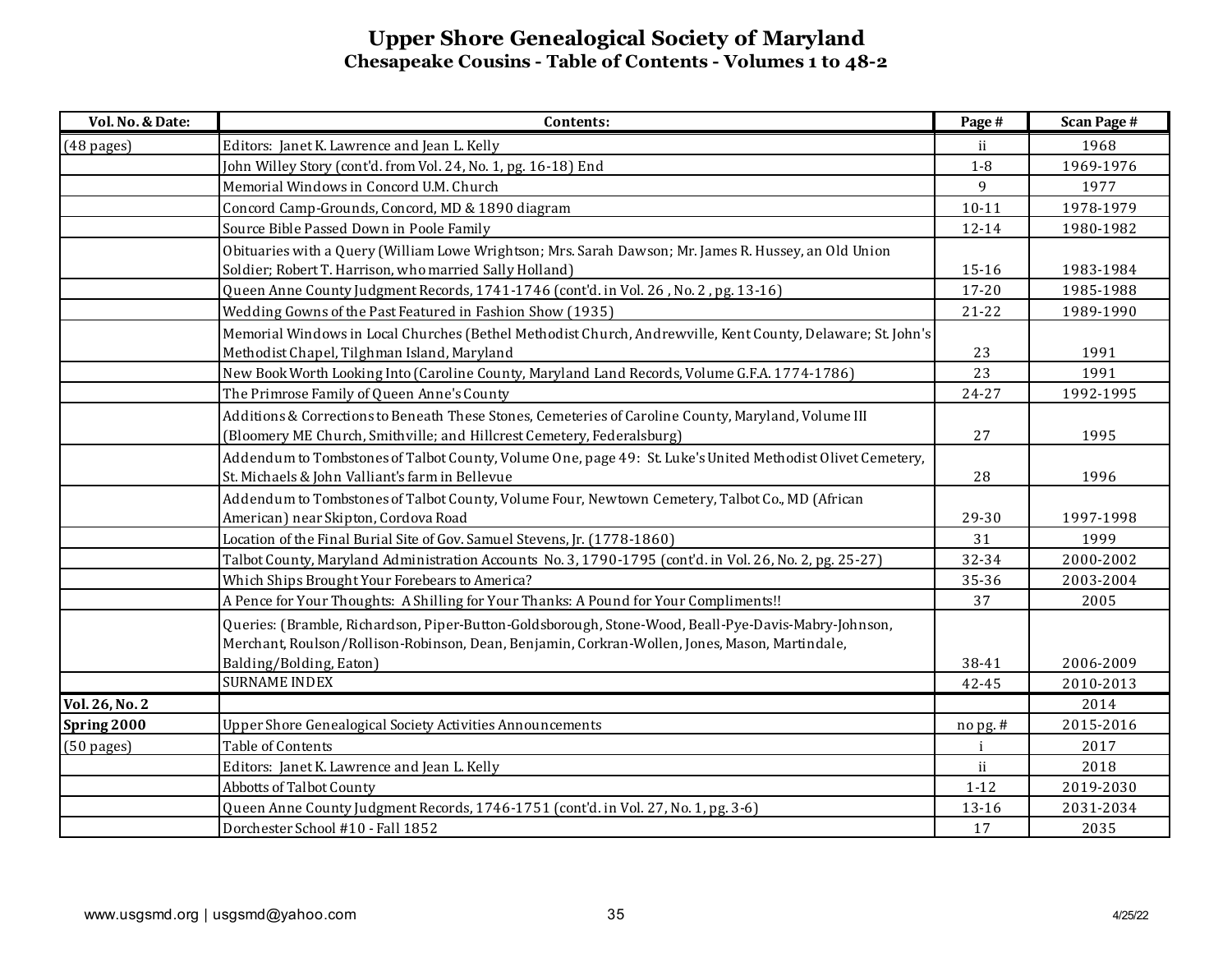# Upper Shore Genealogical Society of Maryland
## Chesapeake Cousins - Table of Contents - Volumes 1 to 48-2

| Vol. No. & Date: | Contents: | Page # | Scan Page # |
|---|---|---|---|
| (48 pages) | Editors: Janet K. Lawrence and Jean L. Kelly | ii | 1968 |
| | John Willey Story (cont'd. from Vol. 24, No. 1, pg. 16-18) End | 1-8 | 1969-1976 |
| | Memorial Windows in Concord U.M. Church | 9 | 1977 |
| | Concord Camp-Grounds, Concord, MD & 1890 diagram | 10-11 | 1978-1979 |
| | Source Bible Passed Down in Poole Family | 12-14 | 1980-1982 |
| | Obituaries with a Query (William Lowe Wrightson; Mrs. Sarah Dawson; Mr. James R. Hussey, an Old Union Soldier; Robert T. Harrison, who married Sally Holland) | 15-16 | 1983-1984 |
| | Queen Anne County Judgment Records, 1741-1746 (cont'd. in Vol. 26 , No. 2 , pg. 13-16) | 17-20 | 1985-1988 |
| | Wedding Gowns of the Past Featured in Fashion Show (1935) | 21-22 | 1989-1990 |
| | Memorial Windows in Local Churches (Bethel Methodist Church, Andrewville, Kent County, Delaware; St. John's Methodist Chapel, Tilghman Island, Maryland | 23 | 1991 |
| | New Book Worth Looking Into (Caroline County, Maryland Land Records, Volume G.F.A. 1774-1786) | 23 | 1991 |
| | The Primrose Family of Queen Anne's County | 24-27 | 1992-1995 |
| | Additions & Corrections to Beneath These Stones, Cemeteries of Caroline County, Maryland, Volume III (Bloomery ME Church, Smithville; and Hillcrest Cemetery, Federalsburg) | 27 | 1995 |
| | Addendum to Tombstones of Talbot County, Volume One, page 49: St. Luke's United Methodist Olivet Cemetery, St. Michaels & John Valliant's farm in Bellevue | 28 | 1996 |
| | Addendum to Tombstones of Talbot County, Volume Four, Newtown Cemetery, Talbot Co., MD (African American) near Skipton, Cordova Road | 29-30 | 1997-1998 |
| | Location of the Final Burial Site of Gov. Samuel Stevens, Jr. (1778-1860) | 31 | 1999 |
| | Talbot County, Maryland Administration Accounts No. 3, 1790-1795 (cont'd. in Vol. 26, No. 2, pg. 25-27) | 32-34 | 2000-2002 |
| | Which Ships Brought Your Forebears to America? | 35-36 | 2003-2004 |
| | A Pence for Your Thoughts: A Shilling for Your Thanks: A Pound for Your Compliments!! | 37 | 2005 |
| | Queries: (Bramble, Richardson, Piper-Button-Goldsborough, Stone-Wood, Beall-Pye-Davis-Mabry-Johnson, Merchant, Roulson/Rollison-Robinson, Dean, Benjamin, Corkran-Wollen, Jones, Mason, Martindale, Balding/Bolding, Eaton) | 38-41 | 2006-2009 |
| | SURNAME INDEX | 42-45 | 2010-2013 |
| **Vol. 26, No. 2** | | | 2014 |
| **Spring 2000** | Upper Shore Genealogical Society Activities Announcements | no pg. # | 2015-2016 |
| (50 pages) | Table of Contents | i | 2017 |
| | Editors: Janet K. Lawrence and Jean L. Kelly | ii | 2018 |
| | Abbotts of Talbot County | 1-12 | 2019-2030 |
| | Queen Anne County Judgment Records, 1746-1751 (cont'd. in Vol. 27, No. 1, pg. 3-6) | 13-16 | 2031-2034 |
| | Dorchester School #10 - Fall 1852 | 17 | 2035 |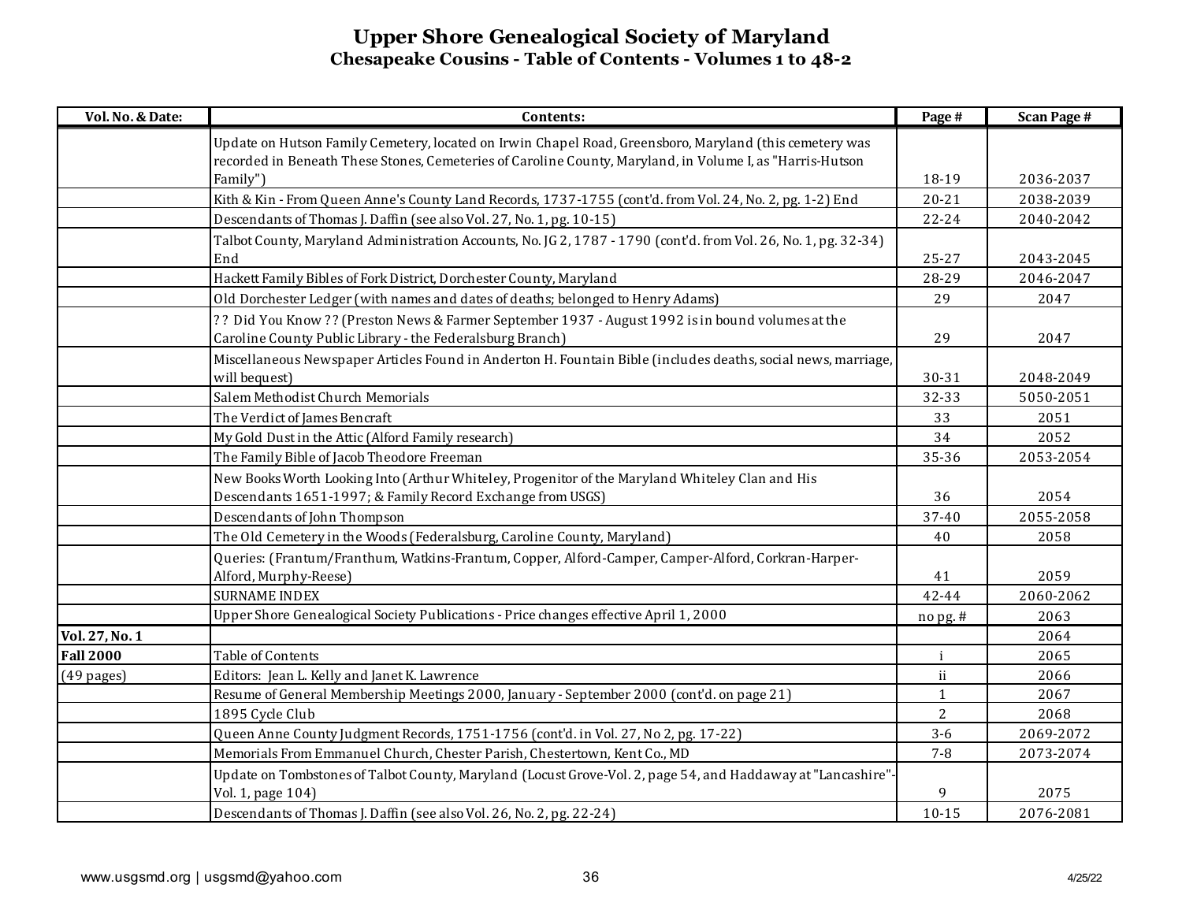# Upper Shore Genealogical Society of Maryland
## Chesapeake Cousins - Table of Contents - Volumes 1 to 48-2

| Vol. No. & Date: | Contents: | Page # | Scan Page # |
|---|---|---|---|
| | Update on Hutson Family Cemetery, located on Irwin Chapel Road, Greensboro, Maryland (this cemetery was recorded in Beneath These Stones, Cemeteries of Caroline County, Maryland, in Volume I, as "Harris-Hutson Family") | 18-19 | 2036-2037 |
| | Kith & Kin - From Queen Anne's County Land Records, 1737-1755 (cont'd. from Vol. 24, No. 2, pg. 1-2) End | 20-21 | 2038-2039 |
| | Descendants of Thomas J. Daffin (see also Vol. 27, No. 1, pg. 10-15) | 22-24 | 2040-2042 |
| | Talbot County, Maryland Administration Accounts, No. JG 2, 1787 - 1790 (cont'd. from Vol. 26, No. 1, pg. 32-34) End | 25-27 | 2043-2045 |
| | Hackett Family Bibles of Fork District, Dorchester County, Maryland | 28-29 | 2046-2047 |
| | Old Dorchester Ledger (with names and dates of deaths; belonged to Henry Adams) | 29 | 2047 |
| | ? ? Did You Know ? ? (Preston News & Farmer September 1937 - August 1992 is in bound volumes at the Caroline County Public Library - the Federalsburg Branch) | 29 | 2047 |
| | Miscellaneous Newspaper Articles Found in Anderton H. Fountain Bible (includes deaths, social news, marriage, will bequest) | 30-31 | 2048-2049 |
| | Salem Methodist Church Memorials | 32-33 | 5050-2051 |
| | The Verdict of James Bencraft | 33 | 2051 |
| | My Gold Dust in the Attic (Alford Family research) | 34 | 2052 |
| | The Family Bible of Jacob Theodore Freeman | 35-36 | 2053-2054 |
| | New Books Worth Looking Into (Arthur Whiteley, Progenitor of the Maryland Whiteley Clan and His Descendants 1651-1997; & Family Record Exchange from USGS) | 36 | 2054 |
| | Descendants of John Thompson | 37-40 | 2055-2058 |
| | The Old Cemetery in the Woods (Federalsburg, Caroline County, Maryland) | 40 | 2058 |
| | Queries: (Frantum/Franthum, Watkins-Frantum, Copper, Alford-Camper, Camper-Alford, Corkran-Harper-Alford, Murphy-Reese) | 41 | 2059 |
| | SURNAME INDEX | 42-44 | 2060-2062 |
| | Upper Shore Genealogical Society Publications - Price changes effective April 1, 2000 | no pg. # | 2063 |
| **Vol. 27, No. 1** | | | 2064 |
| **Fall 2000** | Table of Contents | i | 2065 |
| (49 pages) | Editors: Jean L. Kelly and Janet K. Lawrence | ii | 2066 |
| | Resume of General Membership Meetings 2000, January - September 2000 (cont'd. on page 21) | 1 | 2067 |
| | 1895 Cycle Club | 2 | 2068 |
| | Queen Anne County Judgment Records, 1751-1756 (cont'd. in Vol. 27, No 2, pg. 17-22) | 3-6 | 2069-2072 |
| | Memorials From Emmanuel Church, Chester Parish, Chestertown, Kent Co., MD | 7-8 | 2073-2074 |
| | Update on Tombstones of Talbot County, Maryland (Locust Grove-Vol. 2, page 54, and Haddaway at "Lancashire"-Vol. 1, page 104) | 9 | 2075 |
| | Descendants of Thomas J. Daffin (see also Vol. 26, No. 2, pg. 22-24) | 10-15 | 2076-2081 |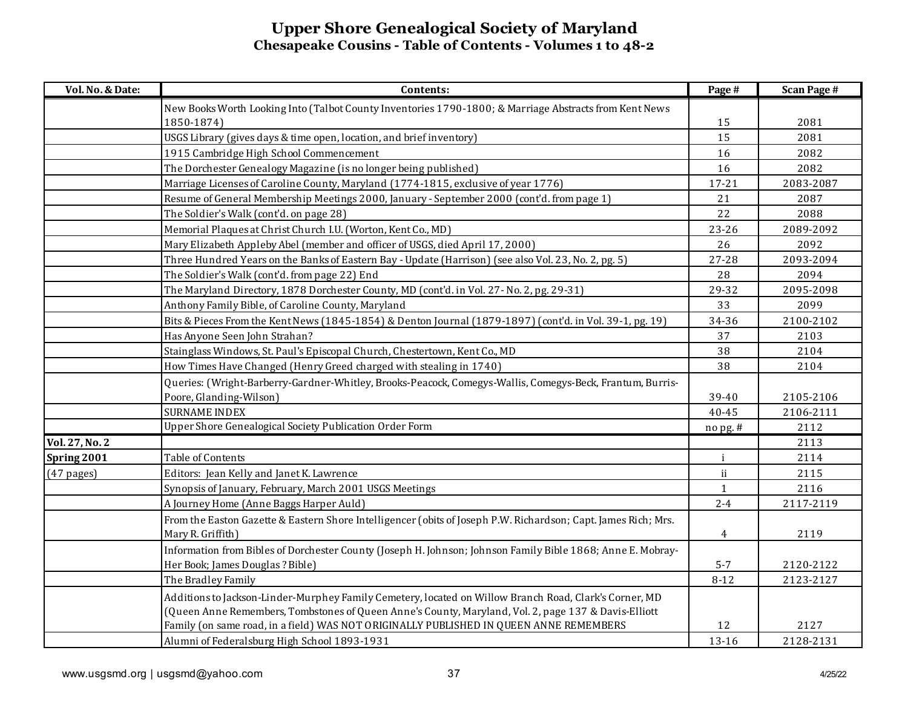# Upper Shore Genealogical Society of Maryland
## Chesapeake Cousins - Table of Contents - Volumes 1 to 48-2

| Vol. No. & Date: | Contents: | Page # | Scan Page # |
|---|---|---|---|
| | New Books Worth Looking Into (Talbot County Inventories 1790-1800; & Marriage Abstracts from Kent News 1850-1874) | 15 | 2081 |
| | USGS Library (gives days & time open, location, and brief inventory) | 15 | 2081 |
| | 1915 Cambridge High School Commencement | 16 | 2082 |
| | The Dorchester Genealogy Magazine (is no longer being published) | 16 | 2082 |
| | Marriage Licenses of Caroline County, Maryland (1774-1815, exclusive of year 1776) | 17-21 | 2083-2087 |
| | Resume of General Membership Meetings 2000, January - September 2000 (cont'd. from page 1) | 21 | 2087 |
| | The Soldier's Walk (cont'd. on page 28) | 22 | 2088 |
| | Memorial Plaques at Christ Church I.U. (Worton, Kent Co., MD) | 23-26 | 2089-2092 |
| | Mary Elizabeth Appleby Abel (member and officer of USGS, died April 17, 2000) | 26 | 2092 |
| | Three Hundred Years on the Banks of Eastern Bay - Update (Harrison) (see also Vol. 23, No. 2, pg. 5) | 27-28 | 2093-2094 |
| | The Soldier's Walk (cont'd. from page 22) End | 28 | 2094 |
| | The Maryland Directory, 1878 Dorchester County, MD (cont'd. in Vol. 27- No. 2, pg. 29-31) | 29-32 | 2095-2098 |
| | Anthony Family Bible, of Caroline County, Maryland | 33 | 2099 |
| | Bits & Pieces From the Kent News (1845-1854) & Denton Journal (1879-1897) (cont'd. in Vol. 39-1, pg. 19) | 34-36 | 2100-2102 |
| | Has Anyone Seen John Strahan? | 37 | 2103 |
| | Stainglass Windows, St. Paul's Episcopal Church, Chestertown, Kent Co., MD | 38 | 2104 |
| | How Times Have Changed (Henry Greed charged with stealing in 1740) | 38 | 2104 |
| | Queries: (Wright-Barberry-Gardner-Whitley, Brooks-Peacock, Comegys-Wallis, Comegys-Beck, Frantum, Burris-Poore, Glanding-Wilson) | 39-40 | 2105-2106 |
| | SURNAME INDEX | 40-45 | 2106-2111 |
| | Upper Shore Genealogical Society Publication Order Form | no pg. # | 2112 |
| **Vol. 27, No. 2** | | | 2113 |
| **Spring 2001** | Table of Contents | i | 2114 |
| (47 pages) | Editors: Jean Kelly and Janet K. Lawrence | ii | 2115 |
| | Synopsis of January, February, March 2001 USGS Meetings | 1 | 2116 |
| | A Journey Home (Anne Baggs Harper Auld) | 2-4 | 2117-2119 |
| | From the Easton Gazette & Eastern Shore Intelligencer (obits of Joseph P.W. Richardson; Capt. James Rich; Mrs. Mary R. Griffith) | 4 | 2119 |
| | Information from Bibles of Dorchester County (Joseph H. Johnson; Johnson Family Bible 1868; Anne E. Mobray-Her Book; James Douglas ? Bible) | 5-7 | 2120-2122 |
| | The Bradley Family | 8-12 | 2123-2127 |
| | Additions to Jackson-Linder-Murphey Family Cemetery, located on Willow Branch Road, Clark's Corner, MD (Queen Anne Remembers, Tombstones of Queen Anne's County, Maryland, Vol. 2, page 137 & Davis-Elliott Family (on same road, in a field) WAS NOT ORIGINALLY PUBLISHED IN QUEEN ANNE REMEMBERS | 12 | 2127 |
| | Alumni of Federalsburg High School 1893-1931 | 13-16 | 2128-2131 |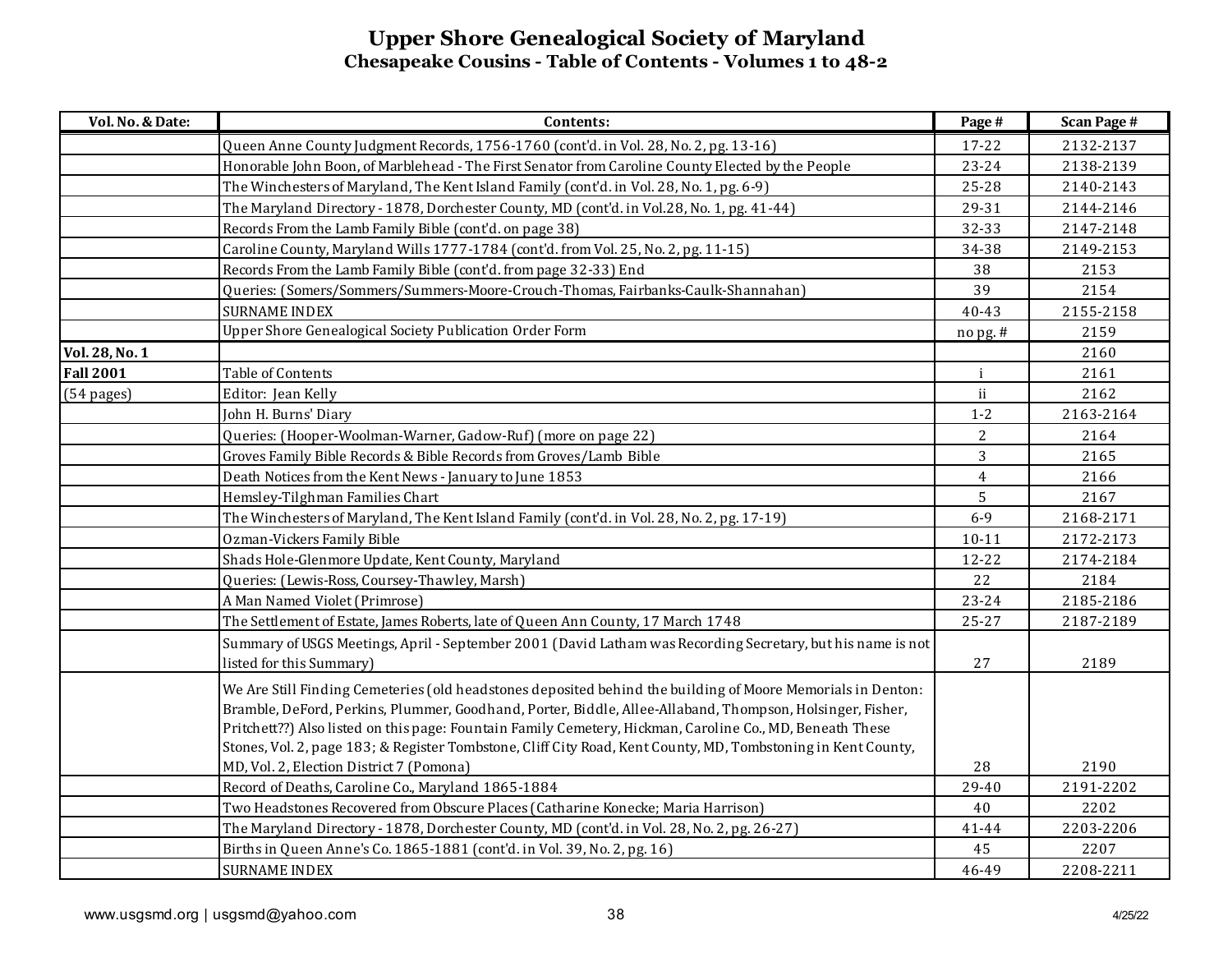# Upper Shore Genealogical Society of Maryland

## Chesapeake Cousins - Table of Contents - Volumes 1 to 48-2

| Vol. No. & Date: | Contents: | Page # | Scan Page # |
|---|---|---|---|
| | Queen Anne County Judgment Records, 1756-1760 (cont'd. in Vol. 28, No. 2, pg. 13-16) | 17-22 | 2132-2137 |
| | Honorable John Boon, of Marblehead - The First Senator from Caroline County Elected by the People | 23-24 | 2138-2139 |
| | The Winchesters of Maryland, The Kent Island Family (cont'd. in Vol. 28, No. 1, pg. 6-9) | 25-28 | 2140-2143 |
| | The Maryland Directory - 1878, Dorchester County, MD (cont'd. in Vol.28, No. 1, pg. 41-44) | 29-31 | 2144-2146 |
| | Records From the Lamb Family Bible (cont'd. on page 38) | 32-33 | 2147-2148 |
| | Caroline County, Maryland Wills 1777-1784 (cont'd. from Vol. 25, No. 2, pg. 11-15) | 34-38 | 2149-2153 |
| | Records From the Lamb Family Bible (cont'd. from page 32-33) End | 38 | 2153 |
| | Queries: (Somers/Sommers/Summers-Moore-Crouch-Thomas, Fairbanks-Caulk-Shannahan) | 39 | 2154 |
| | SURNAME INDEX | 40-43 | 2155-2158 |
| | Upper Shore Genealogical Society Publication Order Form | no pg. # | 2159 |
| **Vol. 28, No. 1** | | | 2160 |
| **Fall 2001** | Table of Contents | i | 2161 |
| (54 pages) | Editor: Jean Kelly | ii | 2162 |
| | John H. Burns' Diary | 1-2 | 2163-2164 |
| | Queries: (Hooper-Woolman-Warner, Gadow-Ruf) (more on page 22) | 2 | 2164 |
| | Groves Family Bible Records & Bible Records from Groves/Lamb Bible | 3 | 2165 |
| | Death Notices from the Kent News - January to June 1853 | 4 | 2166 |
| | Hemsley-Tilghman Families Chart | 5 | 2167 |
| | The Winchesters of Maryland, The Kent Island Family (cont'd. in Vol. 28, No. 2, pg. 17-19) | 6-9 | 2168-2171 |
| | Ozman-Vickers Family Bible | 10-11 | 2172-2173 |
| | Shads Hole-Glenmore Update, Kent County, Maryland | 12-22 | 2174-2184 |
| | Queries: (Lewis-Ross, Coursey-Thawley, Marsh) | 22 | 2184 |
| | A Man Named Violet (Primrose) | 23-24 | 2185-2186 |
| | The Settlement of Estate, James Roberts, late of Queen Ann County, 17 March 1748 | 25-27 | 2187-2189 |
| | Summary of USGS Meetings, April - September 2001 (David Latham was Recording Secretary, but his name is not listed for this Summary) | 27 | 2189 |
| | We Are Still Finding Cemeteries (old headstones deposited behind the building of Moore Memorials in Denton: Bramble, DeFord, Perkins, Plummer, Goodhand, Porter, Biddle, Allee-Allaband, Thompson, Holsinger, Fisher, Pritchett??) Also listed on this page: Fountain Family Cemetery, Hickman, Caroline Co., MD, Beneath These Stones, Vol. 2, page 183; & Register Tombstone, Cliff City Road, Kent County, MD, Tombstoning in Kent County, MD, Vol. 2, Election District 7 (Pomona) | 28 | 2190 |
| | Record of Deaths, Caroline Co., Maryland 1865-1884 | 29-40 | 2191-2202 |
| | Two Headstones Recovered from Obscure Places (Catharine Konecke; Maria Harrison) | 40 | 2202 |
| | The Maryland Directory - 1878, Dorchester County, MD (cont'd. in Vol. 28, No. 2, pg. 26-27) | 41-44 | 2203-2206 |
| | Births in Queen Anne's Co. 1865-1881 (cont'd. in Vol. 39, No. 2, pg. 16) | 45 | 2207 |
| | SURNAME INDEX | 46-49 | 2208-2211 |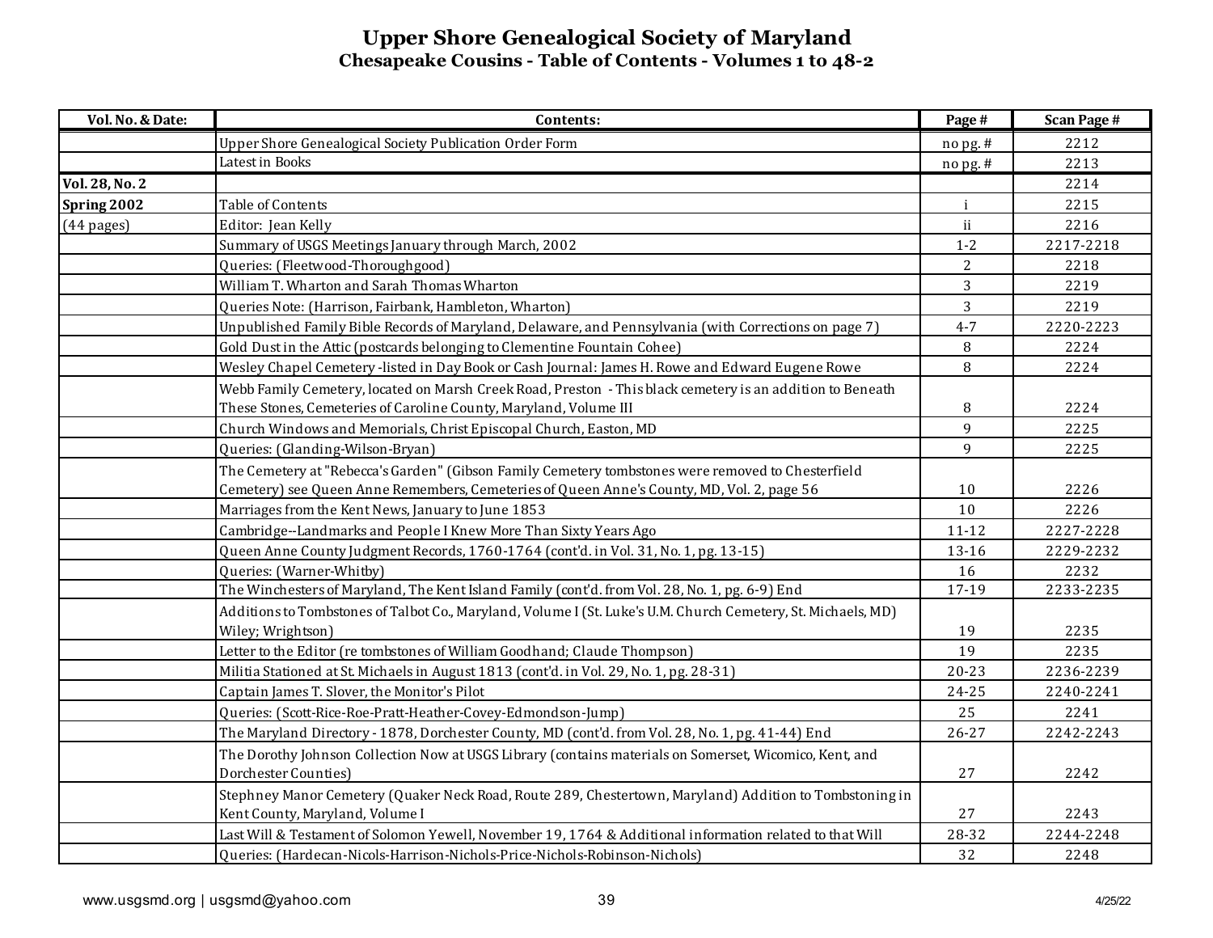# Upper Shore Genealogical Society of Maryland

## Chesapeake Cousins - Table of Contents - Volumes 1 to 48-2

| Vol. No. & Date: | Contents: | Page # | Scan Page # |
|---|---|---|---|
| | Upper Shore Genealogical Society Publication Order Form | no pg. # | 2212 |
| | Latest in Books | no pg. # | 2213 |
| **Vol. 28, No. 2** | | | 2214 |
| **Spring 2002** | Table of Contents | i | 2215 |
| (44 pages) | Editor: Jean Kelly | ii | 2216 |
| | Summary of USGS Meetings January through March, 2002 | 1-2 | 2217-2218 |
| | Queries: (Fleetwood-Thoroughgood) | 2 | 2218 |
| | William T. Wharton and Sarah Thomas Wharton | 3 | 2219 |
| | Queries Note: (Harrison, Fairbank, Hambleton, Wharton) | 3 | 2219 |
| | Unpublished Family Bible Records of Maryland, Delaware, and Pennsylvania (with Corrections on page 7) | 4-7 | 2220-2223 |
| | Gold Dust in the Attic (postcards belonging to Clementine Fountain Cohee) | 8 | 2224 |
| | Wesley Chapel Cemetery -listed in Day Book or Cash Journal: James H. Rowe and Edward Eugene Rowe | 8 | 2224 |
| | Webb Family Cemetery, located on Marsh Creek Road, Preston - This black cemetery is an addition to Beneath These Stones, Cemeteries of Caroline County, Maryland, Volume III | 8 | 2224 |
| | Church Windows and Memorials, Christ Episcopal Church, Easton, MD | 9 | 2225 |
| | Queries: (Glanding-Wilson-Bryan) | 9 | 2225 |
| | The Cemetery at "Rebecca's Garden" (Gibson Family Cemetery tombstones were removed to Chesterfield Cemetery) see Queen Anne Remembers, Cemeteries of Queen Anne's County, MD, Vol. 2, page 56 | 10 | 2226 |
| | Marriages from the Kent News, January to June 1853 | 10 | 2226 |
| | Cambridge--Landmarks and People I Knew More Than Sixty Years Ago | 11-12 | 2227-2228 |
| | Queen Anne County Judgment Records, 1760-1764 (cont'd. in Vol. 31, No. 1, pg. 13-15) | 13-16 | 2229-2232 |
| | Queries: (Warner-Whitby) | 16 | 2232 |
| | The Winchesters of Maryland, The Kent Island Family (cont'd. from Vol. 28, No. 1, pg. 6-9) End | 17-19 | 2233-2235 |
| | Additions to Tombstones of Talbot Co., Maryland, Volume I (St. Luke's U.M. Church Cemetery, St. Michaels, MD) Wiley; Wrightson) | 19 | 2235 |
| | Letter to the Editor (re tombstones of William Goodhand; Claude Thompson) | 19 | 2235 |
| | Militia Stationed at St. Michaels in August 1813 (cont'd. in Vol. 29, No. 1, pg. 28-31) | 20-23 | 2236-2239 |
| | Captain James T. Slover, the Monitor's Pilot | 24-25 | 2240-2241 |
| | Queries: (Scott-Rice-Roe-Pratt-Heather-Covey-Edmondson-Jump) | 25 | 2241 |
| | The Maryland Directory - 1878, Dorchester County, MD (cont'd. from Vol. 28, No. 1, pg. 41-44) End | 26-27 | 2242-2243 |
| | The Dorothy Johnson Collection Now at USGS Library (contains materials on Somerset, Wicomico, Kent, and Dorchester Counties) | 27 | 2242 |
| | Stephney Manor Cemetery (Quaker Neck Road, Route 289, Chestertown, Maryland) Addition to Tombstoning in Kent County, Maryland, Volume I | 27 | 2243 |
| | Last Will & Testament of Solomon Yewell, November 19, 1764 & Additional information related to that Will | 28-32 | 2244-2248 |
| | Queries: (Hardecan-Nicols-Harrison-Nichols-Price-Nichols-Robinson-Nichols) | 32 | 2248 |

www.usgsmd.org | usgsmd@yahoo.com 4/25/22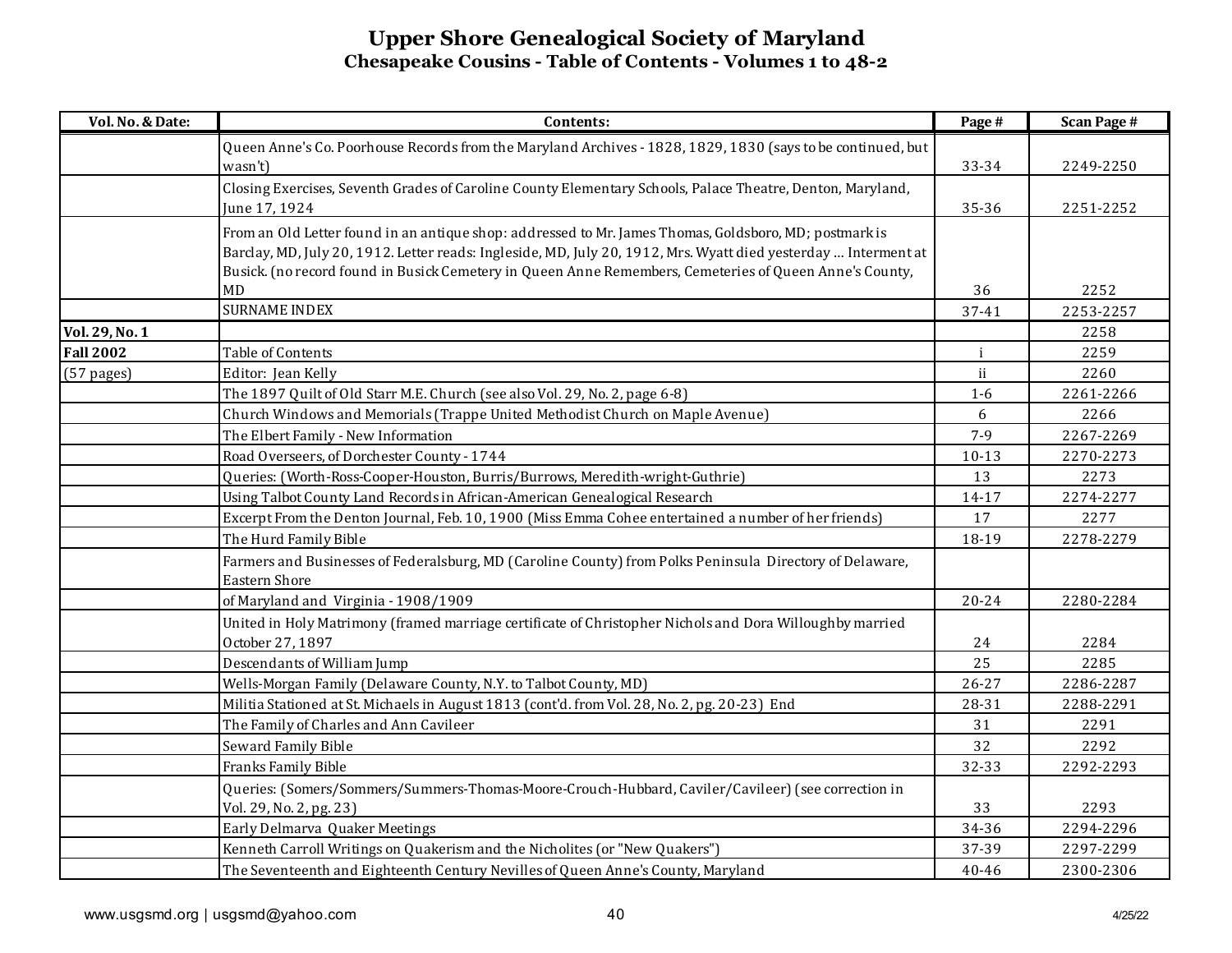# Upper Shore Genealogical Society of Maryland
## Chesapeake Cousins - Table of Contents - Volumes 1 to 48-2

| Vol. No. & Date: | Contents: | Page # | Scan Page # |
|---|---|---|---|
| | Queen Anne's Co. Poorhouse Records from the Maryland Archives - 1828, 1829, 1830 (says to be continued, but wasn't) | 33-34 | 2249-2250 |
| | Closing Exercises, Seventh Grades of Caroline County Elementary Schools, Palace Theatre, Denton, Maryland, June 17, 1924 | 35-36 | 2251-2252 |
| | From an Old Letter found in an antique shop: addressed to Mr. James Thomas, Goldsboro, MD; postmark is Barclay, MD, July 20, 1912. Letter reads: Ingleside, MD, July 20, 1912, Mrs. Wyatt died yesterday … Interment at Busick. (no record found in Busick Cemetery in Queen Anne Remembers, Cemeteries of Queen Anne's County, MD | 36 | 2252 |
| | SURNAME INDEX | 37-41 | 2253-2257 |
| **Vol. 29, No. 1** | | | 2258 |
| **Fall 2002** | Table of Contents | i | 2259 |
| (57 pages) | Editor: Jean Kelly | ii | 2260 |
| | The 1897 Quilt of Old Starr M.E. Church (see also Vol. 29, No. 2, page 6-8) | 1-6 | 2261-2266 |
| | Church Windows and Memorials (Trappe United Methodist Church on Maple Avenue) | 6 | 2266 |
| | The Elbert Family - New Information | 7-9 | 2267-2269 |
| | Road Overseers, of Dorchester County - 1744 | 10-13 | 2270-2273 |
| | Queries: (Worth-Ross-Cooper-Houston, Burris/Burrows, Meredith-wright-Guthrie) | 13 | 2273 |
| | Using Talbot County Land Records in African-American Genealogical Research | 14-17 | 2274-2277 |
| | Excerpt From the Denton Journal, Feb. 10, 1900 (Miss Emma Cohee entertained a number of her friends) | 17 | 2277 |
| | The Hurd Family Bible | 18-19 | 2278-2279 |
| | Farmers and Businesses of Federalsburg, MD (Caroline County) from Polks Peninsula Directory of Delaware, Eastern Shore | | |
| | of Maryland and Virginia - 1908/1909 | 20-24 | 2280-2284 |
| | United in Holy Matrimony (framed marriage certificate of Christopher Nichols and Dora Willoughby married October 27, 1897 | 24 | 2284 |
| | Descendants of William Jump | 25 | 2285 |
| | Wells-Morgan Family (Delaware County, N.Y. to Talbot County, MD) | 26-27 | 2286-2287 |
| | Militia Stationed at St. Michaels in August 1813 (cont'd. from Vol. 28, No. 2, pg. 20-23) End | 28-31 | 2288-2291 |
| | The Family of Charles and Ann Cavileer | 31 | 2291 |
| | Seward Family Bible | 32 | 2292 |
| | Franks Family Bible | 32-33 | 2292-2293 |
| | Queries: (Somers/Sommers/Summers-Thomas-Moore-Crouch-Hubbard, Caviler/Cavileer) (see correction in Vol. 29, No. 2, pg. 23) | 33 | 2293 |
| | Early Delmarva Quaker Meetings | 34-36 | 2294-2296 |
| | Kenneth Carroll Writings on Quakerism and the Nicholites (or "New Quakers") | 37-39 | 2297-2299 |
| | The Seventeenth and Eighteenth Century Nevilles of Queen Anne's County, Maryland | 40-46 | 2300-2306 |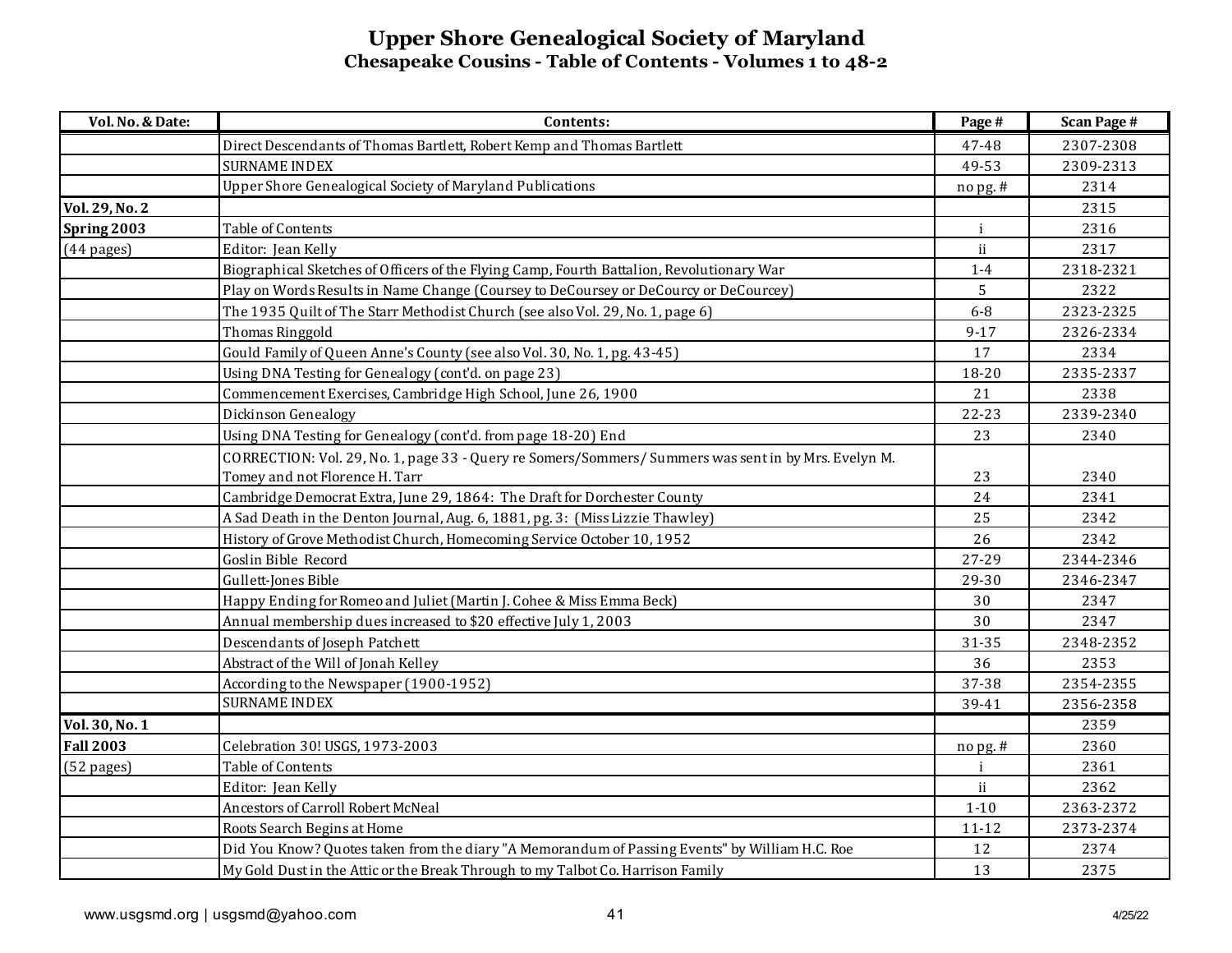# Upper Shore Genealogical Society of Maryland

## Chesapeake Cousins - Table of Contents - Volumes 1 to 48-2

| Vol. No. & Date: | Contents: | Page # | Scan Page # |
|---|---|---|---|
| | Direct Descendants of Thomas Bartlett, Robert Kemp and Thomas Bartlett | 47-48 | 2307-2308 |
| | SURNAME INDEX | 49-53 | 2309-2313 |
| | Upper Shore Genealogical Society of Maryland Publications | no pg. # | 2314 |
| **Vol. 29, No. 2** | | | 2315 |
| **Spring 2003** | Table of Contents | i | 2316 |
| (44 pages) | Editor: Jean Kelly | ii | 2317 |
| | Biographical Sketches of Officers of the Flying Camp, Fourth Battalion, Revolutionary War | 1-4 | 2318-2321 |
| | Play on Words Results in Name Change (Coursey to DeCoursey or DeCourcy or DeCourcey) | 5 | 2322 |
| | The 1935 Quilt of The Starr Methodist Church (see also Vol. 29, No. 1, page 6) | 6-8 | 2323-2325 |
| | Thomas Ringgold | 9-17 | 2326-2334 |
| | Gould Family of Queen Anne's County (see also Vol. 30, No. 1, pg. 43-45) | 17 | 2334 |
| | Using DNA Testing for Genealogy (cont'd. on page 23) | 18-20 | 2335-2337 |
| | Commencement Exercises, Cambridge High School, June 26, 1900 | 21 | 2338 |
| | Dickinson Genealogy | 22-23 | 2339-2340 |
| | Using DNA Testing for Genealogy (cont'd. from page 18-20) End | 23 | 2340 |
| | CORRECTION: Vol. 29, No. 1, page 33 - Query re Somers/Sommers/ Summers was sent in by Mrs. Evelyn M. Tomey and not Florence H. Tarr | 23 | 2340 |
| | Cambridge Democrat Extra, June 29, 1864: The Draft for Dorchester County | 24 | 2341 |
| | A Sad Death in the Denton Journal, Aug. 6, 1881, pg. 3: (Miss Lizzie Thawley) | 25 | 2342 |
| | History of Grove Methodist Church, Homecoming Service October 10, 1952 | 26 | 2342 |
| | Goslin Bible Record | 27-29 | 2344-2346 |
| | Gullett-Jones Bible | 29-30 | 2346-2347 |
| | Happy Ending for Romeo and Juliet (Martin J. Cohee & Miss Emma Beck) | 30 | 2347 |
| | Annual membership dues increased to $20 effective July 1, 2003 | 30 | 2347 |
| | Descendants of Joseph Patchett | 31-35 | 2348-2352 |
| | Abstract of the Will of Jonah Kelley | 36 | 2353 |
| | According to the Newspaper (1900-1952) | 37-38 | 2354-2355 |
| | SURNAME INDEX | 39-41 | 2356-2358 |
| **Vol. 30, No. 1** | | | 2359 |
| **Fall 2003** | Celebration 30! USGS, 1973-2003 | no pg. # | 2360 |
| (52 pages) | Table of Contents | i | 2361 |
| | Editor: Jean Kelly | ii | 2362 |
| | Ancestors of Carroll Robert McNeal | 1-10 | 2363-2372 |
| | Roots Search Begins at Home | 11-12 | 2373-2374 |
| | Did You Know? Quotes taken from the diary "A Memorandum of Passing Events" by William H.C. Roe | 12 | 2374 |
| | My Gold Dust in the Attic or the Break Through to my Talbot Co. Harrison Family | 13 | 2375 |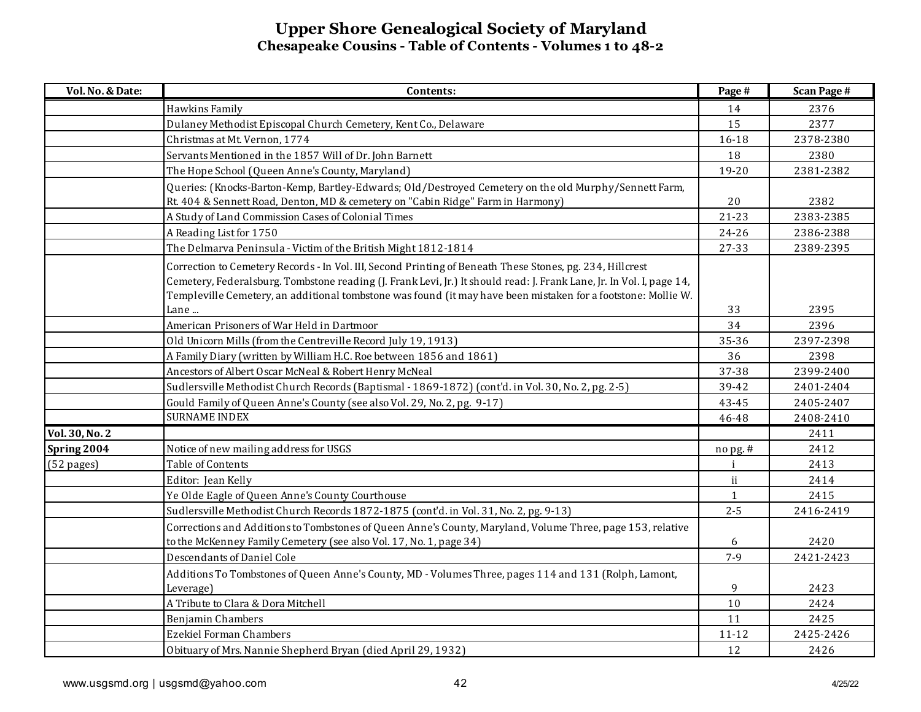# Upper Shore Genealogical Society of Maryland

## Chesapeake Cousins - Table of Contents - Volumes 1 to 48-2

| Vol. No. & Date: | Contents: | Page # | Scan Page # |
|---|---|---|---|
| | Hawkins Family | 14 | 2376 |
| | Dulaney Methodist Episcopal Church Cemetery, Kent Co., Delaware | 15 | 2377 |
| | Christmas at Mt. Vernon, 1774 | 16-18 | 2378-2380 |
| | Servants Mentioned in the 1857 Will of Dr. John Barnett | 18 | 2380 |
| | The Hope School (Queen Anne's County, Maryland) | 19-20 | 2381-2382 |
| | Queries: (Knocks-Barton-Kemp, Bartley-Edwards; Old/Destroyed Cemetery on the old Murphy/Sennett Farm, Rt. 404 & Sennett Road, Denton, MD & cemetery on "Cabin Ridge" Farm in Harmony) | 20 | 2382 |
| | A Study of Land Commission Cases of Colonial Times | 21-23 | 2383-2385 |
| | A Reading List for 1750 | 24-26 | 2386-2388 |
| | The Delmarva Peninsula - Victim of the British Might 1812-1814 | 27-33 | 2389-2395 |
| | Correction to Cemetery Records - In Vol. III, Second Printing of Beneath These Stones, pg. 234, Hillcrest Cemetery, Federalsburg. Tombstone reading (J. Frank Levi, Jr.) It should read: J. Frank Lane, Jr. In Vol. I, page 14, Templeville Cemetery, an additional tombstone was found (it may have been mistaken for a footstone: Mollie W. Lane ... | 33 | 2395 |
| | American Prisoners of War Held in Dartmoor | 34 | 2396 |
| | Old Unicorn Mills (from the Centreville Record July 19, 1913) | 35-36 | 2397-2398 |
| | A Family Diary (written by William H.C. Roe between 1856 and 1861) | 36 | 2398 |
| | Ancestors of Albert Oscar McNeal & Robert Henry McNeal | 37-38 | 2399-2400 |
| | Sudlersville Methodist Church Records (Baptismal - 1869-1872) (cont'd. in Vol. 30, No. 2, pg. 2-5) | 39-42 | 2401-2404 |
| | Gould Family of Queen Anne's County (see also Vol. 29, No. 2, pg. 9-17) | 43-45 | 2405-2407 |
| | SURNAME INDEX | 46-48 | 2408-2410 |
| **Vol. 30, No. 2** | | | 2411 |
| **Spring 2004** | Notice of new mailing address for USGS | no pg. # | 2412 |
| (52 pages) | Table of Contents | i | 2413 |
| | Editor: Jean Kelly | ii | 2414 |
| | Ye Olde Eagle of Queen Anne's County Courthouse | 1 | 2415 |
| | Sudlersville Methodist Church Records 1872-1875 (cont'd. in Vol. 31, No. 2, pg. 9-13) | 2-5 | 2416-2419 |
| | Corrections and Additions to Tombstones of Queen Anne's County, Maryland, Volume Three, page 153, relative to the McKenney Family Cemetery (see also Vol. 17, No. 1, page 34) | 6 | 2420 |
| | Descendants of Daniel Cole | 7-9 | 2421-2423 |
| | Additions To Tombstones of Queen Anne's County, MD - Volumes Three, pages 114 and 131 (Rolph, Lamont, Leverage) | 9 | 2423 |
| | A Tribute to Clara & Dora Mitchell | 10 | 2424 |
| | Benjamin Chambers | 11 | 2425 |
| | Ezekiel Forman Chambers | 11-12 | 2425-2426 |
| | Obituary of Mrs. Nannie Shepherd Bryan (died April 29, 1932) | 12 | 2426 |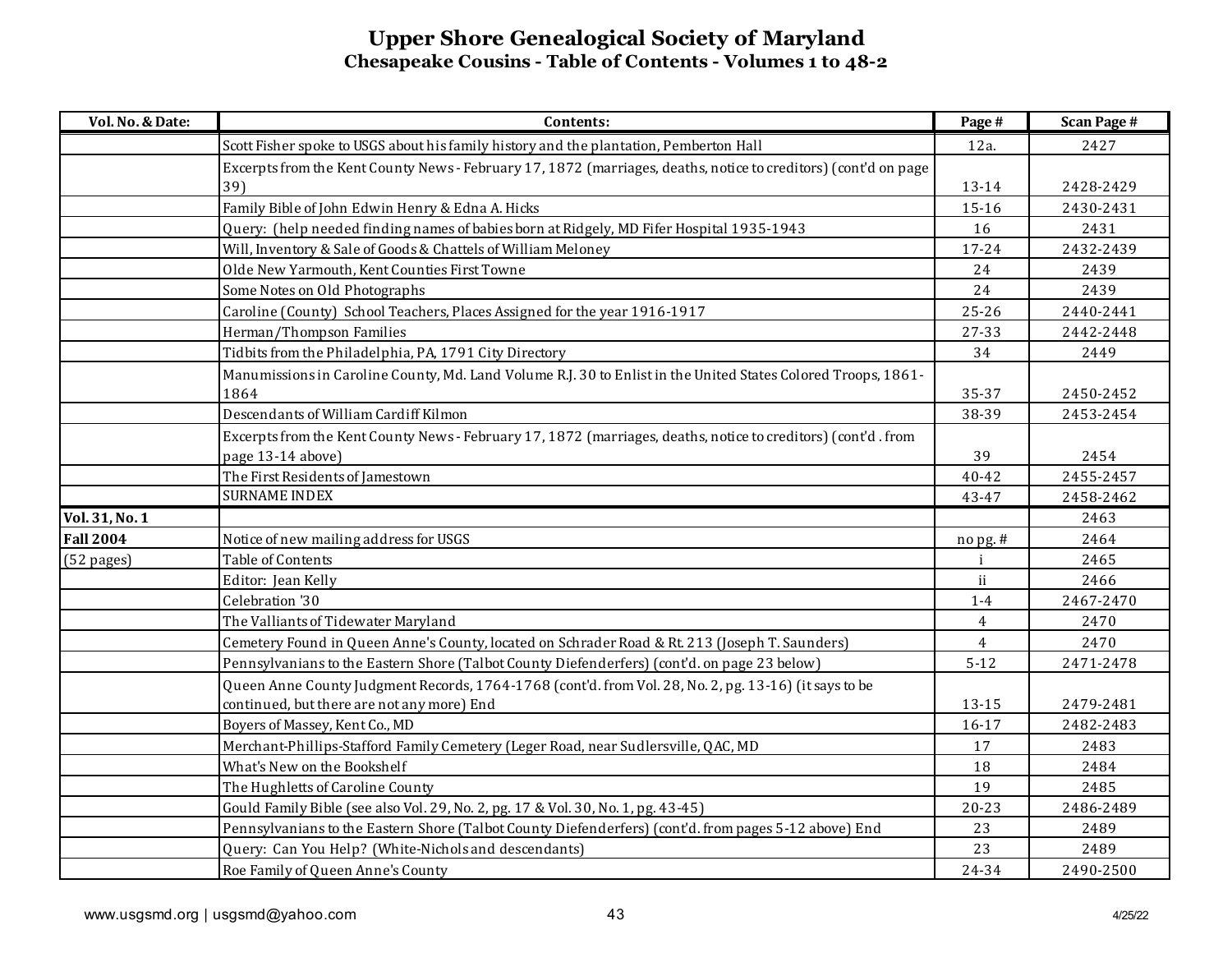# Upper Shore Genealogical Society of Maryland

## Chesapeake Cousins - Table of Contents - Volumes 1 to 48-2

| Vol. No. & Date: | Contents: | Page # | Scan Page # |
|---|---|---|---|
| | Scott Fisher spoke to USGS about his family history and the plantation, Pemberton Hall | 12a. | 2427 |
| | Excerpts from the Kent County News - February 17, 1872 (marriages, deaths, notice to creditors) (cont'd on page 39) | 13-14 | 2428-2429 |
| | Family Bible of John Edwin Henry & Edna A. Hicks | 15-16 | 2430-2431 |
| | Query: (help needed finding names of babies born at Ridgely, MD Fifer Hospital 1935-1943 | 16 | 2431 |
| | Will, Inventory & Sale of Goods & Chattels of William Meloney | 17-24 | 2432-2439 |
| | Olde New Yarmouth, Kent Counties First Towne | 24 | 2439 |
| | Some Notes on Old Photographs | 24 | 2439 |
| | Caroline (County) School Teachers, Places Assigned for the year 1916-1917 | 25-26 | 2440-2441 |
| | Herman/Thompson Families | 27-33 | 2442-2448 |
| | Tidbits from the Philadelphia, PA, 1791 City Directory | 34 | 2449 |
| | Manumissions in Caroline County, Md. Land Volume R.J. 30 to Enlist in the United States Colored Troops, 1861-1864 | 35-37 | 2450-2452 |
| | Descendants of William Cardiff Kilmon | 38-39 | 2453-2454 |
| | Excerpts from the Kent County News - February 17, 1872 (marriages, deaths, notice to creditors) (cont'd . from page 13-14 above) | 39 | 2454 |
| | The First Residents of Jamestown | 40-42 | 2455-2457 |
| | SURNAME INDEX | 43-47 | 2458-2462 |
| **Vol. 31, No. 1** | | | 2463 |
| **Fall 2004** | Notice of new mailing address for USGS | no pg. # | 2464 |
| (52 pages) | Table of Contents | i | 2465 |
| | Editor: Jean Kelly | ii | 2466 |
| | Celebration '30 | 1-4 | 2467-2470 |
| | The Valliants of Tidewater Maryland | 4 | 2470 |
| | Cemetery Found in Queen Anne's County, located on Schrader Road & Rt. 213 (Joseph T. Saunders) | 4 | 2470 |
| | Pennsylvanians to the Eastern Shore (Talbot County Diefenderfers) (cont'd. on page 23 below) | 5-12 | 2471-2478 |
| | Queen Anne County Judgment Records, 1764-1768 (cont'd. from Vol. 28, No. 2, pg. 13-16) (it says to be continued, but there are not any more) End | 13-15 | 2479-2481 |
| | Boyers of Massey, Kent Co., MD | 16-17 | 2482-2483 |
| | Merchant-Phillips-Stafford Family Cemetery (Leger Road, near Sudlersville, QAC, MD | 17 | 2483 |
| | What's New on the Bookshelf | 18 | 2484 |
| | The Hughletts of Caroline County | 19 | 2485 |
| | Gould Family Bible (see also Vol. 29, No. 2, pg. 17 & Vol. 30, No. 1, pg. 43-45) | 20-23 | 2486-2489 |
| | Pennsylvanians to the Eastern Shore (Talbot County Diefenderfers) (cont'd. from pages 5-12 above) End | 23 | 2489 |
| | Query: Can You Help? (White-Nichols and descendants) | 23 | 2489 |
| | Roe Family of Queen Anne's County | 24-34 | 2490-2500 |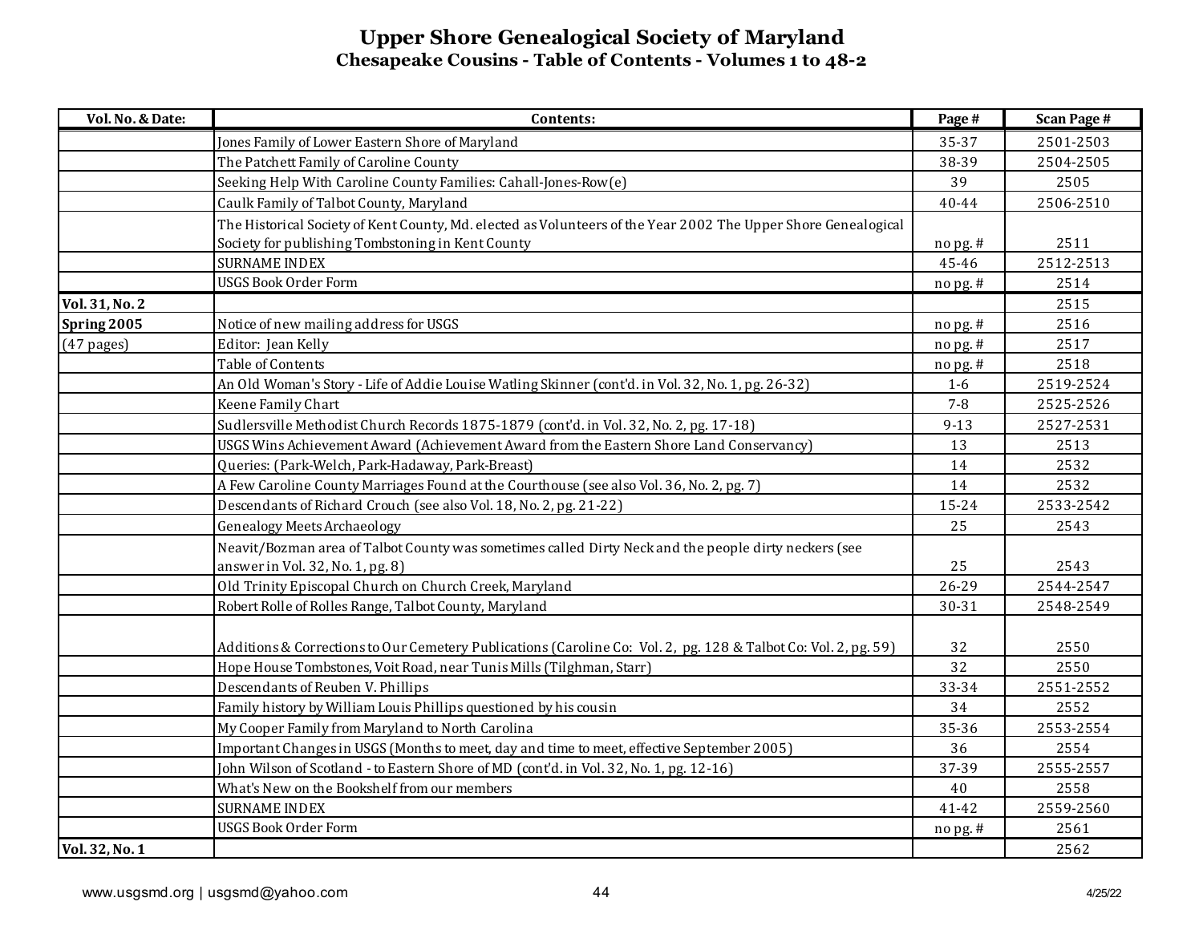# Upper Shore Genealogical Society of Maryland

## Chesapeake Cousins - Table of Contents - Volumes 1 to 48-2

| Vol. No. & Date: | Contents: | Page # | Scan Page # |
|---|---|---|---|
| | Jones Family of Lower Eastern Shore of Maryland | 35-37 | 2501-2503 |
| | The Patchett Family of Caroline County | 38-39 | 2504-2505 |
| | Seeking Help With Caroline County Families: Cahall-Jones-Row(e) | 39 | 2505 |
| | Caulk Family of Talbot County, Maryland | 40-44 | 2506-2510 |
| | The Historical Society of Kent County, Md. elected as Volunteers of the Year 2002 The Upper Shore Genealogical Society for publishing Tombstoning in Kent County | no pg. # | 2511 |
| | SURNAME INDEX | 45-46 | 2512-2513 |
| | USGS Book Order Form | no pg. # | 2514 |
| **Vol. 31, No. 2** | | | 2515 |
| **Spring 2005** | Notice of new mailing address for USGS | no pg. # | 2516 |
| (47 pages) | Editor: Jean Kelly | no pg. # | 2517 |
| | Table of Contents | no pg. # | 2518 |
| | An Old Woman's Story - Life of Addie Louise Watling Skinner (cont'd. in Vol. 32, No. 1, pg. 26-32) | 1-6 | 2519-2524 |
| | Keene Family Chart | 7-8 | 2525-2526 |
| | Sudlersville Methodist Church Records 1875-1879 (cont'd. in Vol. 32, No. 2, pg. 17-18) | 9-13 | 2527-2531 |
| | USGS Wins Achievement Award (Achievement Award from the Eastern Shore Land Conservancy) | 13 | 2513 |
| | Queries: (Park-Welch, Park-Hadaway, Park-Breast) | 14 | 2532 |
| | A Few Caroline County Marriages Found at the Courthouse (see also Vol. 36, No. 2, pg. 7) | 14 | 2532 |
| | Descendants of Richard Crouch (see also Vol. 18, No. 2, pg. 21-22) | 15-24 | 2533-2542 |
| | Genealogy Meets Archaeology | 25 | 2543 |
| | Neavit/Bozman area of Talbot County was sometimes called Dirty Neck and the people dirty neckers (see answer in Vol. 32, No. 1, pg. 8) | 25 | 2543 |
| | Old Trinity Episcopal Church on Church Creek, Maryland | 26-29 | 2544-2547 |
| | Robert Rolle of Rolles Range, Talbot County, Maryland | 30-31 | 2548-2549 |
| | Additions & Corrections to Our Cemetery Publications (Caroline Co: Vol. 2, pg. 128 & Talbot Co: Vol. 2, pg. 59) | 32 | 2550 |
| | Hope House Tombstones, Voit Road, near Tunis Mills (Tilghman, Starr) | 32 | 2550 |
| | Descendants of Reuben V. Phillips | 33-34 | 2551-2552 |
| | Family history by William Louis Phillips questioned by his cousin | 34 | 2552 |
| | My Cooper Family from Maryland to North Carolina | 35-36 | 2553-2554 |
| | Important Changes in USGS (Months to meet, day and time to meet, effective September 2005) | 36 | 2554 |
| | John Wilson of Scotland - to Eastern Shore of MD (cont'd. in Vol. 32, No. 1, pg. 12-16) | 37-39 | 2555-2557 |
| | What's New on the Bookshelf from our members | 40 | 2558 |
| | SURNAME INDEX | 41-42 | 2559-2560 |
| | USGS Book Order Form | no pg. # | 2561 |
| **Vol. 32, No. 1** | | | 2562 |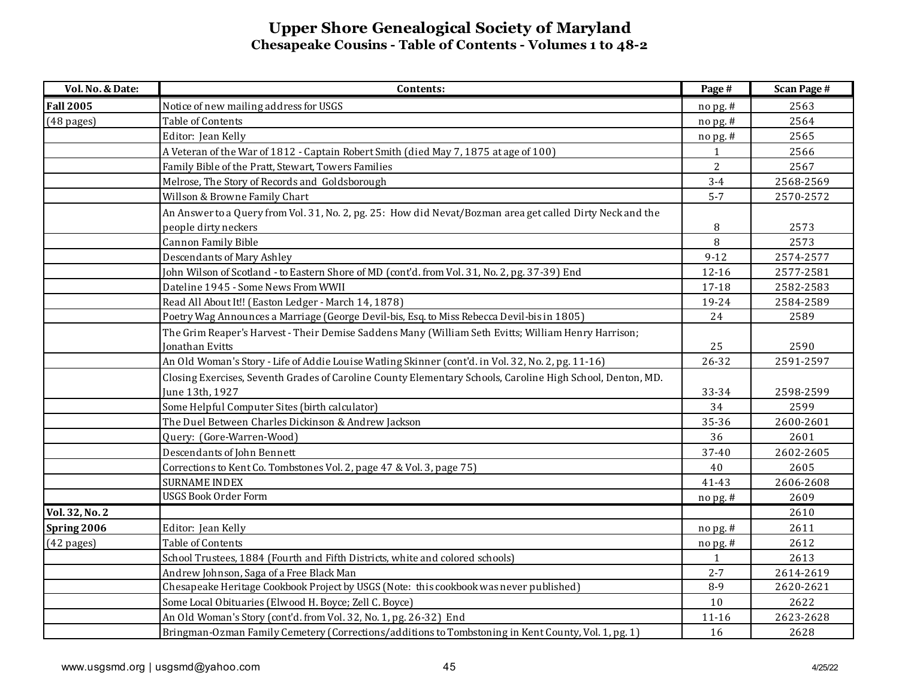# Upper Shore Genealogical Society of Maryland

## Chesapeake Cousins - Table of Contents - Volumes 1 to 48-2

| Vol. No. & Date: | Contents: | Page # | Scan Page # |
|---|---|---|---|
| **Fall 2005** | Notice of new mailing address for USGS | no pg. # | 2563 |
| (48 pages) | Table of Contents | no pg. # | 2564 |
| | Editor: Jean Kelly | no pg. # | 2565 |
| | A Veteran of the War of 1812 - Captain Robert Smith (died May 7, 1875 at age of 100) | 1 | 2566 |
| | Family Bible of the Pratt, Stewart, Towers Families | 2 | 2567 |
| | Melrose, The Story of Records and Goldsborough | 3-4 | 2568-2569 |
| | Willson & Browne Family Chart | 5-7 | 2570-2572 |
| | An Answer to a Query from Vol. 31, No. 2, pg. 25: How did Nevat/Bozman area get called Dirty Neck and the people dirty neckers | 8 | 2573 |
| | Cannon Family Bible | 8 | 2573 |
| | Descendants of Mary Ashley | 9-12 | 2574-2577 |
| | John Wilson of Scotland - to Eastern Shore of MD (cont'd. from Vol. 31, No. 2, pg. 37-39) End | 12-16 | 2577-2581 |
| | Dateline 1945 - Some News From WWII | 17-18 | 2582-2583 |
| | Read All About It!! (Easton Ledger - March 14, 1878) | 19-24 | 2584-2589 |
| | Poetry Wag Announces a Marriage (George Devil-bis, Esq. to Miss Rebecca Devil-bis in 1805) | 24 | 2589 |
| | The Grim Reaper's Harvest - Their Demise Saddens Many (William Seth Evitts; William Henry Harrison; Jonathan Evitts | 25 | 2590 |
| | An Old Woman's Story - Life of Addie Louise Watling Skinner (cont'd. in Vol. 32, No. 2, pg. 11-16) | 26-32 | 2591-2597 |
| | Closing Exercises, Seventh Grades of Caroline County Elementary Schools, Caroline High School, Denton, MD. June 13th, 1927 | 33-34 | 2598-2599 |
| | Some Helpful Computer Sites (birth calculator) | 34 | 2599 |
| | The Duel Between Charles Dickinson & Andrew Jackson | 35-36 | 2600-2601 |
| | Query: (Gore-Warren-Wood) | 36 | 2601 |
| | Descendants of John Bennett | 37-40 | 2602-2605 |
| | Corrections to Kent Co. Tombstones Vol. 2, page 47 & Vol. 3, page 75) | 40 | 2605 |
| | SURNAME INDEX | 41-43 | 2606-2608 |
| | USGS Book Order Form | no pg. # | 2609 |
| **Vol. 32, No. 2** | | | 2610 |
| **Spring 2006** | Editor: Jean Kelly | no pg. # | 2611 |
| (42 pages) | Table of Contents | no pg. # | 2612 |
| | School Trustees, 1884 (Fourth and Fifth Districts, white and colored schools) | 1 | 2613 |
| | Andrew Johnson, Saga of a Free Black Man | 2-7 | 2614-2619 |
| | Chesapeake Heritage Cookbook Project by USGS (Note: this cookbook was never published) | 8-9 | 2620-2621 |
| | Some Local Obituaries (Elwood H. Boyce; Zell C. Boyce) | 10 | 2622 |
| | An Old Woman's Story (cont'd. from Vol. 32, No. 1, pg. 26-32) End | 11-16 | 2623-2628 |
| | Bringman-Ozman Family Cemetery (Corrections/additions to Tombstoning in Kent County, Vol. 1, pg. 1) | 16 | 2628 |

www.usgsmd.org | usgsmd@yahoo.com

4/25/22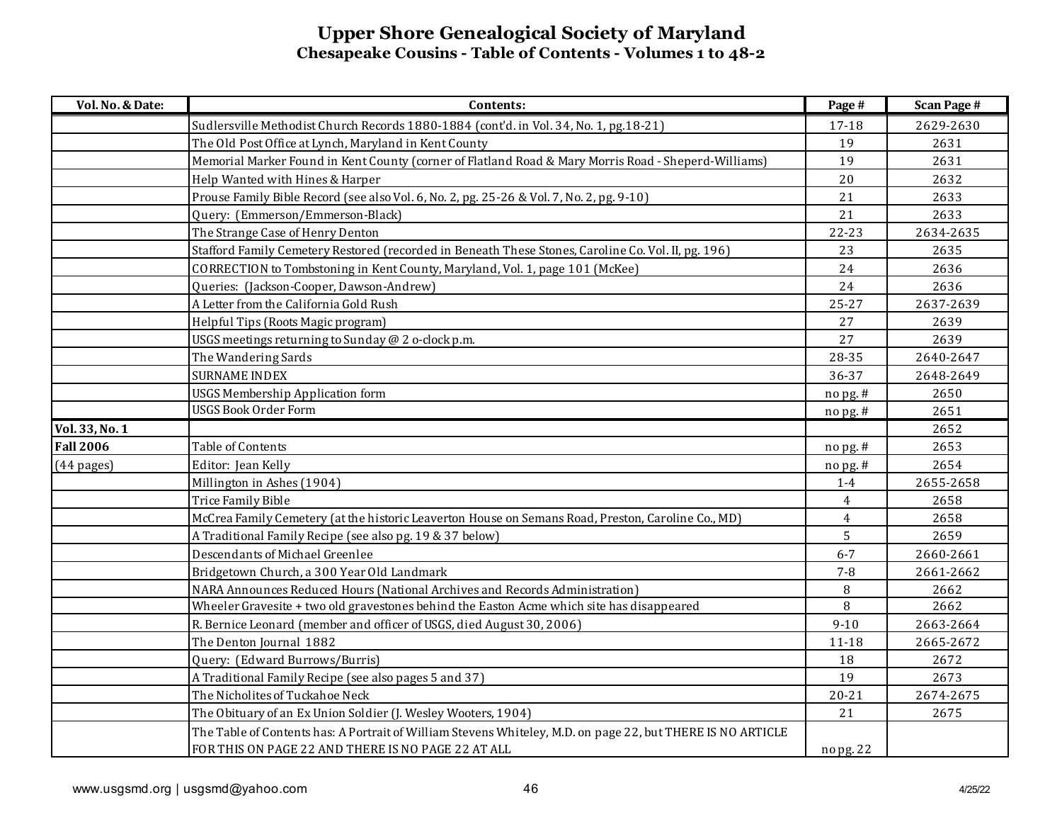# Upper Shore Genealogical Society of Maryland

## Chesapeake Cousins - Table of Contents - Volumes 1 to 48-2

| Vol. No. & Date: | Contents: | Page # | Scan Page # |
|---|---|---|---|
| | Sudlersville Methodist Church Records 1880-1884 (cont'd. in Vol. 34, No. 1, pg.18-21) | 17-18 | 2629-2630 |
| | The Old Post Office at Lynch, Maryland in Kent County | 19 | 2631 |
| | Memorial Marker Found in Kent County (corner of Flatland Road & Mary Morris Road - Sheperd-Williams) | 19 | 2631 |
| | Help Wanted with Hines & Harper | 20 | 2632 |
| | Prouse Family Bible Record (see also Vol. 6, No. 2, pg. 25-26 & Vol. 7, No. 2, pg. 9-10) | 21 | 2633 |
| | Query: (Emmerson/Emmerson-Black) | 21 | 2633 |
| | The Strange Case of Henry Denton | 22-23 | 2634-2635 |
| | Stafford Family Cemetery Restored (recorded in Beneath These Stones, Caroline Co. Vol. II, pg. 196) | 23 | 2635 |
| | CORRECTION to Tombstoning in Kent County, Maryland, Vol. 1, page 101 (McKee) | 24 | 2636 |
| | Queries: (Jackson-Cooper, Dawson-Andrew) | 24 | 2636 |
| | A Letter from the California Gold Rush | 25-27 | 2637-2639 |
| | Helpful Tips (Roots Magic program) | 27 | 2639 |
| | USGS meetings returning to Sunday @ 2 o-clock p.m. | 27 | 2639 |
| | The Wandering Sards | 28-35 | 2640-2647 |
| | SURNAME INDEX | 36-37 | 2648-2649 |
| | USGS Membership Application form | no pg. # | 2650 |
| | USGS Book Order Form | no pg. # | 2651 |
| **Vol. 33, No. 1** | | | 2652 |
| **Fall 2006** | Table of Contents | no pg. # | 2653 |
| (44 pages) | Editor: Jean Kelly | no pg. # | 2654 |
| | Millington in Ashes (1904) | 1-4 | 2655-2658 |
| | Trice Family Bible | 4 | 2658 |
| | McCrea Family Cemetery (at the historic Leaverton House on Semans Road, Preston, Caroline Co., MD) | 4 | 2658 |
| | A Traditional Family Recipe (see also pg. 19 & 37 below) | 5 | 2659 |
| | Descendants of Michael Greenlee | 6-7 | 2660-2661 |
| | Bridgetown Church, a 300 Year Old Landmark | 7-8 | 2661-2662 |
| | NARA Announces Reduced Hours (National Archives and Records Administration) | 8 | 2662 |
| | Wheeler Gravesite + two old gravestones behind the Easton Acme which site has disappeared | 8 | 2662 |
| | R. Bernice Leonard (member and officer of USGS, died August 30, 2006) | 9-10 | 2663-2664 |
| | The Denton Journal 1882 | 11-18 | 2665-2672 |
| | Query: (Edward Burrows/Burris) | 18 | 2672 |
| | A Traditional Family Recipe (see also pages 5 and 37) | 19 | 2673 |
| | The Nicholites of Tuckahoe Neck | 20-21 | 2674-2675 |
| | The Obituary of an Ex Union Soldier (J. Wesley Wooters, 1904) | 21 | 2675 |
| | The Table of Contents has: A Portrait of William Stevens Whiteley, M.D. on page 22, but THERE IS NO ARTICLE FOR THIS ON PAGE 22 AND THERE IS NO PAGE 22 AT ALL | no pg. 22 | |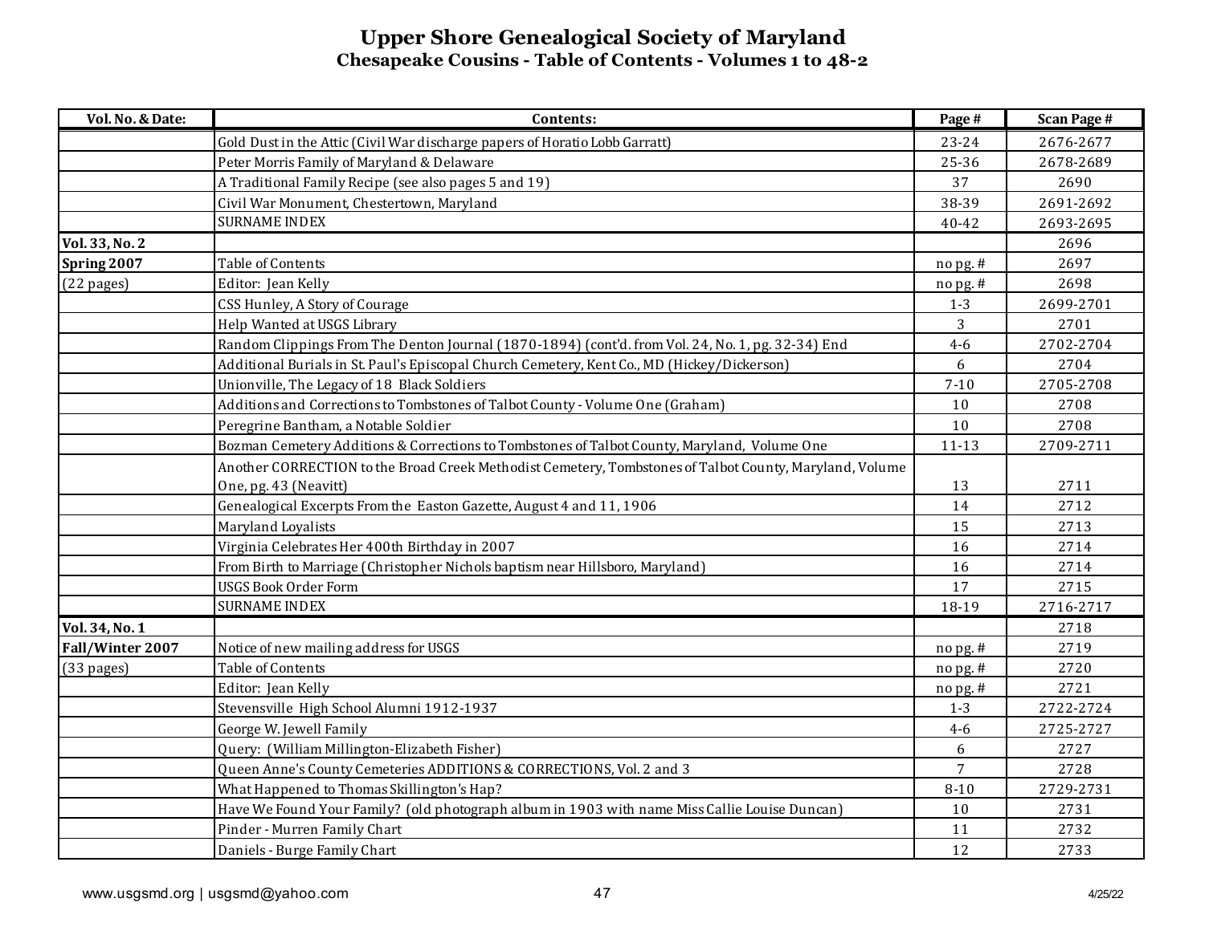# Upper Shore Genealogical Society of Maryland

## Chesapeake Cousins - Table of Contents - Volumes 1 to 48-2

| Vol. No. & Date: | Contents: | Page # | Scan Page # |
|---|---|---|---|
| | Gold Dust in the Attic (Civil War discharge papers of Horatio Lobb Garratt) | 23-24 | 2676-2677 |
| | Peter Morris Family of Maryland & Delaware | 25-36 | 2678-2689 |
| | A Traditional Family Recipe (see also pages 5 and 19) | 37 | 2690 |
| | Civil War Monument, Chestertown, Maryland | 38-39 | 2691-2692 |
| | SURNAME INDEX | 40-42 | 2693-2695 |
| **Vol. 33, No. 2** | | | 2696 |
| **Spring 2007** | Table of Contents | no pg. # | 2697 |
| (22 pages) | Editor: Jean Kelly | no pg. # | 2698 |
| | CSS Hunley, A Story of Courage | 1-3 | 2699-2701 |
| | Help Wanted at USGS Library | 3 | 2701 |
| | Random Clippings From The Denton Journal (1870-1894) (cont'd. from Vol. 24, No. 1, pg. 32-34) End | 4-6 | 2702-2704 |
| | Additional Burials in St. Paul's Episcopal Church Cemetery, Kent Co., MD (Hickey/Dickerson) | 6 | 2704 |
| | Unionville, The Legacy of 18 Black Soldiers | 7-10 | 2705-2708 |
| | Additions and Corrections to Tombstones of Talbot County - Volume One (Graham) | 10 | 2708 |
| | Peregrine Bantham, a Notable Soldier | 10 | 2708 |
| | Bozman Cemetery Additions & Corrections to Tombstones of Talbot County, Maryland, Volume One | 11-13 | 2709-2711 |
| | Another CORRECTION to the Broad Creek Methodist Cemetery, Tombstones of Talbot County, Maryland, Volume One, pg. 43 (Neavitt) | 13 | 2711 |
| | Genealogical Excerpts From the Easton Gazette, August 4 and 11, 1906 | 14 | 2712 |
| | Maryland Loyalists | 15 | 2713 |
| | Virginia Celebrates Her 400th Birthday in 2007 | 16 | 2714 |
| | From Birth to Marriage (Christopher Nichols baptism near Hillsboro, Maryland) | 16 | 2714 |
| | USGS Book Order Form | 17 | 2715 |
| | SURNAME INDEX | 18-19 | 2716-2717 |
| **Vol. 34, No. 1** | | | 2718 |
| **Fall/Winter 2007** | Notice of new mailing address for USGS | no pg. # | 2719 |
| (33 pages) | Table of Contents | no pg. # | 2720 |
| | Editor: Jean Kelly | no pg. # | 2721 |
| | Stevensville High School Alumni 1912-1937 | 1-3 | 2722-2724 |
| | George W. Jewell Family | 4-6 | 2725-2727 |
| | Query: (William Millington-Elizabeth Fisher) | 6 | 2727 |
| | Queen Anne's County Cemeteries ADDITIONS & CORRECTIONS, Vol. 2 and 3 | 7 | 2728 |
| | What Happened to Thomas Skillington's Hap? | 8-10 | 2729-2731 |
| | Have We Found Your Family? (old photograph album in 1903 with name Miss Callie Louise Duncan) | 10 | 2731 |
| | Pinder - Murren Family Chart | 11 | 2732 |
| | Daniels - Burge Family Chart | 12 | 2733 |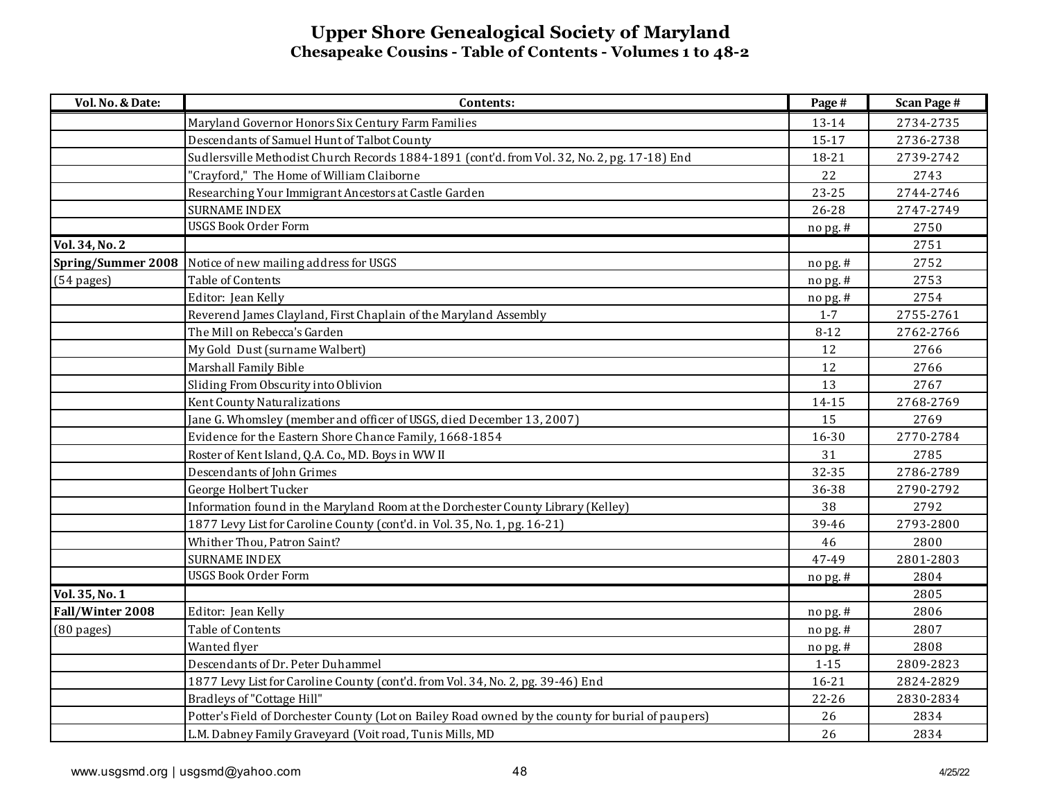# Upper Shore Genealogical Society of Maryland

## Chesapeake Cousins - Table of Contents - Volumes 1 to 48-2

| Vol. No. & Date: | Contents: | Page # | Scan Page # |
|---|---|---|---|
| | Maryland Governor Honors Six Century Farm Families | 13-14 | 2734-2735 |
| | Descendants of Samuel Hunt of Talbot County | 15-17 | 2736-2738 |
| | Sudlersville Methodist Church Records 1884-1891 (cont'd. from Vol. 32, No. 2, pg. 17-18) End | 18-21 | 2739-2742 |
| | "Crayford," The Home of William Claiborne | 22 | 2743 |
| | Researching Your Immigrant Ancestors at Castle Garden | 23-25 | 2744-2746 |
| | SURNAME INDEX | 26-28 | 2747-2749 |
| | USGS Book Order Form | no pg. # | 2750 |
| **Vol. 34, No. 2** | | | 2751 |
| **Spring/Summer 2008** | Notice of new mailing address for USGS | no pg. # | 2752 |
| (54 pages) | Table of Contents | no pg. # | 2753 |
| | Editor: Jean Kelly | no pg. # | 2754 |
| | Reverend James Clayland, First Chaplain of the Maryland Assembly | 1-7 | 2755-2761 |
| | The Mill on Rebecca's Garden | 8-12 | 2762-2766 |
| | My Gold Dust (surname Walbert) | 12 | 2766 |
| | Marshall Family Bible | 12 | 2766 |
| | Sliding From Obscurity into Oblivion | 13 | 2767 |
| | Kent County Naturalizations | 14-15 | 2768-2769 |
| | Jane G. Whomsley (member and officer of USGS, died December 13, 2007) | 15 | 2769 |
| | Evidence for the Eastern Shore Chance Family, 1668-1854 | 16-30 | 2770-2784 |
| | Roster of Kent Island, Q.A. Co., MD. Boys in WW II | 31 | 2785 |
| | Descendants of John Grimes | 32-35 | 2786-2789 |
| | George Holbert Tucker | 36-38 | 2790-2792 |
| | Information found in the Maryland Room at the Dorchester County Library (Kelley) | 38 | 2792 |
| | 1877 Levy List for Caroline County (cont'd. in Vol. 35, No. 1, pg. 16-21) | 39-46 | 2793-2800 |
| | Whither Thou, Patron Saint? | 46 | 2800 |
| | SURNAME INDEX | 47-49 | 2801-2803 |
| | USGS Book Order Form | no pg. # | 2804 |
| **Vol. 35, No. 1** | | | 2805 |
| **Fall/Winter 2008** | Editor: Jean Kelly | no pg. # | 2806 |
| (80 pages) | Table of Contents | no pg. # | 2807 |
| | Wanted flyer | no pg. # | 2808 |
| | Descendants of Dr. Peter Duhammel | 1-15 | 2809-2823 |
| | 1877 Levy List for Caroline County (cont'd. from Vol. 34, No. 2, pg. 39-46) End | 16-21 | 2824-2829 |
| | Bradleys of "Cottage Hill" | 22-26 | 2830-2834 |
| | Potter's Field of Dorchester County (Lot on Bailey Road owned by the county for burial of paupers) | 26 | 2834 |
| | L.M. Dabney Family Graveyard (Voit road, Tunis Mills, MD | 26 | 2834 |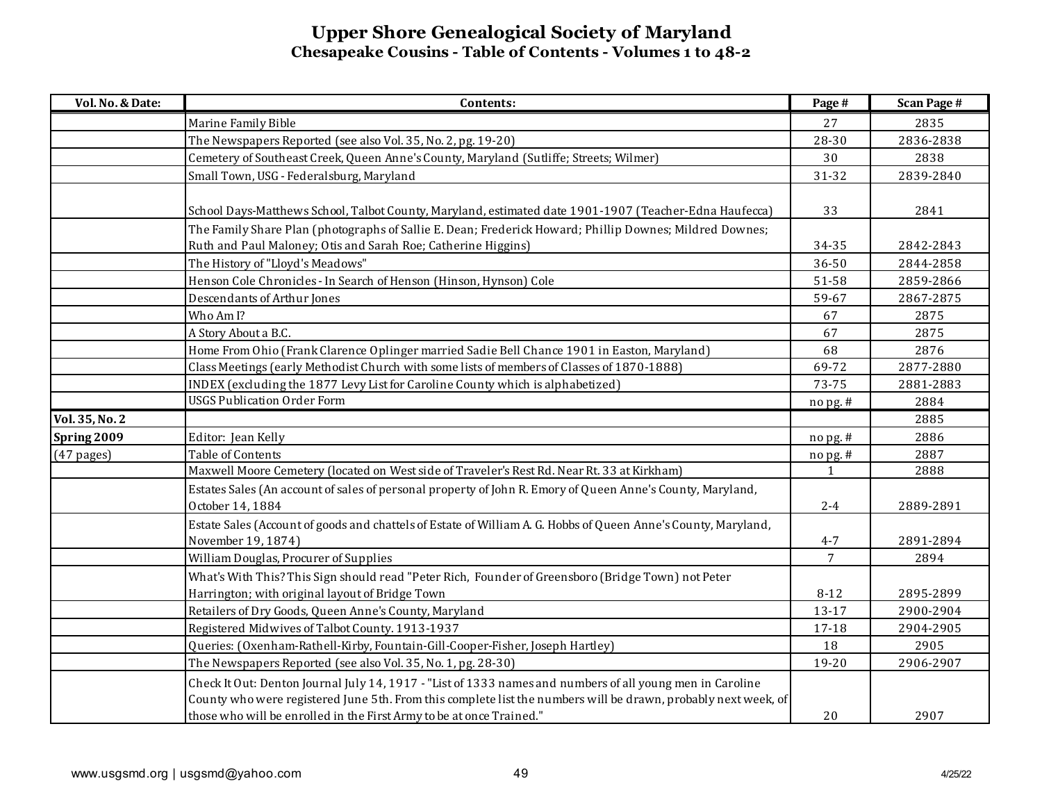# Upper Shore Genealogical Society of Maryland

## Chesapeake Cousins - Table of Contents - Volumes 1 to 48-2

| Vol. No. & Date: | Contents: | Page # | Scan Page # |
|---|---|---|---|
| | Marine Family Bible | 27 | 2835 |
| | The Newspapers Reported (see also Vol. 35, No. 2, pg. 19-20) | 28-30 | 2836-2838 |
| | Cemetery of Southeast Creek, Queen Anne's County, Maryland (Sutliffe; Streets; Wilmer) | 30 | 2838 |
| | Small Town, USG - Federalsburg, Maryland | 31-32 | 2839-2840 |
| | School Days-Matthews School, Talbot County, Maryland, estimated date 1901-1907 (Teacher-Edna Haufecca) | 33 | 2841 |
| | The Family Share Plan (photographs of Sallie E. Dean; Frederick Howard; Phillip Downes; Mildred Downes; Ruth and Paul Maloney; Otis and Sarah Roe; Catherine Higgins) | 34-35 | 2842-2843 |
| | The History of "Lloyd's Meadows" | 36-50 | 2844-2858 |
| | Henson Cole Chronicles - In Search of Henson (Hinson, Hynson) Cole | 51-58 | 2859-2866 |
| | Descendants of Arthur Jones | 59-67 | 2867-2875 |
| | Who Am I? | 67 | 2875 |
| | A Story About a B.C. | 67 | 2875 |
| | Home From Ohio (Frank Clarence Oplinger married Sadie Bell Chance 1901 in Easton, Maryland) | 68 | 2876 |
| | Class Meetings (early Methodist Church with some lists of members of Classes of 1870-1888) | 69-72 | 2877-2880 |
| | INDEX (excluding the 1877 Levy List for Caroline County which is alphabetized) | 73-75 | 2881-2883 |
| | USGS Publication Order Form | no pg. # | 2884 |
| **Vol. 35, No. 2** | | | 2885 |
| **Spring 2009** | Editor: Jean Kelly | no pg. # | 2886 |
| (47 pages) | Table of Contents | no pg. # | 2887 |
| | Maxwell Moore Cemetery (located on West side of Traveler's Rest Rd. Near Rt. 33 at Kirkham) | 1 | 2888 |
| | Estates Sales (An account of sales of personal property of John R. Emory of Queen Anne's County, Maryland, October 14, 1884 | 2-4 | 2889-2891 |
| | Estate Sales (Account of goods and chattels of Estate of William A. G. Hobbs of Queen Anne's County, Maryland, November 19, 1874) | 4-7 | 2891-2894 |
| | William Douglas, Procurer of Supplies | 7 | 2894 |
| | What's With This? This Sign should read "Peter Rich, Founder of Greensboro (Bridge Town) not Peter Harrington; with original layout of Bridge Town | 8-12 | 2895-2899 |
| | Retailers of Dry Goods, Queen Anne's County, Maryland | 13-17 | 2900-2904 |
| | Registered Midwives of Talbot County. 1913-1937 | 17-18 | 2904-2905 |
| | Queries: (Oxenham-Rathell-Kirby, Fountain-Gill-Cooper-Fisher, Joseph Hartley) | 18 | 2905 |
| | The Newspapers Reported (see also Vol. 35, No. 1, pg. 28-30) | 19-20 | 2906-2907 |
| | Check It Out: Denton Journal July 14, 1917 - "List of 1333 names and numbers of all young men in Caroline County who were registered June 5th. From this complete list the numbers will be drawn, probably next week, of those who will be enrolled in the First Army to be at once Trained." | 20 | 2907 |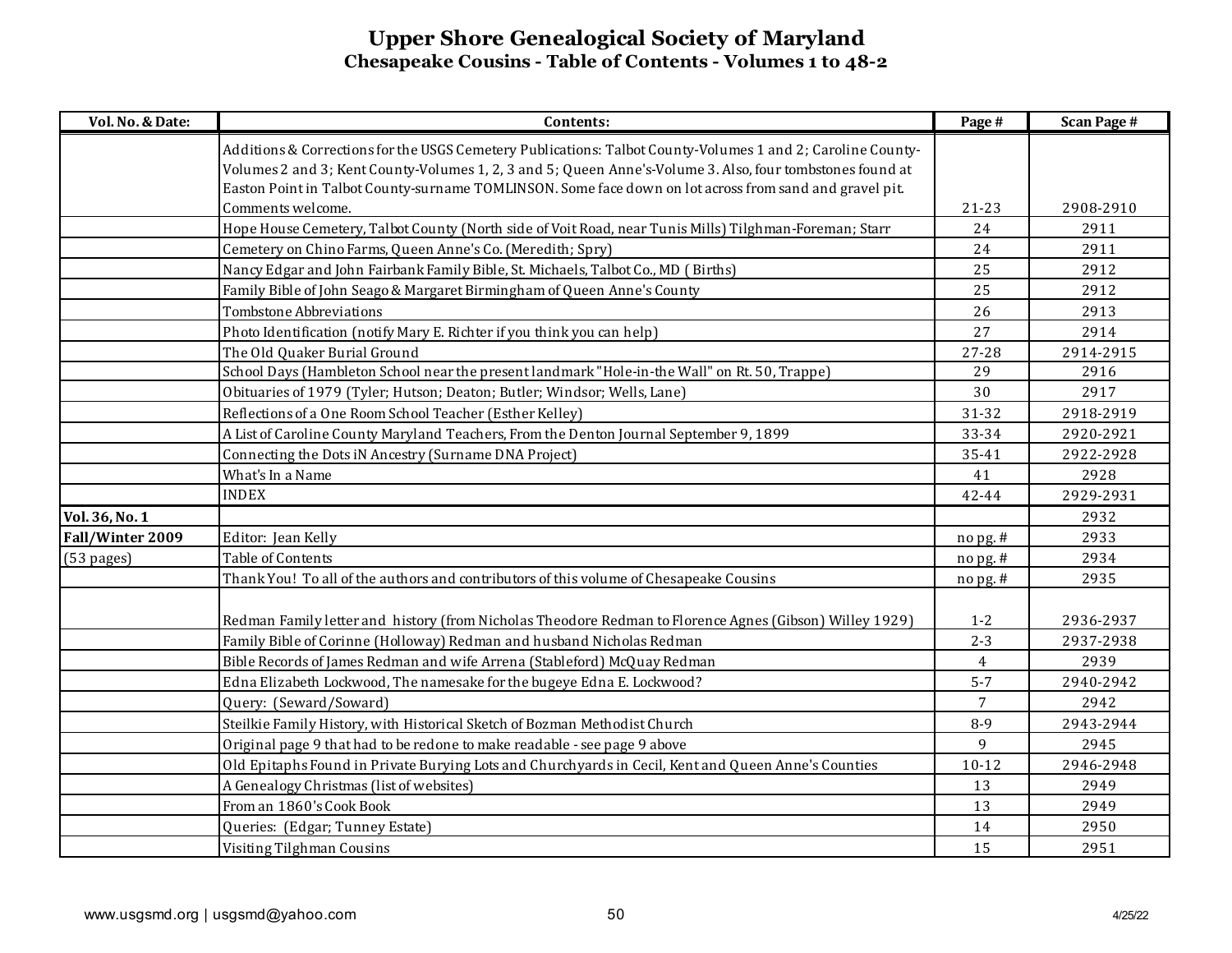# Upper Shore Genealogical Society of Maryland
## Chesapeake Cousins - Table of Contents - Volumes 1 to 48-2

| Vol. No. & Date: | Contents: | Page # | Scan Page # |
|---|---|---|---|
| | Additions & Corrections for the USGS Cemetery Publications: Talbot County-Volumes 1 and 2; Caroline County-Volumes 2 and 3; Kent County-Volumes 1, 2, 3 and 5; Queen Anne's-Volume 3. Also, four tombstones found at Easton Point in Talbot County-surname TOMLINSON. Some face down on lot across from sand and gravel pit. Comments welcome. | 21-23 | 2908-2910 |
| | Hope House Cemetery, Talbot County (North side of Voit Road, near Tunis Mills) Tilghman-Foreman; Starr | 24 | 2911 |
| | Cemetery on Chino Farms, Queen Anne's Co. (Meredith; Spry) | 24 | 2911 |
| | Nancy Edgar and John Fairbank Family Bible, St. Michaels, Talbot Co., MD ( Births) | 25 | 2912 |
| | Family Bible of John Seago & Margaret Birmingham of Queen Anne's County | 25 | 2912 |
| | Tombstone Abbreviations | 26 | 2913 |
| | Photo Identification (notify Mary E. Richter if you think you can help) | 27 | 2914 |
| | The Old Quaker Burial Ground | 27-28 | 2914-2915 |
| | School Days (Hambleton School near the present landmark "Hole-in-the Wall" on Rt. 50, Trappe) | 29 | 2916 |
| | Obituaries of 1979 (Tyler; Hutson; Deaton; Butler; Windsor; Wells, Lane) | 30 | 2917 |
| | Reflections of a One Room School Teacher (Esther Kelley) | 31-32 | 2918-2919 |
| | A List of Caroline County Maryland Teachers, From the Denton Journal September 9, 1899 | 33-34 | 2920-2921 |
| | Connecting the Dots iN Ancestry (Surname DNA Project) | 35-41 | 2922-2928 |
| | What's In a Name | 41 | 2928 |
| | INDEX | 42-44 | 2929-2931 |
| **Vol. 36, No. 1** | | | 2932 |
| **Fall/Winter 2009** | Editor: Jean Kelly | no pg. # | 2933 |
| (53 pages) | Table of Contents | no pg. # | 2934 |
| | Thank You! To all of the authors and contributors of this volume of Chesapeake Cousins | no pg. # | 2935 |
| | Redman Family letter and history (from Nicholas Theodore Redman to Florence Agnes (Gibson) Willey 1929) | 1-2 | 2936-2937 |
| | Family Bible of Corinne (Holloway) Redman and husband Nicholas Redman | 2-3 | 2937-2938 |
| | Bible Records of James Redman and wife Arrena (Stableford) McQuay Redman | 4 | 2939 |
| | Edna Elizabeth Lockwood, The namesake for the bugeye Edna E. Lockwood? | 5-7 | 2940-2942 |
| | Query: (Seward/Soward) | 7 | 2942 |
| | Steilkie Family History, with Historical Sketch of Bozman Methodist Church | 8-9 | 2943-2944 |
| | Original page 9 that had to be redone to make readable - see page 9 above | 9 | 2945 |
| | Old Epitaphs Found in Private Burying Lots and Churchyards in Cecil, Kent and Queen Anne's Counties | 10-12 | 2946-2948 |
| | A Genealogy Christmas (list of websites) | 13 | 2949 |
| | From an 1860's Cook Book | 13 | 2949 |
| | Queries: (Edgar; Tunney Estate) | 14 | 2950 |
| | Visiting Tilghman Cousins | 15 | 2951 |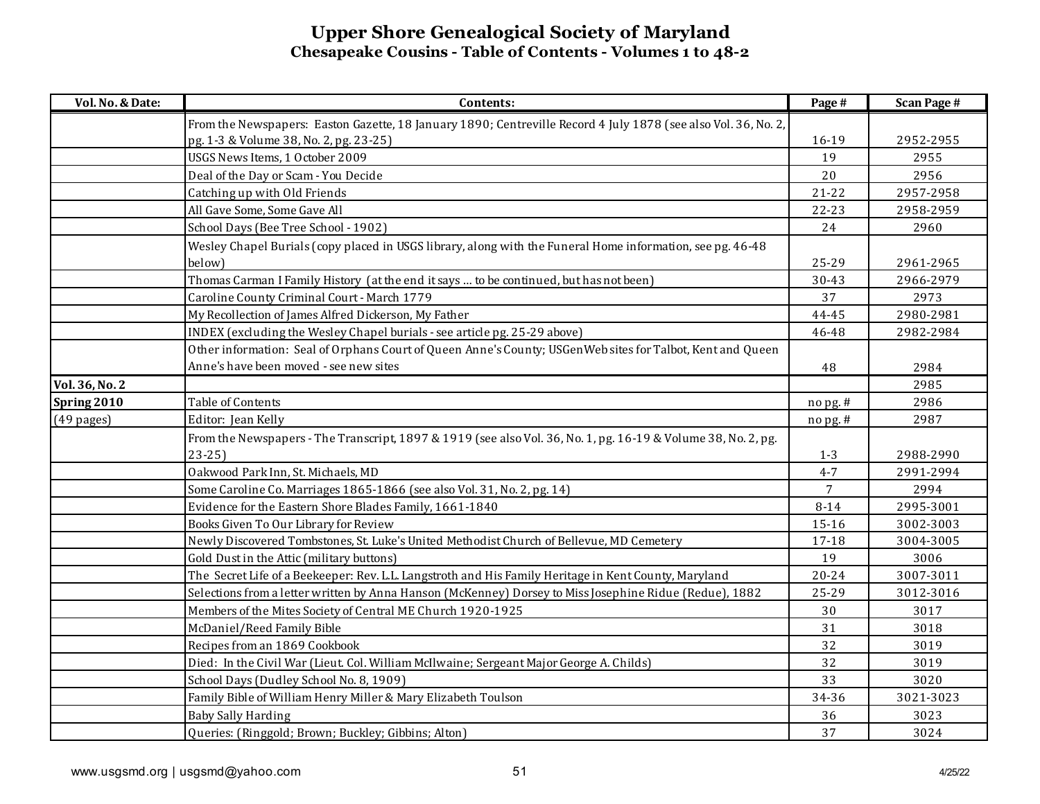# Upper Shore Genealogical Society of Maryland
## Chesapeake Cousins - Table of Contents - Volumes 1 to 48-2

| Vol. No. & Date: | Contents: | Page # | Scan Page # |
|---|---|---|---|
| | From the Newspapers: Easton Gazette, 18 January 1890; Centreville Record 4 July 1878 (see also Vol. 36, No. 2, pg. 1-3 & Volume 38, No. 2, pg. 23-25) | 16-19 | 2952-2955 |
| | USGS News Items, 1 October 2009 | 19 | 2955 |
| | Deal of the Day or Scam - You Decide | 20 | 2956 |
| | Catching up with Old Friends | 21-22 | 2957-2958 |
| | All Gave Some, Some Gave All | 22-23 | 2958-2959 |
| | School Days (Bee Tree School - 1902) | 24 | 2960 |
| | Wesley Chapel Burials (copy placed in USGS library, along with the Funeral Home information, see pg. 46-48 below) | 25-29 | 2961-2965 |
| | Thomas Carman I Family History (at the end it says ... to be continued, but has not been) | 30-43 | 2966-2979 |
| | Caroline County Criminal Court - March 1779 | 37 | 2973 |
| | My Recollection of James Alfred Dickerson, My Father | 44-45 | 2980-2981 |
| | INDEX (excluding the Wesley Chapel burials - see article pg. 25-29 above) | 46-48 | 2982-2984 |
| | Other information: Seal of Orphans Court of Queen Anne's County; USGenWeb sites for Talbot, Kent and Queen Anne's have been moved - see new sites | 48 | 2984 |
| **Vol. 36, No. 2** | | | 2985 |
| **Spring 2010** | Table of Contents | no pg. # | 2986 |
| (49 pages) | Editor: Jean Kelly | no pg. # | 2987 |
| | From the Newspapers - The Transcript, 1897 & 1919 (see also Vol. 36, No. 1, pg. 16-19 & Volume 38, No. 2, pg. 23-25) | 1-3 | 2988-2990 |
| | Oakwood Park Inn, St. Michaels, MD | 4-7 | 2991-2994 |
| | Some Caroline Co. Marriages 1865-1866 (see also Vol. 31, No. 2, pg. 14) | 7 | 2994 |
| | Evidence for the Eastern Shore Blades Family, 1661-1840 | 8-14 | 2995-3001 |
| | Books Given To Our Library for Review | 15-16 | 3002-3003 |
| | Newly Discovered Tombstones, St. Luke's United Methodist Church of Bellevue, MD Cemetery | 17-18 | 3004-3005 |
| | Gold Dust in the Attic (military buttons) | 19 | 3006 |
| | The Secret Life of a Beekeeper: Rev. L.L. Langstroth and His Family Heritage in Kent County, Maryland | 20-24 | 3007-3011 |
| | Selections from a letter written by Anna Hanson (McKenney) Dorsey to Miss Josephine Ridue (Redue), 1882 | 25-29 | 3012-3016 |
| | Members of the Mites Society of Central ME Church 1920-1925 | 30 | 3017 |
| | McDaniel/Reed Family Bible | 31 | 3018 |
| | Recipes from an 1869 Cookbook | 32 | 3019 |
| | Died: In the Civil War (Lieut. Col. William McIlwaine; Sergeant Major George A. Childs) | 32 | 3019 |
| | School Days (Dudley School No. 8, 1909) | 33 | 3020 |
| | Family Bible of William Henry Miller & Mary Elizabeth Toulson | 34-36 | 3021-3023 |
| | Baby Sally Harding | 36 | 3023 |
| | Queries: (Ringgold; Brown; Buckley; Gibbins; Alton) | 37 | 3024 |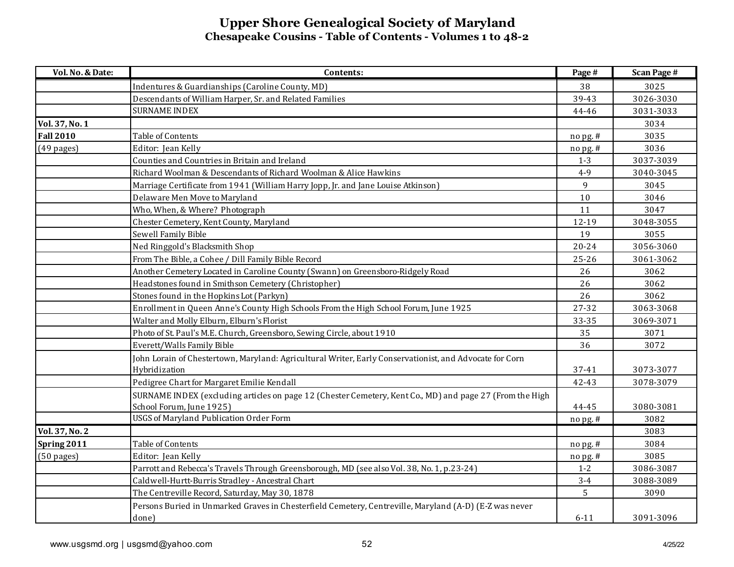# Upper Shore Genealogical Society of Maryland

## Chesapeake Cousins - Table of Contents - Volumes 1 to 48-2

| Vol. No. & Date: | Contents: | Page # | Scan Page # |
|---|---|---|---|
| | Indentures & Guardianships (Caroline County, MD) | 38 | 3025 |
| | Descendants of William Harper, Sr. and Related Families | 39-43 | 3026-3030 |
| | SURNAME INDEX | 44-46 | 3031-3033 |
| **Vol. 37, No. 1** | | | 3034 |
| **Fall 2010** | Table of Contents | no pg. # | 3035 |
| (49 pages) | Editor: Jean Kelly | no pg. # | 3036 |
| | Counties and Countries in Britain and Ireland | 1-3 | 3037-3039 |
| | Richard Woolman & Descendants of Richard Woolman & Alice Hawkins | 4-9 | 3040-3045 |
| | Marriage Certificate from 1941 (William Harry Jopp, Jr. and Jane Louise Atkinson) | 9 | 3045 |
| | Delaware Men Move to Maryland | 10 | 3046 |
| | Who, When, & Where? Photograph | 11 | 3047 |
| | Chester Cemetery, Kent County, Maryland | 12-19 | 3048-3055 |
| | Sewell Family Bible | 19 | 3055 |
| | Ned Ringgold's Blacksmith Shop | 20-24 | 3056-3060 |
| | From The Bible, a Cohee / Dill Family Bible Record | 25-26 | 3061-3062 |
| | Another Cemetery Located in Caroline County (Swann) on Greensboro-Ridgely Road | 26 | 3062 |
| | Headstones found in Smithson Cemetery (Christopher) | 26 | 3062 |
| | Stones found in the Hopkins Lot (Parkyn) | 26 | 3062 |
| | Enrollment in Queen Anne's County High Schools From the High School Forum, June 1925 | 27-32 | 3063-3068 |
| | Walter and Molly Elburn, Elburn's Florist | 33-35 | 3069-3071 |
| | Photo of St. Paul's M.E. Church, Greensboro, Sewing Circle, about 1910 | 35 | 3071 |
| | Everett/Walls Family Bible | 36 | 3072 |
| | John Lorain of Chestertown, Maryland: Agricultural Writer, Early Conservationist, and Advocate for Corn Hybridization | 37-41 | 3073-3077 |
| | Pedigree Chart for Margaret Emilie Kendall | 42-43 | 3078-3079 |
| | SURNAME INDEX (excluding articles on page 12 (Chester Cemetery, Kent Co., MD) and page 27 (From the High School Forum, June 1925) | 44-45 | 3080-3081 |
| | USGS of Maryland Publication Order Form | no pg. # | 3082 |
| **Vol. 37, No. 2** | | | 3083 |
| **Spring 2011** | Table of Contents | no pg. # | 3084 |
| (50 pages) | Editor: Jean Kelly | no pg. # | 3085 |
| | Parrott and Rebecca's Travels Through Greensborough, MD (see also Vol. 38, No. 1, p.23-24) | 1-2 | 3086-3087 |
| | Caldwell-Hurtt-Burris Stradley - Ancestral Chart | 3-4 | 3088-3089 |
| | The Centreville Record, Saturday, May 30, 1878 | 5 | 3090 |
| | Persons Buried in Unmarked Graves in Chesterfield Cemetery, Centreville, Maryland (A-D) (E-Z was never done) | 6-11 | 3091-3096 |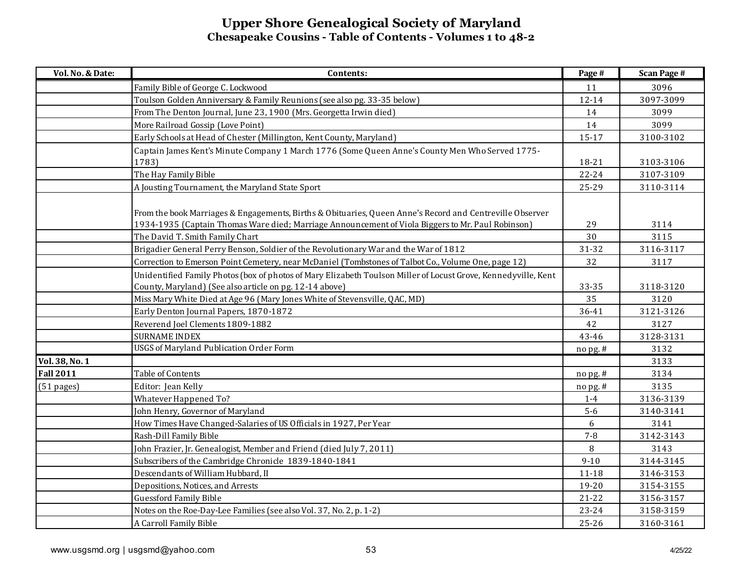# Upper Shore Genealogical Society of Maryland

## Chesapeake Cousins - Table of Contents - Volumes 1 to 48-2

| Vol. No. & Date: | Contents: | Page # | Scan Page # |
|---|---|---|---|
| | Family Bible of George C. Lockwood | 11 | 3096 |
| | Toulson Golden Anniversary & Family Reunions (see also pg. 33-35 below) | 12-14 | 3097-3099 |
| | From The Denton Journal, June 23, 1900 (Mrs. Georgetta Irwin died) | 14 | 3099 |
| | More Railroad Gossip (Love Point) | 14 | 3099 |
| | Early Schools at Head of Chester (Millington, Kent County, Maryland) | 15-17 | 3100-3102 |
| | Captain James Kent's Minute Company 1 March 1776 (Some Queen Anne's County Men Who Served 1775-1783) | 18-21 | 3103-3106 |
| | The Hay Family Bible | 22-24 | 3107-3109 |
| | A Jousting Tournament, the Maryland State Sport | 25-29 | 3110-3114 |
| | From the book Marriages & Engagements, Births & Obituaries, Queen Anne's Record and Centreville Observer 1934-1935 (Captain Thomas Ware died; Marriage Announcement of Viola Biggers to Mr. Paul Robinson) | 29 | 3114 |
| | The David T. Smith Family Chart | 30 | 3115 |
| | Brigadier General Perry Benson, Soldier of the Revolutionary War and the War of 1812 | 31-32 | 3116-3117 |
| | Correction to Emerson Point Cemetery, near McDaniel (Tombstones of Talbot Co., Volume One, page 12) | 32 | 3117 |
| | Unidentified Family Photos (box of photos of Mary Elizabeth Toulson Miller of Locust Grove, Kennedyville, Kent County, Maryland) (See also article on pg. 12-14 above) | 33-35 | 3118-3120 |
| | Miss Mary White Died at Age 96 (Mary Jones White of Stevensville, QAC, MD) | 35 | 3120 |
| | Early Denton Journal Papers, 1870-1872 | 36-41 | 3121-3126 |
| | Reverend Joel Clements 1809-1882 | 42 | 3127 |
| | SURNAME INDEX | 43-46 | 3128-3131 |
| | USGS of Maryland Publication Order Form | no pg. # | 3132 |
| **Vol. 38, No. 1** | | | 3133 |
| **Fall 2011** | Table of Contents | no pg. # | 3134 |
| (51 pages) | Editor: Jean Kelly | no pg. # | 3135 |
| | Whatever Happened To? | 1-4 | 3136-3139 |
| | John Henry, Governor of Maryland | 5-6 | 3140-3141 |
| | How Times Have Changed-Salaries of US Officials in 1927, Per Year | 6 | 3141 |
| | Rash-Dill Family Bible | 7-8 | 3142-3143 |
| | John Frazier, Jr. Genealogist, Member and Friend (died July 7, 2011) | 8 | 3143 |
| | Subscribers of the Cambridge Chronicle 1839-1840-1841 | 9-10 | 3144-3145 |
| | Descendants of William Hubbard, II | 11-18 | 3146-3153 |
| | Depositions, Notices, and Arrests | 19-20 | 3154-3155 |
| | Guessford Family Bible | 21-22 | 3156-3157 |
| | Notes on the Roe-Day-Lee Families (see also Vol. 37, No. 2, p. 1-2) | 23-24 | 3158-3159 |
| | A Carroll Family Bible | 25-26 | 3160-3161 |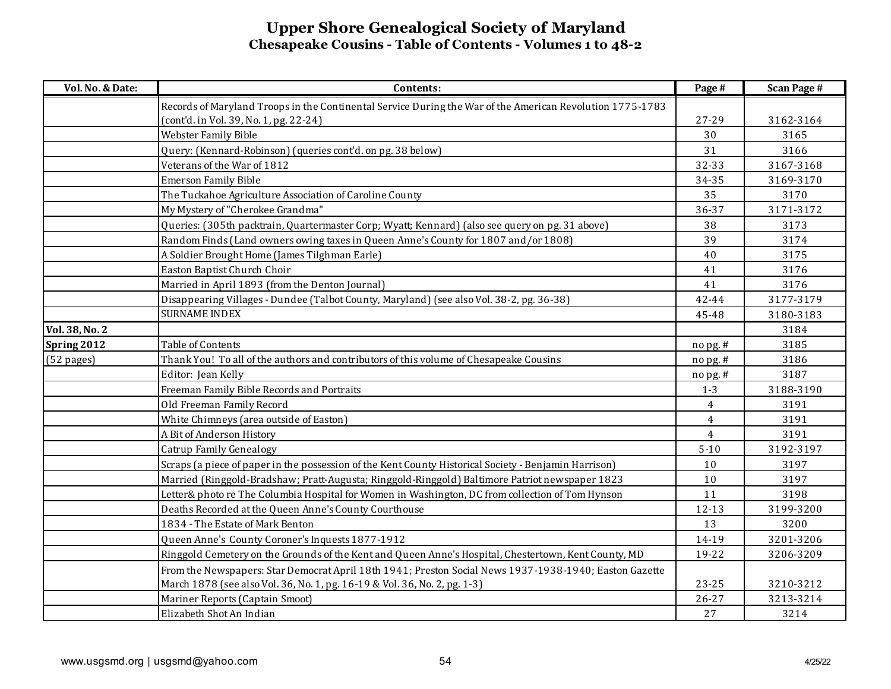## Upper Shore Genealogical Society of Maryland
### Chesapeake Cousins - Table of Contents - Volumes 1 to 48-2

| Vol. No. & Date: | Contents: | Page # | Scan Page # |
|---|---|---|---|
| | Records of Maryland Troops in the Continental Service During the War of the American Revolution 1775-1783 (cont'd. in Vol. 39, No. 1, pg. 22-24) | 27-29 | 3162-3164 |
| | Webster Family Bible | 30 | 3165 |
| | Query: (Kennard-Robinson) (queries cont'd. on pg. 38 below) | 31 | 3166 |
| | Veterans of the War of 1812 | 32-33 | 3167-3168 |
| | Emerson Family Bible | 34-35 | 3169-3170 |
| | The Tuckahoe Agriculture Association of Caroline County | 35 | 3170 |
| | My Mystery of "Cherokee Grandma" | 36-37 | 3171-3172 |
| | Queries: (305th packtrain, Quartermaster Corp; Wyatt; Kennard) (also see query on pg. 31 above) | 38 | 3173 |
| | Random Finds (Land owners owing taxes in Queen Anne's County for 1807 and/or 1808) | 39 | 3174 |
| | A Soldier Brought Home (James Tilghman Earle) | 40 | 3175 |
| | Easton Baptist Church Choir | 41 | 3176 |
| | Married in April 1893 (from the Denton Journal) | 41 | 3176 |
| | Disappearing Villages - Dundee (Talbot County, Maryland) (see also Vol. 38-2, pg. 36-38) | 42-44 | 3177-3179 |
| | SURNAME INDEX | 45-48 | 3180-3183 |
| **Vol. 38, No. 2** | | | 3184 |
| **Spring 2012** | Table of Contents | no pg. # | 3185 |
| (52 pages) | Thank You! To all of the authors and contributors of this volume of Chesapeake Cousins | no pg. # | 3186 |
| | Editor: Jean Kelly | no pg. # | 3187 |
| | Freeman Family Bible Records and Portraits | 1-3 | 3188-3190 |
| | Old Freeman Family Record | 4 | 3191 |
| | White Chimneys (area outside of Easton) | 4 | 3191 |
| | A Bit of Anderson History | 4 | 3191 |
| | Catrup Family Genealogy | 5-10 | 3192-3197 |
| | Scraps (a piece of paper in the possession of the Kent County Historical Society - Benjamin Harrison) | 10 | 3197 |
| | Married (Ringgold-Bradshaw; Pratt-Augusta; Ringgold-Ringgold) Baltimore Patriot newspaper 1823 | 10 | 3197 |
| | Letter& photo re The Columbia Hospital for Women in Washington, DC from collection of Tom Hynson | 11 | 3198 |
| | Deaths Recorded at the Queen Anne's County Courthouse | 12-13 | 3199-3200 |
| | 1834 - The Estate of Mark Benton | 13 | 3200 |
| | Queen Anne's County Coroner's Inquests 1877-1912 | 14-19 | 3201-3206 |
| | Ringgold Cemetery on the Grounds of the Kent and Queen Anne's Hospital, Chestertown, Kent County, MD | 19-22 | 3206-3209 |
| | From the Newspapers: Star Democrat April 18th 1941; Preston Social News 1937-1938-1940; Easton Gazette March 1878 (see also Vol. 36, No. 1, pg. 16-19 & Vol. 36, No. 2, pg. 1-3) | 23-25 | 3210-3212 |
| | Mariner Reports (Captain Smoot) | 26-27 | 3213-3214 |
| | Elizabeth Shot An Indian | 27 | 3214 |

www.usgsmd.org | usgsmd@yahoo.com 4/25/22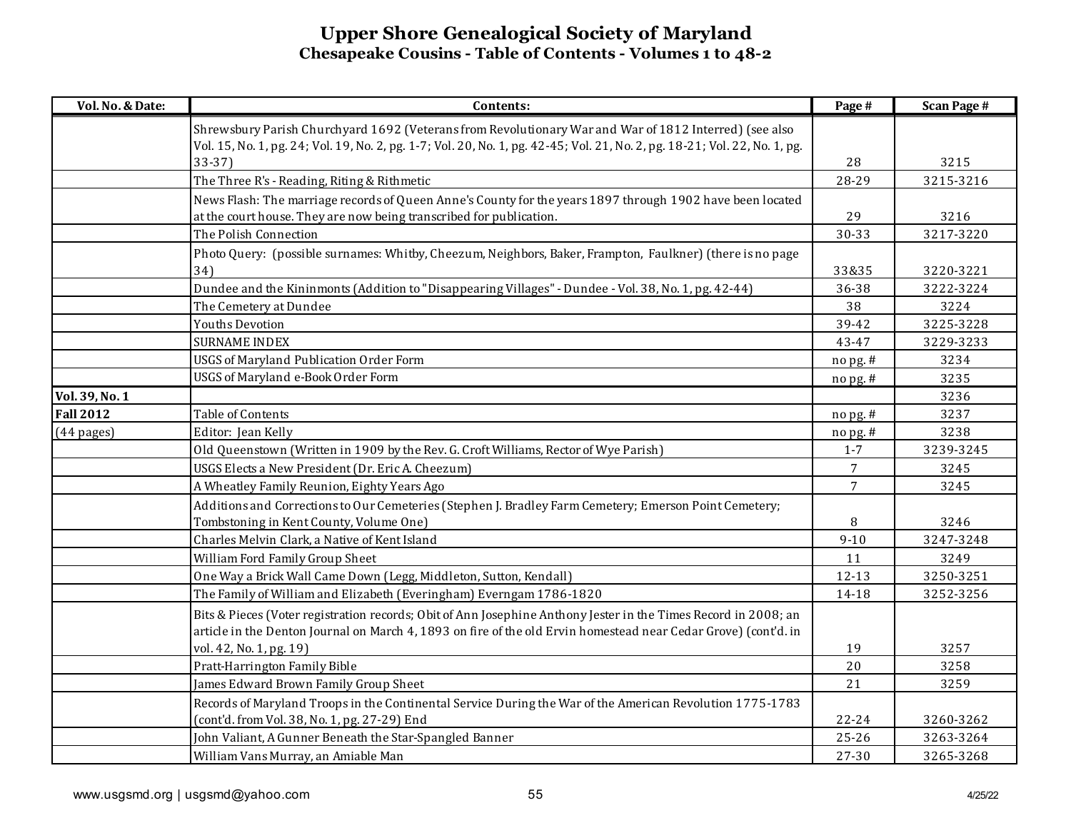# Upper Shore Genealogical Society of Maryland

## Chesapeake Cousins - Table of Contents - Volumes 1 to 48-2

| Vol. No. & Date: | Contents: | Page # | Scan Page # |
|---|---|---|---|
| | Shrewsbury Parish Churchyard 1692 (Veterans from Revolutionary War and War of 1812 Interred) (see also Vol. 15, No. 1, pg. 24; Vol. 19, No. 2, pg. 1-7; Vol. 20, No. 1, pg. 42-45; Vol. 21, No. 2, pg. 18-21; Vol. 22, No. 1, pg. 33-37) | 28 | 3215 |
| | The Three R's - Reading, Riting & Rithmetic | 28-29 | 3215-3216 |
| | News Flash: The marriage records of Queen Anne's County for the years 1897 through 1902 have been located at the court house. They are now being transcribed for publication. | 29 | 3216 |
| | The Polish Connection | 30-33 | 3217-3220 |
| | Photo Query: (possible surnames: Whitby, Cheezum, Neighbors, Baker, Frampton, Faulkner) (there is no page 34) | 33&35 | 3220-3221 |
| | Dundee and the Kininmonts (Addition to "Disappearing Villages" - Dundee - Vol. 38, No. 1, pg. 42-44) | 36-38 | 3222-3224 |
| | The Cemetery at Dundee | 38 | 3224 |
| | Youths Devotion | 39-42 | 3225-3228 |
| | SURNAME INDEX | 43-47 | 3229-3233 |
| | USGS of Maryland Publication Order Form | no pg. # | 3234 |
| | USGS of Maryland e-Book Order Form | no pg. # | 3235 |
| **Vol. 39, No. 1** | | | 3236 |
| **Fall 2012** | Table of Contents | no pg. # | 3237 |
| (44 pages) | Editor: Jean Kelly | no pg. # | 3238 |
| | Old Queenstown (Written in 1909 by the Rev. G. Croft Williams, Rector of Wye Parish) | 1-7 | 3239-3245 |
| | USGS Elects a New President (Dr. Eric A. Cheezum) | 7 | 3245 |
| | A Wheatley Family Reunion, Eighty Years Ago | 7 | 3245 |
| | Additions and Corrections to Our Cemeteries (Stephen J. Bradley Farm Cemetery; Emerson Point Cemetery; Tombstoning in Kent County, Volume One) | 8 | 3246 |
| | Charles Melvin Clark, a Native of Kent Island | 9-10 | 3247-3248 |
| | William Ford Family Group Sheet | 11 | 3249 |
| | One Way a Brick Wall Came Down (Legg, Middleton, Sutton, Kendall) | 12-13 | 3250-3251 |
| | The Family of William and Elizabeth (Everingham) Everngam 1786-1820 | 14-18 | 3252-3256 |
| | Bits & Pieces (Voter registration records; Obit of Ann Josephine Anthony Jester in the Times Record in 2008; an article in the Denton Journal on March 4, 1893 on fire of the old Ervin homestead near Cedar Grove) (cont'd. in vol. 42, No. 1, pg. 19) | 19 | 3257 |
| | Pratt-Harrington Family Bible | 20 | 3258 |
| | James Edward Brown Family Group Sheet | 21 | 3259 |
| | Records of Maryland Troops in the Continental Service During the War of the American Revolution 1775-1783 (cont'd. from Vol. 38, No. 1, pg. 27-29) End | 22-24 | 3260-3262 |
| | John Valiant, A Gunner Beneath the Star-Spangled Banner | 25-26 | 3263-3264 |
| | William Vans Murray, an Amiable Man | 27-30 | 3265-3268 |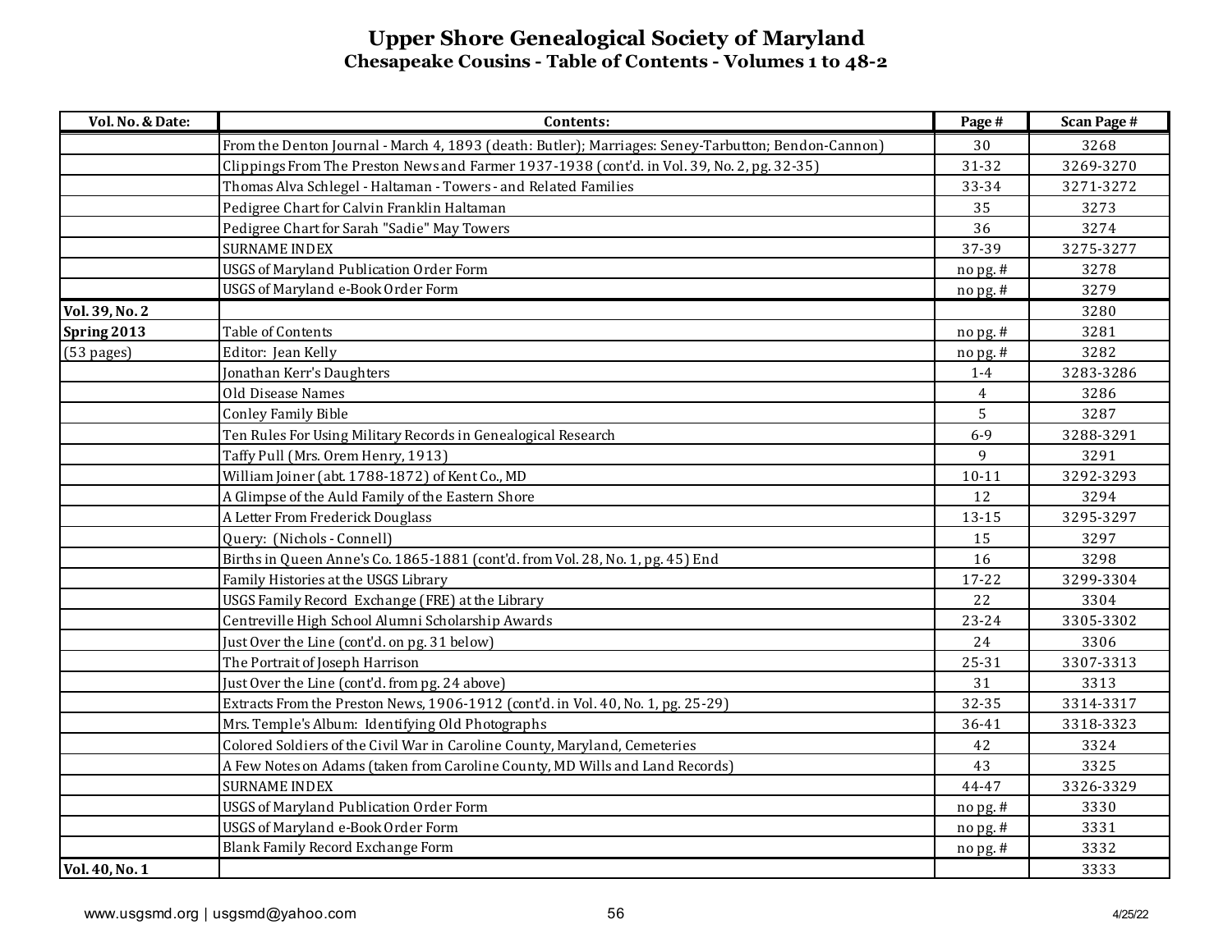# Upper Shore Genealogical Society of Maryland

## Chesapeake Cousins - Table of Contents - Volumes 1 to 48-2

| Vol. No. & Date: | Contents: | Page # | Scan Page # |
|---|---|---|---|
| | From the Denton Journal - March 4, 1893 (death: Butler); Marriages: Seney-Tarbutton; Bendon-Cannon) | 30 | 3268 |
| | Clippings From The Preston News and Farmer 1937-1938 (cont'd. in Vol. 39, No. 2, pg. 32-35) | 31-32 | 3269-3270 |
| | Thomas Alva Schlegel - Haltaman - Towers - and Related Families | 33-34 | 3271-3272 |
| | Pedigree Chart for Calvin Franklin Haltaman | 35 | 3273 |
| | Pedigree Chart for Sarah "Sadie" May Towers | 36 | 3274 |
| | SURNAME INDEX | 37-39 | 3275-3277 |
| | USGS of Maryland Publication Order Form | no pg. # | 3278 |
| | USGS of Maryland e-Book Order Form | no pg. # | 3279 |
| **Vol. 39, No. 2** | | | 3280 |
| **Spring 2013** | Table of Contents | no pg. # | 3281 |
| (53 pages) | Editor: Jean Kelly | no pg. # | 3282 |
| | Jonathan Kerr's Daughters | 1-4 | 3283-3286 |
| | Old Disease Names | 4 | 3286 |
| | Conley Family Bible | 5 | 3287 |
| | Ten Rules For Using Military Records in Genealogical Research | 6-9 | 3288-3291 |
| | Taffy Pull (Mrs. Orem Henry, 1913) | 9 | 3291 |
| | William Joiner (abt. 1788-1872) of Kent Co., MD | 10-11 | 3292-3293 |
| | A Glimpse of the Auld Family of the Eastern Shore | 12 | 3294 |
| | A Letter From Frederick Douglass | 13-15 | 3295-3297 |
| | Query: (Nichols - Connell) | 15 | 3297 |
| | Births in Queen Anne's Co. 1865-1881 (cont'd. from Vol. 28, No. 1, pg. 45) End | 16 | 3298 |
| | Family Histories at the USGS Library | 17-22 | 3299-3304 |
| | USGS Family Record Exchange (FRE) at the Library | 22 | 3304 |
| | Centreville High School Alumni Scholarship Awards | 23-24 | 3305-3302 |
| | Just Over the Line (cont'd. on pg. 31 below) | 24 | 3306 |
| | The Portrait of Joseph Harrison | 25-31 | 3307-3313 |
| | Just Over the Line (cont'd. from pg. 24 above) | 31 | 3313 |
| | Extracts From the Preston News, 1906-1912 (cont'd. in Vol. 40, No. 1, pg. 25-29) | 32-35 | 3314-3317 |
| | Mrs. Temple's Album: Identifying Old Photographs | 36-41 | 3318-3323 |
| | Colored Soldiers of the Civil War in Caroline County, Maryland, Cemeteries | 42 | 3324 |
| | A Few Notes on Adams (taken from Caroline County, MD Wills and Land Records) | 43 | 3325 |
| | SURNAME INDEX | 44-47 | 3326-3329 |
| | USGS of Maryland Publication Order Form | no pg. # | 3330 |
| | USGS of Maryland e-Book Order Form | no pg. # | 3331 |
| | Blank Family Record Exchange Form | no pg. # | 3332 |
| **Vol. 40, No. 1** | | | 3333 |

www.usgsmd.org | usgsmd@yahoo.com 4/25/22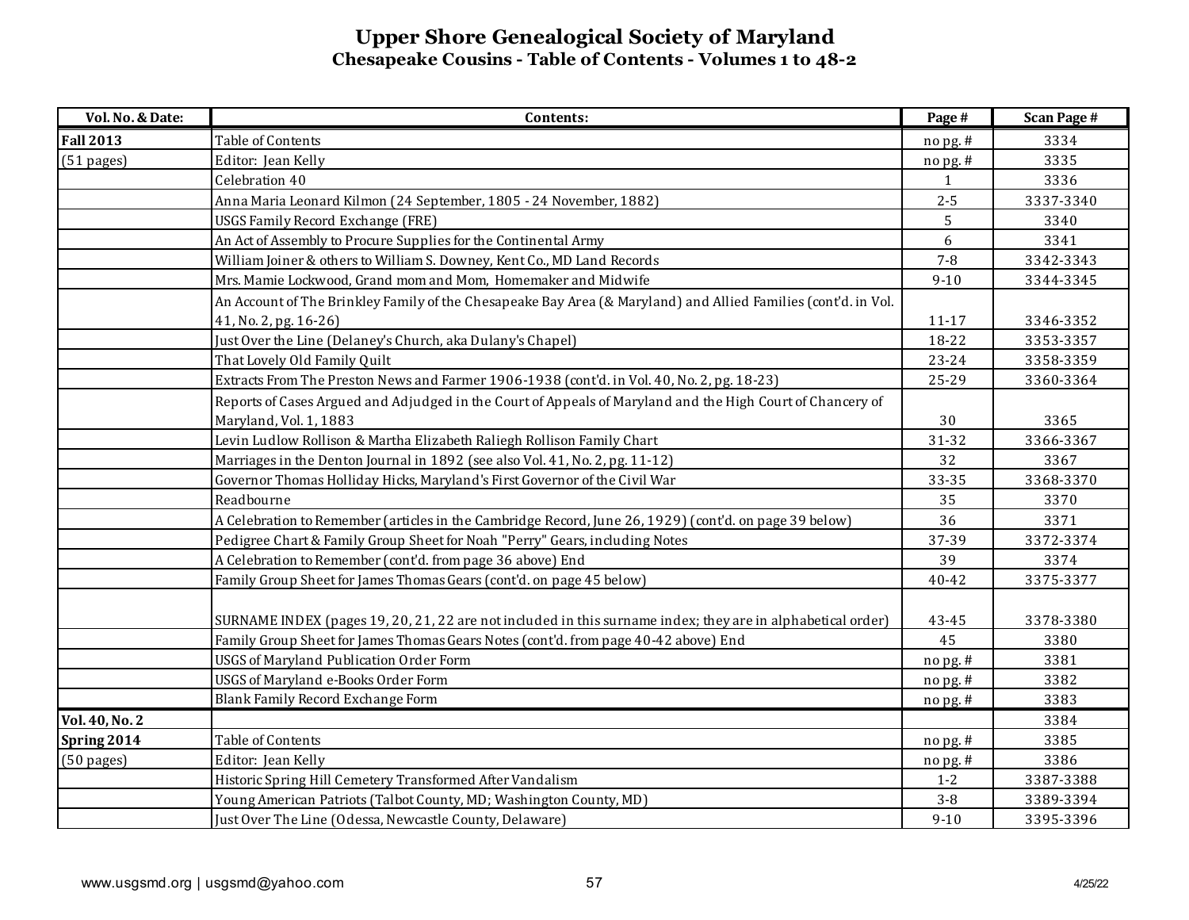# Upper Shore Genealogical Society of Maryland

## Chesapeake Cousins - Table of Contents - Volumes 1 to 48-2

| Vol. No. & Date: | Contents: | Page # | Scan Page # |
|---|---|---|---|
| **Fall 2013** | Table of Contents | no pg. # | 3334 |
| (51 pages) | Editor: Jean Kelly | no pg. # | 3335 |
| | Celebration 40 | 1 | 3336 |
| | Anna Maria Leonard Kilmon (24 September, 1805 - 24 November, 1882) | 2-5 | 3337-3340 |
| | USGS Family Record Exchange (FRE) | 5 | 3340 |
| | An Act of Assembly to Procure Supplies for the Continental Army | 6 | 3341 |
| | William Joiner & others to William S. Downey, Kent Co., MD Land Records | 7-8 | 3342-3343 |
| | Mrs. Mamie Lockwood, Grand mom and Mom, Homemaker and Midwife | 9-10 | 3344-3345 |
| | An Account of The Brinkley Family of the Chesapeake Bay Area (& Maryland) and Allied Families (cont'd. in Vol. 41, No. 2, pg. 16-26) | 11-17 | 3346-3352 |
| | Just Over the Line (Delaney's Church, aka Dulany's Chapel) | 18-22 | 3353-3357 |
| | That Lovely Old Family Quilt | 23-24 | 3358-3359 |
| | Extracts From The Preston News and Farmer 1906-1938 (cont'd. in Vol. 40, No. 2, pg. 18-23) | 25-29 | 3360-3364 |
| | Reports of Cases Argued and Adjudged in the Court of Appeals of Maryland and the High Court of Chancery of Maryland, Vol. 1, 1883 | 30 | 3365 |
| | Levin Ludlow Rollison & Martha Elizabeth Raliegh Rollison Family Chart | 31-32 | 3366-3367 |
| | Marriages in the Denton Journal in 1892 (see also Vol. 41, No. 2, pg. 11-12) | 32 | 3367 |
| | Governor Thomas Holliday Hicks, Maryland's First Governor of the Civil War | 33-35 | 3368-3370 |
| | Readbourne | 35 | 3370 |
| | A Celebration to Remember (articles in the Cambridge Record, June 26, 1929) (cont'd. on page 39 below) | 36 | 3371 |
| | Pedigree Chart & Family Group Sheet for Noah "Perry" Gears, including Notes | 37-39 | 3372-3374 |
| | A Celebration to Remember (cont'd. from page 36 above) End | 39 | 3374 |
| | Family Group Sheet for James Thomas Gears (cont'd. on page 45 below) | 40-42 | 3375-3377 |
| | SURNAME INDEX (pages 19, 20, 21, 22 are not included in this surname index; they are in alphabetical order) | 43-45 | 3378-3380 |
| | Family Group Sheet for James Thomas Gears Notes (cont'd. from page 40-42 above) End | 45 | 3380 |
| | USGS of Maryland Publication Order Form | no pg. # | 3381 |
| | USGS of Maryland e-Books Order Form | no pg. # | 3382 |
| | Blank Family Record Exchange Form | no pg. # | 3383 |
| **Vol. 40, No. 2** | | | 3384 |
| **Spring 2014** | Table of Contents | no pg. # | 3385 |
| (50 pages) | Editor: Jean Kelly | no pg. # | 3386 |
| | Historic Spring Hill Cemetery Transformed After Vandalism | 1-2 | 3387-3388 |
| | Young American Patriots (Talbot County, MD; Washington County, MD) | 3-8 | 3389-3394 |
| | Just Over The Line (Odessa, Newcastle County, Delaware) | 9-10 | 3395-3396 |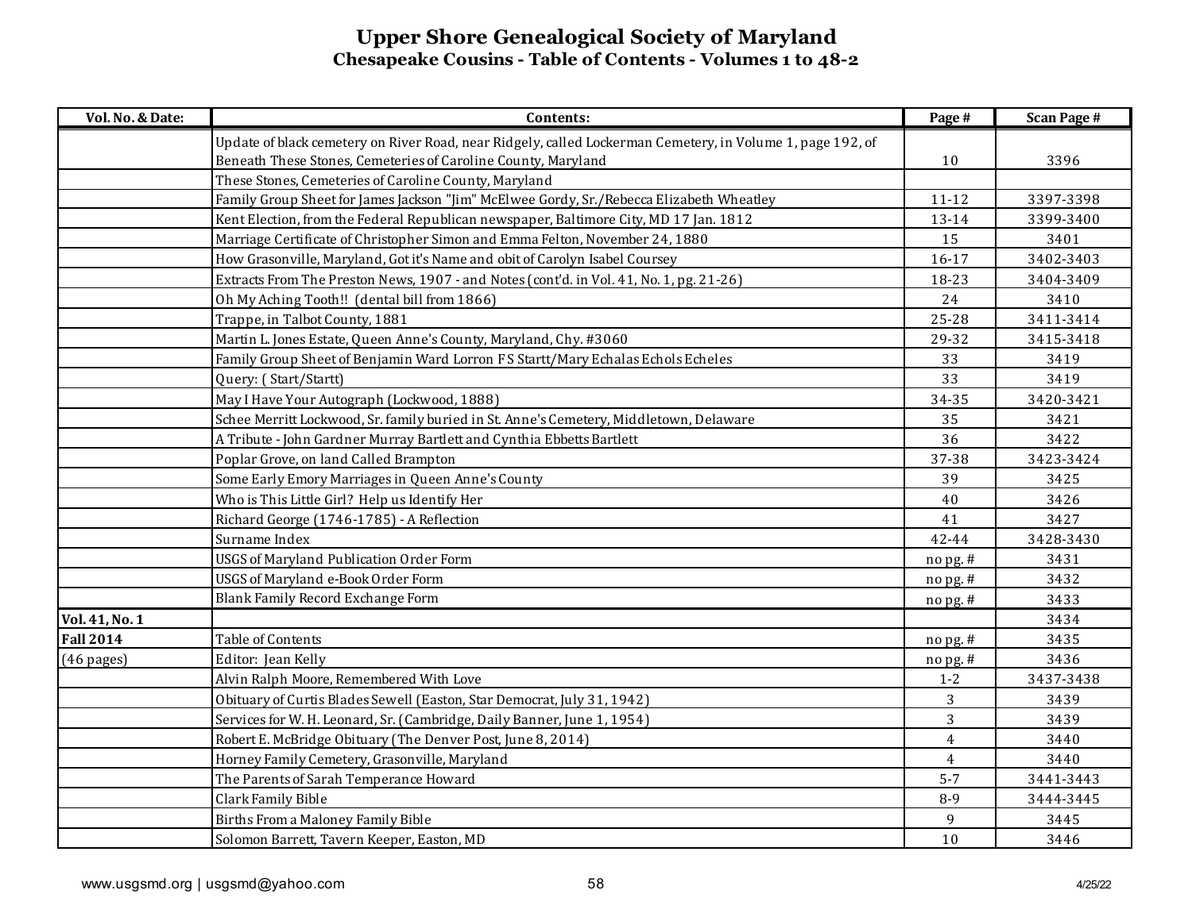# Upper Shore Genealogical Society of Maryland

## Chesapeake Cousins - Table of Contents - Volumes 1 to 48-2

| Vol. No. & Date: | Contents: | Page # | Scan Page # |
|---|---|---|---|
| | Update of black cemetery on River Road, near Ridgely, called Lockerman Cemetery, in Volume 1, page 192, of Beneath These Stones, Cemeteries of Caroline County, Maryland | 10 | 3396 |
| | These Stones, Cemeteries of Caroline County, Maryland | | |
| | Family Group Sheet for James Jackson "Jim" McElwee Gordy, Sr./Rebecca Elizabeth Wheatley | 11-12 | 3397-3398 |
| | Kent Election, from the Federal Republican newspaper, Baltimore City, MD 17 Jan. 1812 | 13-14 | 3399-3400 |
| | Marriage Certificate of Christopher Simon and Emma Felton, November 24, 1880 | 15 | 3401 |
| | How Grasonville, Maryland, Got it's Name and obit of Carolyn Isabel Coursey | 16-17 | 3402-3403 |
| | Extracts From The Preston News, 1907 - and Notes (cont'd. in Vol. 41, No. 1, pg. 21-26) | 18-23 | 3404-3409 |
| | Oh My Aching Tooth!! (dental bill from 1866) | 24 | 3410 |
| | Trappe, in Talbot County, 1881 | 25-28 | 3411-3414 |
| | Martin L. Jones Estate, Queen Anne's County, Maryland, Chy. #3060 | 29-32 | 3415-3418 |
| | Family Group Sheet of Benjamin Ward Lorron F S Startt/Mary Echalas Echols Echeles | 33 | 3419 |
| | Query: ( Start/Startt) | 33 | 3419 |
| | May I Have Your Autograph (Lockwood, 1888) | 34-35 | 3420-3421 |
| | Schee Merritt Lockwood, Sr. family buried in St. Anne's Cemetery, Middletown, Delaware | 35 | 3421 |
| | A Tribute - John Gardner Murray Bartlett and Cynthia Ebbetts Bartlett | 36 | 3422 |
| | Poplar Grove, on land Called Brampton | 37-38 | 3423-3424 |
| | Some Early Emory Marriages in Queen Anne's County | 39 | 3425 |
| | Who is This Little Girl? Help us Identify Her | 40 | 3426 |
| | Richard George (1746-1785) - A Reflection | 41 | 3427 |
| | Surname Index | 42-44 | 3428-3430 |
| | USGS of Maryland Publication Order Form | no pg. # | 3431 |
| | USGS of Maryland e-Book Order Form | no pg. # | 3432 |
| | Blank Family Record Exchange Form | no pg. # | 3433 |
| **Vol. 41, No. 1** | | | 3434 |
| **Fall 2014** | Table of Contents | no pg. # | 3435 |
| (46 pages) | Editor: Jean Kelly | no pg. # | 3436 |
| | Alvin Ralph Moore, Remembered With Love | 1-2 | 3437-3438 |
| | Obituary of Curtis Blades Sewell (Easton, Star Democrat, July 31, 1942) | 3 | 3439 |
| | Services for W. H. Leonard, Sr. (Cambridge, Daily Banner, June 1, 1954) | 3 | 3439 |
| | Robert E. McBridge Obituary (The Denver Post, June 8, 2014) | 4 | 3440 |
| | Horney Family Cemetery, Grasonville, Maryland | 4 | 3440 |
| | The Parents of Sarah Temperance Howard | 5-7 | 3441-3443 |
| | Clark Family Bible | 8-9 | 3444-3445 |
| | Births From a Maloney Family Bible | 9 | 3445 |
| | Solomon Barrett, Tavern Keeper, Easton, MD | 10 | 3446 |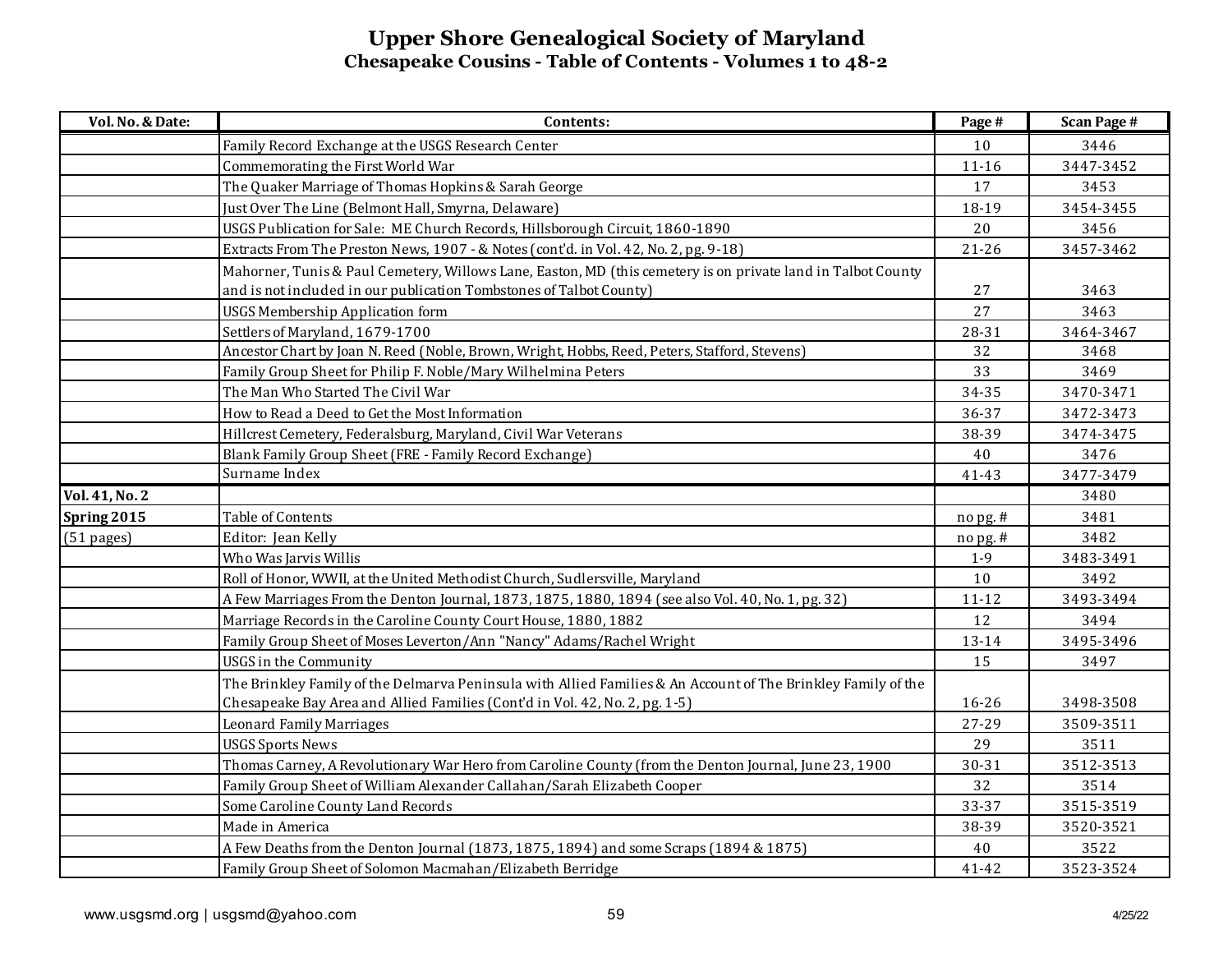# Upper Shore Genealogical Society of Maryland
## Chesapeake Cousins - Table of Contents - Volumes 1 to 48-2

| Vol. No. & Date: | Contents: | Page # | Scan Page # |
|---|---|---|---|
| | Family Record Exchange at the USGS Research Center | 10 | 3446 |
| | Commemorating the First World War | 11-16 | 3447-3452 |
| | The Quaker Marriage of Thomas Hopkins & Sarah George | 17 | 3453 |
| | Just Over The Line (Belmont Hall, Smyrna, Delaware) | 18-19 | 3454-3455 |
| | USGS Publication for Sale: ME Church Records, Hillsborough Circuit, 1860-1890 | 20 | 3456 |
| | Extracts From The Preston News, 1907 - & Notes (cont'd. in Vol. 42, No. 2, pg. 9-18) | 21-26 | 3457-3462 |
| | Mahorner, Tunis & Paul Cemetery, Willows Lane, Easton, MD (this cemetery is on private land in Talbot County and is not included in our publication Tombstones of Talbot County) | 27 | 3463 |
| | USGS Membership Application form | 27 | 3463 |
| | Settlers of Maryland, 1679-1700 | 28-31 | 3464-3467 |
| | Ancestor Chart by Joan N. Reed (Noble, Brown, Wright, Hobbs, Reed, Peters, Stafford, Stevens) | 32 | 3468 |
| | Family Group Sheet for Philip F. Noble/Mary Wilhelmina Peters | 33 | 3469 |
| | The Man Who Started The Civil War | 34-35 | 3470-3471 |
| | How to Read a Deed to Get the Most Information | 36-37 | 3472-3473 |
| | Hillcrest Cemetery, Federalsburg, Maryland, Civil War Veterans | 38-39 | 3474-3475 |
| | Blank Family Group Sheet (FRE - Family Record Exchange) | 40 | 3476 |
| | Surname Index | 41-43 | 3477-3479 |
| **Vol. 41, No. 2** | | | 3480 |
| **Spring 2015** | Table of Contents | no pg. # | 3481 |
| (51 pages) | Editor: Jean Kelly | no pg. # | 3482 |
| | Who Was Jarvis Willis | 1-9 | 3483-3491 |
| | Roll of Honor, WWII, at the United Methodist Church, Sudlersville, Maryland | 10 | 3492 |
| | A Few Marriages From the Denton Journal, 1873, 1875, 1880, 1894 (see also Vol. 40, No. 1, pg. 32) | 11-12 | 3493-3494 |
| | Marriage Records in the Caroline County Court House, 1880, 1882 | 12 | 3494 |
| | Family Group Sheet of Moses Leverton/Ann "Nancy" Adams/Rachel Wright | 13-14 | 3495-3496 |
| | USGS in the Community | 15 | 3497 |
| | The Brinkley Family of the Delmarva Peninsula with Allied Families & An Account of The Brinkley Family of the Chesapeake Bay Area and Allied Families (Cont'd in Vol. 42, No. 2, pg. 1-5) | 16-26 | 3498-3508 |
| | Leonard Family Marriages | 27-29 | 3509-3511 |
| | USGS Sports News | 29 | 3511 |
| | Thomas Carney, A Revolutionary War Hero from Caroline County (from the Denton Journal, June 23, 1900 | 30-31 | 3512-3513 |
| | Family Group Sheet of William Alexander Callahan/Sarah Elizabeth Cooper | 32 | 3514 |
| | Some Caroline County Land Records | 33-37 | 3515-3519 |
| | Made in America | 38-39 | 3520-3521 |
| | A Few Deaths from the Denton Journal (1873, 1875, 1894) and some Scraps (1894 & 1875) | 40 | 3522 |
| | Family Group Sheet of Solomon Macmahan/Elizabeth Berridge | 41-42 | 3523-3524 |

www.usgsmd.org | usgsmd@yahoo.com 4/25/22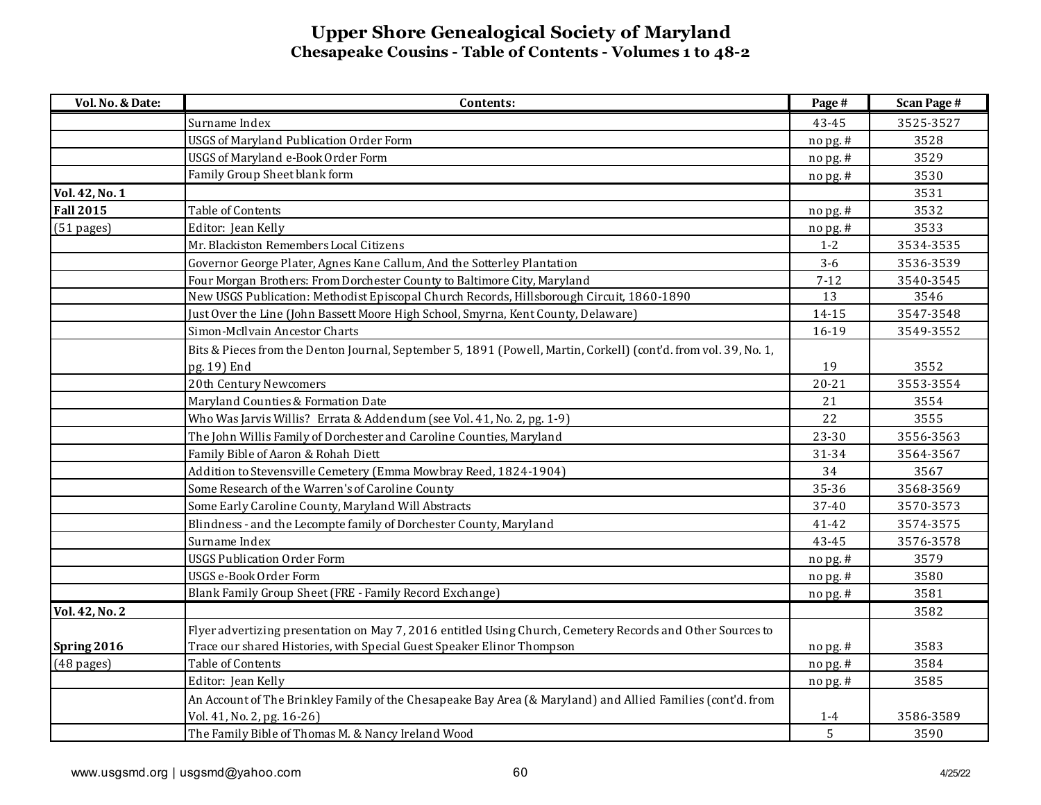# Upper Shore Genealogical Society of Maryland

## Chesapeake Cousins - Table of Contents - Volumes 1 to 48-2

| Vol. No. & Date: | Contents: | Page # | Scan Page # |
|---|---|---|---|
| | Surname Index | 43-45 | 3525-3527 |
| | USGS of Maryland Publication Order Form | no pg. # | 3528 |
| | USGS of Maryland e-Book Order Form | no pg. # | 3529 |
| | Family Group Sheet blank form | no pg. # | 3530 |
| **Vol. 42, No. 1** | | | 3531 |
| **Fall 2015** | Table of Contents | no pg. # | 3532 |
| (51 pages) | Editor: Jean Kelly | no pg. # | 3533 |
| | Mr. Blackiston Remembers Local Citizens | 1-2 | 3534-3535 |
| | Governor George Plater, Agnes Kane Callum, And the Sotterley Plantation | 3-6 | 3536-3539 |
| | Four Morgan Brothers: From Dorchester County to Baltimore City, Maryland | 7-12 | 3540-3545 |
| | New USGS Publication: Methodist Episcopal Church Records, Hillsborough Circuit, 1860-1890 | 13 | 3546 |
| | Just Over the Line (John Bassett Moore High School, Smyrna, Kent County, Delaware) | 14-15 | 3547-3548 |
| | Simon-McIlvain Ancestor Charts | 16-19 | 3549-3552 |
| | Bits & Pieces from the Denton Journal, September 5, 1891 (Powell, Martin, Corkell) (cont'd. from vol. 39, No. 1, pg. 19) End | 19 | 3552 |
| | 20th Century Newcomers | 20-21 | 3553-3554 |
| | Maryland Counties & Formation Date | 21 | 3554 |
| | Who Was Jarvis Willis? Errata & Addendum (see Vol. 41, No. 2, pg. 1-9) | 22 | 3555 |
| | The John Willis Family of Dorchester and Caroline Counties, Maryland | 23-30 | 3556-3563 |
| | Family Bible of Aaron & Rohah Diett | 31-34 | 3564-3567 |
| | Addition to Stevensville Cemetery (Emma Mowbray Reed, 1824-1904) | 34 | 3567 |
| | Some Research of the Warren's of Caroline County | 35-36 | 3568-3569 |
| | Some Early Caroline County, Maryland Will Abstracts | 37-40 | 3570-3573 |
| | Blindness - and the Lecompte family of Dorchester County, Maryland | 41-42 | 3574-3575 |
| | Surname Index | 43-45 | 3576-3578 |
| | USGS Publication Order Form | no pg. # | 3579 |
| | USGS e-Book Order Form | no pg. # | 3580 |
| | Blank Family Group Sheet (FRE - Family Record Exchange) | no pg. # | 3581 |
| **Vol. 42, No. 2** | | | 3582 |
| **Spring 2016** | Flyer advertizing presentation on May 7, 2016 entitled Using Church, Cemetery Records and Other Sources to Trace our shared Histories, with Special Guest Speaker Elinor Thompson | no pg. # | 3583 |
| (48 pages) | Table of Contents | no pg. # | 3584 |
| | Editor: Jean Kelly | no pg. # | 3585 |
| | An Account of The Brinkley Family of the Chesapeake Bay Area (& Maryland) and Allied Families (cont'd. from Vol. 41, No. 2, pg. 16-26) | 1-4 | 3586-3589 |
| | The Family Bible of Thomas M. & Nancy Ireland Wood | 5 | 3590 |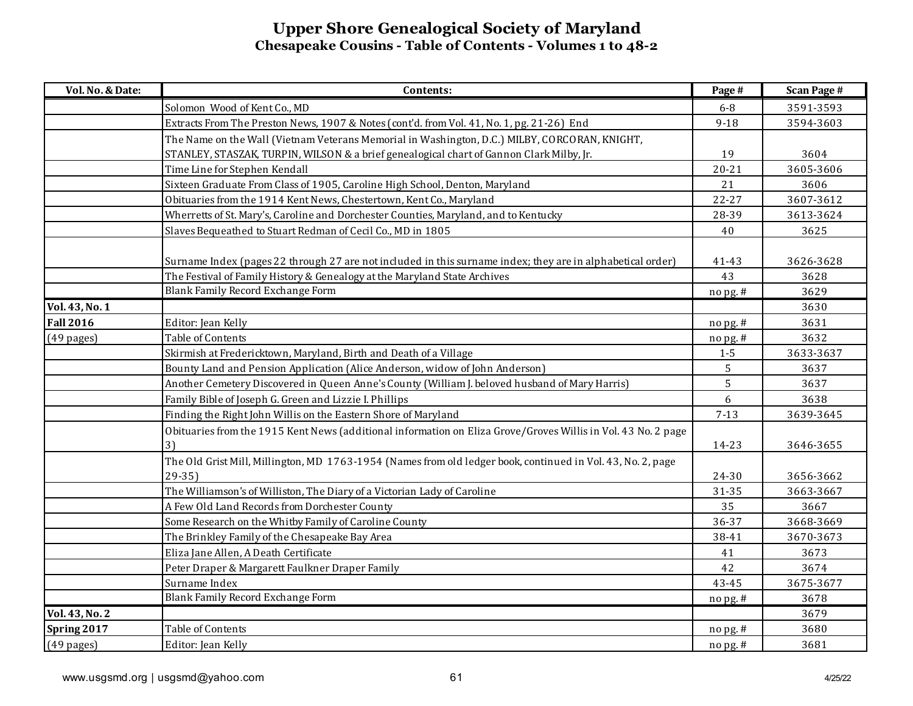# Upper Shore Genealogical Society of Maryland

## Chesapeake Cousins - Table of Contents - Volumes 1 to 48-2

| Vol. No. & Date: | Contents: | Page # | Scan Page # |
|---|---|---|---|
| | Solomon Wood of Kent Co., MD | 6-8 | 3591-3593 |
| | Extracts From The Preston News, 1907 & Notes (cont'd. from Vol. 41, No. 1, pg. 21-26) End | 9-18 | 3594-3603 |
| | The Name on the Wall (Vietnam Veterans Memorial in Washington, D.C.) MILBY, CORCORAN, KNIGHT, STANLEY, STASZAK, TURPIN, WILSON & a brief genealogical chart of Gannon Clark Milby, Jr. | 19 | 3604 |
| | Time Line for Stephen Kendall | 20-21 | 3605-3606 |
| | Sixteen Graduate From Class of 1905, Caroline High School, Denton, Maryland | 21 | 3606 |
| | Obituaries from the 1914 Kent News, Chestertown, Kent Co., Maryland | 22-27 | 3607-3612 |
| | Wherretts of St. Mary's, Caroline and Dorchester Counties, Maryland, and to Kentucky | 28-39 | 3613-3624 |
| | Slaves Bequeathed to Stuart Redman of Cecil Co., MD in 1805 | 40 | 3625 |
| | Surname Index (pages 22 through 27 are not included in this surname index; they are in alphabetical order) | 41-43 | 3626-3628 |
| | The Festival of Family History & Genealogy at the Maryland State Archives | 43 | 3628 |
| | Blank Family Record Exchange Form | no pg. # | 3629 |
| **Vol. 43, No. 1** | | | 3630 |
| **Fall 2016** | Editor: Jean Kelly | no pg. # | 3631 |
| (49 pages) | Table of Contents | no pg. # | 3632 |
| | Skirmish at Fredericktown, Maryland, Birth and Death of a Village | 1-5 | 3633-3637 |
| | Bounty Land and Pension Application (Alice Anderson, widow of John Anderson) | 5 | 3637 |
| | Another Cemetery Discovered in Queen Anne's County (William J. beloved husband of Mary Harris) | 5 | 3637 |
| | Family Bible of Joseph G. Green and Lizzie I. Phillips | 6 | 3638 |
| | Finding the Right John Willis on the Eastern Shore of Maryland | 7-13 | 3639-3645 |
| | Obituaries from the 1915 Kent News (additional information on Eliza Grove/Groves Willis in Vol. 43 No. 2 page 3) | 14-23 | 3646-3655 |
| | The Old Grist Mill, Millington, MD 1763-1954 (Names from old ledger book, continued in Vol. 43, No. 2, page 29-35) | 24-30 | 3656-3662 |
| | The Williamson's of Williston, The Diary of a Victorian Lady of Caroline | 31-35 | 3663-3667 |
| | A Few Old Land Records from Dorchester County | 35 | 3667 |
| | Some Research on the Whitby Family of Caroline County | 36-37 | 3668-3669 |
| | The Brinkley Family of the Chesapeake Bay Area | 38-41 | 3670-3673 |
| | Eliza Jane Allen, A Death Certificate | 41 | 3673 |
| | Peter Draper & Margarett Faulkner Draper Family | 42 | 3674 |
| | Surname Index | 43-45 | 3675-3677 |
| | Blank Family Record Exchange Form | no pg. # | 3678 |
| **Vol. 43, No. 2** | | | 3679 |
| **Spring 2017** | Table of Contents | no pg. # | 3680 |
| (49 pages) | Editor: Jean Kelly | no pg. # | 3681 |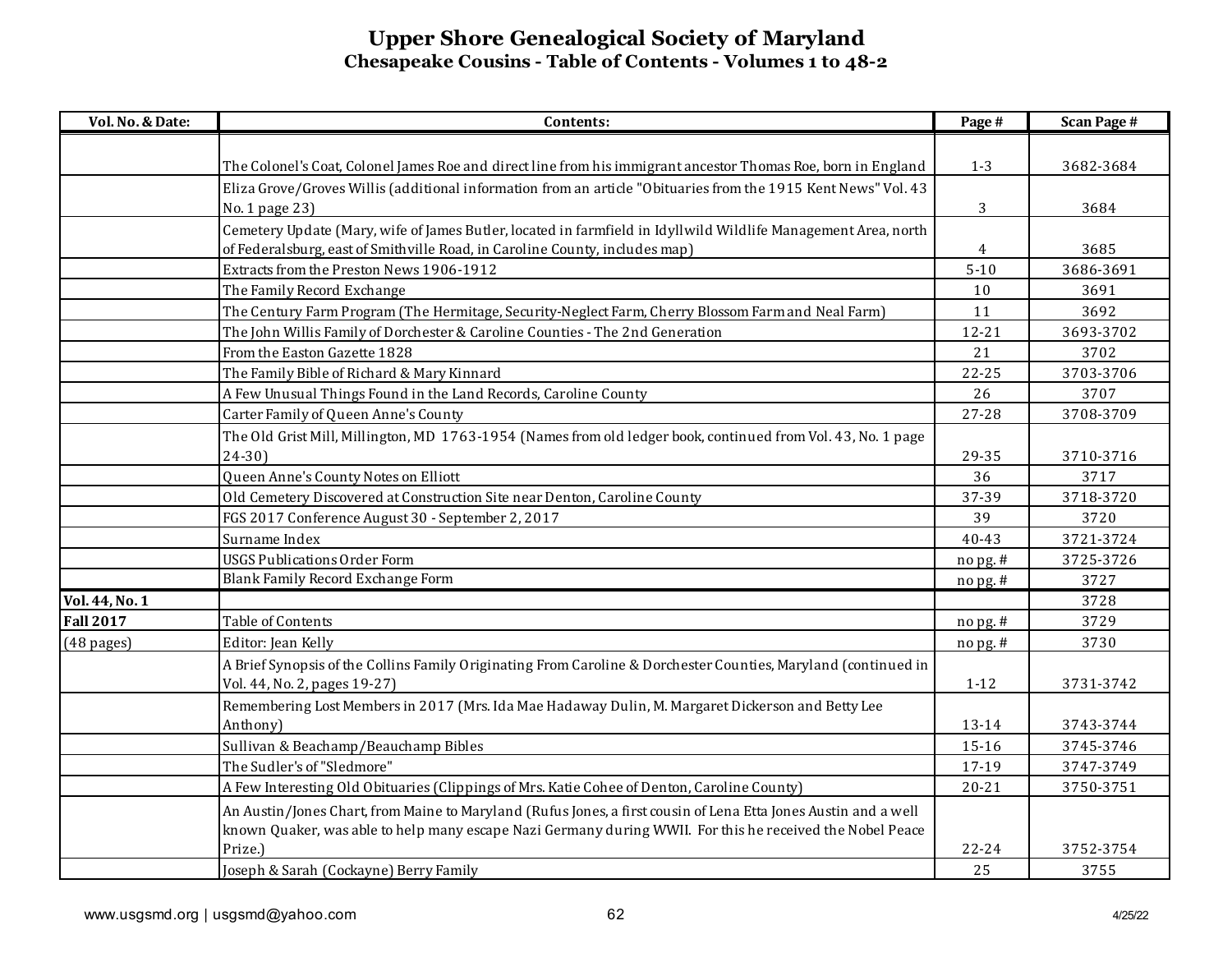# Upper Shore Genealogical Society of Maryland

## Chesapeake Cousins - Table of Contents - Volumes 1 to 48-2

| Vol. No. & Date: | Contents: | Page # | Scan Page # |
|---|---|---|---|
| | The Colonel's Coat, Colonel James Roe and direct line from his immigrant ancestor Thomas Roe, born in England | 1-3 | 3682-3684 |
| | Eliza Grove/Groves Willis (additional information from an article "Obituaries from the 1915 Kent News" Vol. 43 No. 1 page 23) | 3 | 3684 |
| | Cemetery Update (Mary, wife of James Butler, located in farmfield in Idyllwild Wildlife Management Area, north of Federalsburg, east of Smithville Road, in Caroline County, includes map) | 4 | 3685 |
| | Extracts from the Preston News 1906-1912 | 5-10 | 3686-3691 |
| | The Family Record Exchange | 10 | 3691 |
| | The Century Farm Program (The Hermitage, Security-Neglect Farm, Cherry Blossom Farm and Neal Farm) | 11 | 3692 |
| | The John Willis Family of Dorchester & Caroline Counties - The 2nd Generation | 12-21 | 3693-3702 |
| | From the Easton Gazette 1828 | 21 | 3702 |
| | The Family Bible of Richard & Mary Kinnard | 22-25 | 3703-3706 |
| | A Few Unusual Things Found in the Land Records, Caroline County | 26 | 3707 |
| | Carter Family of Queen Anne's County | 27-28 | 3708-3709 |
| | The Old Grist Mill, Millington, MD 1763-1954 (Names from old ledger book, continued from Vol. 43, No. 1 page 24-30) | 29-35 | 3710-3716 |
| | Queen Anne's County Notes on Elliott | 36 | 3717 |
| | Old Cemetery Discovered at Construction Site near Denton, Caroline County | 37-39 | 3718-3720 |
| | FGS 2017 Conference August 30 - September 2, 2017 | 39 | 3720 |
| | Surname Index | 40-43 | 3721-3724 |
| | USGS Publications Order Form | no pg. # | 3725-3726 |
| | Blank Family Record Exchange Form | no pg. # | 3727 |
| **Vol. 44, No. 1** | | | 3728 |
| **Fall 2017** | Table of Contents | no pg. # | 3729 |
| (48 pages) | Editor: Jean Kelly | no pg. # | 3730 |
| | A Brief Synopsis of the Collins Family Originating From Caroline & Dorchester Counties, Maryland (continued in Vol. 44, No. 2, pages 19-27) | 1-12 | 3731-3742 |
| | Remembering Lost Members in 2017 (Mrs. Ida Mae Hadaway Dulin, M. Margaret Dickerson and Betty Lee Anthony) | 13-14 | 3743-3744 |
| | Sullivan & Beachamp/Beauchamp Bibles | 15-16 | 3745-3746 |
| | The Sudler's of "Sledmore" | 17-19 | 3747-3749 |
| | A Few Interesting Old Obituaries (Clippings of Mrs. Katie Cohee of Denton, Caroline County) | 20-21 | 3750-3751 |
| | An Austin/Jones Chart, from Maine to Maryland (Rufus Jones, a first cousin of Lena Etta Jones Austin and a well known Quaker, was able to help many escape Nazi Germany during WWII. For this he received the Nobel Peace Prize.) | 22-24 | 3752-3754 |
| | Joseph & Sarah (Cockayne) Berry Family | 25 | 3755 |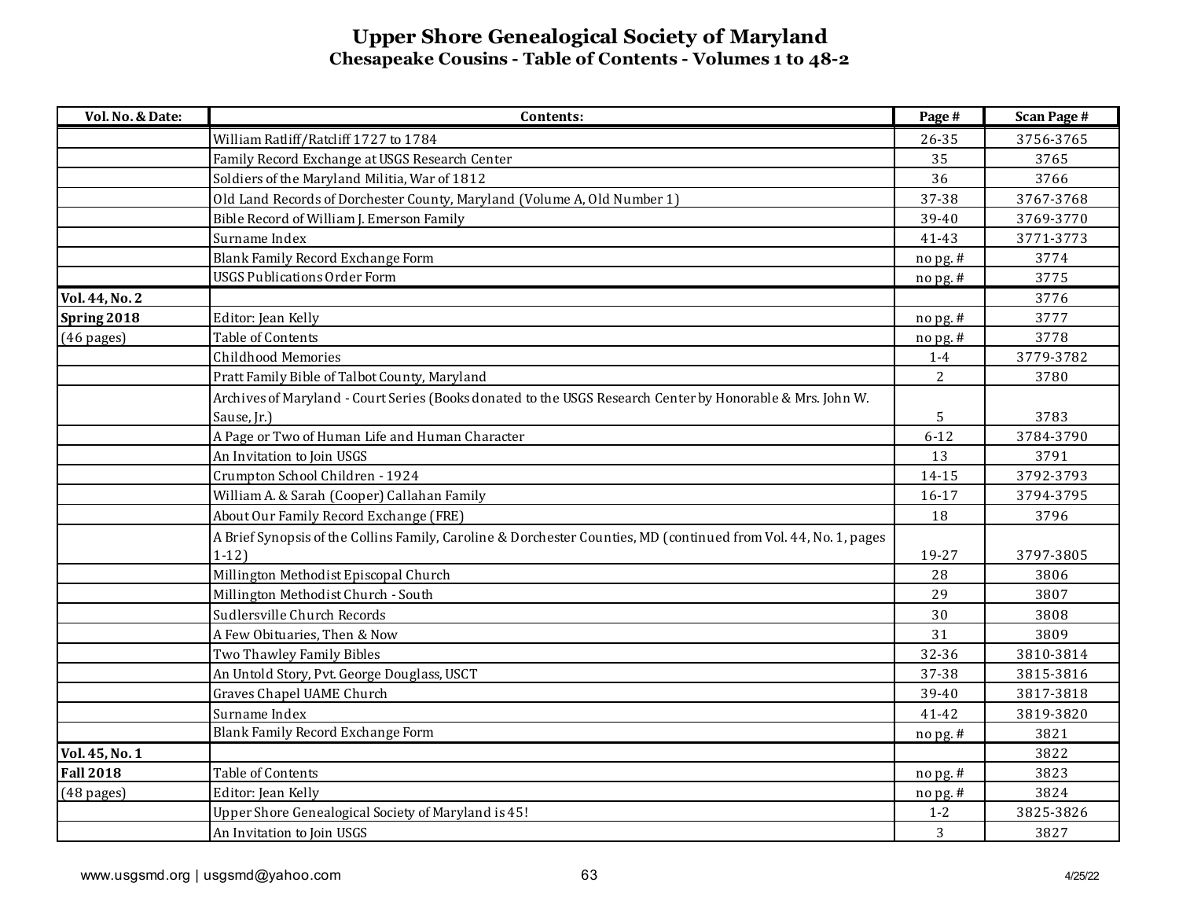# Upper Shore Genealogical Society of Maryland

## Chesapeake Cousins - Table of Contents - Volumes 1 to 48-2

| Vol. No. & Date: | Contents: | Page # | Scan Page # |
|---|---|---|---|
| | William Ratliff/Ratcliff 1727 to 1784 | 26-35 | 3756-3765 |
| | Family Record Exchange at USGS Research Center | 35 | 3765 |
| | Soldiers of the Maryland Militia, War of 1812 | 36 | 3766 |
| | Old Land Records of Dorchester County, Maryland (Volume A, Old Number 1) | 37-38 | 3767-3768 |
| | Bible Record of William J. Emerson Family | 39-40 | 3769-3770 |
| | Surname Index | 41-43 | 3771-3773 |
| | Blank Family Record Exchange Form | no pg. # | 3774 |
| | USGS Publications Order Form | no pg. # | 3775 |
| **Vol. 44, No. 2** | | | 3776 |
| **Spring 2018** | Editor: Jean Kelly | no pg. # | 3777 |
| (46 pages) | Table of Contents | no pg. # | 3778 |
| | Childhood Memories | 1-4 | 3779-3782 |
| | Pratt Family Bible of Talbot County, Maryland | 2 | 3780 |
| | Archives of Maryland - Court Series (Books donated to the USGS Research Center by Honorable & Mrs. John W. Sause, Jr.) | 5 | 3783 |
| | A Page or Two of Human Life and Human Character | 6-12 | 3784-3790 |
| | An Invitation to Join USGS | 13 | 3791 |
| | Crumpton School Children - 1924 | 14-15 | 3792-3793 |
| | William A. & Sarah (Cooper) Callahan Family | 16-17 | 3794-3795 |
| | About Our Family Record Exchange (FRE) | 18 | 3796 |
| | A Brief Synopsis of the Collins Family, Caroline & Dorchester Counties, MD (continued from Vol. 44, No. 1, pages 1-12) | 19-27 | 3797-3805 |
| | Millington Methodist Episcopal Church | 28 | 3806 |
| | Millington Methodist Church - South | 29 | 3807 |
| | Sudlersville Church Records | 30 | 3808 |
| | A Few Obituaries, Then & Now | 31 | 3809 |
| | Two Thawley Family Bibles | 32-36 | 3810-3814 |
| | An Untold Story, Pvt. George Douglass, USCT | 37-38 | 3815-3816 |
| | Graves Chapel UAME Church | 39-40 | 3817-3818 |
| | Surname Index | 41-42 | 3819-3820 |
| | Blank Family Record Exchange Form | no pg. # | 3821 |
| **Vol. 45, No. 1** | | | 3822 |
| **Fall 2018** | Table of Contents | no pg. # | 3823 |
| (48 pages) | Editor: Jean Kelly | no pg. # | 3824 |
| | Upper Shore Genealogical Society of Maryland is 45! | 1-2 | 3825-3826 |
| | An Invitation to Join USGS | 3 | 3827 |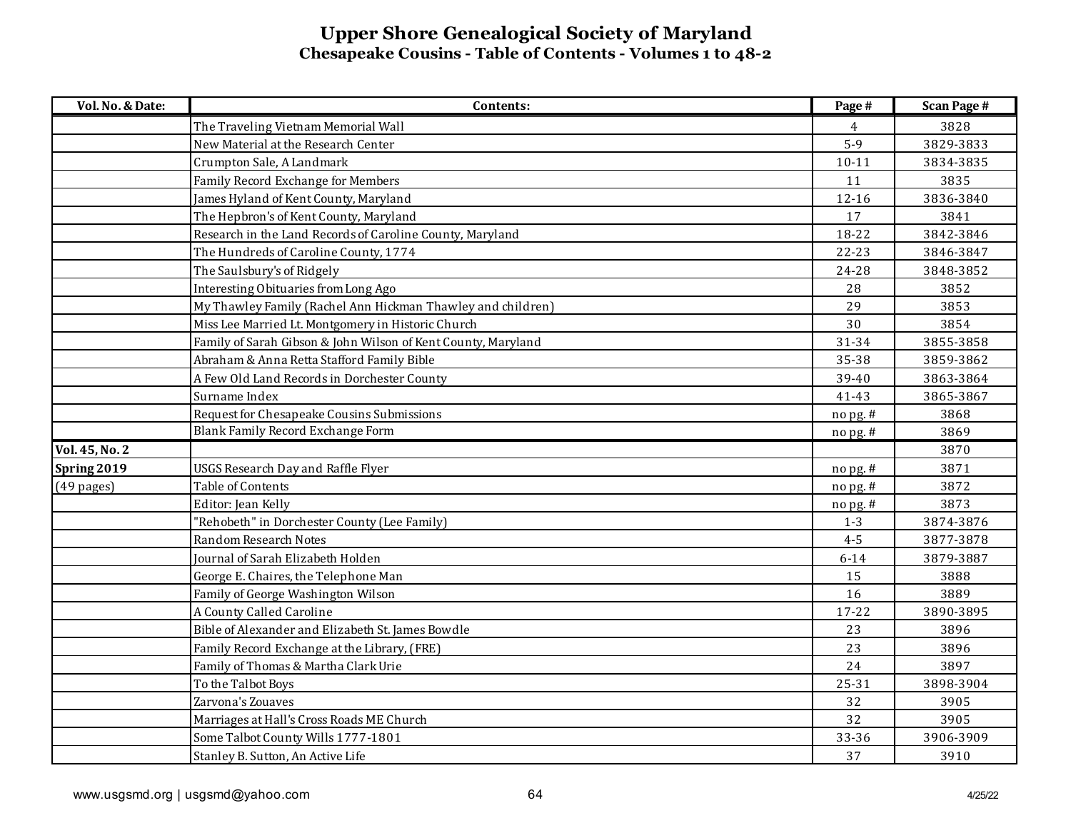# Upper Shore Genealogical Society of Maryland

## Chesapeake Cousins - Table of Contents - Volumes 1 to 48-2

| Vol. No. & Date: | Contents: | Page # | Scan Page # |
|---|---|---|---|
| | The Traveling Vietnam Memorial Wall | 4 | 3828 |
| | New Material at the Research Center | 5-9 | 3829-3833 |
| | Crumpton Sale, A Landmark | 10-11 | 3834-3835 |
| | Family Record Exchange for Members | 11 | 3835 |
| | James Hyland of Kent County, Maryland | 12-16 | 3836-3840 |
| | The Hepbron's of Kent County, Maryland | 17 | 3841 |
| | Research in the Land Records of Caroline County, Maryland | 18-22 | 3842-3846 |
| | The Hundreds of Caroline County, 1774 | 22-23 | 3846-3847 |
| | The Saulsbury's of Ridgely | 24-28 | 3848-3852 |
| | Interesting Obituaries from Long Ago | 28 | 3852 |
| | My Thawley Family (Rachel Ann Hickman Thawley and children) | 29 | 3853 |
| | Miss Lee Married Lt. Montgomery in Historic Church | 30 | 3854 |
| | Family of Sarah Gibson & John Wilson of Kent County, Maryland | 31-34 | 3855-3858 |
| | Abraham & Anna Retta Stafford Family Bible | 35-38 | 3859-3862 |
| | A Few Old Land Records in Dorchester County | 39-40 | 3863-3864 |
| | Surname Index | 41-43 | 3865-3867 |
| | Request for Chesapeake Cousins Submissions | no pg. # | 3868 |
| | Blank Family Record Exchange Form | no pg. # | 3869 |
| **Vol. 45, No. 2** | | | 3870 |
| **Spring 2019** | USGS Research Day and Raffle Flyer | no pg. # | 3871 |
| (49 pages) | Table of Contents | no pg. # | 3872 |
| | Editor: Jean Kelly | no pg. # | 3873 |
| | "Rehobeth" in Dorchester County (Lee Family) | 1-3 | 3874-3876 |
| | Random Research Notes | 4-5 | 3877-3878 |
| | Journal of Sarah Elizabeth Holden | 6-14 | 3879-3887 |
| | George E. Chaires, the Telephone Man | 15 | 3888 |
| | Family of George Washington Wilson | 16 | 3889 |
| | A County Called Caroline | 17-22 | 3890-3895 |
| | Bible of Alexander and Elizabeth St. James Bowdle | 23 | 3896 |
| | Family Record Exchange at the Library, (FRE) | 23 | 3896 |
| | Family of Thomas & Martha Clark Urie | 24 | 3897 |
| | To the Talbot Boys | 25-31 | 3898-3904 |
| | Zarvona's Zouaves | 32 | 3905 |
| | Marriages at Hall's Cross Roads ME Church | 32 | 3905 |
| | Some Talbot County Wills 1777-1801 | 33-36 | 3906-3909 |
| | Stanley B. Sutton, An Active Life | 37 | 3910 |

www.usgsmd.org | usgsmd@yahoo.com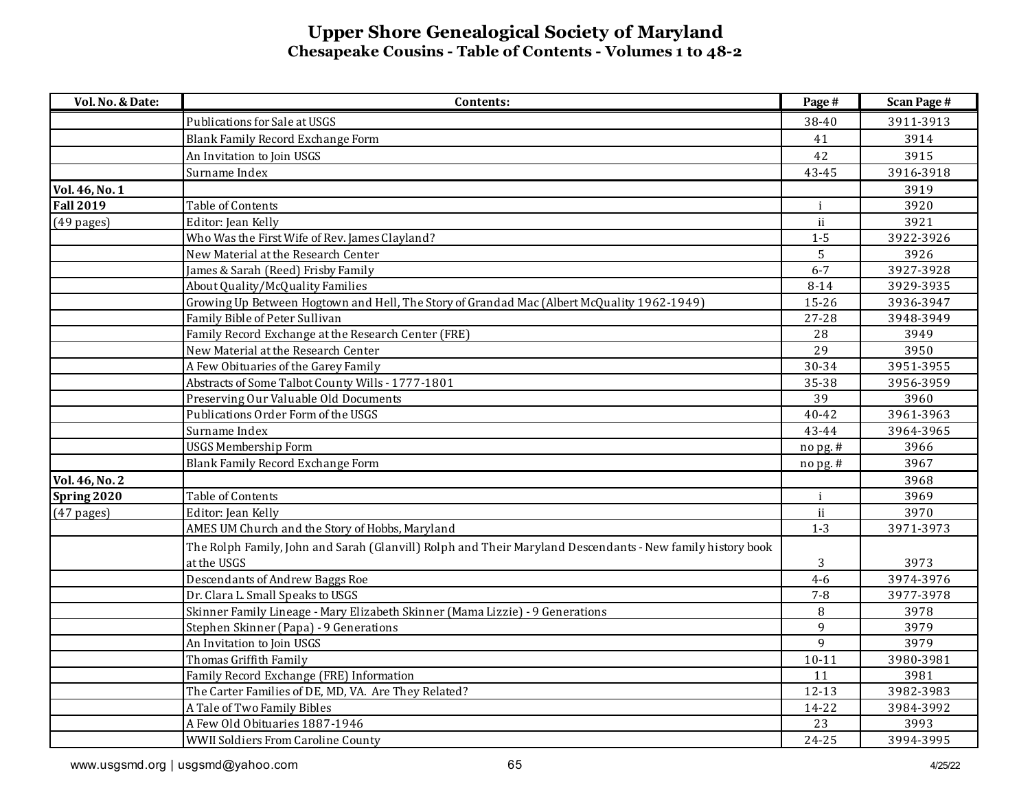# Upper Shore Genealogical Society of Maryland

## Chesapeake Cousins - Table of Contents - Volumes 1 to 48-2

| Vol. No. & Date: | Contents: | Page # | Scan Page # |
|---|---|---|---|
| | Publications for Sale at USGS | 38-40 | 3911-3913 |
| | Blank Family Record Exchange Form | 41 | 3914 |
| | An Invitation to Join USGS | 42 | 3915 |
| | Surname Index | 43-45 | 3916-3918 |
| **Vol. 46, No. 1** | | | 3919 |
| **Fall 2019** | Table of Contents | i | 3920 |
| (49 pages) | Editor: Jean Kelly | ii | 3921 |
| | Who Was the First Wife of Rev. James Clayland? | 1-5 | 3922-3926 |
| | New Material at the Research Center | 5 | 3926 |
| | James & Sarah (Reed) Frisby Family | 6-7 | 3927-3928 |
| | About Quality/McQuality Families | 8-14 | 3929-3935 |
| | Growing Up Between Hogtown and Hell, The Story of Grandad Mac (Albert McQuality 1962-1949) | 15-26 | 3936-3947 |
| | Family Bible of Peter Sullivan | 27-28 | 3948-3949 |
| | Family Record Exchange at the Research Center (FRE) | 28 | 3949 |
| | New Material at the Research Center | 29 | 3950 |
| | A Few Obituaries of the Garey Family | 30-34 | 3951-3955 |
| | Abstracts of Some Talbot County Wills - 1777-1801 | 35-38 | 3956-3959 |
| | Preserving Our Valuable Old Documents | 39 | 3960 |
| | Publications Order Form of the USGS | 40-42 | 3961-3963 |
| | Surname Index | 43-44 | 3964-3965 |
| | USGS Membership Form | no pg. # | 3966 |
| | Blank Family Record Exchange Form | no pg. # | 3967 |
| **Vol. 46, No. 2** | | | 3968 |
| **Spring 2020** | Table of Contents | i | 3969 |
| (47 pages) | Editor: Jean Kelly | ii | 3970 |
| | AMES UM Church and the Story of Hobbs, Maryland | 1-3 | 3971-3973 |
| | The Rolph Family, John and Sarah (Glanvill) Rolph and Their Maryland Descendants - New family history book at the USGS | 3 | 3973 |
| | Descendants of Andrew Baggs Roe | 4-6 | 3974-3976 |
| | Dr. Clara L. Small Speaks to USGS | 7-8 | 3977-3978 |
| | Skinner Family Lineage - Mary Elizabeth Skinner (Mama Lizzie) - 9 Generations | 8 | 3978 |
| | Stephen Skinner (Papa) - 9 Generations | 9 | 3979 |
| | An Invitation to Join USGS | 9 | 3979 |
| | Thomas Griffith Family | 10-11 | 3980-3981 |
| | Family Record Exchange (FRE) Information | 11 | 3981 |
| | The Carter Families of DE, MD, VA. Are They Related? | 12-13 | 3982-3983 |
| | A Tale of Two Family Bibles | 14-22 | 3984-3992 |
| | A Few Old Obituaries 1887-1946 | 23 | 3993 |
| | WWII Soldiers From Caroline County | 24-25 | 3994-3995 |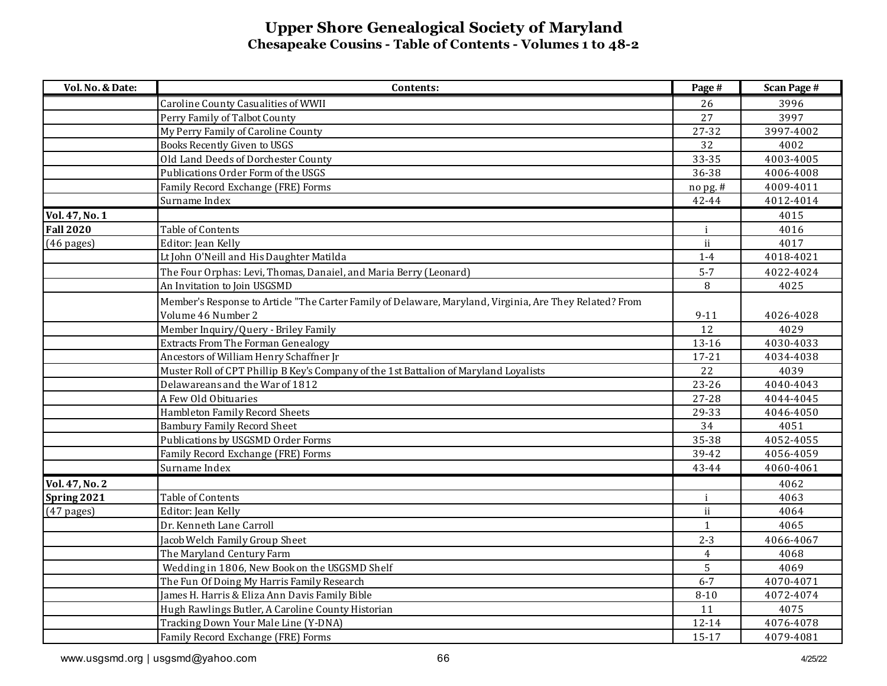# Upper Shore Genealogical Society of Maryland

## Chesapeake Cousins - Table of Contents - Volumes 1 to 48-2

| Vol. No. & Date: | Contents: | Page # | Scan Page # |
|---|---|---|---|
| | Caroline County Casualities of WWII | 26 | 3996 |
| | Perry Family of Talbot County | 27 | 3997 |
| | My Perry Family of Caroline County | 27-32 | 3997-4002 |
| | Books Recently Given to USGS | 32 | 4002 |
| | Old Land Deeds of Dorchester County | 33-35 | 4003-4005 |
| | Publications Order Form of the USGS | 36-38 | 4006-4008 |
| | Family Record Exchange (FRE) Forms | no pg. # | 4009-4011 |
| | Surname Index | 42-44 | 4012-4014 |
| **Vol. 47, No. 1** | | | 4015 |
| **Fall 2020** | Table of Contents | i | 4016 |
| (46 pages) | Editor: Jean Kelly | ii | 4017 |
| | Lt John O'Neill and His Daughter Matilda | 1-4 | 4018-4021 |
| | The Four Orphas: Levi, Thomas, Danaiel, and Maria Berry (Leonard) | 5-7 | 4022-4024 |
| | An Invitation to Join USGSMD | 8 | 4025 |
| | Member's Response to Article "The Carter Family of Delaware, Maryland, Virginia, Are They Related? From Volume 46 Number 2 | 9-11 | 4026-4028 |
| | Member Inquiry/Query - Briley Family | 12 | 4029 |
| | Extracts From The Forman Genealogy | 13-16 | 4030-4033 |
| | Ancestors of William Henry Schaffner Jr | 17-21 | 4034-4038 |
| | Muster Roll of CPT Phillip B Key's Company of the 1st Battalion of Maryland Loyalists | 22 | 4039 |
| | Delawareans and the War of 1812 | 23-26 | 4040-4043 |
| | A Few Old Obituaries | 27-28 | 4044-4045 |
| | Hambleton Family Record Sheets | 29-33 | 4046-4050 |
| | Bambury Family Record Sheet | 34 | 4051 |
| | Publications by USGSMD Order Forms | 35-38 | 4052-4055 |
| | Family Record Exchange (FRE) Forms | 39-42 | 4056-4059 |
| | Surname Index | 43-44 | 4060-4061 |
| **Vol. 47, No. 2** | | | 4062 |
| **Spring 2021** | Table of Contents | i | 4063 |
| (47 pages) | Editor: Jean Kelly | ii | 4064 |
| | Dr. Kenneth Lane Carroll | 1 | 4065 |
| | Jacob Welch Family Group Sheet | 2-3 | 4066-4067 |
| | The Maryland Century Farm | 4 | 4068 |
| | Wedding in 1806, New Book on the USGSMD Shelf | 5 | 4069 |
| | The Fun Of Doing My Harris Family Research | 6-7 | 4070-4071 |
| | James H. Harris & Eliza Ann Davis Family Bible | 8-10 | 4072-4074 |
| | Hugh Rawlings Butler, A Caroline County Historian | 11 | 4075 |
| | Tracking Down Your Male Line (Y-DNA) | 12-14 | 4076-4078 |
| | Family Record Exchange (FRE) Forms | 15-17 | 4079-4081 |

www.usgsmd.org | usgsmd@yahoo.com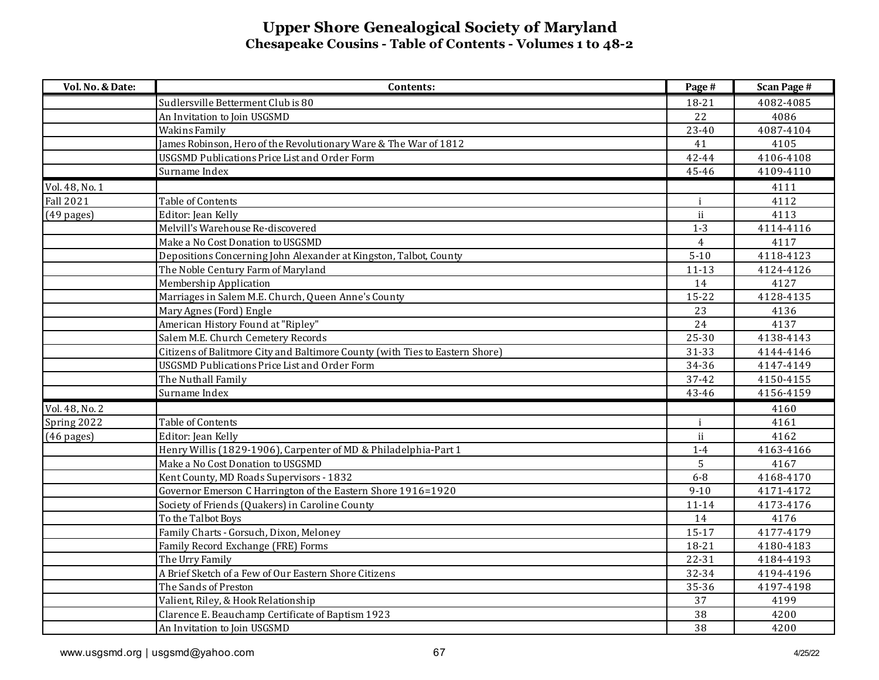# Upper Shore Genealogical Society of Maryland

## Chesapeake Cousins - Table of Contents - Volumes 1 to 48-2

| Vol. No. & Date: | Contents: | Page # | Scan Page # |
|---|---|---|---|
| | Sudlersville Betterment Club is 80 | 18-21 | 4082-4085 |
| | An Invitation to Join USGSMD | 22 | 4086 |
| | Wakins Family | 23-40 | 4087-4104 |
| | James Robinson, Hero of the Revolutionary Ware & The War of 1812 | 41 | 4105 |
| | USGSMD Publications Price List and Order Form | 42-44 | 4106-4108 |
| | Surname Index | 45-46 | 4109-4110 |
| Vol. 48, No. 1 | | | 4111 |
| Fall 2021 | Table of Contents | i | 4112 |
| (49 pages) | Editor: Jean Kelly | ii | 4113 |
| | Melvill's Warehouse Re-discovered | 1-3 | 4114-4116 |
| | Make a No Cost Donation to USGSMD | 4 | 4117 |
| | Depositions Concerning John Alexander at Kingston, Talbot, County | 5-10 | 4118-4123 |
| | The Noble Century Farm of Maryland | 11-13 | 4124-4126 |
| | Membership Application | 14 | 4127 |
| | Marriages in Salem M.E. Church, Queen Anne's County | 15-22 | 4128-4135 |
| | Mary Agnes (Ford) Engle | 23 | 4136 |
| | American History Found at "Ripley" | 24 | 4137 |
| | Salem M.E. Church Cemetery Records | 25-30 | 4138-4143 |
| | Citizens of Balitmore City and Baltimore County (with Ties to Eastern Shore) | 31-33 | 4144-4146 |
| | USGSMD Publications Price List and Order Form | 34-36 | 4147-4149 |
| | The Nuthall Family | 37-42 | 4150-4155 |
| | Surname Index | 43-46 | 4156-4159 |
| Vol. 48, No. 2 | | | 4160 |
| Spring 2022 | Table of Contents | i | 4161 |
| (46 pages) | Editor: Jean Kelly | ii | 4162 |
| | Henry Willis (1829-1906), Carpenter of MD & Philadelphia-Part 1 | 1-4 | 4163-4166 |
| | Make a No Cost Donation to USGSMD | 5 | 4167 |
| | Kent County, MD Roads Supervisors - 1832 | 6-8 | 4168-4170 |
| | Governor Emerson C Harrington of the Eastern Shore 1916=1920 | 9-10 | 4171-4172 |
| | Society of Friends (Quakers) in Caroline County | 11-14 | 4173-4176 |
| | To the Talbot Boys | 14 | 4176 |
| | Family Charts - Gorsuch, Dixon, Meloney | 15-17 | 4177-4179 |
| | Family Record Exchange (FRE) Forms | 18-21 | 4180-4183 |
| | The Urry Family | 22-31 | 4184-4193 |
| | A Brief Sketch of a Few of Our Eastern Shore Citizens | 32-34 | 4194-4196 |
| | The Sands of Preston | 35-36 | 4197-4198 |
| | Valient, Riley, & Hook Relationship | 37 | 4199 |
| | Clarence E. Beauchamp Certificate of Baptism 1923 | 38 | 4200 |
| | An Invitation to Join USGSMD | 38 | 4200 |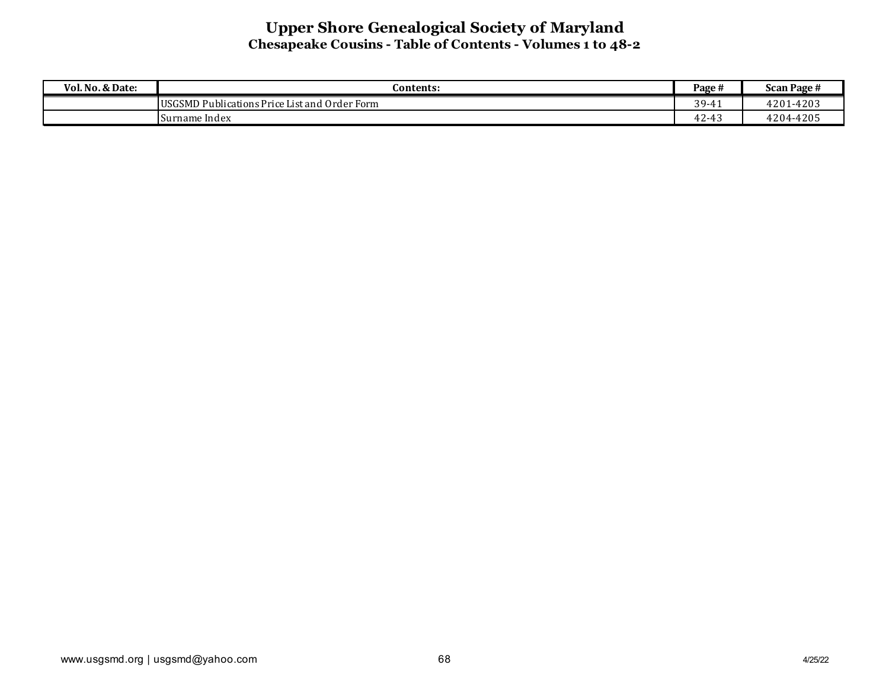# Upper Shore Genealogical Society of Maryland

## Chesapeake Cousins - Table of Contents - Volumes 1 to 48-2

| Vol. No. & Date: | Contents: | Page # | Scan Page # |
|---|---|---|---|
| | USGSMD Publications Price List and Order Form | 39-41 | 4201-4203 |
| | Surname Index | 42-43 | 4204-4205 |